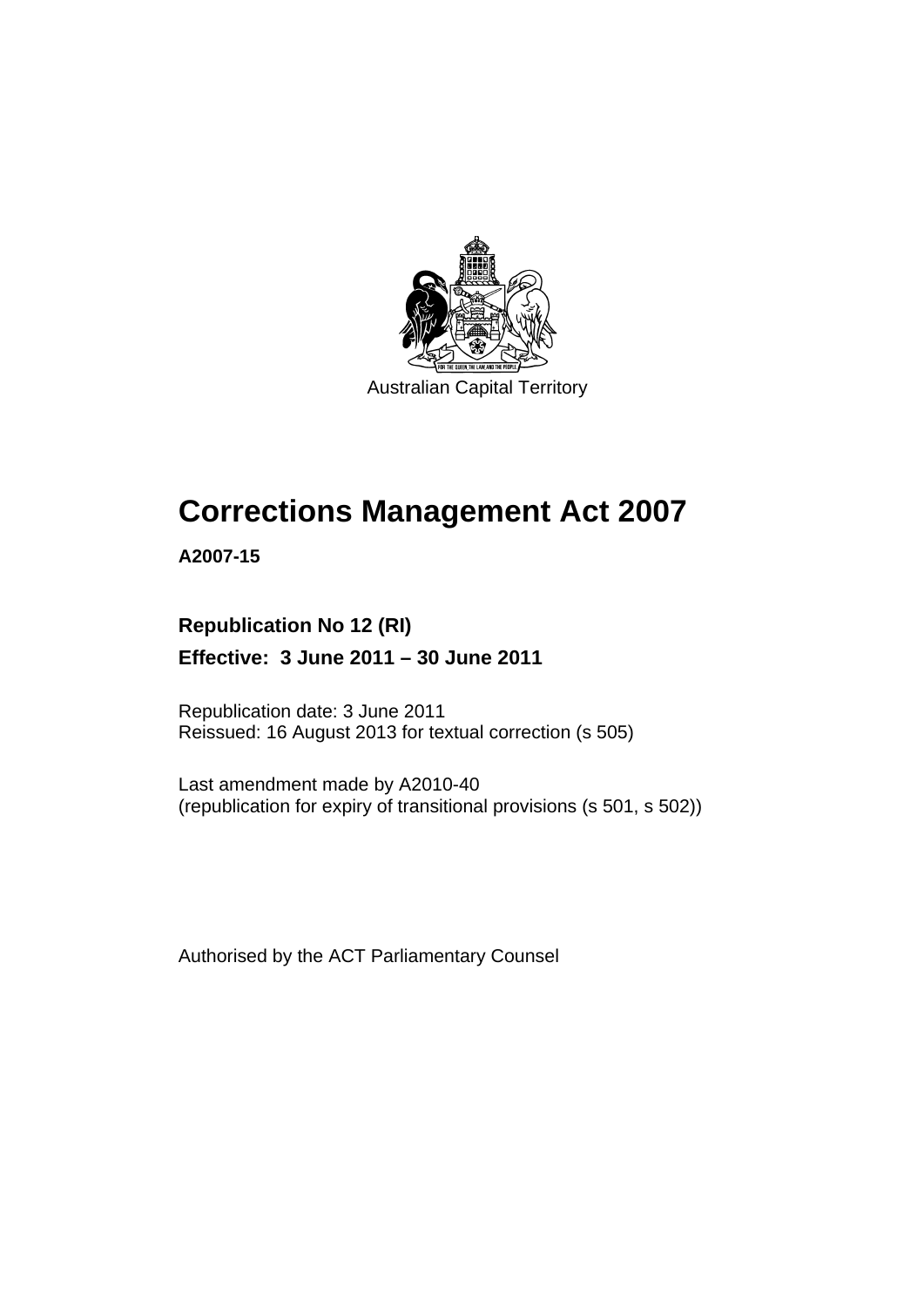Australian Capital Territory

# Corrections Management Act 2007

**A2007-15**

**Republication No 12 (RI)**

**Effective: 3 June 2011 – 30 June 2011**

Republication date: 3 June 2011
Reissued: 16 August 2013 for textual correction (s 505)

Last amendment made by A2010-40
(republication for expiry of transitional provisions (s 501, s 502))

Authorised by the ACT Parliamentary Counsel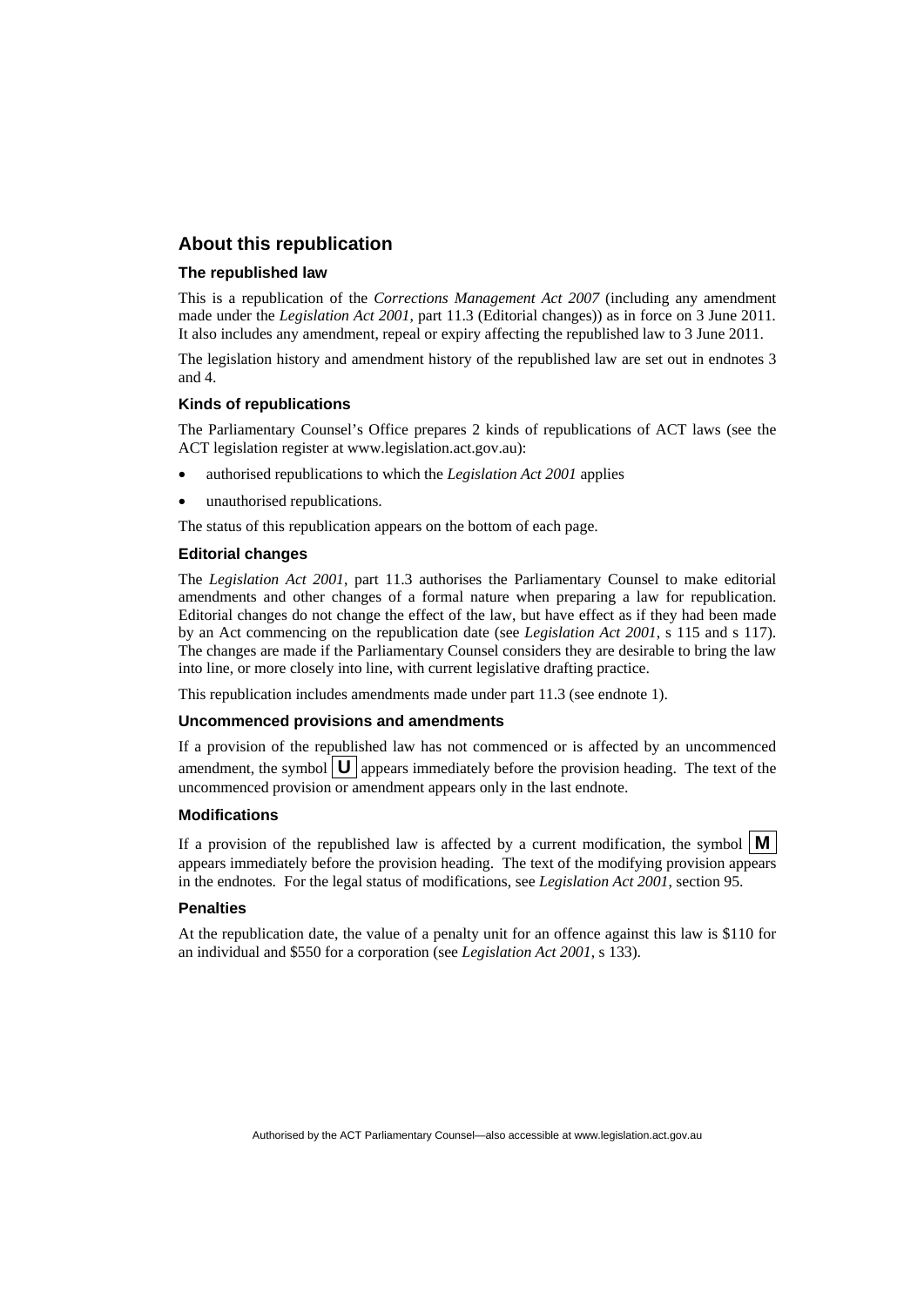## About this republication

### The republished law

This is a republication of the *Corrections Management Act 2007* (including any amendment made under the *Legislation Act 2001*, part 11.3 (Editorial changes)) as in force on 3 June 2011. It also includes any amendment, repeal or expiry affecting the republished law to 3 June 2011.

The legislation history and amendment history of the republished law are set out in endnotes 3 and 4.

### Kinds of republications

The Parliamentary Counsel's Office prepares 2 kinds of republications of ACT laws (see the ACT legislation register at www.legislation.act.gov.au):

- authorised republications to which the *Legislation Act 2001* applies
- unauthorised republications.

The status of this republication appears on the bottom of each page.

### Editorial changes

The *Legislation Act 2001*, part 11.3 authorises the Parliamentary Counsel to make editorial amendments and other changes of a formal nature when preparing a law for republication. Editorial changes do not change the effect of the law, but have effect as if they had been made by an Act commencing on the republication date (see *Legislation Act 2001*, s 115 and s 117). The changes are made if the Parliamentary Counsel considers they are desirable to bring the law into line, or more closely into line, with current legislative drafting practice.

This republication includes amendments made under part 11.3 (see endnote 1).

### Uncommenced provisions and amendments

If a provision of the republished law has not commenced or is affected by an uncommenced amendment, the symbol **U** appears immediately before the provision heading. The text of the uncommenced provision or amendment appears only in the last endnote.

### Modifications

If a provision of the republished law is affected by a current modification, the symbol **M** appears immediately before the provision heading. The text of the modifying provision appears in the endnotes. For the legal status of modifications, see *Legislation Act 2001*, section 95.

### Penalties

At the republication date, the value of a penalty unit for an offence against this law is $110 for an individual and $550 for a corporation (see *Legislation Act 2001*, s 133).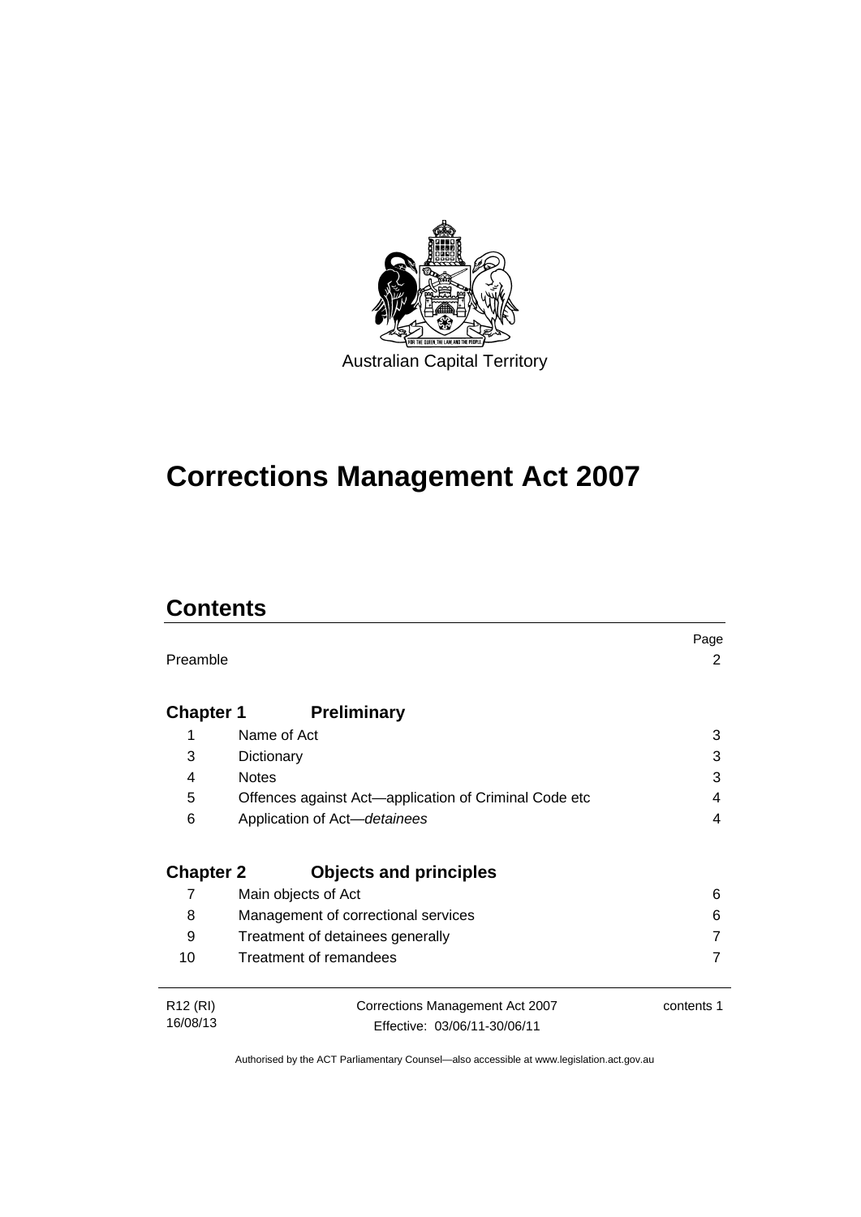Australian Capital Territory

# Corrections Management Act 2007

## Contents

| | | Page |
|---|---|---|
| Preamble | | 2 |
| **Chapter 1** | **Preliminary** | |
| 1 | Name of Act | 3 |
| 3 | Dictionary | 3 |
| 4 | Notes | 3 |
| 5 | Offences against Act—application of Criminal Code etc | 4 |
| 6 | Application of Act—*detainees* | 4 |
| **Chapter 2** | **Objects and principles** | |
| 7 | Main objects of Act | 6 |
| 8 | Management of correctional services | 6 |
| 9 | Treatment of detainees generally | 7 |
| 10 | Treatment of remandees | 7 |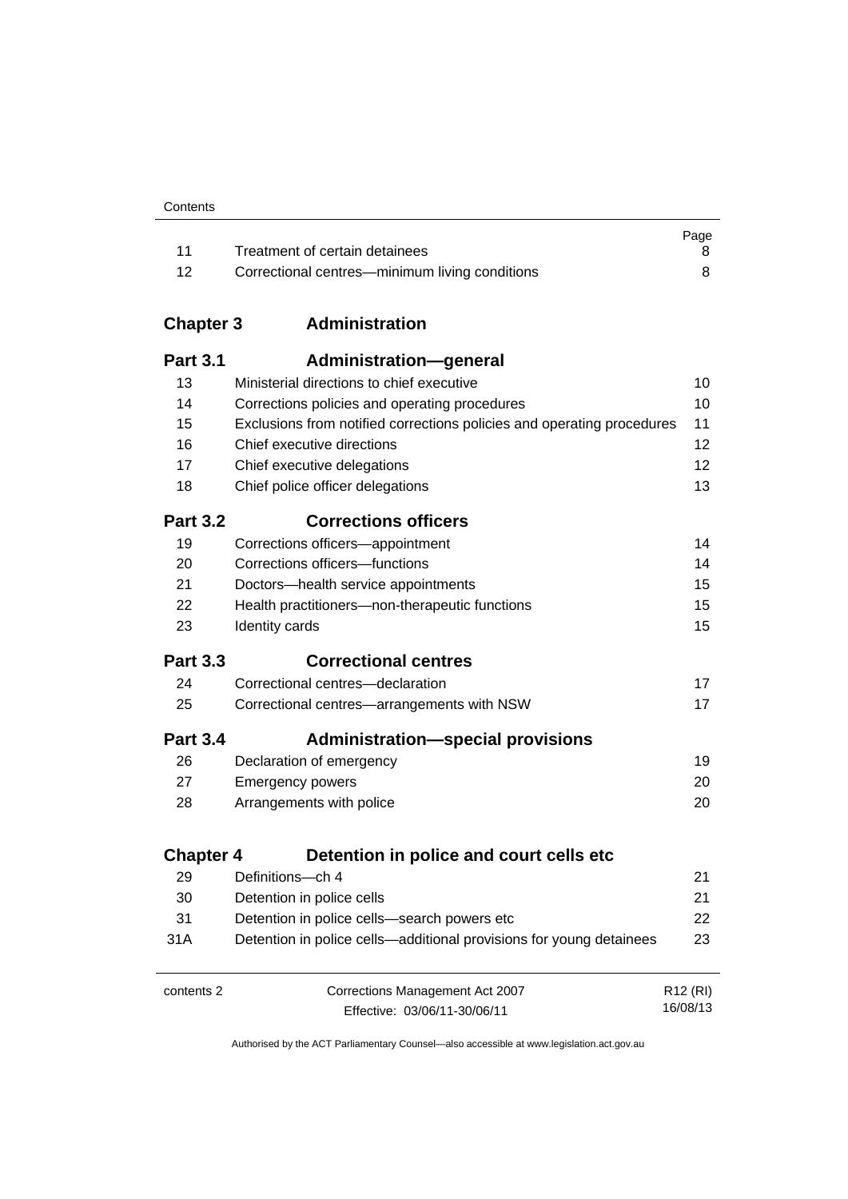| | | Page |
|---|---|---|
| 11 | Treatment of certain detainees | 8 |
| 12 | Correctional centres—minimum living conditions | 8 |

## Chapter 3 Administration

### Part 3.1 Administration—general

| | | |
|---|---|---|
| 13 | Ministerial directions to chief executive | 10 |
| 14 | Corrections policies and operating procedures | 10 |
| 15 | Exclusions from notified corrections policies and operating procedures | 11 |
| 16 | Chief executive directions | 12 |
| 17 | Chief executive delegations | 12 |
| 18 | Chief police officer delegations | 13 |

### Part 3.2 Corrections officers

| | | |
|---|---|---|
| 19 | Corrections officers—appointment | 14 |
| 20 | Corrections officers—functions | 14 |
| 21 | Doctors—health service appointments | 15 |
| 22 | Health practitioners—non-therapeutic functions | 15 |
| 23 | Identity cards | 15 |

### Part 3.3 Correctional centres

| | | |
|---|---|---|
| 24 | Correctional centres—declaration | 17 |
| 25 | Correctional centres—arrangements with NSW | 17 |

### Part 3.4 Administration—special provisions

| | | |
|---|---|---|
| 26 | Declaration of emergency | 19 |
| 27 | Emergency powers | 20 |
| 28 | Arrangements with police | 20 |

## Chapter 4 Detention in police and court cells etc

| | | |
|---|---|---|
| 29 | Definitions—ch 4 | 21 |
| 30 | Detention in police cells | 21 |
| 31 | Detention in police cells—search powers etc | 22 |
| 31A | Detention in police cells—additional provisions for young detainees | 23 |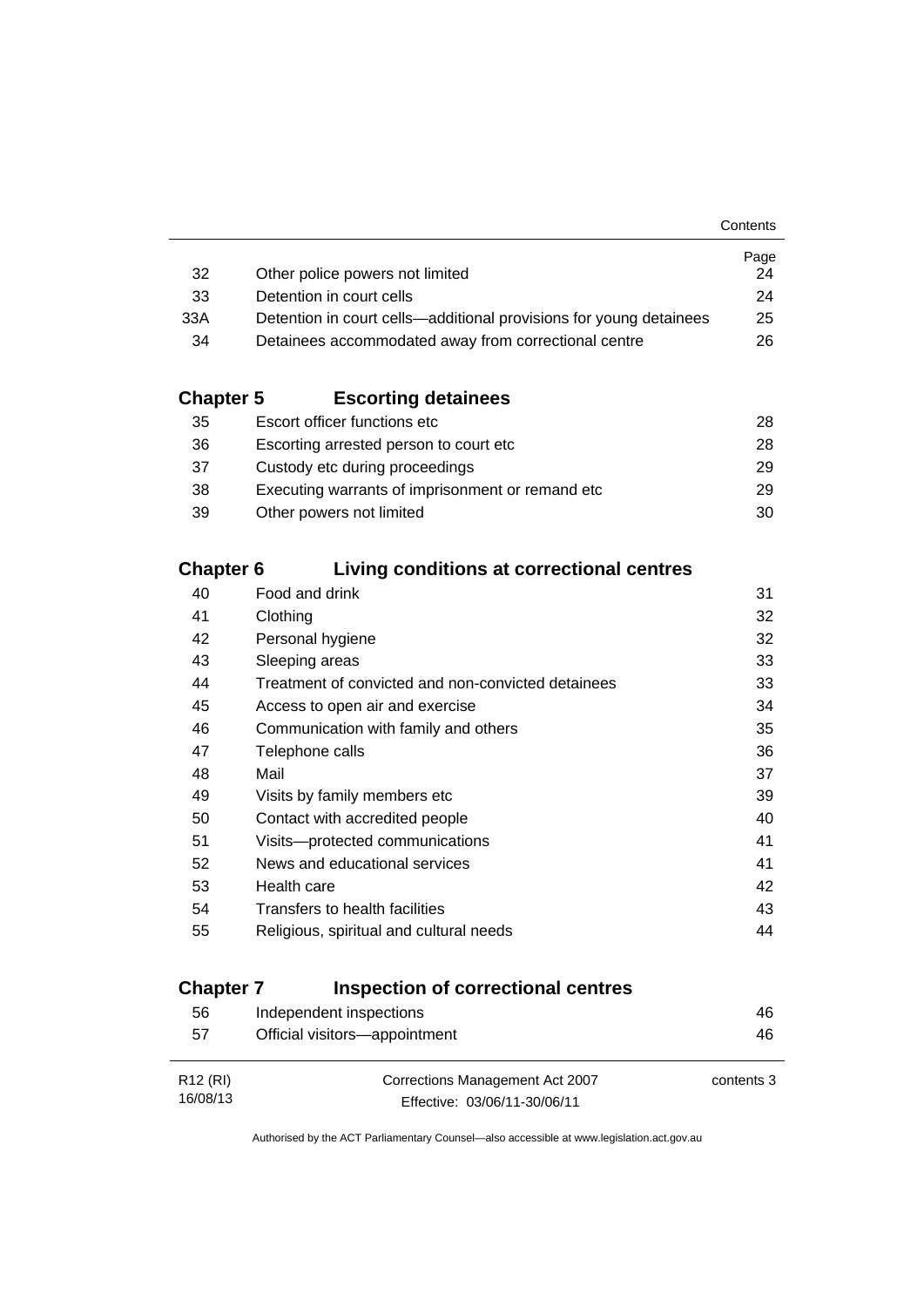| | | Page |
|---|---|---|
| 32 | Other police powers not limited | 24 |
| 33 | Detention in court cells | 24 |
| 33A | Detention in court cells—additional provisions for young detainees | 25 |
| 34 | Detainees accommodated away from correctional centre | 26 |

## Chapter 5 Escorting detainees

| | | |
|---|---|---|
| 35 | Escort officer functions etc | 28 |
| 36 | Escorting arrested person to court etc | 28 |
| 37 | Custody etc during proceedings | 29 |
| 38 | Executing warrants of imprisonment or remand etc | 29 |
| 39 | Other powers not limited | 30 |

## Chapter 6 Living conditions at correctional centres

| | | |
|---|---|---|
| 40 | Food and drink | 31 |
| 41 | Clothing | 32 |
| 42 | Personal hygiene | 32 |
| 43 | Sleeping areas | 33 |
| 44 | Treatment of convicted and non-convicted detainees | 33 |
| 45 | Access to open air and exercise | 34 |
| 46 | Communication with family and others | 35 |
| 47 | Telephone calls | 36 |
| 48 | Mail | 37 |
| 49 | Visits by family members etc | 39 |
| 50 | Contact with accredited people | 40 |
| 51 | Visits—protected communications | 41 |
| 52 | News and educational services | 41 |
| 53 | Health care | 42 |
| 54 | Transfers to health facilities | 43 |
| 55 | Religious, spiritual and cultural needs | 44 |

## Chapter 7 Inspection of correctional centres

| | | |
|---|---|---|
| 56 | Independent inspections | 46 |
| 57 | Official visitors—appointment | 46 |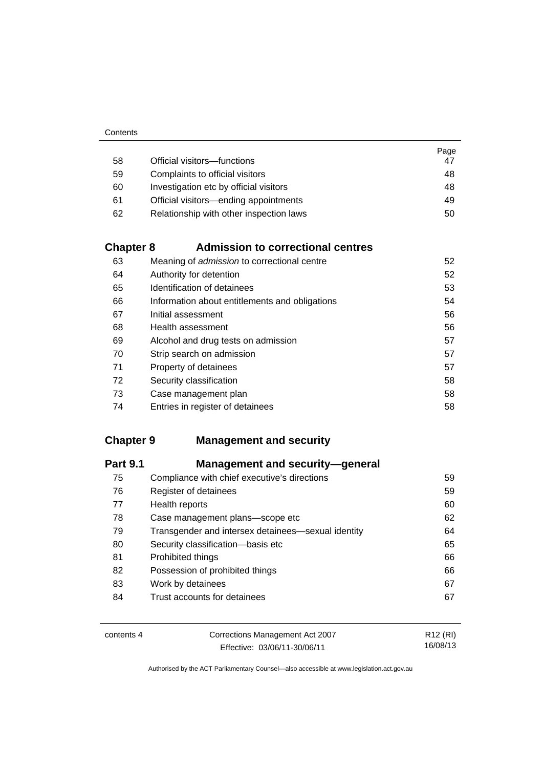| | | Page |
|---|---|---|
| 58 | Official visitors—functions | 47 |
| 59 | Complaints to official visitors | 48 |
| 60 | Investigation etc by official visitors | 48 |
| 61 | Official visitors—ending appointments | 49 |
| 62 | Relationship with other inspection laws | 50 |

## Chapter 8 Admission to correctional centres

| | | |
|---|---|---|
| 63 | Meaning of *admission* to correctional centre | 52 |
| 64 | Authority for detention | 52 |
| 65 | Identification of detainees | 53 |
| 66 | Information about entitlements and obligations | 54 |
| 67 | Initial assessment | 56 |
| 68 | Health assessment | 56 |
| 69 | Alcohol and drug tests on admission | 57 |
| 70 | Strip search on admission | 57 |
| 71 | Property of detainees | 57 |
| 72 | Security classification | 58 |
| 73 | Case management plan | 58 |
| 74 | Entries in register of detainees | 58 |

## Chapter 9 Management and security

### Part 9.1 Management and security—general

| | | |
|---|---|---|
| 75 | Compliance with chief executive's directions | 59 |
| 76 | Register of detainees | 59 |
| 77 | Health reports | 60 |
| 78 | Case management plans—scope etc | 62 |
| 79 | Transgender and intersex detainees—sexual identity | 64 |
| 80 | Security classification—basis etc | 65 |
| 81 | Prohibited things | 66 |
| 82 | Possession of prohibited things | 66 |
| 83 | Work by detainees | 67 |
| 84 | Trust accounts for detainees | 67 |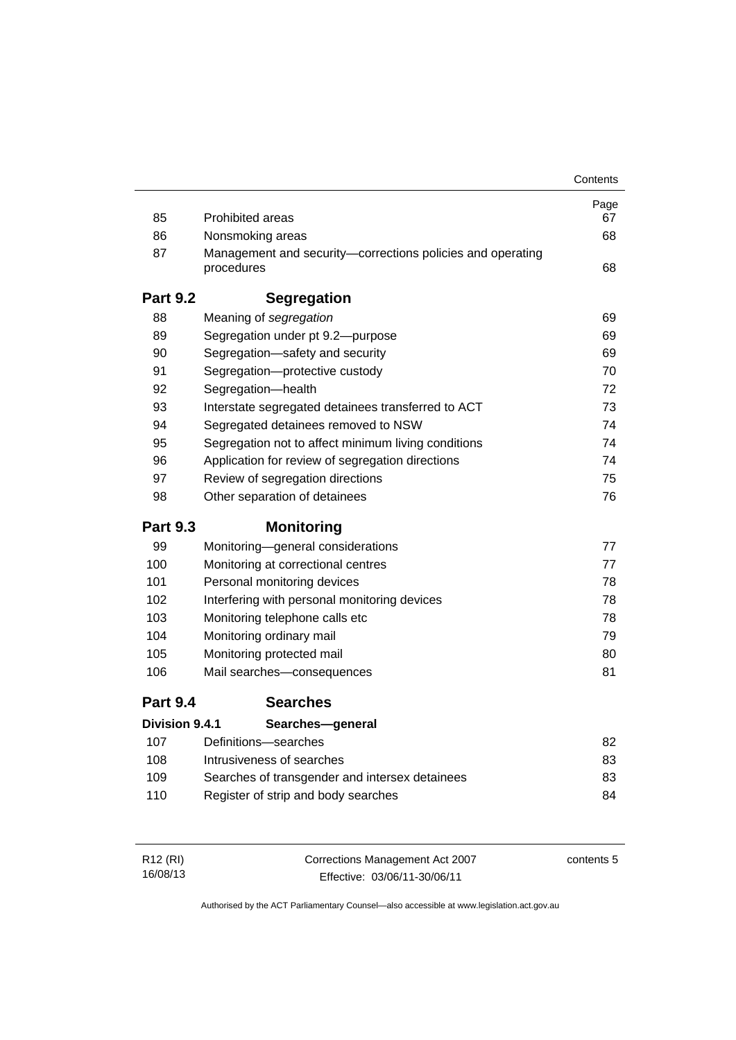| | | Page |
|---|---|---|
| 85 | Prohibited areas | 67 |
| 86 | Nonsmoking areas | 68 |
| 87 | Management and security—corrections policies and operating procedures | 68 |

## Part 9.2 Segregation

| | | |
|---|---|---|
| 88 | Meaning of *segregation* | 69 |
| 89 | Segregation under pt 9.2—purpose | 69 |
| 90 | Segregation—safety and security | 69 |
| 91 | Segregation—protective custody | 70 |
| 92 | Segregation—health | 72 |
| 93 | Interstate segregated detainees transferred to ACT | 73 |
| 94 | Segregated detainees removed to NSW | 74 |
| 95 | Segregation not to affect minimum living conditions | 74 |
| 96 | Application for review of segregation directions | 74 |
| 97 | Review of segregation directions | 75 |
| 98 | Other separation of detainees | 76 |

## Part 9.3 Monitoring

| | | |
|---|---|---|
| 99 | Monitoring—general considerations | 77 |
| 100 | Monitoring at correctional centres | 77 |
| 101 | Personal monitoring devices | 78 |
| 102 | Interfering with personal monitoring devices | 78 |
| 103 | Monitoring telephone calls etc | 78 |
| 104 | Monitoring ordinary mail | 79 |
| 105 | Monitoring protected mail | 80 |
| 106 | Mail searches—consequences | 81 |

## Part 9.4 Searches

### Division 9.4.1 Searches—general

| | | |
|---|---|---|
| 107 | Definitions—searches | 82 |
| 108 | Intrusiveness of searches | 83 |
| 109 | Searches of transgender and intersex detainees | 83 |
| 110 | Register of strip and body searches | 84 |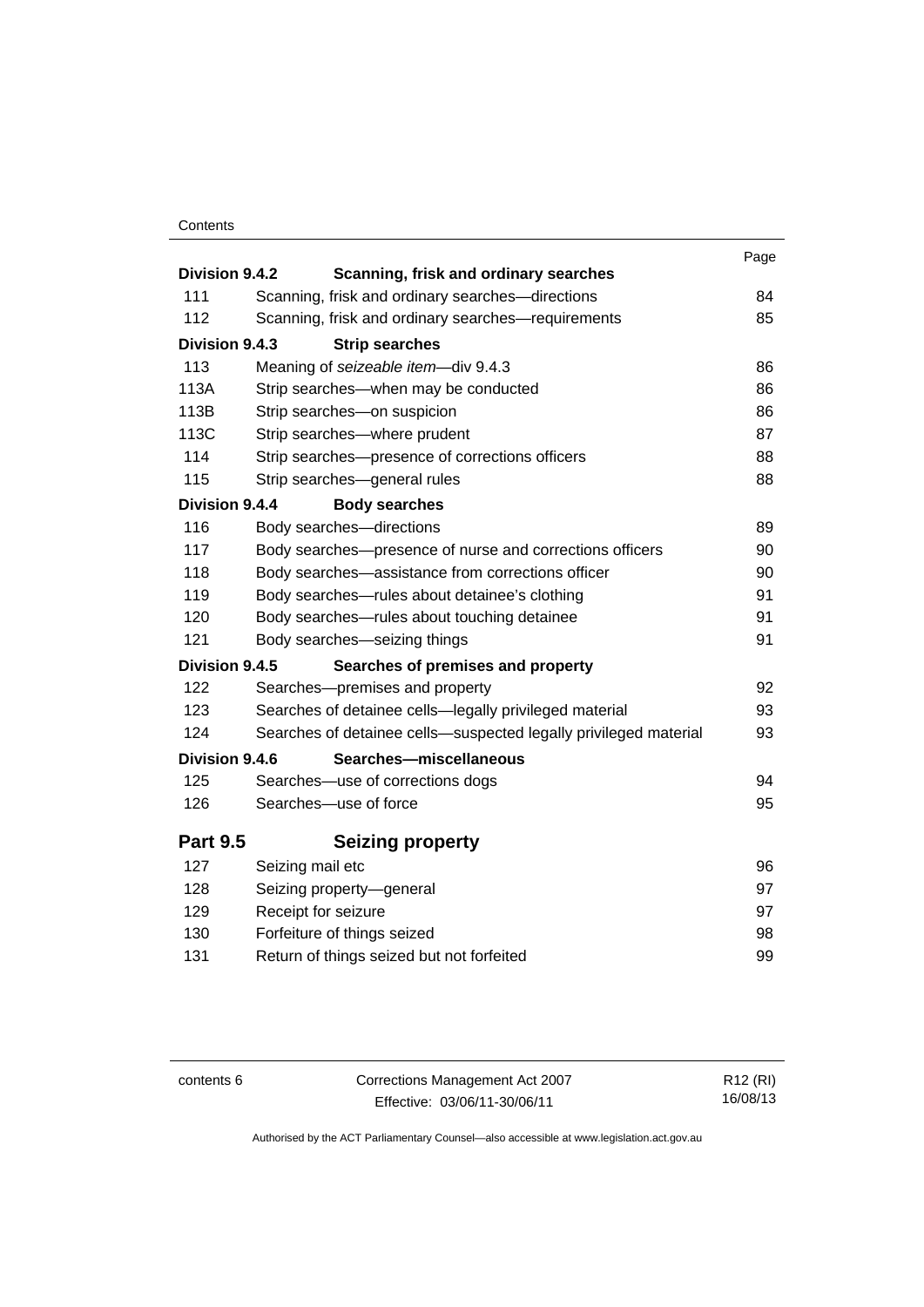| | | Page |
|---|---|---|
| **Division 9.4.2** | **Scanning, frisk and ordinary searches** | |
| 111 | Scanning, frisk and ordinary searches—directions | 84 |
| 112 | Scanning, frisk and ordinary searches—requirements | 85 |
| **Division 9.4.3** | **Strip searches** | |
| 113 | Meaning of *seizeable item*—div 9.4.3 | 86 |
| 113A | Strip searches—when may be conducted | 86 |
| 113B | Strip searches—on suspicion | 86 |
| 113C | Strip searches—where prudent | 87 |
| 114 | Strip searches—presence of corrections officers | 88 |
| 115 | Strip searches—general rules | 88 |
| **Division 9.4.4** | **Body searches** | |
| 116 | Body searches—directions | 89 |
| 117 | Body searches—presence of nurse and corrections officers | 90 |
| 118 | Body searches—assistance from corrections officer | 90 |
| 119 | Body searches—rules about detainee's clothing | 91 |
| 120 | Body searches—rules about touching detainee | 91 |
| 121 | Body searches—seizing things | 91 |
| **Division 9.4.5** | **Searches of premises and property** | |
| 122 | Searches—premises and property | 92 |
| 123 | Searches of detainee cells—legally privileged material | 93 |
| 124 | Searches of detainee cells—suspected legally privileged material | 93 |
| **Division 9.4.6** | **Searches—miscellaneous** | |
| 125 | Searches—use of corrections dogs | 94 |
| 126 | Searches—use of force | 95 |
| **Part 9.5** | **Seizing property** | |
| 127 | Seizing mail etc | 96 |
| 128 | Seizing property—general | 97 |
| 129 | Receipt for seizure | 97 |
| 130 | Forfeiture of things seized | 98 |
| 131 | Return of things seized but not forfeited | 99 |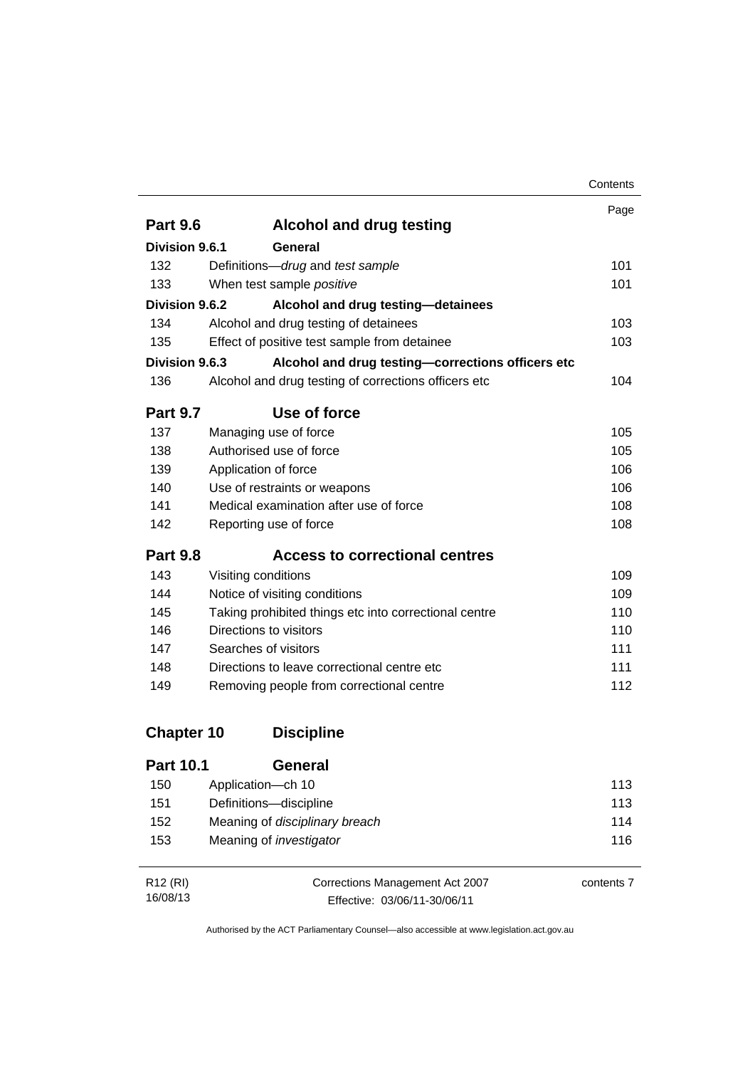| | | Page |
|---|---|---|
| **Part 9.6** | **Alcohol and drug testing** | |
| **Division 9.6.1** | **General** | |
| 132 | Definitions—*drug* and *test sample* | 101 |
| 133 | When test sample *positive* | 101 |
| **Division 9.6.2** | **Alcohol and drug testing—detainees** | |
| 134 | Alcohol and drug testing of detainees | 103 |
| 135 | Effect of positive test sample from detainee | 103 |
| **Division 9.6.3** | **Alcohol and drug testing—corrections officers etc** | |
| 136 | Alcohol and drug testing of corrections officers etc | 104 |
| **Part 9.7** | **Use of force** | |
| 137 | Managing use of force | 105 |
| 138 | Authorised use of force | 105 |
| 139 | Application of force | 106 |
| 140 | Use of restraints or weapons | 106 |
| 141 | Medical examination after use of force | 108 |
| 142 | Reporting use of force | 108 |
| **Part 9.8** | **Access to correctional centres** | |
| 143 | Visiting conditions | 109 |
| 144 | Notice of visiting conditions | 109 |
| 145 | Taking prohibited things etc into correctional centre | 110 |
| 146 | Directions to visitors | 110 |
| 147 | Searches of visitors | 111 |
| 148 | Directions to leave correctional centre etc | 111 |
| 149 | Removing people from correctional centre | 112 |
| **Chapter 10** | **Discipline** | |
| **Part 10.1** | **General** | |
| 150 | Application—ch 10 | 113 |
| 151 | Definitions—discipline | 113 |
| 152 | Meaning of *disciplinary breach* | 114 |
| 153 | Meaning of *investigator* | 116 |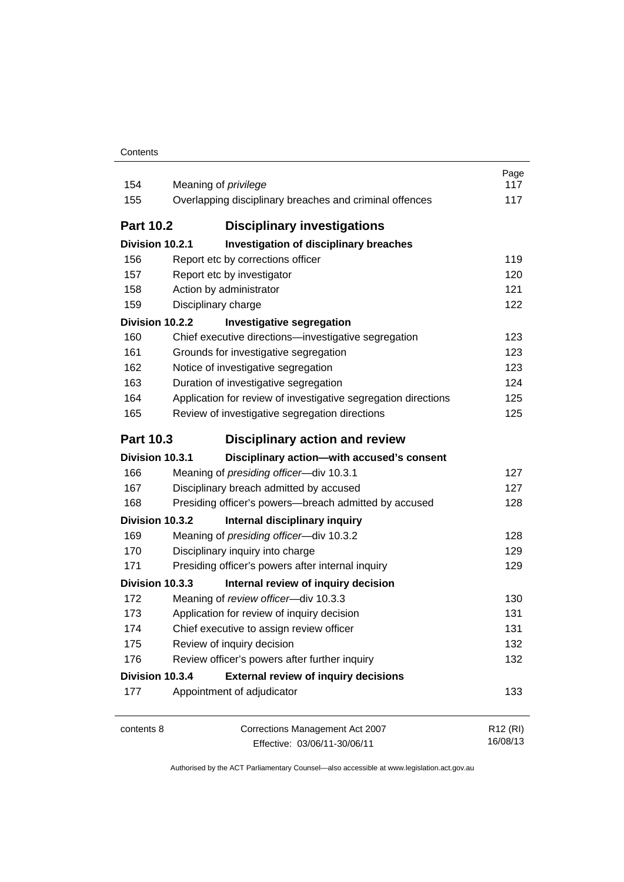| | | Page |
|---|---|---|
| 154 | Meaning of *privilege* | 117 |
| 155 | Overlapping disciplinary breaches and criminal offences | 117 |
| **Part 10.2** | **Disciplinary investigations** | |
| **Division 10.2.1** | **Investigation of disciplinary breaches** | |
| 156 | Report etc by corrections officer | 119 |
| 157 | Report etc by investigator | 120 |
| 158 | Action by administrator | 121 |
| 159 | Disciplinary charge | 122 |
| **Division 10.2.2** | **Investigative segregation** | |
| 160 | Chief executive directions—investigative segregation | 123 |
| 161 | Grounds for investigative segregation | 123 |
| 162 | Notice of investigative segregation | 123 |
| 163 | Duration of investigative segregation | 124 |
| 164 | Application for review of investigative segregation directions | 125 |
| 165 | Review of investigative segregation directions | 125 |
| **Part 10.3** | **Disciplinary action and review** | |
| **Division 10.3.1** | **Disciplinary action—with accused's consent** | |
| 166 | Meaning of *presiding officer*—div 10.3.1 | 127 |
| 167 | Disciplinary breach admitted by accused | 127 |
| 168 | Presiding officer's powers—breach admitted by accused | 128 |
| **Division 10.3.2** | **Internal disciplinary inquiry** | |
| 169 | Meaning of *presiding officer*—div 10.3.2 | 128 |
| 170 | Disciplinary inquiry into charge | 129 |
| 171 | Presiding officer's powers after internal inquiry | 129 |
| **Division 10.3.3** | **Internal review of inquiry decision** | |
| 172 | Meaning of *review officer*—div 10.3.3 | 130 |
| 173 | Application for review of inquiry decision | 131 |
| 174 | Chief executive to assign review officer | 131 |
| 175 | Review of inquiry decision | 132 |
| 176 | Review officer's powers after further inquiry | 132 |
| **Division 10.3.4** | **External review of inquiry decisions** | |
| 177 | Appointment of adjudicator | 133 |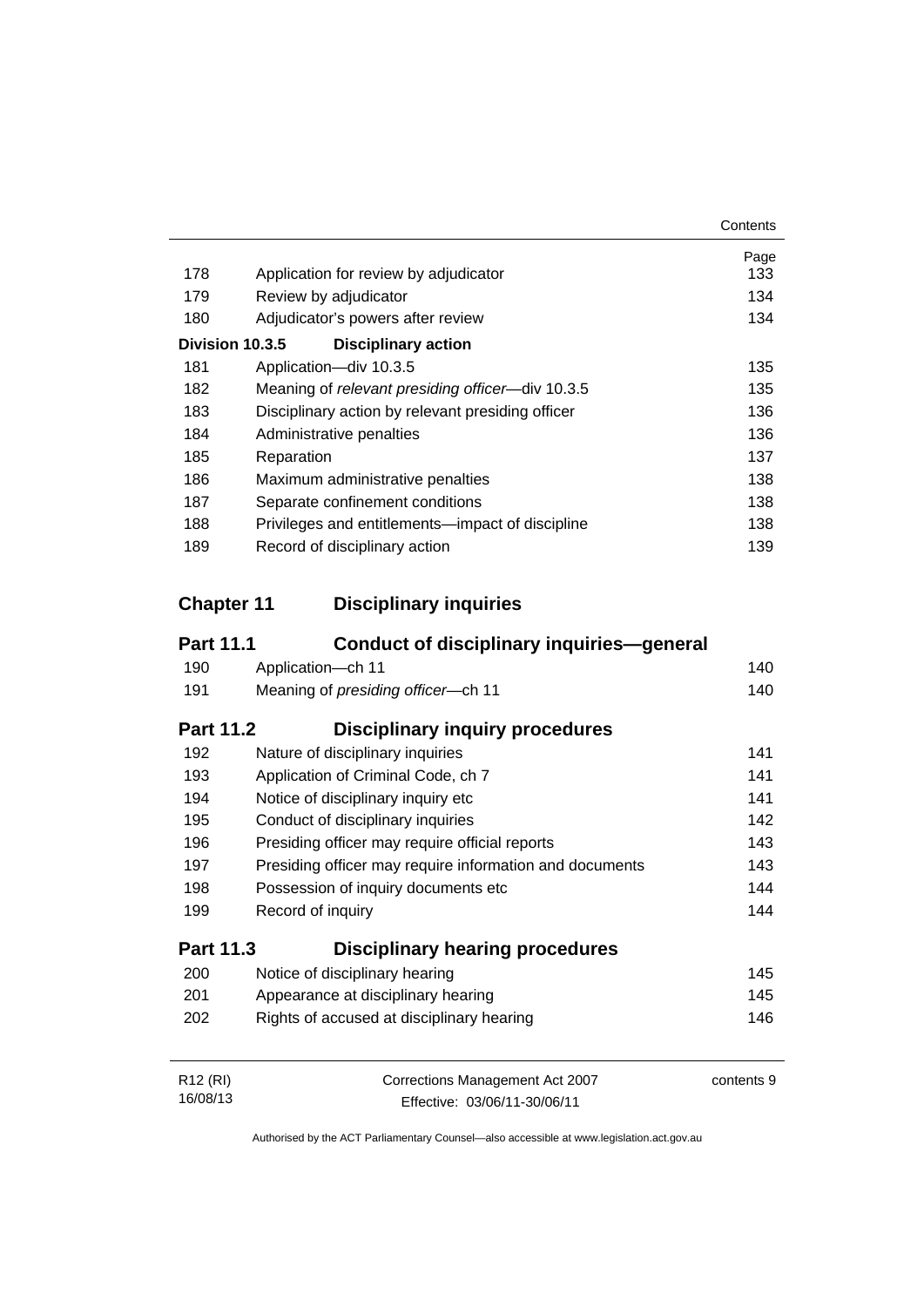| | | Page |
|---|---|---|
| 178 | Application for review by adjudicator | 133 |
| 179 | Review by adjudicator | 134 |
| 180 | Adjudicator's powers after review | 134 |
| **Division 10.3.5** | **Disciplinary action** | |
| 181 | Application—div 10.3.5 | 135 |
| 182 | Meaning of *relevant presiding officer*—div 10.3.5 | 135 |
| 183 | Disciplinary action by relevant presiding officer | 136 |
| 184 | Administrative penalties | 136 |
| 185 | Reparation | 137 |
| 186 | Maximum administrative penalties | 138 |
| 187 | Separate confinement conditions | 138 |
| 188 | Privileges and entitlements—impact of discipline | 138 |
| 189 | Record of disciplinary action | 139 |

## Chapter 11 Disciplinary inquiries

### Part 11.1 Conduct of disciplinary inquiries—general

| | | |
|---|---|---|
| 190 | Application—ch 11 | 140 |
| 191 | Meaning of *presiding officer*—ch 11 | 140 |

### Part 11.2 Disciplinary inquiry procedures

| | | |
|---|---|---|
| 192 | Nature of disciplinary inquiries | 141 |
| 193 | Application of Criminal Code, ch 7 | 141 |
| 194 | Notice of disciplinary inquiry etc | 141 |
| 195 | Conduct of disciplinary inquiries | 142 |
| 196 | Presiding officer may require official reports | 143 |
| 197 | Presiding officer may require information and documents | 143 |
| 198 | Possession of inquiry documents etc | 144 |
| 199 | Record of inquiry | 144 |

### Part 11.3 Disciplinary hearing procedures

| | | |
|---|---|---|
| 200 | Notice of disciplinary hearing | 145 |
| 201 | Appearance at disciplinary hearing | 145 |
| 202 | Rights of accused at disciplinary hearing | 146 |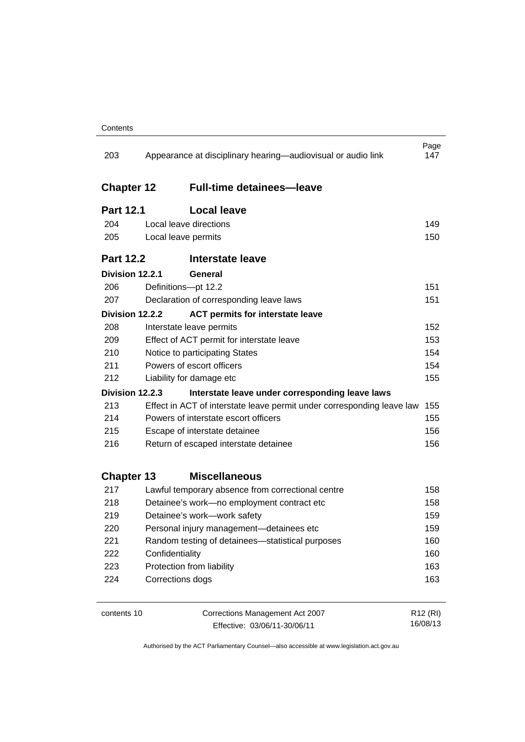| | | Page |
|---|---|---|
| 203 | Appearance at disciplinary hearing—audiovisual or audio link | 147 |

## Chapter 12 Full-time detainees—leave

### Part 12.1 Local leave

| | | |
|---|---|---|
| 204 | Local leave directions | 149 |
| 205 | Local leave permits | 150 |

### Part 12.2 Interstate leave

**Division 12.2.1 General**

| | | |
|---|---|---|
| 206 | Definitions—pt 12.2 | 151 |
| 207 | Declaration of corresponding leave laws | 151 |

**Division 12.2.2 ACT permits for interstate leave**

| | | |
|---|---|---|
| 208 | Interstate leave permits | 152 |
| 209 | Effect of ACT permit for interstate leave | 153 |
| 210 | Notice to participating States | 154 |
| 211 | Powers of escort officers | 154 |
| 212 | Liability for damage etc | 155 |

**Division 12.2.3 Interstate leave under corresponding leave laws**

| | | |
|---|---|---|
| 213 | Effect in ACT of interstate leave permit under corresponding leave law | 155 |
| 214 | Powers of interstate escort officers | 155 |
| 215 | Escape of interstate detainee | 156 |
| 216 | Return of escaped interstate detainee | 156 |

## Chapter 13 Miscellaneous

| | | |
|---|---|---|
| 217 | Lawful temporary absence from correctional centre | 158 |
| 218 | Detainee's work—no employment contract etc | 158 |
| 219 | Detainee's work—work safety | 159 |
| 220 | Personal injury management—detainees etc | 159 |
| 221 | Random testing of detainees—statistical purposes | 160 |
| 222 | Confidentiality | 160 |
| 223 | Protection from liability | 163 |
| 224 | Corrections dogs | 163 |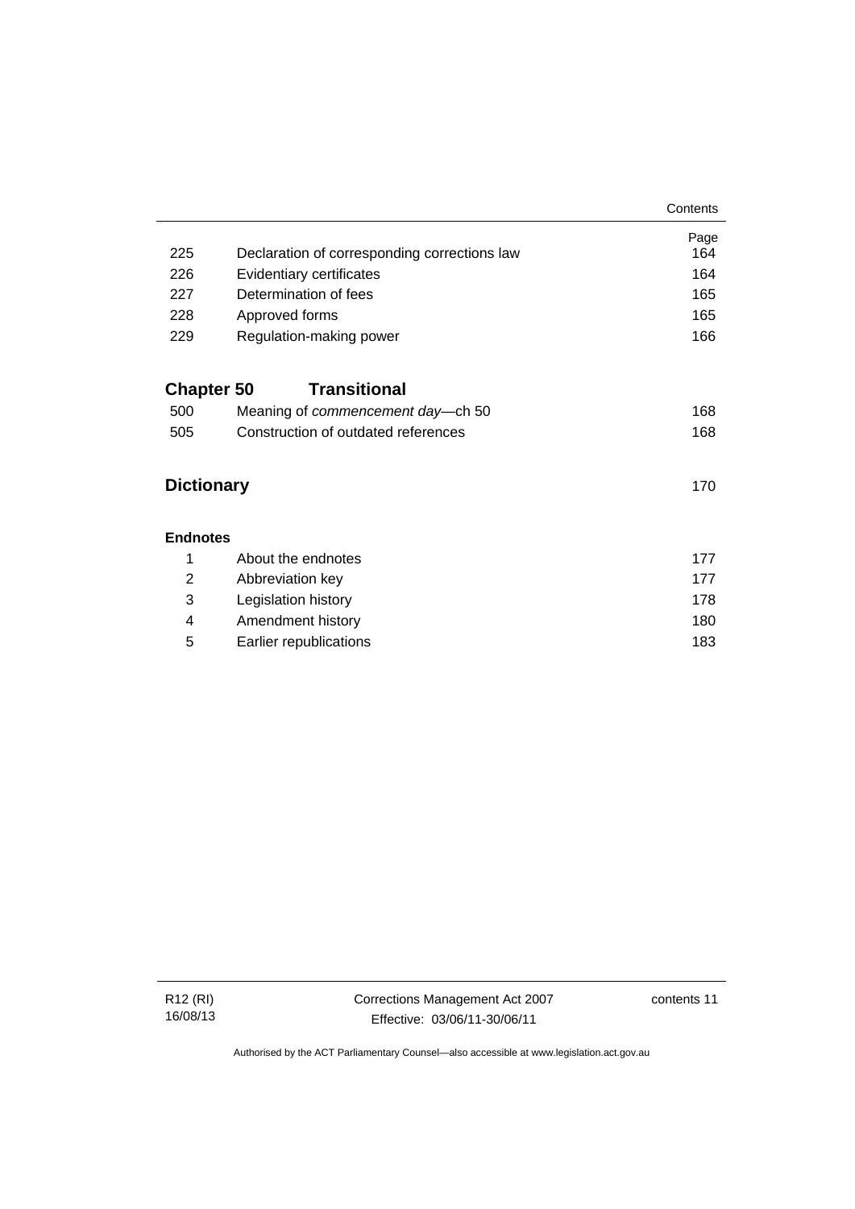| | | Page |
|---|---|---|
| 225 | Declaration of corresponding corrections law | 164 |
| 226 | Evidentiary certificates | 164 |
| 227 | Determination of fees | 165 |
| 228 | Approved forms | 165 |
| 229 | Regulation-making power | 166 |

## Chapter 50 Transitional

| | | |
|---|---|---|
| 500 | Meaning of *commencement day*—ch 50 | 168 |
| 505 | Construction of outdated references | 168 |

## Dictionary 170

### Endnotes

| | | |
|---|---|---|
| 1 | About the endnotes | 177 |
| 2 | Abbreviation key | 177 |
| 3 | Legislation history | 178 |
| 4 | Amendment history | 180 |
| 5 | Earlier republications | 183 |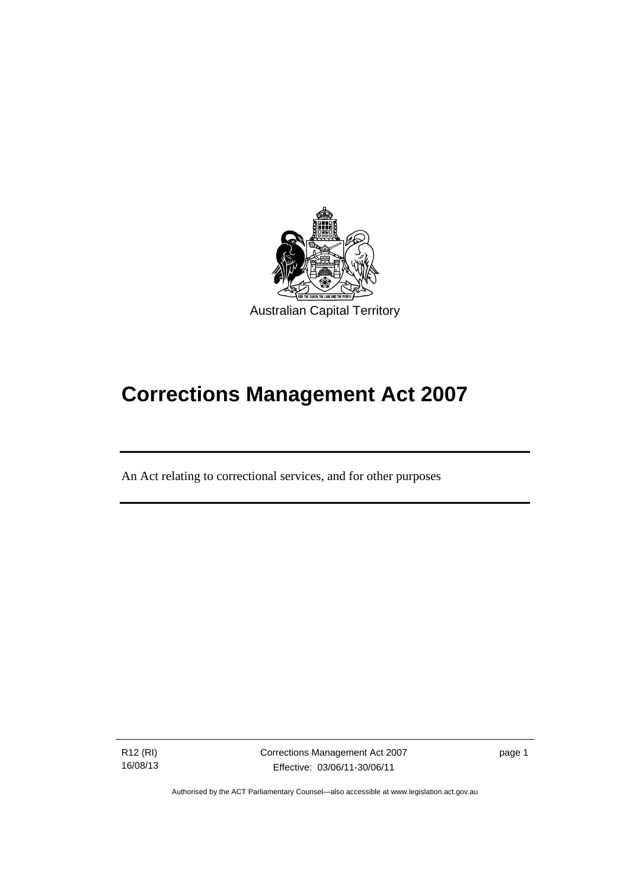Australian Capital Territory

# Corrections Management Act 2007

An Act relating to correctional services, and for other purposes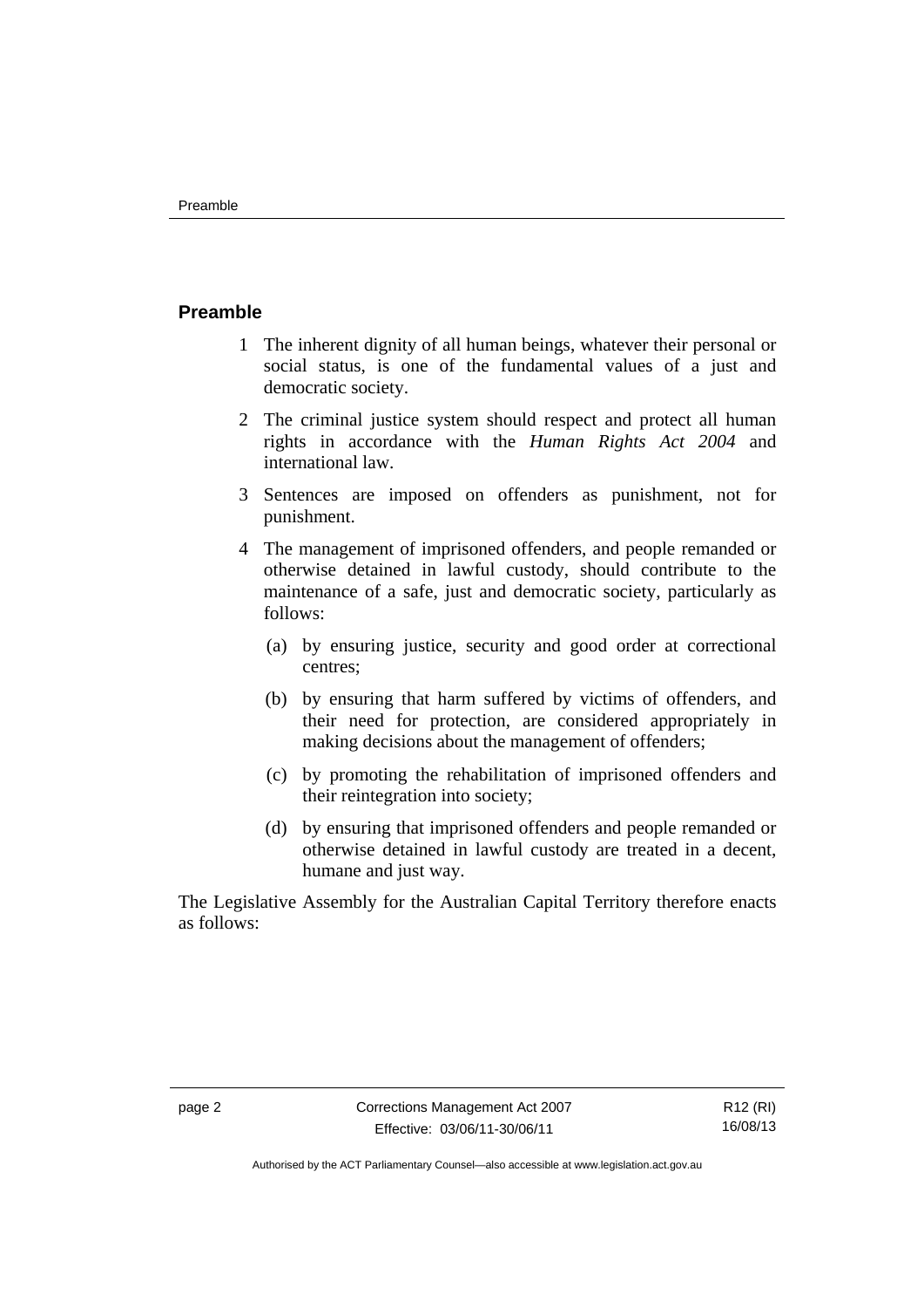## Preamble

1 The inherent dignity of all human beings, whatever their personal or social status, is one of the fundamental values of a just and democratic society.

2 The criminal justice system should respect and protect all human rights in accordance with the *Human Rights Act 2004* and international law.

3 Sentences are imposed on offenders as punishment, not for punishment.

4 The management of imprisoned offenders, and people remanded or otherwise detained in lawful custody, should contribute to the maintenance of a safe, just and democratic society, particularly as follows:

   (a) by ensuring justice, security and good order at correctional centres;

   (b) by ensuring that harm suffered by victims of offenders, and their need for protection, are considered appropriately in making decisions about the management of offenders;

   (c) by promoting the rehabilitation of imprisoned offenders and their reintegration into society;

   (d) by ensuring that imprisoned offenders and people remanded or otherwise detained in lawful custody are treated in a decent, humane and just way.

The Legislative Assembly for the Australian Capital Territory therefore enacts as follows: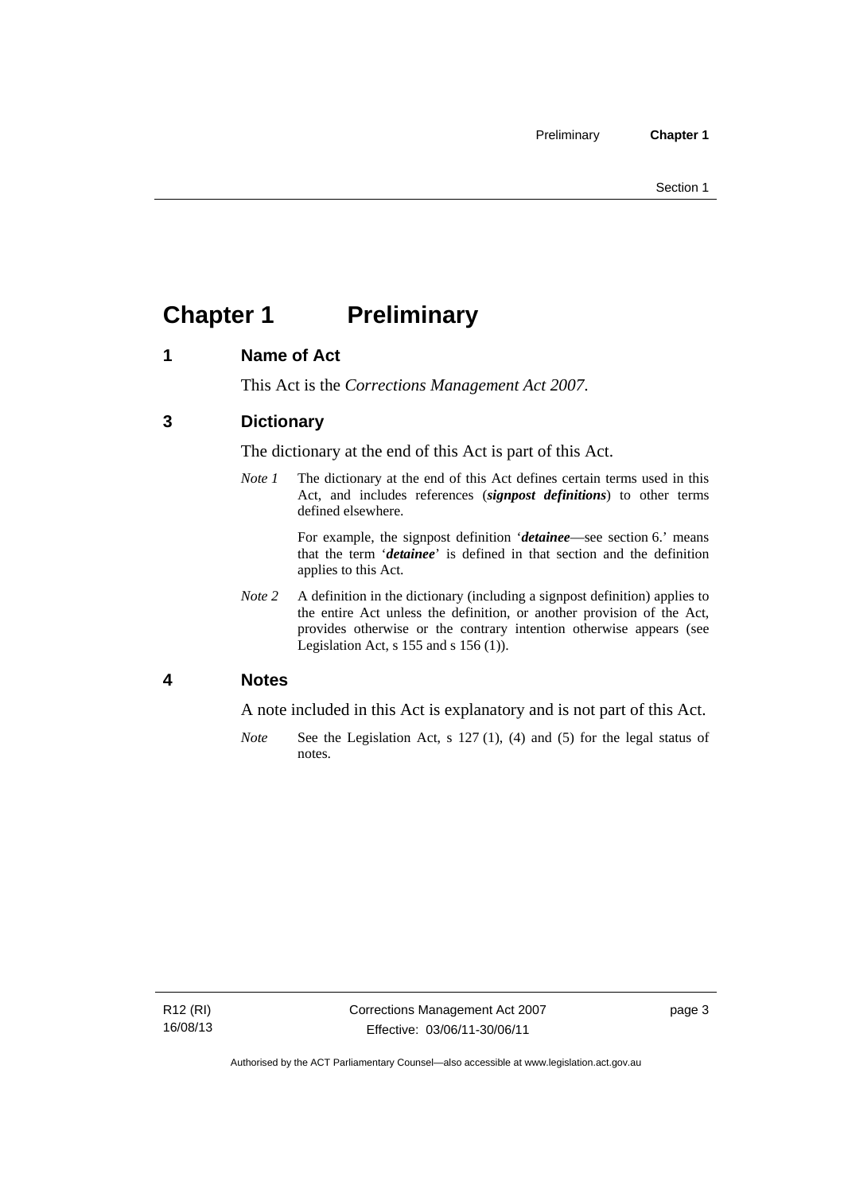# Chapter 1 Preliminary

## 1 Name of Act

This Act is the *Corrections Management Act 2007*.

## 3 Dictionary

The dictionary at the end of this Act is part of this Act.

*Note 1* The dictionary at the end of this Act defines certain terms used in this Act, and includes references (***signpost definitions***) to other terms defined elsewhere.

For example, the signpost definition '***detainee***—see section 6.' means that the term '***detainee***' is defined in that section and the definition applies to this Act.

*Note 2* A definition in the dictionary (including a signpost definition) applies to the entire Act unless the definition, or another provision of the Act, provides otherwise or the contrary intention otherwise appears (see Legislation Act, s 155 and s 156 (1)).

## 4 Notes

A note included in this Act is explanatory and is not part of this Act.

*Note* See the Legislation Act, s 127 (1), (4) and (5) for the legal status of notes.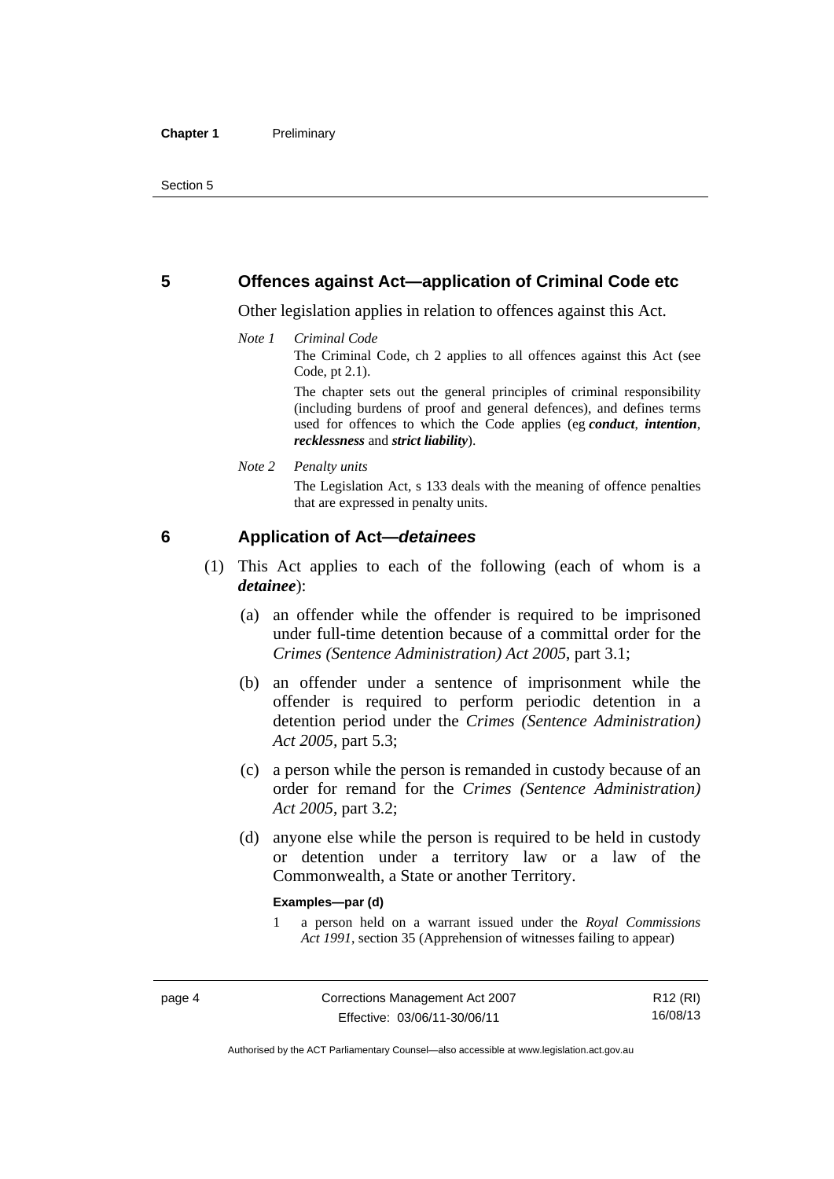## 5 Offences against Act—application of Criminal Code etc

Other legislation applies in relation to offences against this Act.

*Note 1* *Criminal Code*

The Criminal Code, ch 2 applies to all offences against this Act (see Code, pt 2.1).

The chapter sets out the general principles of criminal responsibility (including burdens of proof and general defences), and defines terms used for offences to which the Code applies (eg ***conduct***, ***intention***, ***recklessness*** and ***strict liability***).

*Note 2* *Penalty units*

The Legislation Act, s 133 deals with the meaning of offence penalties that are expressed in penalty units.

## 6 Application of Act—*detainees*

(1) This Act applies to each of the following (each of whom is a ***detainee***):

(a) an offender while the offender is required to be imprisoned under full-time detention because of a committal order for the *Crimes (Sentence Administration) Act 2005*, part 3.1;

(b) an offender under a sentence of imprisonment while the offender is required to perform periodic detention in a detention period under the *Crimes (Sentence Administration) Act 2005*, part 5.3;

(c) a person while the person is remanded in custody because of an order for remand for the *Crimes (Sentence Administration) Act 2005*, part 3.2;

(d) anyone else while the person is required to be held in custody or detention under a territory law or a law of the Commonwealth, a State or another Territory.

**Examples—par (d)**

1 a person held on a warrant issued under the *Royal Commissions Act 1991*, section 35 (Apprehension of witnesses failing to appear)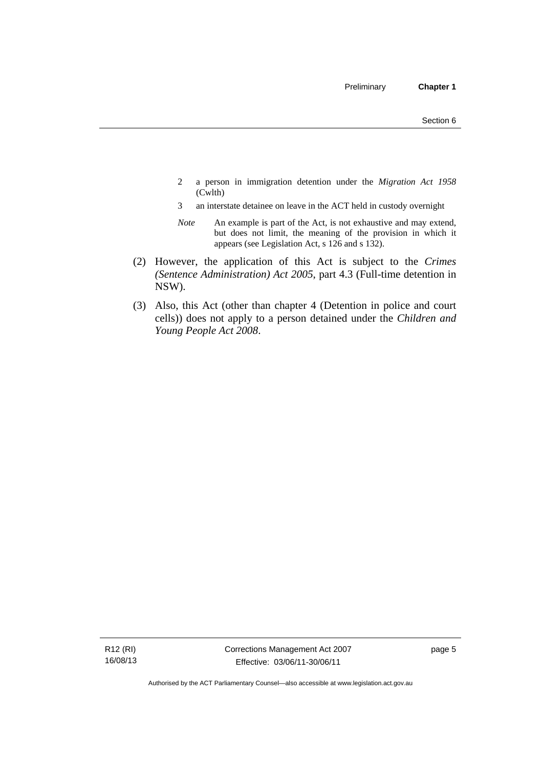2 a person in immigration detention under the *Migration Act 1958* (Cwlth)

3 an interstate detainee on leave in the ACT held in custody overnight

*Note* An example is part of the Act, is not exhaustive and may extend, but does not limit, the meaning of the provision in which it appears (see Legislation Act, s 126 and s 132).

(2) However, the application of this Act is subject to the *Crimes (Sentence Administration) Act 2005*, part 4.3 (Full-time detention in NSW).

(3) Also, this Act (other than chapter 4 (Detention in police and court cells)) does not apply to a person detained under the *Children and Young People Act 2008*.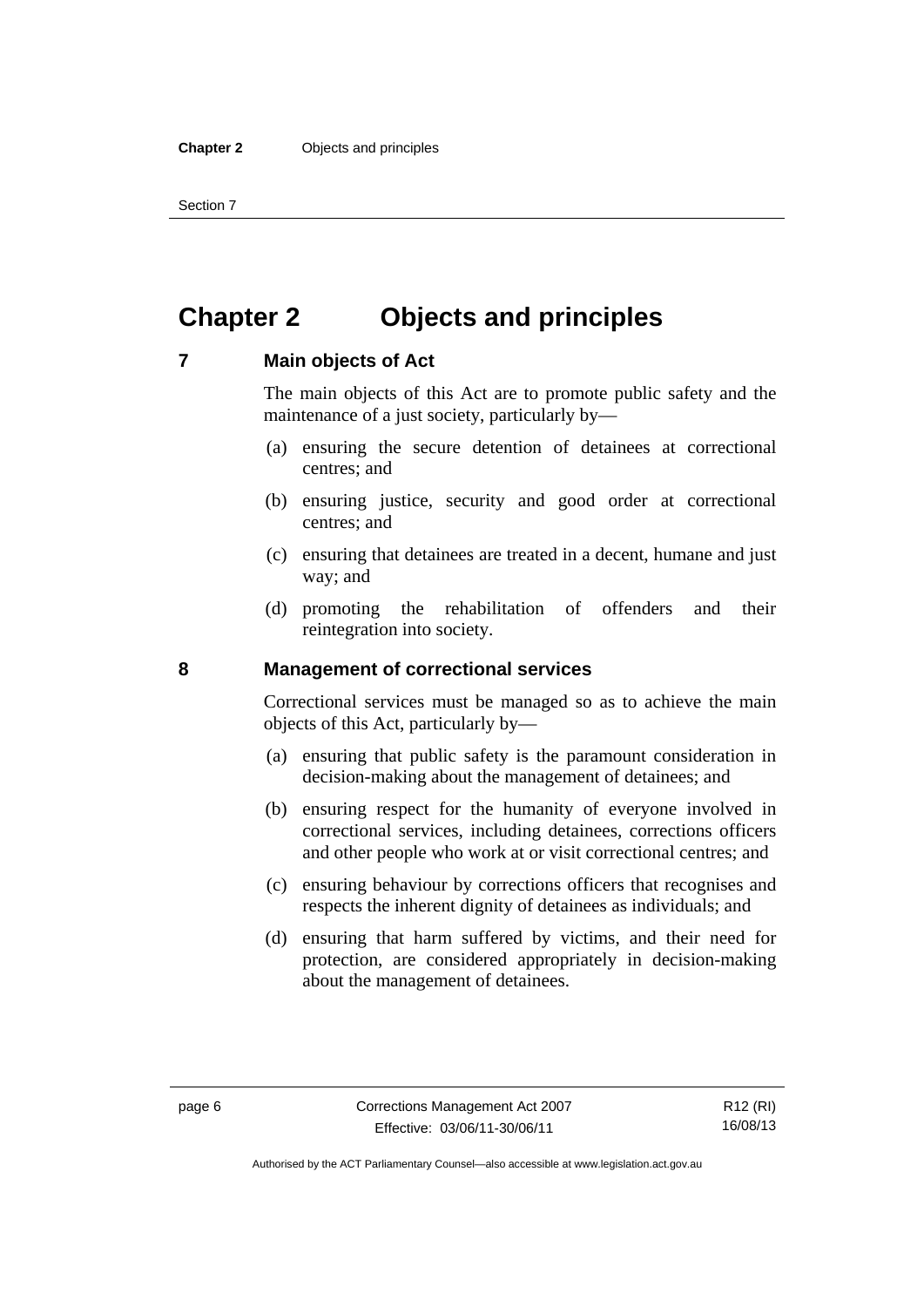# Chapter 2 Objects and principles

## 7 Main objects of Act

The main objects of this Act are to promote public safety and the maintenance of a just society, particularly by—

(a) ensuring the secure detention of detainees at correctional centres; and

(b) ensuring justice, security and good order at correctional centres; and

(c) ensuring that detainees are treated in a decent, humane and just way; and

(d) promoting the rehabilitation of offenders and their reintegration into society.

## 8 Management of correctional services

Correctional services must be managed so as to achieve the main objects of this Act, particularly by—

(a) ensuring that public safety is the paramount consideration in decision-making about the management of detainees; and

(b) ensuring respect for the humanity of everyone involved in correctional services, including detainees, corrections officers and other people who work at or visit correctional centres; and

(c) ensuring behaviour by corrections officers that recognises and respects the inherent dignity of detainees as individuals; and

(d) ensuring that harm suffered by victims, and their need for protection, are considered appropriately in decision-making about the management of detainees.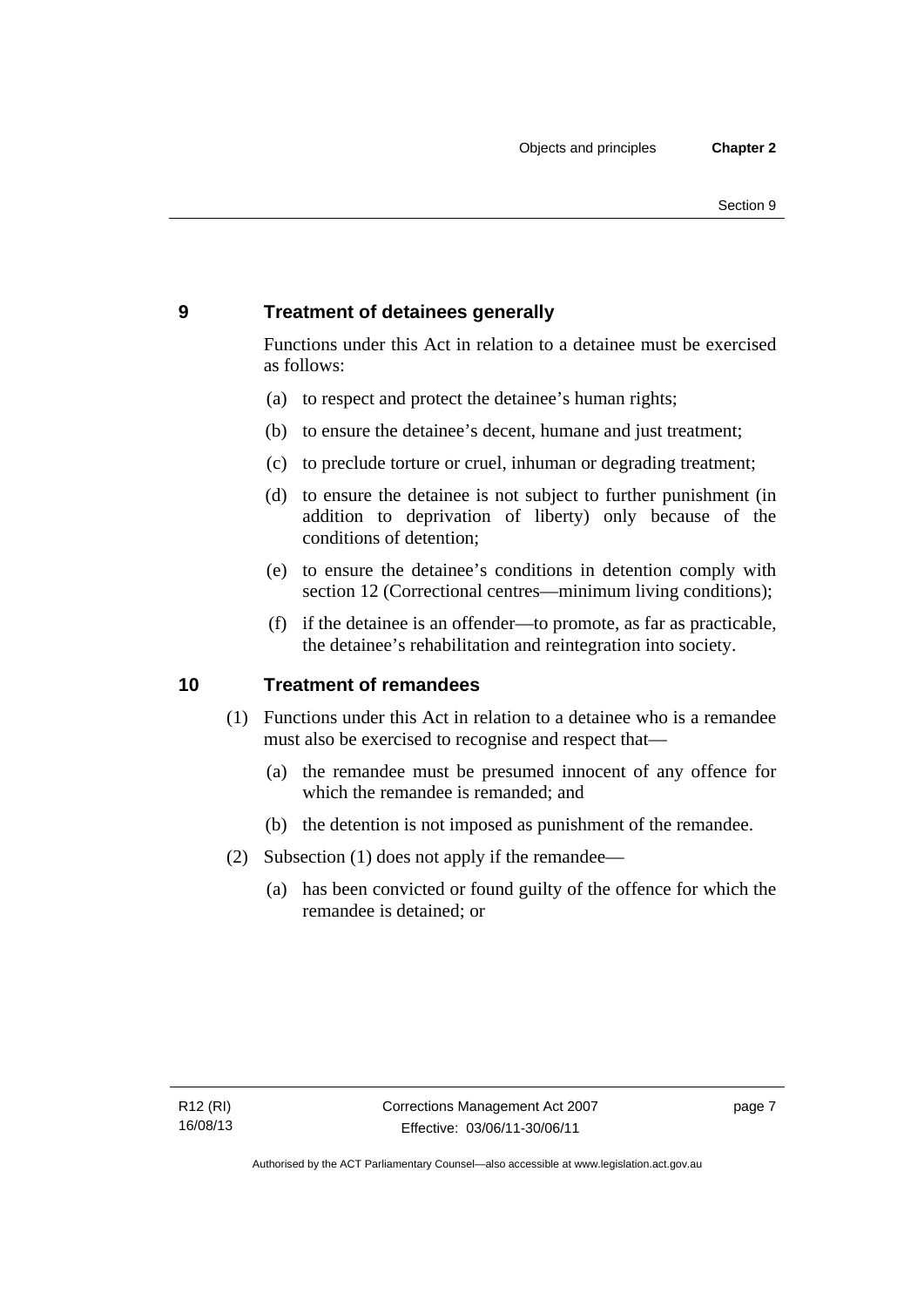## 9 Treatment of detainees generally

Functions under this Act in relation to a detainee must be exercised as follows:

(a) to respect and protect the detainee's human rights;

(b) to ensure the detainee's decent, humane and just treatment;

(c) to preclude torture or cruel, inhuman or degrading treatment;

(d) to ensure the detainee is not subject to further punishment (in addition to deprivation of liberty) only because of the conditions of detention;

(e) to ensure the detainee's conditions in detention comply with section 12 (Correctional centres—minimum living conditions);

(f) if the detainee is an offender—to promote, as far as practicable, the detainee's rehabilitation and reintegration into society.

## 10 Treatment of remandees

(1) Functions under this Act in relation to a detainee who is a remandee must also be exercised to recognise and respect that—

(a) the remandee must be presumed innocent of any offence for which the remandee is remanded; and

(b) the detention is not imposed as punishment of the remandee.

(2) Subsection (1) does not apply if the remandee—

(a) has been convicted or found guilty of the offence for which the remandee is detained; or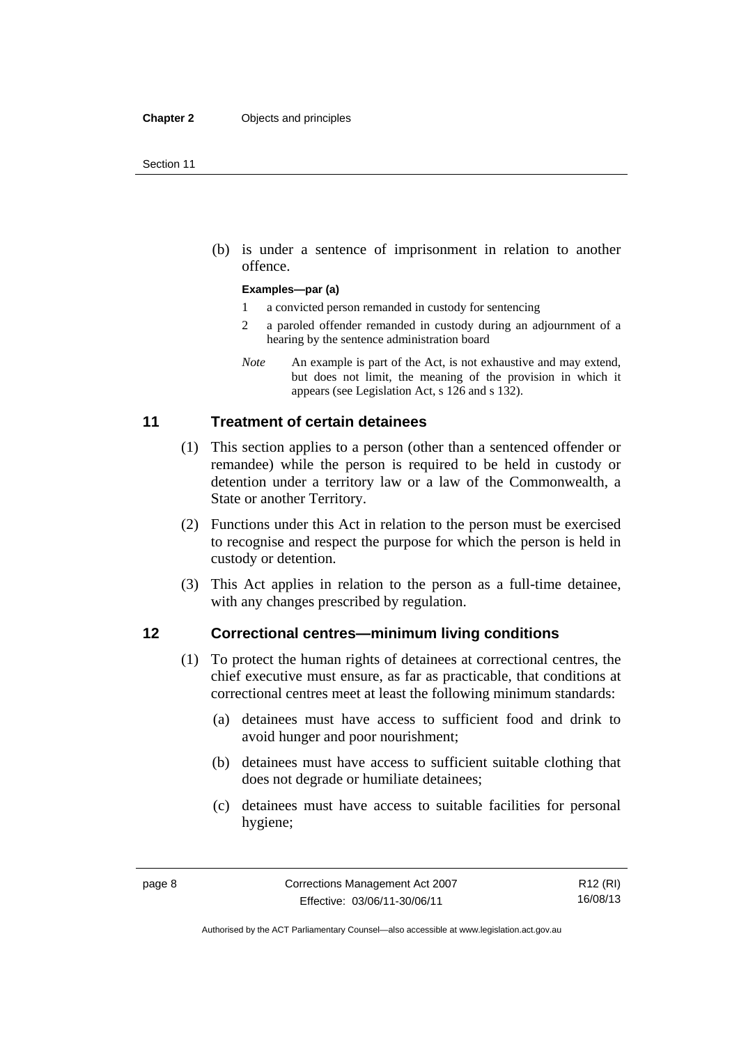(b) is under a sentence of imprisonment in relation to another offence.

**Examples—par (a)**

1 a convicted person remanded in custody for sentencing

2 a paroled offender remanded in custody during an adjournment of a hearing by the sentence administration board

*Note* An example is part of the Act, is not exhaustive and may extend, but does not limit, the meaning of the provision in which it appears (see Legislation Act, s 126 and s 132).

## 11 Treatment of certain detainees

(1) This section applies to a person (other than a sentenced offender or remandee) while the person is required to be held in custody or detention under a territory law or a law of the Commonwealth, a State or another Territory.

(2) Functions under this Act in relation to the person must be exercised to recognise and respect the purpose for which the person is held in custody or detention.

(3) This Act applies in relation to the person as a full-time detainee, with any changes prescribed by regulation.

## 12 Correctional centres—minimum living conditions

(1) To protect the human rights of detainees at correctional centres, the chief executive must ensure, as far as practicable, that conditions at correctional centres meet at least the following minimum standards:

(a) detainees must have access to sufficient food and drink to avoid hunger and poor nourishment;

(b) detainees must have access to sufficient suitable clothing that does not degrade or humiliate detainees;

(c) detainees must have access to suitable facilities for personal hygiene;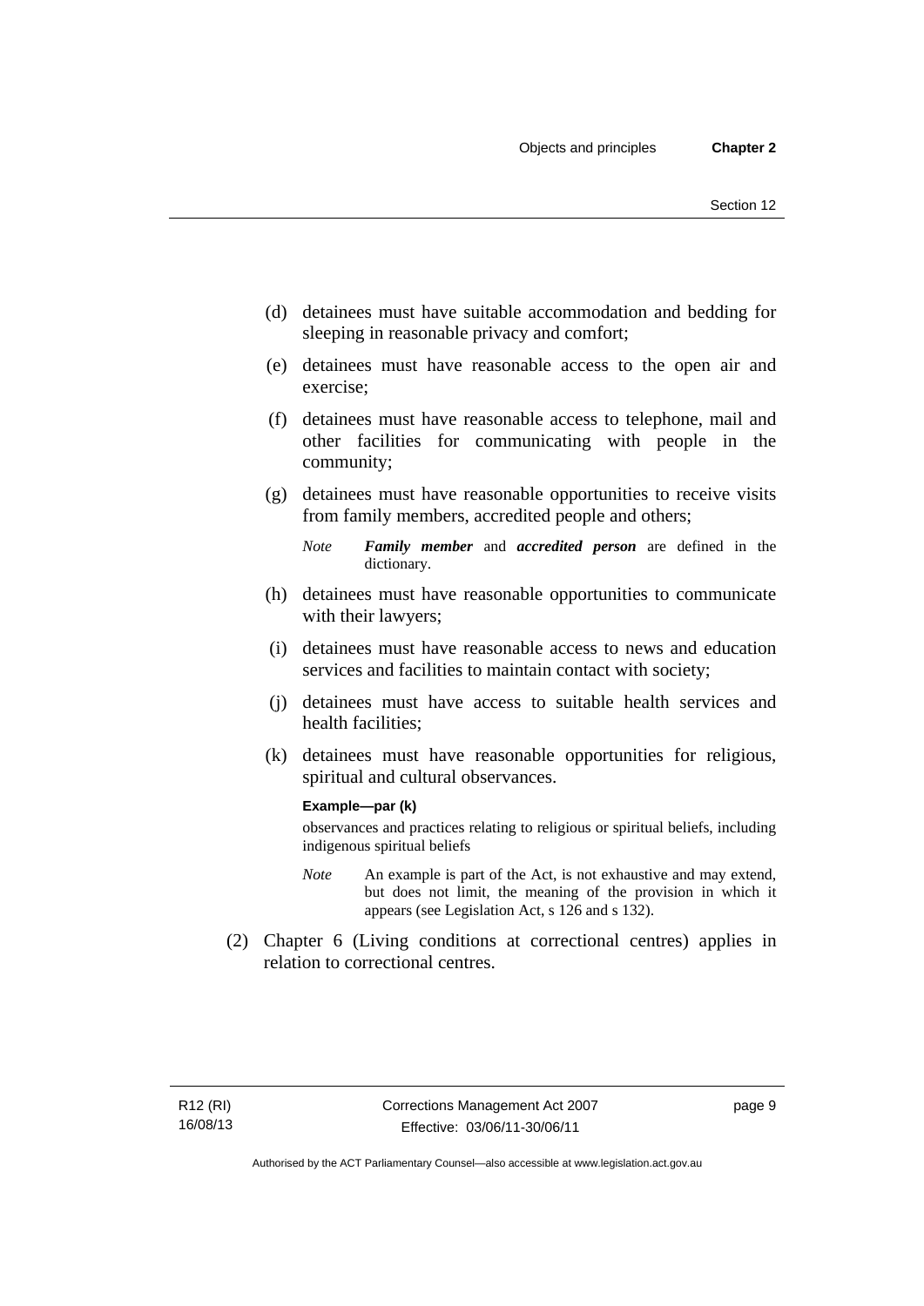(d) detainees must have suitable accommodation and bedding for sleeping in reasonable privacy and comfort;

(e) detainees must have reasonable access to the open air and exercise;

(f) detainees must have reasonable access to telephone, mail and other facilities for communicating with people in the community;

(g) detainees must have reasonable opportunities to receive visits from family members, accredited people and others;

*Note* ***Family member*** and ***accredited person*** are defined in the dictionary.

(h) detainees must have reasonable opportunities to communicate with their lawyers;

(i) detainees must have reasonable access to news and education services and facilities to maintain contact with society;

(j) detainees must have access to suitable health services and health facilities;

(k) detainees must have reasonable opportunities for religious, spiritual and cultural observances.

**Example—par (k)**

observances and practices relating to religious or spiritual beliefs, including indigenous spiritual beliefs

*Note* An example is part of the Act, is not exhaustive and may extend, but does not limit, the meaning of the provision in which it appears (see Legislation Act, s 126 and s 132).

(2) Chapter 6 (Living conditions at correctional centres) applies in relation to correctional centres.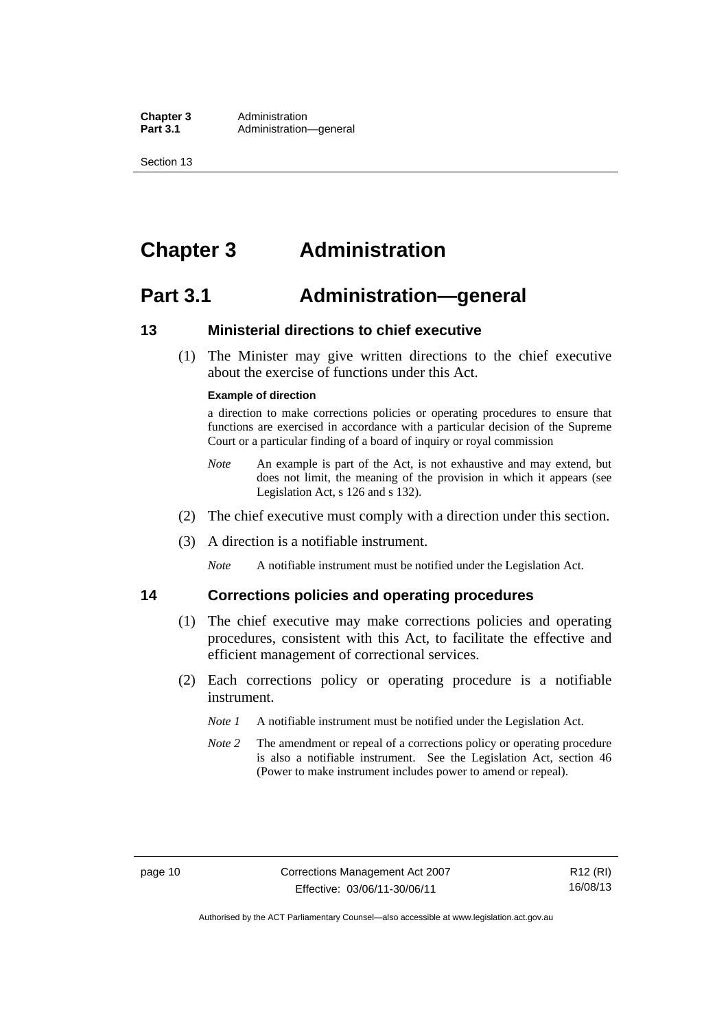# Chapter 3 Administration

## Part 3.1 Administration—general

### 13 Ministerial directions to chief executive

(1) The Minister may give written directions to the chief executive about the exercise of functions under this Act.

**Example of direction**

a direction to make corrections policies or operating procedures to ensure that functions are exercised in accordance with a particular decision of the Supreme Court or a particular finding of a board of inquiry or royal commission

*Note* An example is part of the Act, is not exhaustive and may extend, but does not limit, the meaning of the provision in which it appears (see Legislation Act, s 126 and s 132).

(2) The chief executive must comply with a direction under this section.

(3) A direction is a notifiable instrument.

*Note* A notifiable instrument must be notified under the Legislation Act.

### 14 Corrections policies and operating procedures

(1) The chief executive may make corrections policies and operating procedures, consistent with this Act, to facilitate the effective and efficient management of correctional services.

(2) Each corrections policy or operating procedure is a notifiable instrument.

*Note 1* A notifiable instrument must be notified under the Legislation Act.

*Note 2* The amendment or repeal of a corrections policy or operating procedure is also a notifiable instrument. See the Legislation Act, section 46 (Power to make instrument includes power to amend or repeal).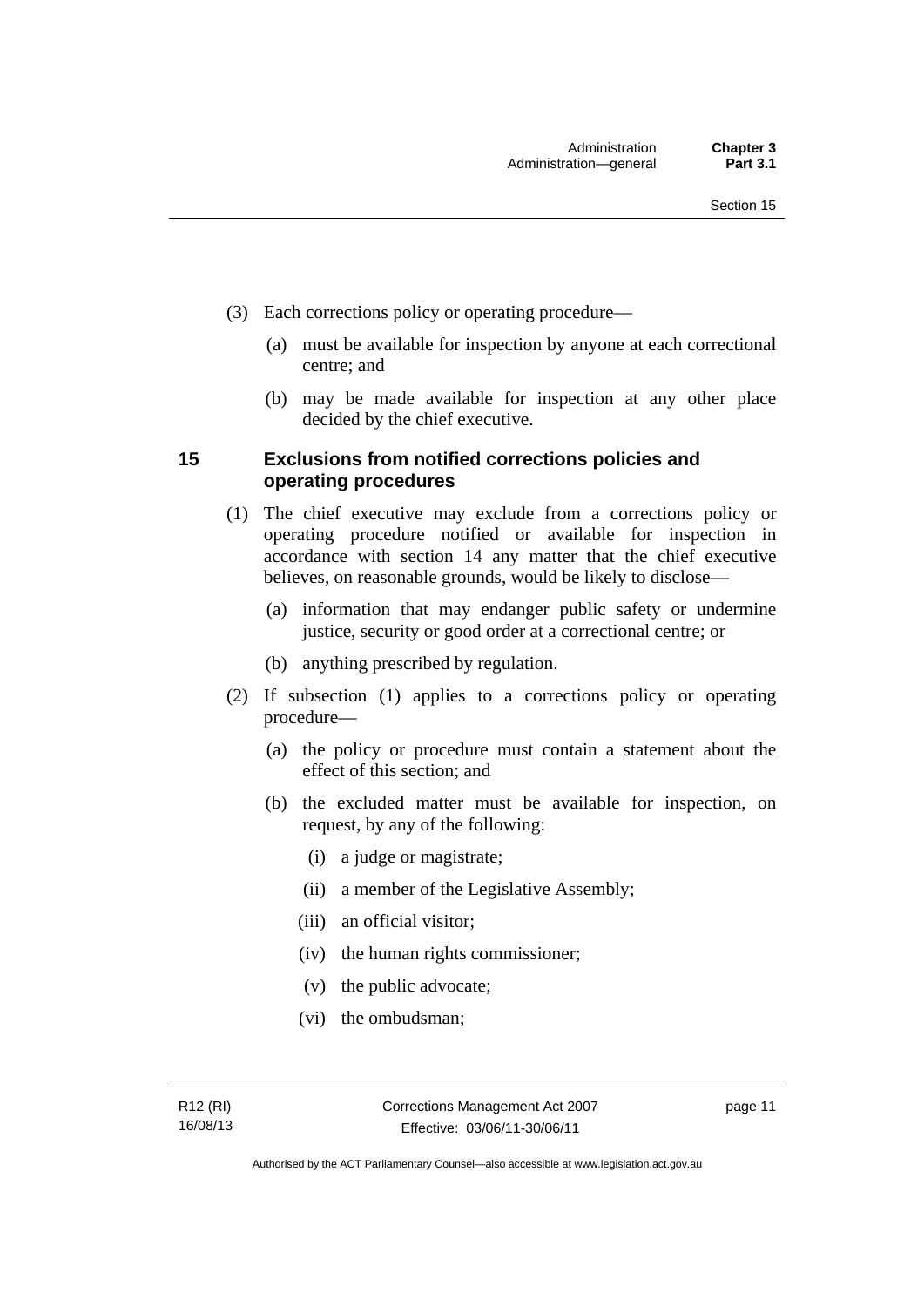(3) Each corrections policy or operating procedure—

(a) must be available for inspection by anyone at each correctional centre; and

(b) may be made available for inspection at any other place decided by the chief executive.

### 15 Exclusions from notified corrections policies and operating procedures

(1) The chief executive may exclude from a corrections policy or operating procedure notified or available for inspection in accordance with section 14 any matter that the chief executive believes, on reasonable grounds, would be likely to disclose—

(a) information that may endanger public safety or undermine justice, security or good order at a correctional centre; or

(b) anything prescribed by regulation.

(2) If subsection (1) applies to a corrections policy or operating procedure—

(a) the policy or procedure must contain a statement about the effect of this section; and

(b) the excluded matter must be available for inspection, on request, by any of the following:

(i) a judge or magistrate;

(ii) a member of the Legislative Assembly;

(iii) an official visitor;

(iv) the human rights commissioner;

(v) the public advocate;

(vi) the ombudsman;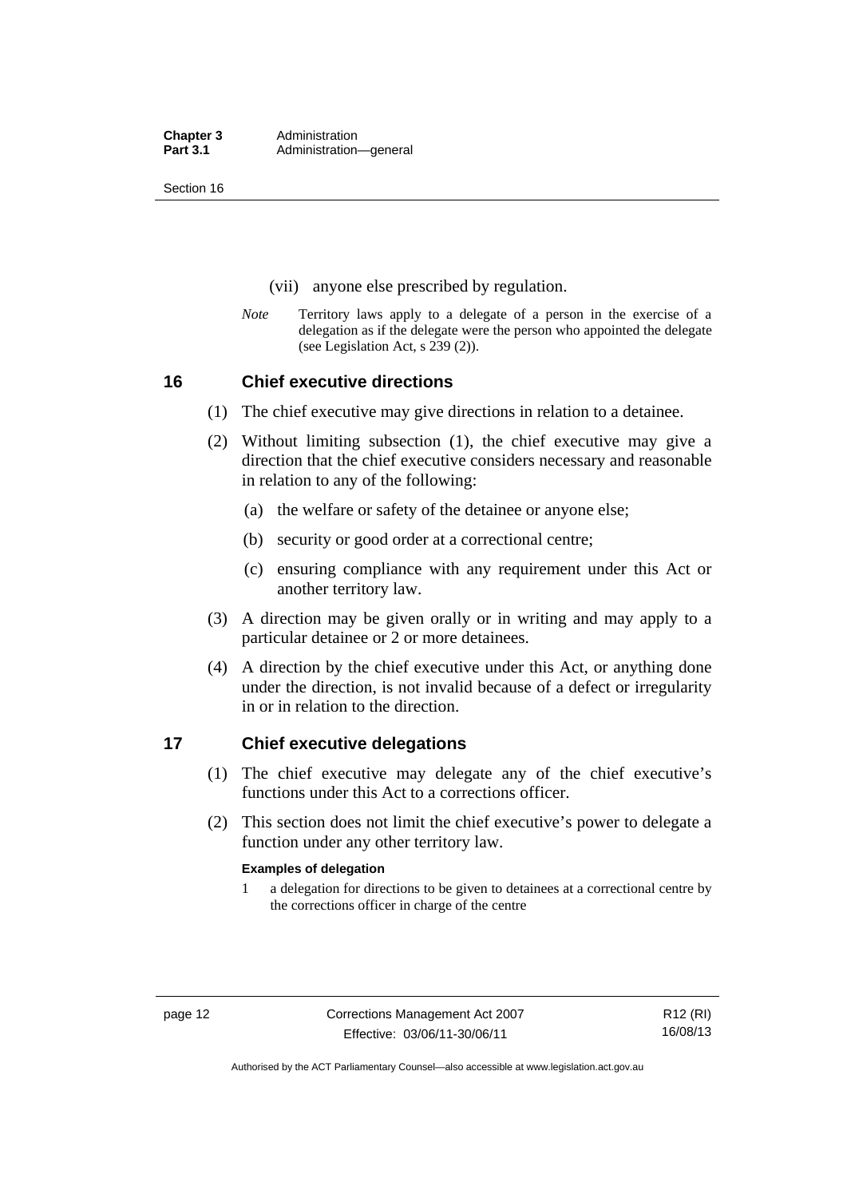(vii) anyone else prescribed by regulation.

*Note* Territory laws apply to a delegate of a person in the exercise of a delegation as if the delegate were the person who appointed the delegate (see Legislation Act, s 239 (2)).

## 16 Chief executive directions

(1) The chief executive may give directions in relation to a detainee.

(2) Without limiting subsection (1), the chief executive may give a direction that the chief executive considers necessary and reasonable in relation to any of the following:

(a) the welfare or safety of the detainee or anyone else;

(b) security or good order at a correctional centre;

(c) ensuring compliance with any requirement under this Act or another territory law.

(3) A direction may be given orally or in writing and may apply to a particular detainee or 2 or more detainees.

(4) A direction by the chief executive under this Act, or anything done under the direction, is not invalid because of a defect or irregularity in or in relation to the direction.

## 17 Chief executive delegations

(1) The chief executive may delegate any of the chief executive's functions under this Act to a corrections officer.

(2) This section does not limit the chief executive's power to delegate a function under any other territory law.

**Examples of delegation**

1 a delegation for directions to be given to detainees at a correctional centre by the corrections officer in charge of the centre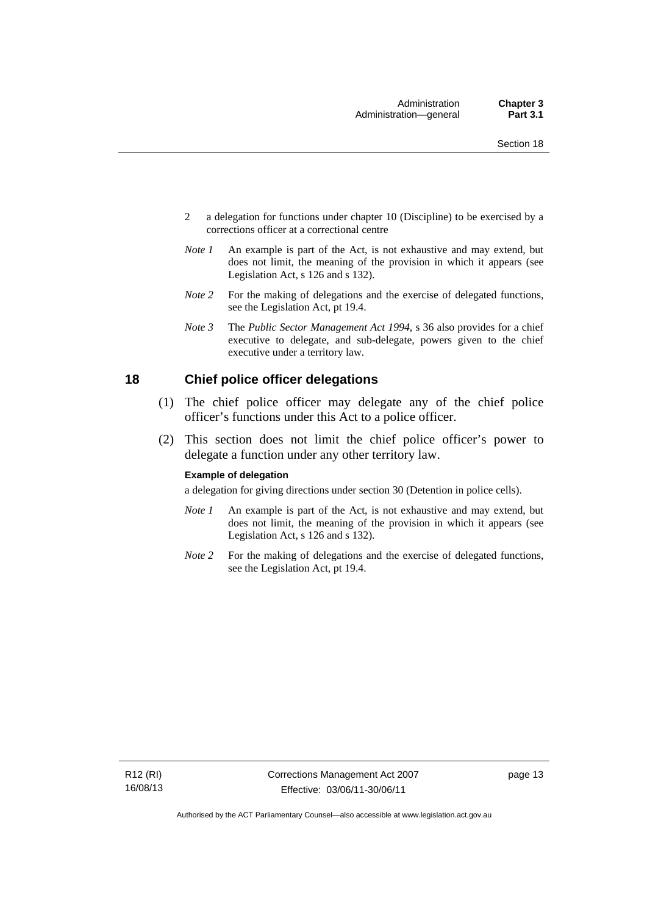2 a delegation for functions under chapter 10 (Discipline) to be exercised by a corrections officer at a correctional centre

*Note 1* An example is part of the Act, is not exhaustive and may extend, but does not limit, the meaning of the provision in which it appears (see Legislation Act, s 126 and s 132).

*Note 2* For the making of delegations and the exercise of delegated functions, see the Legislation Act, pt 19.4.

*Note 3* The *Public Sector Management Act 1994*, s 36 also provides for a chief executive to delegate, and sub-delegate, powers given to the chief executive under a territory law.

## 18 Chief police officer delegations

(1) The chief police officer may delegate any of the chief police officer's functions under this Act to a police officer.

(2) This section does not limit the chief police officer's power to delegate a function under any other territory law.

**Example of delegation**

a delegation for giving directions under section 30 (Detention in police cells).

*Note 1* An example is part of the Act, is not exhaustive and may extend, but does not limit, the meaning of the provision in which it appears (see Legislation Act, s 126 and s 132).

*Note 2* For the making of delegations and the exercise of delegated functions, see the Legislation Act, pt 19.4.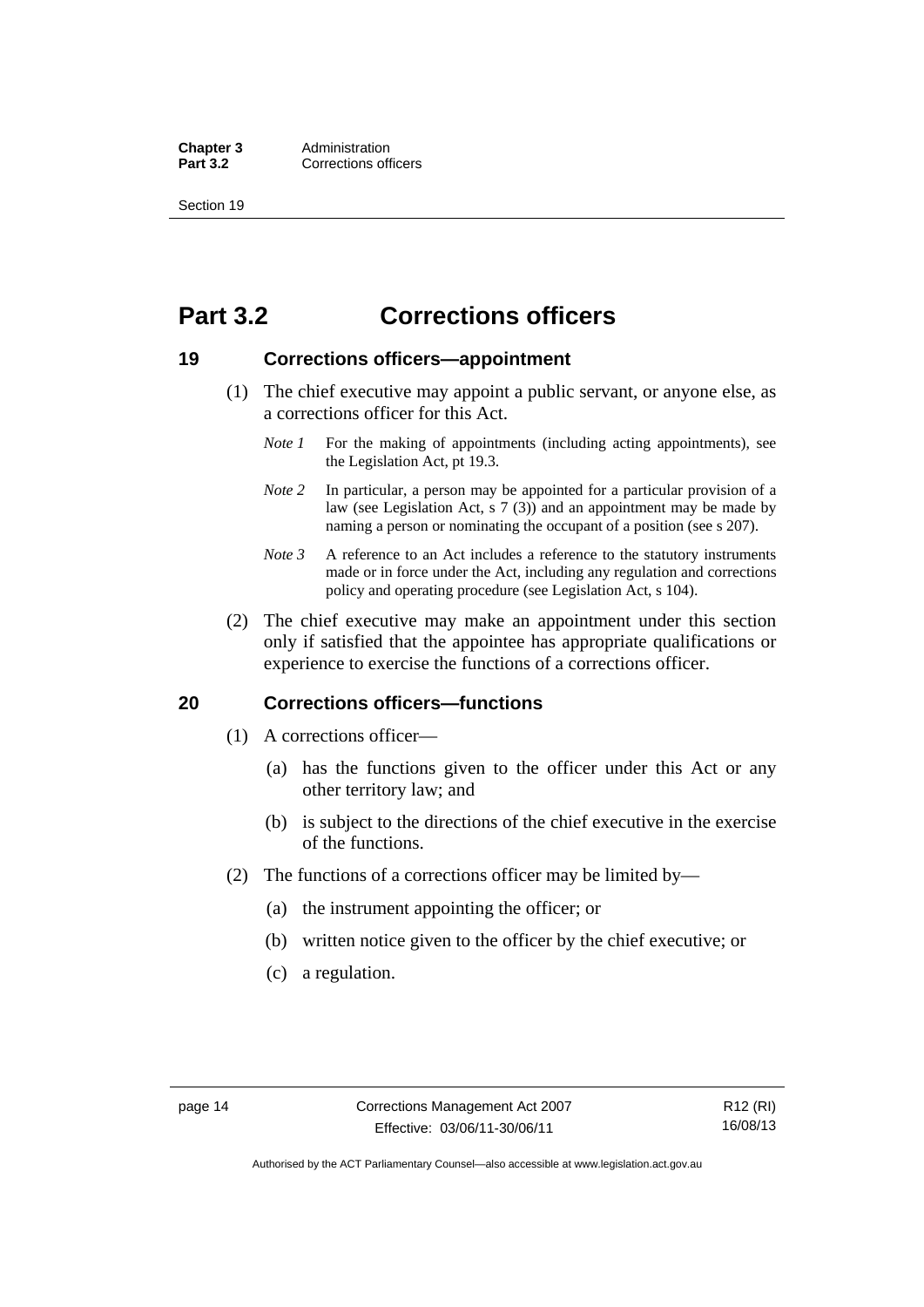# Part 3.2 Corrections officers

## 19 Corrections officers—appointment

(1) The chief executive may appoint a public servant, or anyone else, as a corrections officer for this Act.

*Note 1* For the making of appointments (including acting appointments), see the Legislation Act, pt 19.3.

*Note 2* In particular, a person may be appointed for a particular provision of a law (see Legislation Act, s 7 (3)) and an appointment may be made by naming a person or nominating the occupant of a position (see s 207).

*Note 3* A reference to an Act includes a reference to the statutory instruments made or in force under the Act, including any regulation and corrections policy and operating procedure (see Legislation Act, s 104).

(2) The chief executive may make an appointment under this section only if satisfied that the appointee has appropriate qualifications or experience to exercise the functions of a corrections officer.

## 20 Corrections officers—functions

(1) A corrections officer—

(a) has the functions given to the officer under this Act or any other territory law; and

(b) is subject to the directions of the chief executive in the exercise of the functions.

(2) The functions of a corrections officer may be limited by—

(a) the instrument appointing the officer; or

(b) written notice given to the officer by the chief executive; or

(c) a regulation.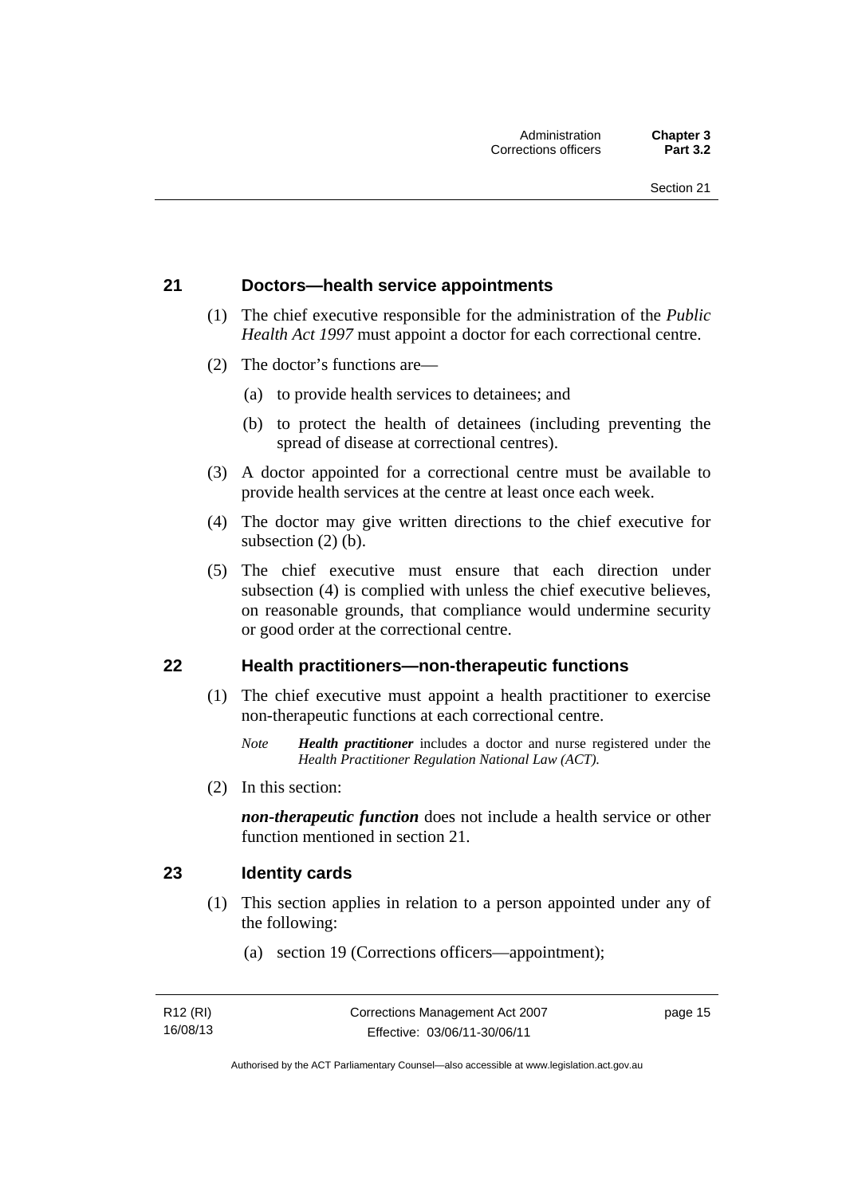## 21 Doctors—health service appointments

(1) The chief executive responsible for the administration of the *Public Health Act 1997* must appoint a doctor for each correctional centre.

(2) The doctor's functions are—

(a) to provide health services to detainees; and

(b) to protect the health of detainees (including preventing the spread of disease at correctional centres).

(3) A doctor appointed for a correctional centre must be available to provide health services at the centre at least once each week.

(4) The doctor may give written directions to the chief executive for subsection (2) (b).

(5) The chief executive must ensure that each direction under subsection (4) is complied with unless the chief executive believes, on reasonable grounds, that compliance would undermine security or good order at the correctional centre.

## 22 Health practitioners—non-therapeutic functions

(1) The chief executive must appoint a health practitioner to exercise non-therapeutic functions at each correctional centre.

*Note* ***Health practitioner*** includes a doctor and nurse registered under the *Health Practitioner Regulation National Law (ACT).*

(2) In this section:

***non-therapeutic function*** does not include a health service or other function mentioned in section 21.

## 23 Identity cards

(1) This section applies in relation to a person appointed under any of the following:

(a) section 19 (Corrections officers—appointment);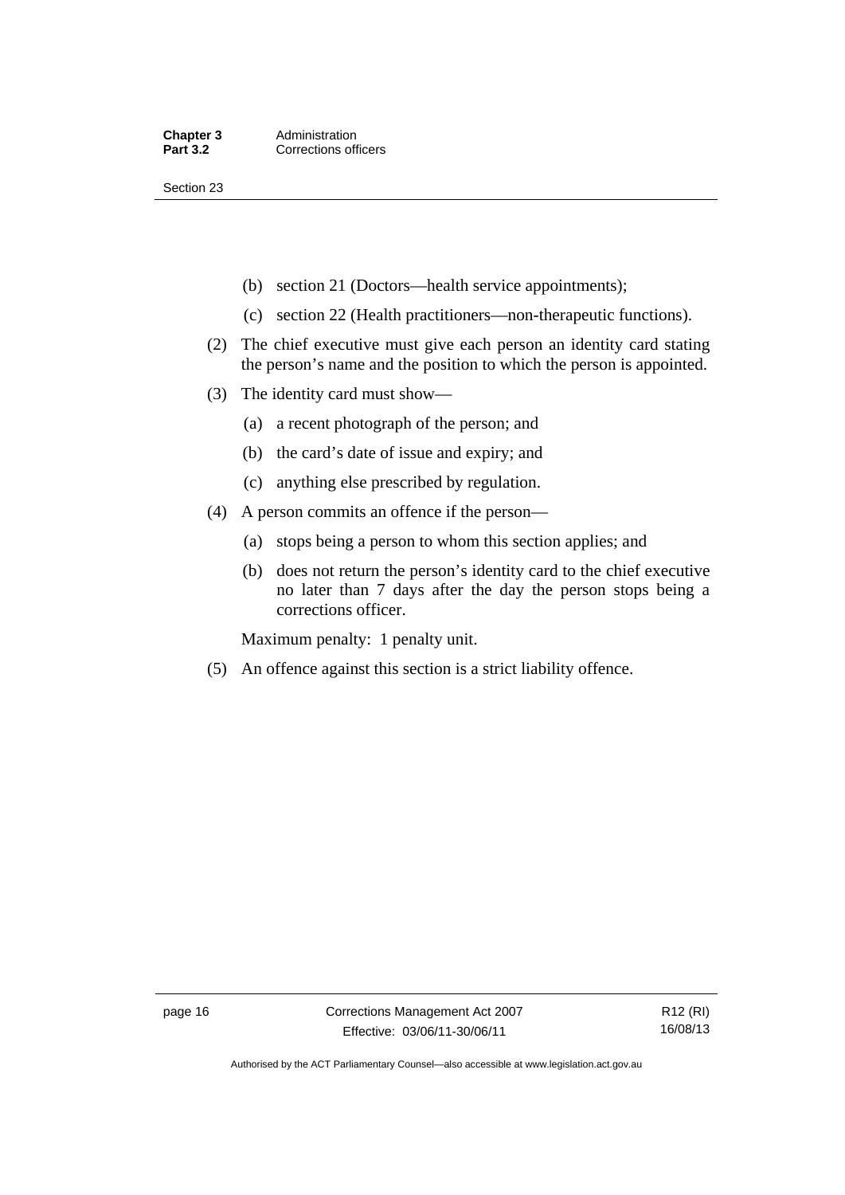(b) section 21 (Doctors—health service appointments);

(c) section 22 (Health practitioners—non-therapeutic functions).

(2) The chief executive must give each person an identity card stating the person's name and the position to which the person is appointed.

(3) The identity card must show—

(a) a recent photograph of the person; and

(b) the card's date of issue and expiry; and

(c) anything else prescribed by regulation.

(4) A person commits an offence if the person—

(a) stops being a person to whom this section applies; and

(b) does not return the person's identity card to the chief executive no later than 7 days after the day the person stops being a corrections officer.

Maximum penalty: 1 penalty unit.

(5) An offence against this section is a strict liability offence.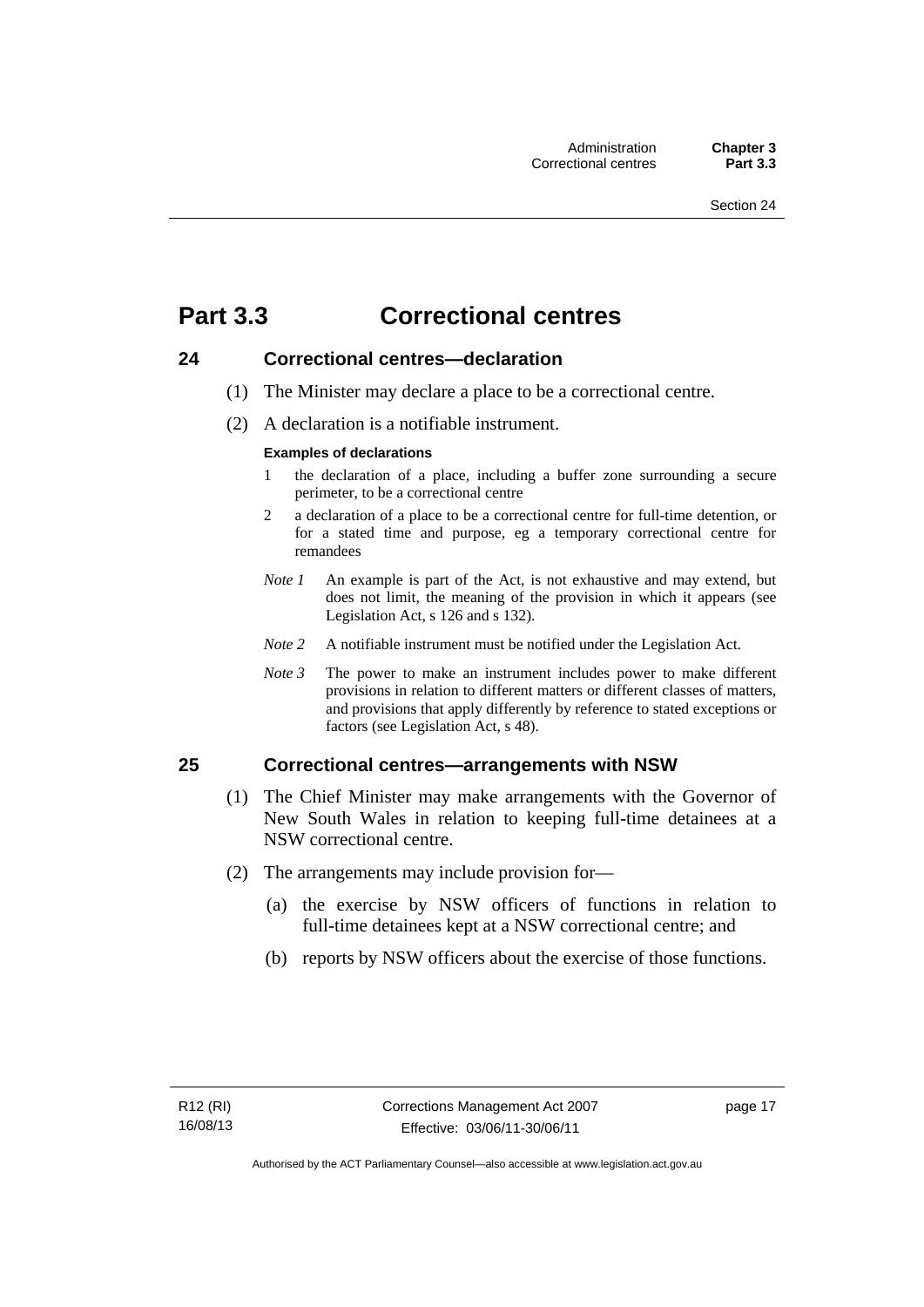# Part 3.3 Correctional centres

## 24 Correctional centres—declaration

(1) The Minister may declare a place to be a correctional centre.

(2) A declaration is a notifiable instrument.

**Examples of declarations**

1 the declaration of a place, including a buffer zone surrounding a secure perimeter, to be a correctional centre

2 a declaration of a place to be a correctional centre for full-time detention, or for a stated time and purpose, eg a temporary correctional centre for remandees

*Note 1* An example is part of the Act, is not exhaustive and may extend, but does not limit, the meaning of the provision in which it appears (see Legislation Act, s 126 and s 132).

*Note 2* A notifiable instrument must be notified under the Legislation Act.

*Note 3* The power to make an instrument includes power to make different provisions in relation to different matters or different classes of matters, and provisions that apply differently by reference to stated exceptions or factors (see Legislation Act, s 48).

## 25 Correctional centres—arrangements with NSW

(1) The Chief Minister may make arrangements with the Governor of New South Wales in relation to keeping full-time detainees at a NSW correctional centre.

(2) The arrangements may include provision for—

(a) the exercise by NSW officers of functions in relation to full-time detainees kept at a NSW correctional centre; and

(b) reports by NSW officers about the exercise of those functions.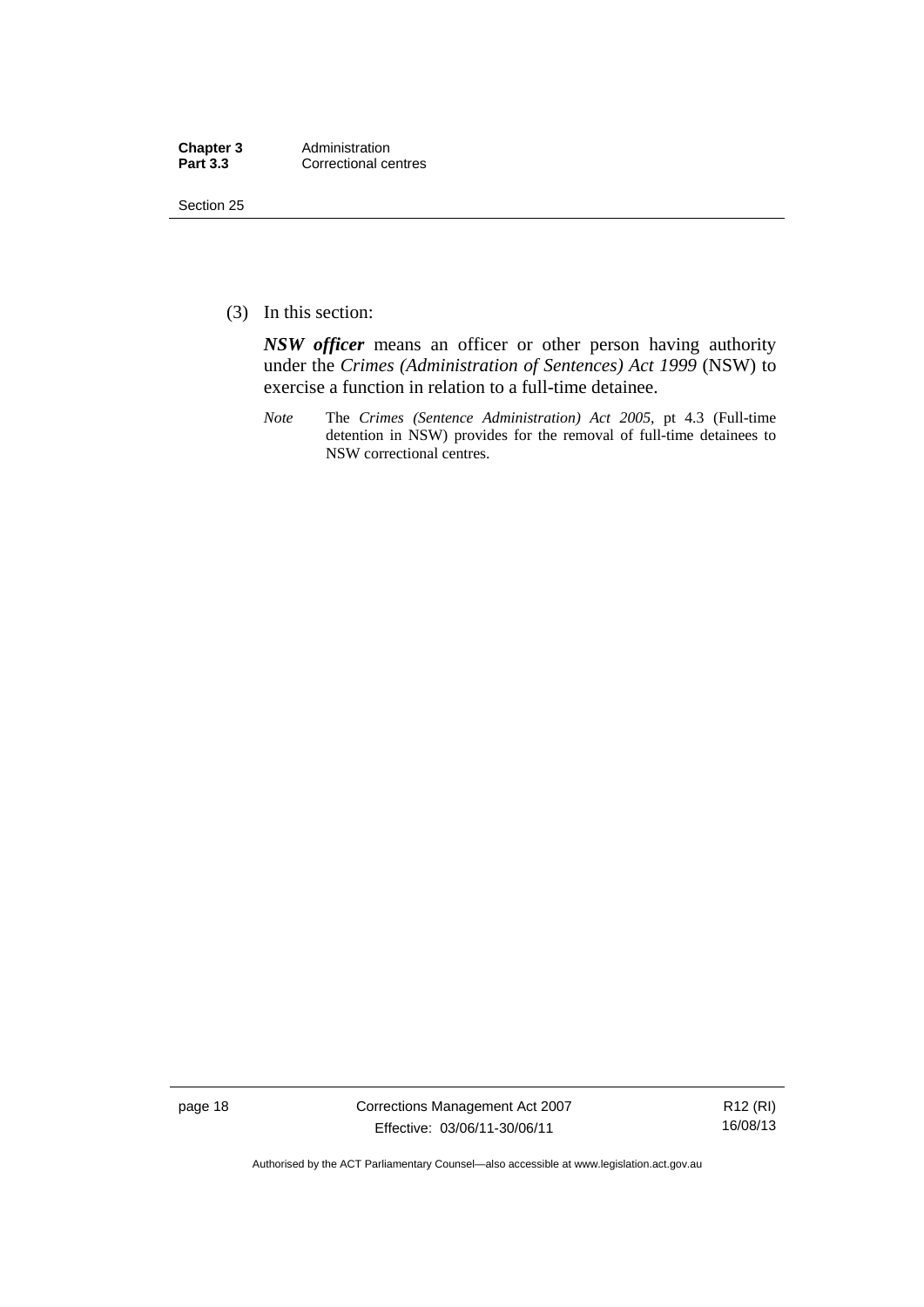(3) In this section:

***NSW officer*** means an officer or other person having authority under the *Crimes (Administration of Sentences) Act 1999* (NSW) to exercise a function in relation to a full-time detainee.

*Note* The *Crimes (Sentence Administration) Act 2005*, pt 4.3 (Full-time detention in NSW) provides for the removal of full-time detainees to NSW correctional centres.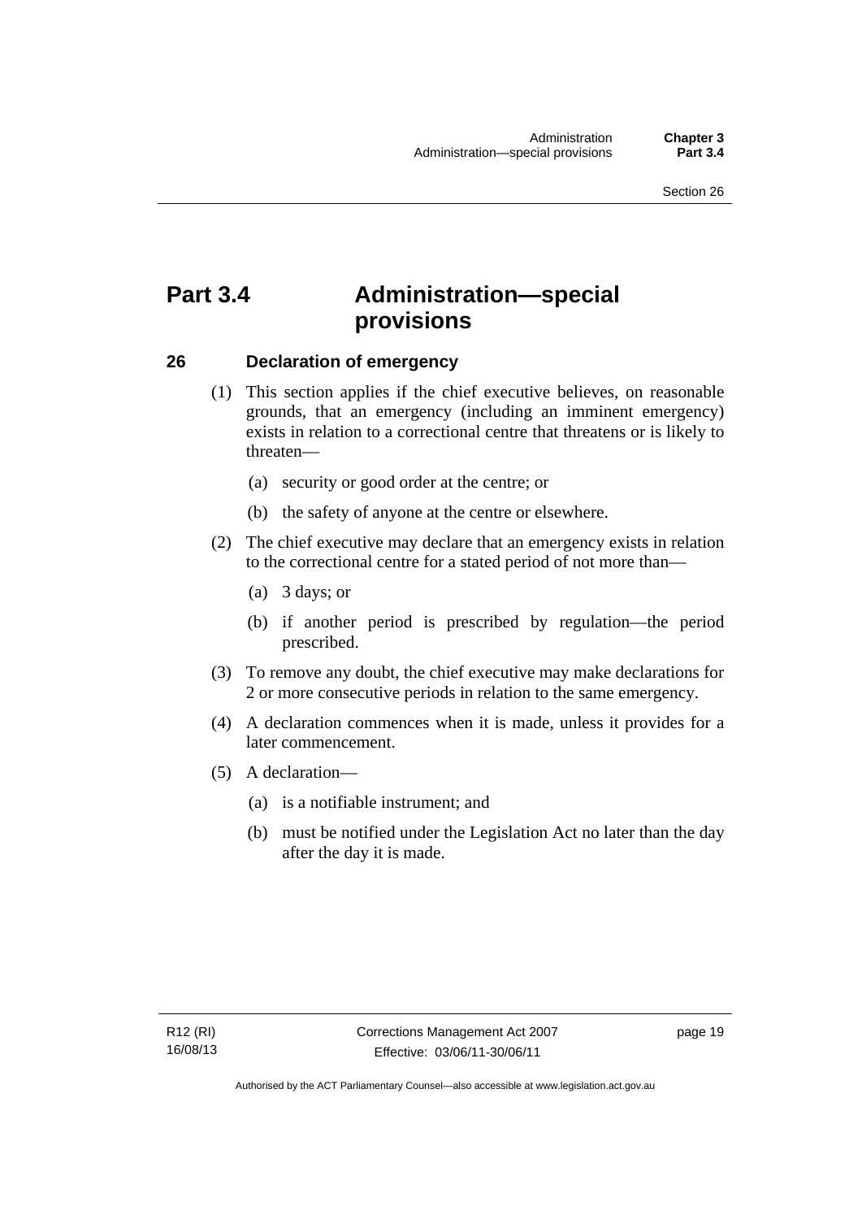# Part 3.4 Administration—special provisions

## 26 Declaration of emergency

(1) This section applies if the chief executive believes, on reasonable grounds, that an emergency (including an imminent emergency) exists in relation to a correctional centre that threatens or is likely to threaten—

(a) security or good order at the centre; or

(b) the safety of anyone at the centre or elsewhere.

(2) The chief executive may declare that an emergency exists in relation to the correctional centre for a stated period of not more than—

(a) 3 days; or

(b) if another period is prescribed by regulation—the period prescribed.

(3) To remove any doubt, the chief executive may make declarations for 2 or more consecutive periods in relation to the same emergency.

(4) A declaration commences when it is made, unless it provides for a later commencement.

(5) A declaration—

(a) is a notifiable instrument; and

(b) must be notified under the Legislation Act no later than the day after the day it is made.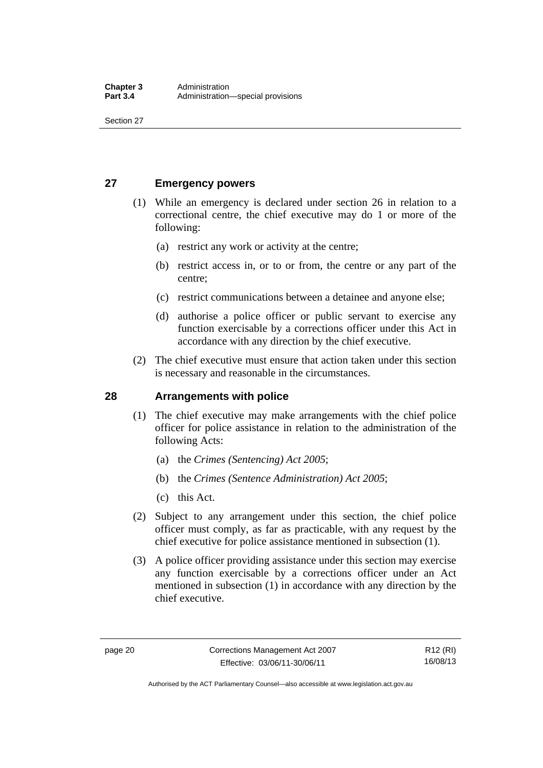## 27 Emergency powers

(1) While an emergency is declared under section 26 in relation to a correctional centre, the chief executive may do 1 or more of the following:

(a) restrict any work or activity at the centre;

(b) restrict access in, or to or from, the centre or any part of the centre;

(c) restrict communications between a detainee and anyone else;

(d) authorise a police officer or public servant to exercise any function exercisable by a corrections officer under this Act in accordance with any direction by the chief executive.

(2) The chief executive must ensure that action taken under this section is necessary and reasonable in the circumstances.

## 28 Arrangements with police

(1) The chief executive may make arrangements with the chief police officer for police assistance in relation to the administration of the following Acts:

(a) the *Crimes (Sentencing) Act 2005*;

(b) the *Crimes (Sentence Administration) Act 2005*;

(c) this Act.

(2) Subject to any arrangement under this section, the chief police officer must comply, as far as practicable, with any request by the chief executive for police assistance mentioned in subsection (1).

(3) A police officer providing assistance under this section may exercise any function exercisable by a corrections officer under an Act mentioned in subsection (1) in accordance with any direction by the chief executive.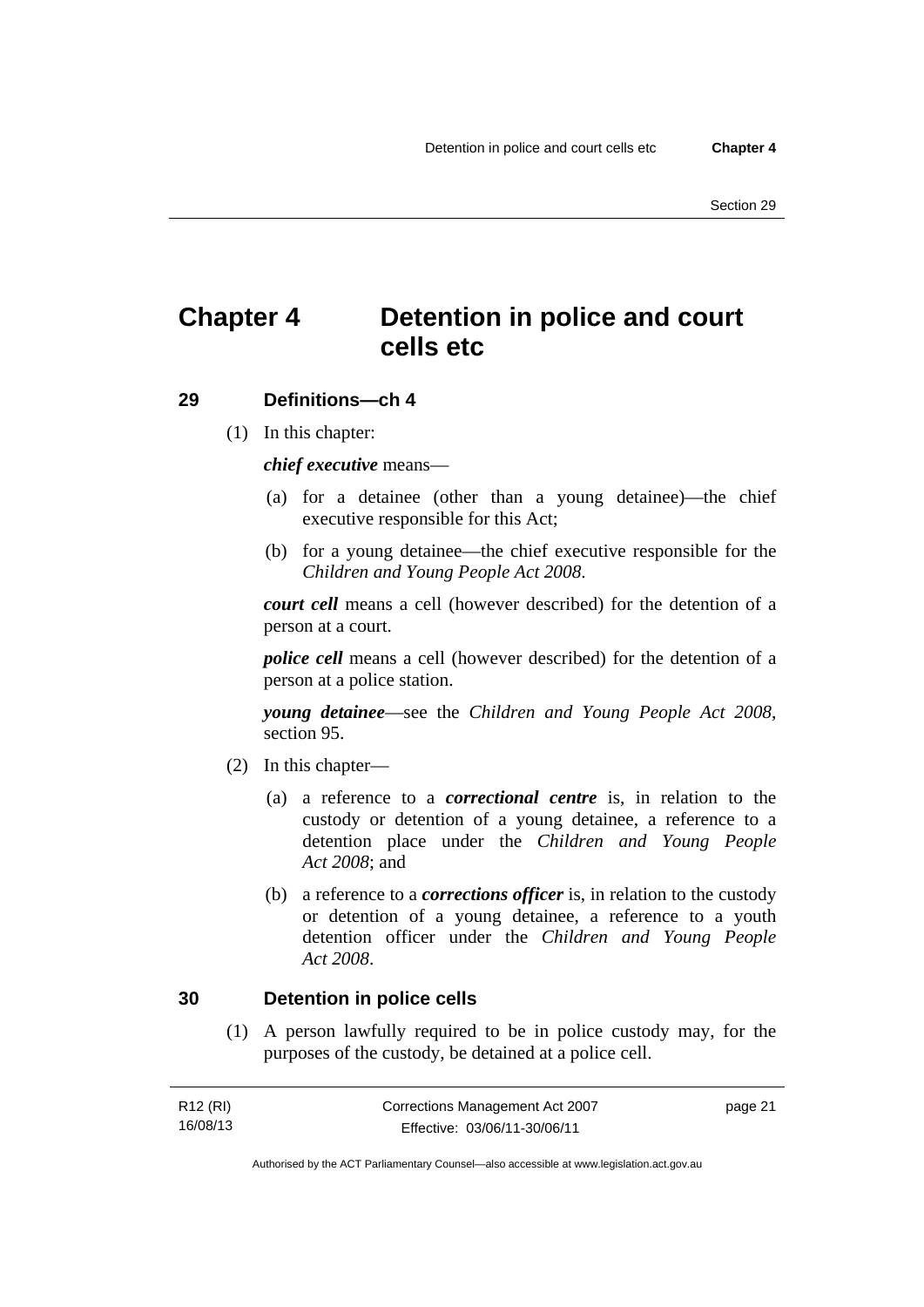# Chapter 4 Detention in police and court cells etc

## 29 Definitions—ch 4

(1) In this chapter:

***chief executive*** means—

(a) for a detainee (other than a young detainee)—the chief executive responsible for this Act;

(b) for a young detainee—the chief executive responsible for the *Children and Young People Act 2008*.

***court cell*** means a cell (however described) for the detention of a person at a court.

***police cell*** means a cell (however described) for the detention of a person at a police station.

***young detainee***—see the *Children and Young People Act 2008*, section 95.

(2) In this chapter—

(a) a reference to a ***correctional centre*** is, in relation to the custody or detention of a young detainee, a reference to a detention place under the *Children and Young People Act 2008*; and

(b) a reference to a ***corrections officer*** is, in relation to the custody or detention of a young detainee, a reference to a youth detention officer under the *Children and Young People Act 2008*.

## 30 Detention in police cells

(1) A person lawfully required to be in police custody may, for the purposes of the custody, be detained at a police cell.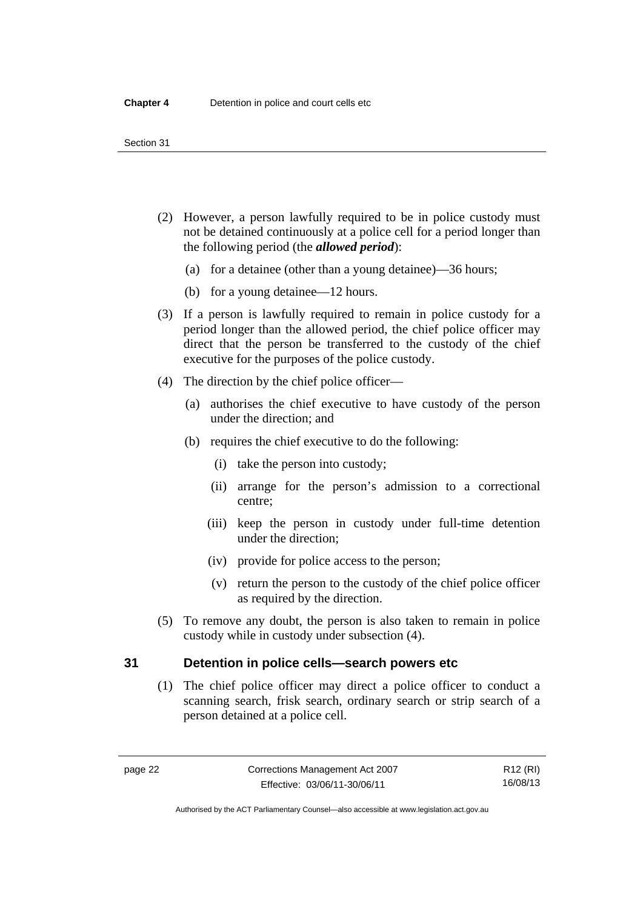(2) However, a person lawfully required to be in police custody must not be detained continuously at a police cell for a period longer than the following period (the ***allowed period***):

(a) for a detainee (other than a young detainee)—36 hours;

(b) for a young detainee—12 hours.

(3) If a person is lawfully required to remain in police custody for a period longer than the allowed period, the chief police officer may direct that the person be transferred to the custody of the chief executive for the purposes of the police custody.

(4) The direction by the chief police officer—

(a) authorises the chief executive to have custody of the person under the direction; and

(b) requires the chief executive to do the following:

(i) take the person into custody;

(ii) arrange for the person's admission to a correctional centre;

(iii) keep the person in custody under full-time detention under the direction;

(iv) provide for police access to the person;

(v) return the person to the custody of the chief police officer as required by the direction.

(5) To remove any doubt, the person is also taken to remain in police custody while in custody under subsection (4).

## 31 Detention in police cells—search powers etc

(1) The chief police officer may direct a police officer to conduct a scanning search, frisk search, ordinary search or strip search of a person detained at a police cell.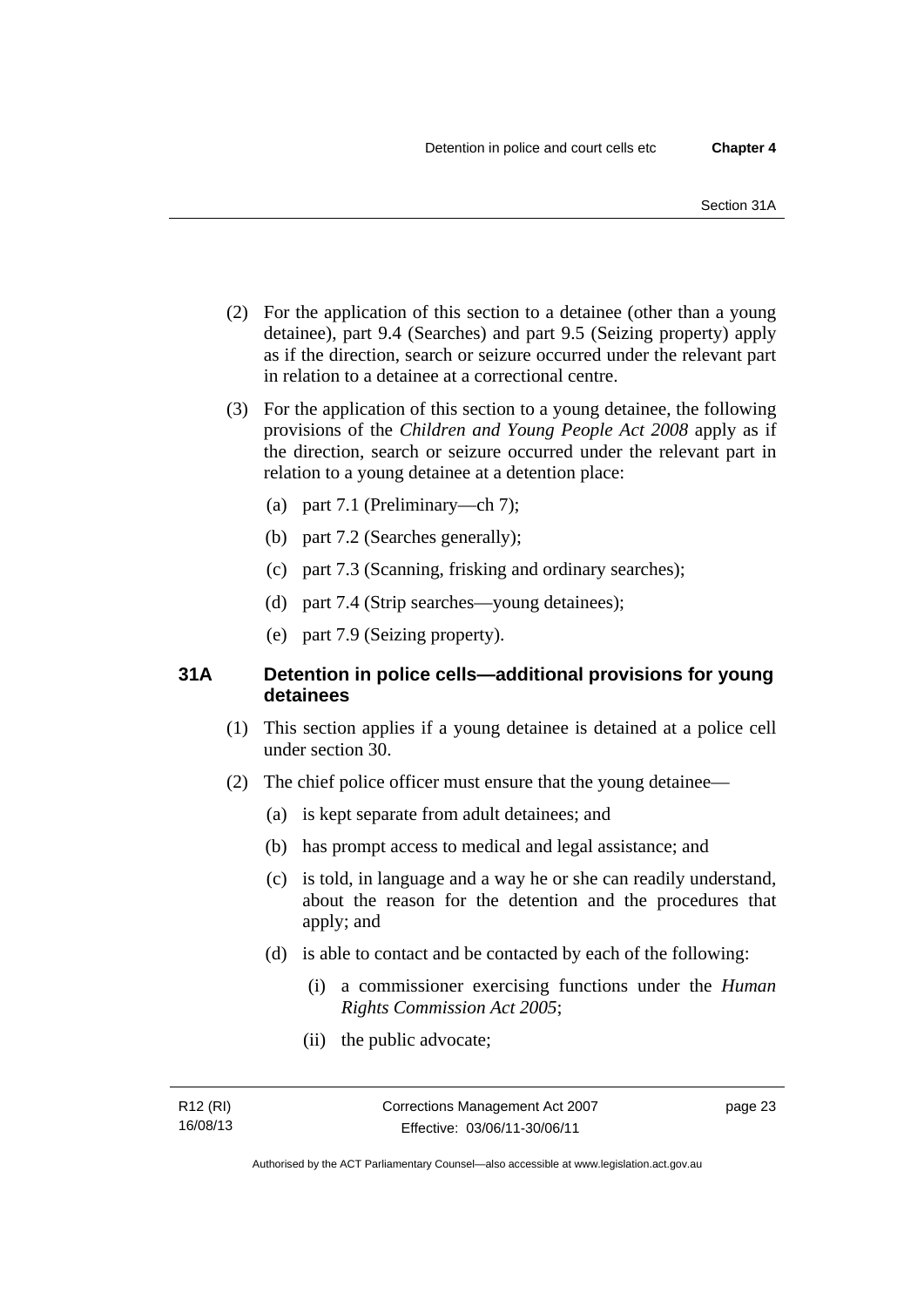(2) For the application of this section to a detainee (other than a young detainee), part 9.4 (Searches) and part 9.5 (Seizing property) apply as if the direction, search or seizure occurred under the relevant part in relation to a detainee at a correctional centre.

(3) For the application of this section to a young detainee, the following provisions of the *Children and Young People Act 2008* apply as if the direction, search or seizure occurred under the relevant part in relation to a young detainee at a detention place:

(a) part 7.1 (Preliminary—ch 7);

(b) part 7.2 (Searches generally);

(c) part 7.3 (Scanning, frisking and ordinary searches);

(d) part 7.4 (Strip searches—young detainees);

(e) part 7.9 (Seizing property).

### 31A Detention in police cells—additional provisions for young detainees

(1) This section applies if a young detainee is detained at a police cell under section 30.

(2) The chief police officer must ensure that the young detainee—

(a) is kept separate from adult detainees; and

(b) has prompt access to medical and legal assistance; and

(c) is told, in language and a way he or she can readily understand, about the reason for the detention and the procedures that apply; and

(d) is able to contact and be contacted by each of the following:

(i) a commissioner exercising functions under the *Human Rights Commission Act 2005*;

(ii) the public advocate;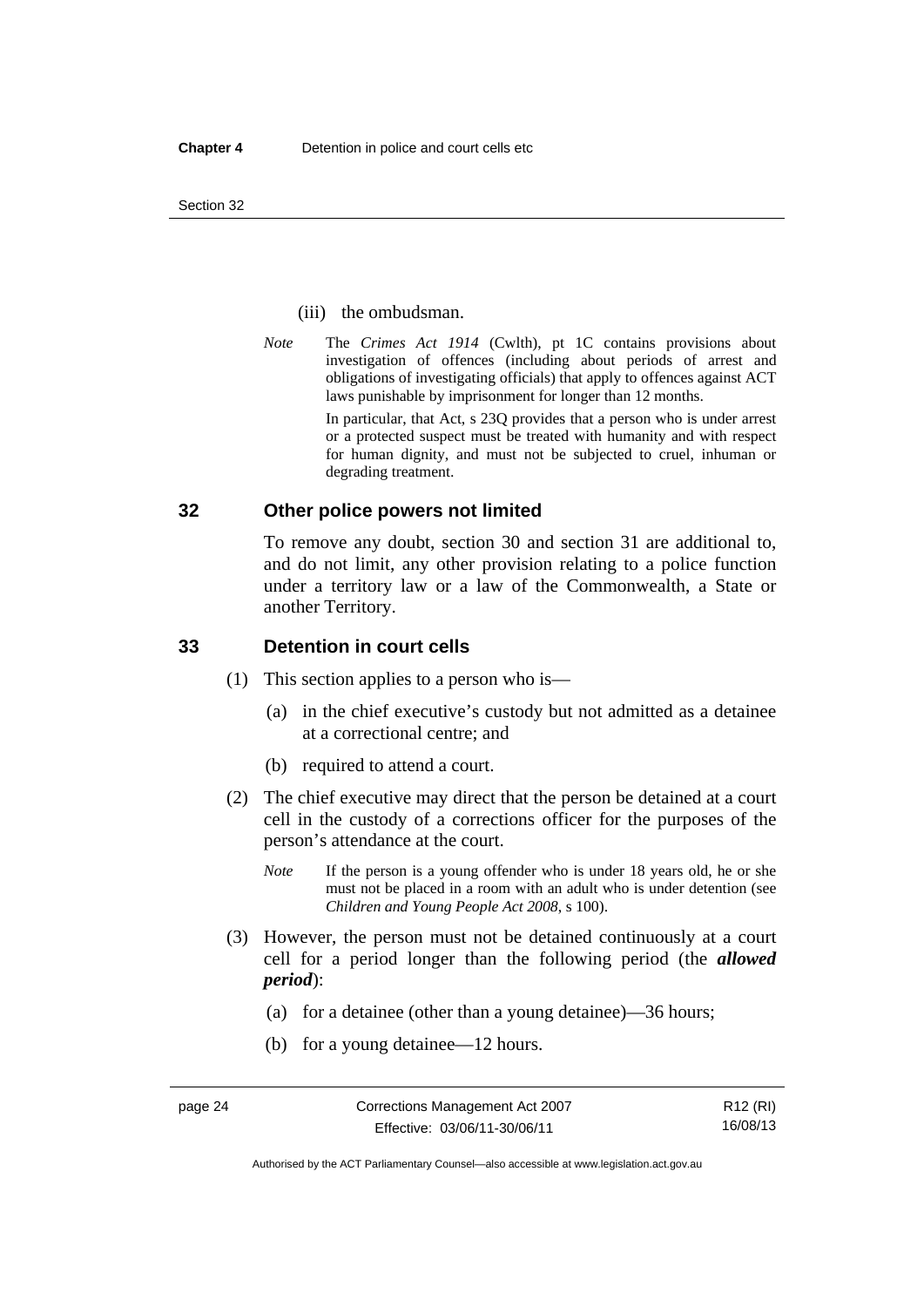(iii) the ombudsman.

*Note* The *Crimes Act 1914* (Cwlth), pt 1C contains provisions about investigation of offences (including about periods of arrest and obligations of investigating officials) that apply to offences against ACT laws punishable by imprisonment for longer than 12 months.

In particular, that Act, s 23Q provides that a person who is under arrest or a protected suspect must be treated with humanity and with respect for human dignity, and must not be subjected to cruel, inhuman or degrading treatment.

## 32 Other police powers not limited

To remove any doubt, section 30 and section 31 are additional to, and do not limit, any other provision relating to a police function under a territory law or a law of the Commonwealth, a State or another Territory.

## 33 Detention in court cells

(1) This section applies to a person who is—

(a) in the chief executive's custody but not admitted as a detainee at a correctional centre; and

(b) required to attend a court.

(2) The chief executive may direct that the person be detained at a court cell in the custody of a corrections officer for the purposes of the person's attendance at the court.

*Note* If the person is a young offender who is under 18 years old, he or she must not be placed in a room with an adult who is under detention (see *Children and Young People Act 2008*, s 100).

(3) However, the person must not be detained continuously at a court cell for a period longer than the following period (the ***allowed period***):

(a) for a detainee (other than a young detainee)—36 hours;

(b) for a young detainee—12 hours.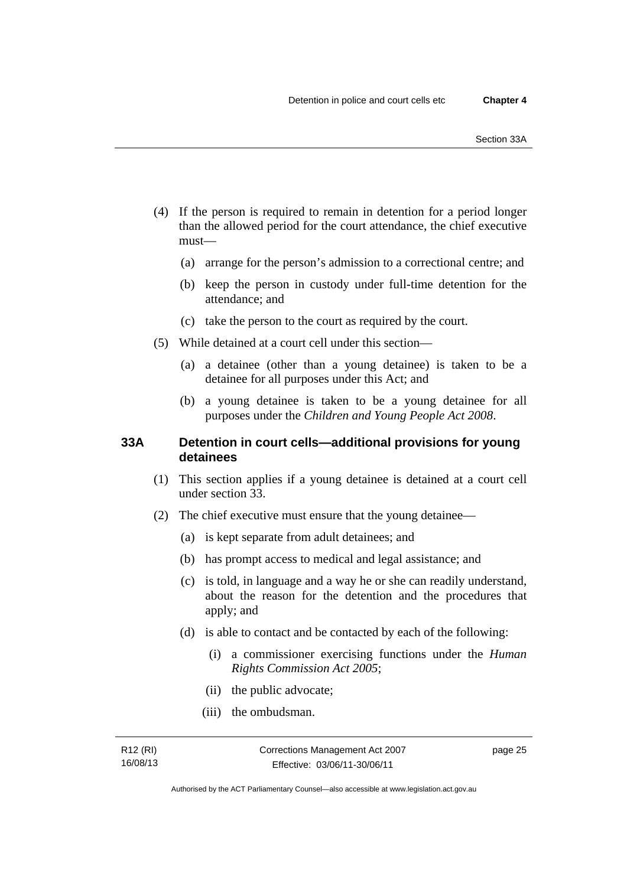(4) If the person is required to remain in detention for a period longer than the allowed period for the court attendance, the chief executive must—

(a) arrange for the person's admission to a correctional centre; and

(b) keep the person in custody under full-time detention for the attendance; and

(c) take the person to the court as required by the court.

(5) While detained at a court cell under this section—

(a) a detainee (other than a young detainee) is taken to be a detainee for all purposes under this Act; and

(b) a young detainee is taken to be a young detainee for all purposes under the *Children and Young People Act 2008*.

### 33A Detention in court cells—additional provisions for young detainees

(1) This section applies if a young detainee is detained at a court cell under section 33.

(2) The chief executive must ensure that the young detainee—

(a) is kept separate from adult detainees; and

(b) has prompt access to medical and legal assistance; and

(c) is told, in language and a way he or she can readily understand, about the reason for the detention and the procedures that apply; and

(d) is able to contact and be contacted by each of the following:

(i) a commissioner exercising functions under the *Human Rights Commission Act 2005*;

(ii) the public advocate;

(iii) the ombudsman.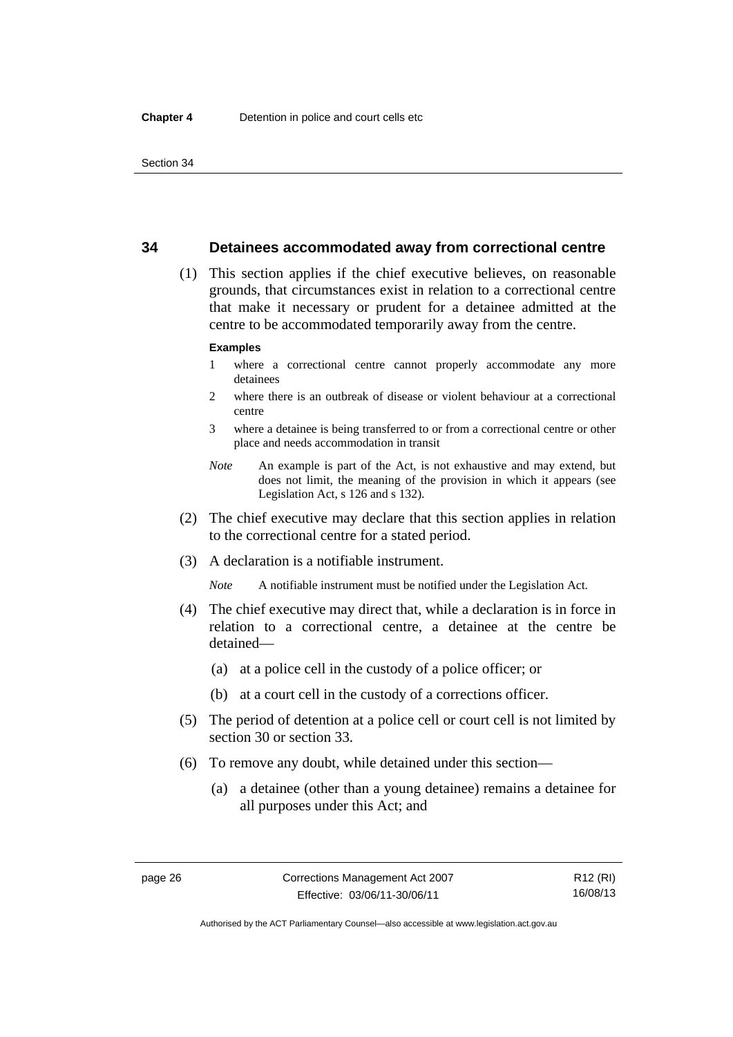## 34 Detainees accommodated away from correctional centre

(1) This section applies if the chief executive believes, on reasonable grounds, that circumstances exist in relation to a correctional centre that make it necessary or prudent for a detainee admitted at the centre to be accommodated temporarily away from the centre.

**Examples**

1 where a correctional centre cannot properly accommodate any more detainees

2 where there is an outbreak of disease or violent behaviour at a correctional centre

3 where a detainee is being transferred to or from a correctional centre or other place and needs accommodation in transit

*Note* An example is part of the Act, is not exhaustive and may extend, but does not limit, the meaning of the provision in which it appears (see Legislation Act, s 126 and s 132).

(2) The chief executive may declare that this section applies in relation to the correctional centre for a stated period.

(3) A declaration is a notifiable instrument.

*Note* A notifiable instrument must be notified under the Legislation Act.

(4) The chief executive may direct that, while a declaration is in force in relation to a correctional centre, a detainee at the centre be detained—

(a) at a police cell in the custody of a police officer; or

(b) at a court cell in the custody of a corrections officer.

(5) The period of detention at a police cell or court cell is not limited by section 30 or section 33.

(6) To remove any doubt, while detained under this section—

(a) a detainee (other than a young detainee) remains a detainee for all purposes under this Act; and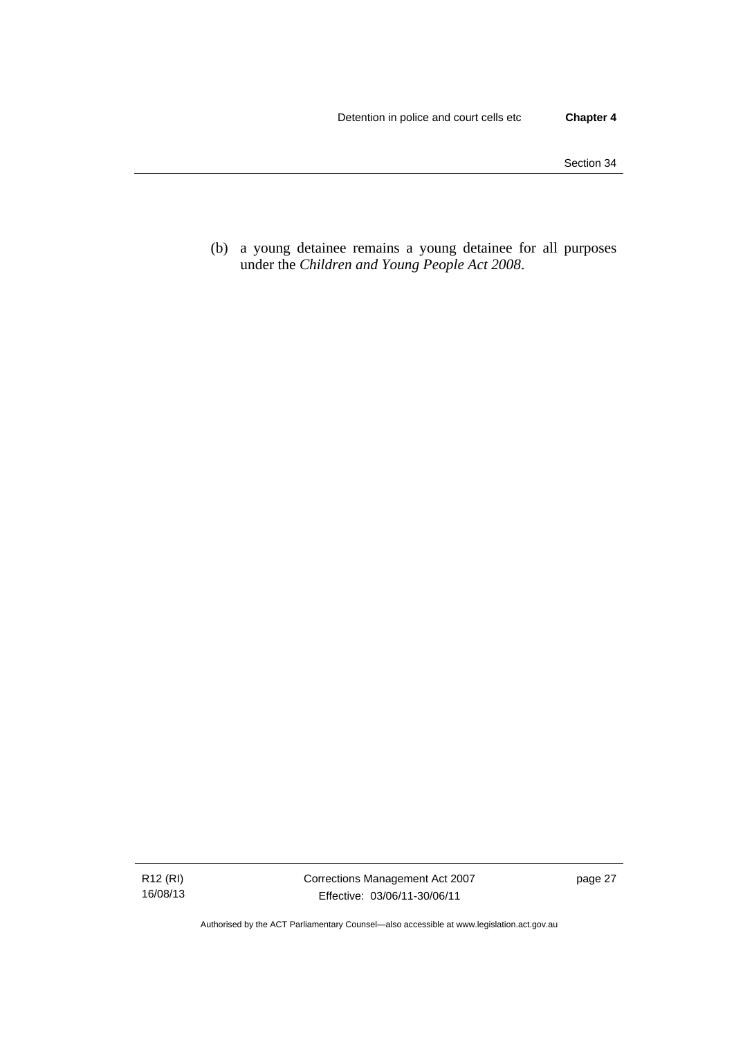(b) a young detainee remains a young detainee for all purposes under the *Children and Young People Act 2008*.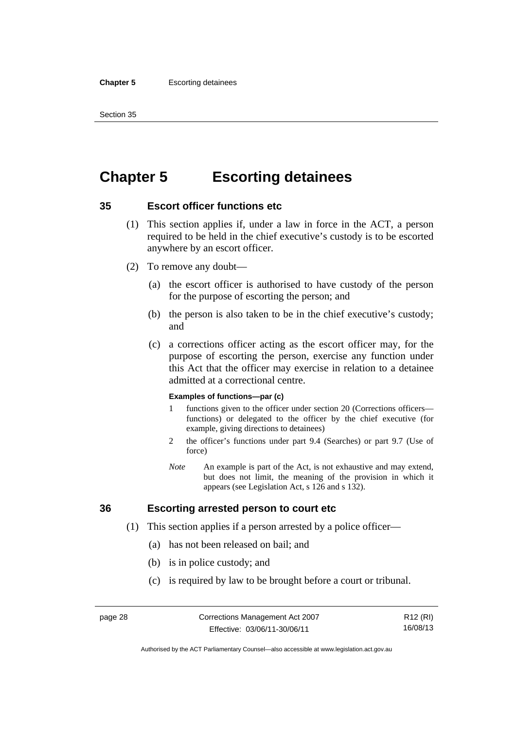# Chapter 5 Escorting detainees

## 35 Escort officer functions etc

(1) This section applies if, under a law in force in the ACT, a person required to be held in the chief executive's custody is to be escorted anywhere by an escort officer.

(2) To remove any doubt—

(a) the escort officer is authorised to have custody of the person for the purpose of escorting the person; and

(b) the person is also taken to be in the chief executive's custody; and

(c) a corrections officer acting as the escort officer may, for the purpose of escorting the person, exercise any function under this Act that the officer may exercise in relation to a detainee admitted at a correctional centre.

**Examples of functions—par (c)**

1 functions given to the officer under section 20 (Corrections officers—functions) or delegated to the officer by the chief executive (for example, giving directions to detainees)

2 the officer's functions under part 9.4 (Searches) or part 9.7 (Use of force)

*Note* An example is part of the Act, is not exhaustive and may extend, but does not limit, the meaning of the provision in which it appears (see Legislation Act, s 126 and s 132).

## 36 Escorting arrested person to court etc

(1) This section applies if a person arrested by a police officer—

(a) has not been released on bail; and

(b) is in police custody; and

(c) is required by law to be brought before a court or tribunal.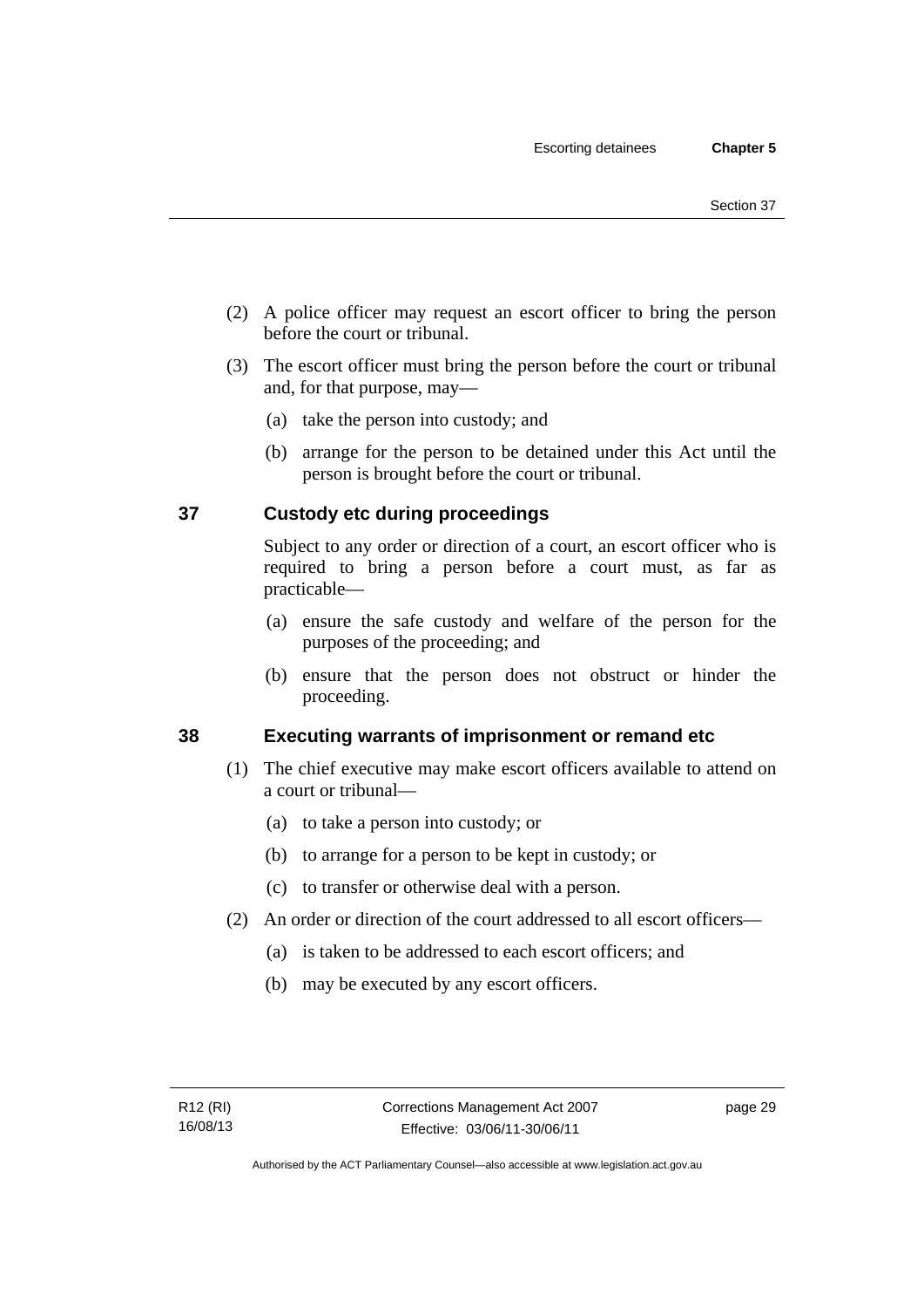(2) A police officer may request an escort officer to bring the person before the court or tribunal.

(3) The escort officer must bring the person before the court or tribunal and, for that purpose, may—

(a) take the person into custody; and

(b) arrange for the person to be detained under this Act until the person is brought before the court or tribunal.

## 37 Custody etc during proceedings

Subject to any order or direction of a court, an escort officer who is required to bring a person before a court must, as far as practicable—

(a) ensure the safe custody and welfare of the person for the purposes of the proceeding; and

(b) ensure that the person does not obstruct or hinder the proceeding.

## 38 Executing warrants of imprisonment or remand etc

(1) The chief executive may make escort officers available to attend on a court or tribunal—

(a) to take a person into custody; or

(b) to arrange for a person to be kept in custody; or

(c) to transfer or otherwise deal with a person.

(2) An order or direction of the court addressed to all escort officers—

(a) is taken to be addressed to each escort officers; and

(b) may be executed by any escort officers.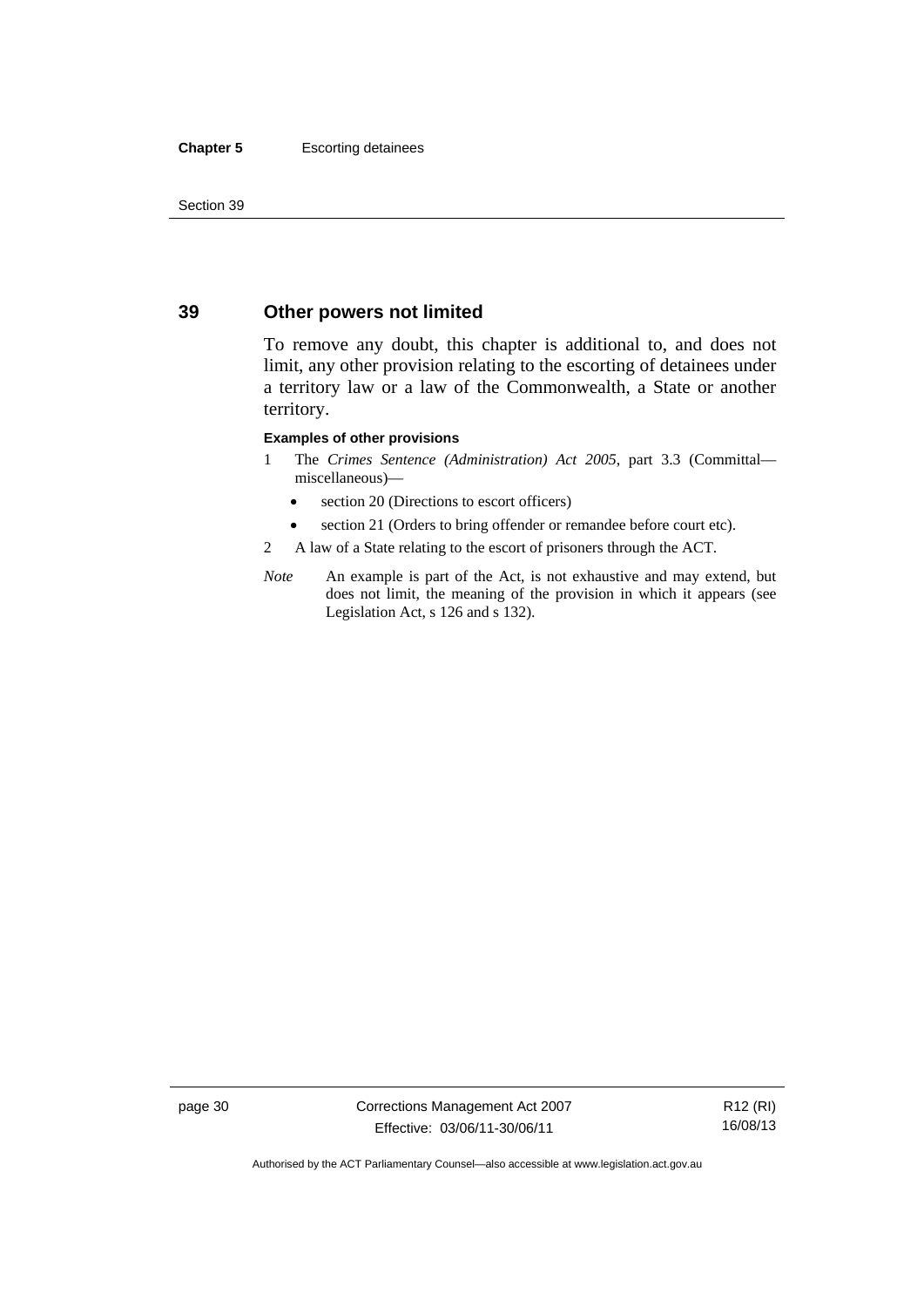## 39 Other powers not limited

To remove any doubt, this chapter is additional to, and does not limit, any other provision relating to the escorting of detainees under a territory law or a law of the Commonwealth, a State or another territory.

**Examples of other provisions**

1. The *Crimes Sentence (Administration) Act 2005*, part 3.3 (Committal—miscellaneous)—
   - section 20 (Directions to escort officers)
   - section 21 (Orders to bring offender or remandee before court etc).
2. A law of a State relating to the escort of prisoners through the ACT.

*Note* An example is part of the Act, is not exhaustive and may extend, but does not limit, the meaning of the provision in which it appears (see Legislation Act, s 126 and s 132).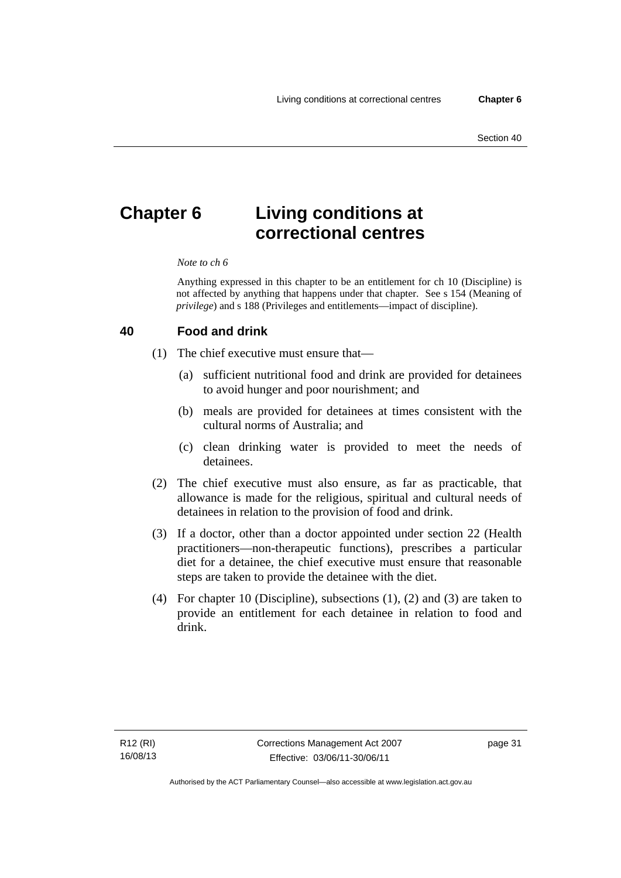# Chapter 6 Living conditions at correctional centres

*Note to ch 6*

Anything expressed in this chapter to be an entitlement for ch 10 (Discipline) is not affected by anything that happens under that chapter. See s 154 (Meaning of *privilege*) and s 188 (Privileges and entitlements—impact of discipline).

## 40 Food and drink

(1) The chief executive must ensure that—

(a) sufficient nutritional food and drink are provided for detainees to avoid hunger and poor nourishment; and

(b) meals are provided for detainees at times consistent with the cultural norms of Australia; and

(c) clean drinking water is provided to meet the needs of detainees.

(2) The chief executive must also ensure, as far as practicable, that allowance is made for the religious, spiritual and cultural needs of detainees in relation to the provision of food and drink.

(3) If a doctor, other than a doctor appointed under section 22 (Health practitioners—non-therapeutic functions), prescribes a particular diet for a detainee, the chief executive must ensure that reasonable steps are taken to provide the detainee with the diet.

(4) For chapter 10 (Discipline), subsections (1), (2) and (3) are taken to provide an entitlement for each detainee in relation to food and drink.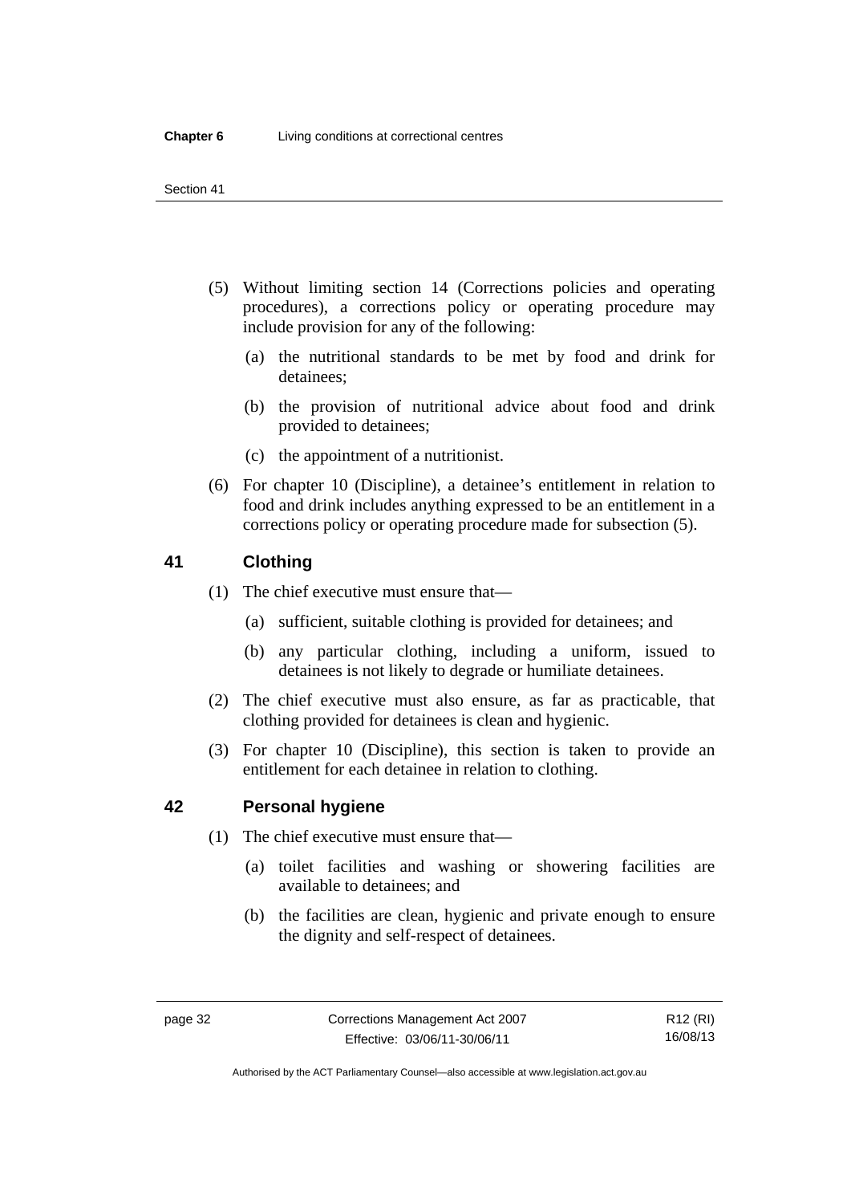(5) Without limiting section 14 (Corrections policies and operating procedures), a corrections policy or operating procedure may include provision for any of the following:

(a) the nutritional standards to be met by food and drink for detainees;

(b) the provision of nutritional advice about food and drink provided to detainees;

(c) the appointment of a nutritionist.

(6) For chapter 10 (Discipline), a detainee's entitlement in relation to food and drink includes anything expressed to be an entitlement in a corrections policy or operating procedure made for subsection (5).

## 41 Clothing

(1) The chief executive must ensure that—

(a) sufficient, suitable clothing is provided for detainees; and

(b) any particular clothing, including a uniform, issued to detainees is not likely to degrade or humiliate detainees.

(2) The chief executive must also ensure, as far as practicable, that clothing provided for detainees is clean and hygienic.

(3) For chapter 10 (Discipline), this section is taken to provide an entitlement for each detainee in relation to clothing.

## 42 Personal hygiene

(1) The chief executive must ensure that—

(a) toilet facilities and washing or showering facilities are available to detainees; and

(b) the facilities are clean, hygienic and private enough to ensure the dignity and self-respect of detainees.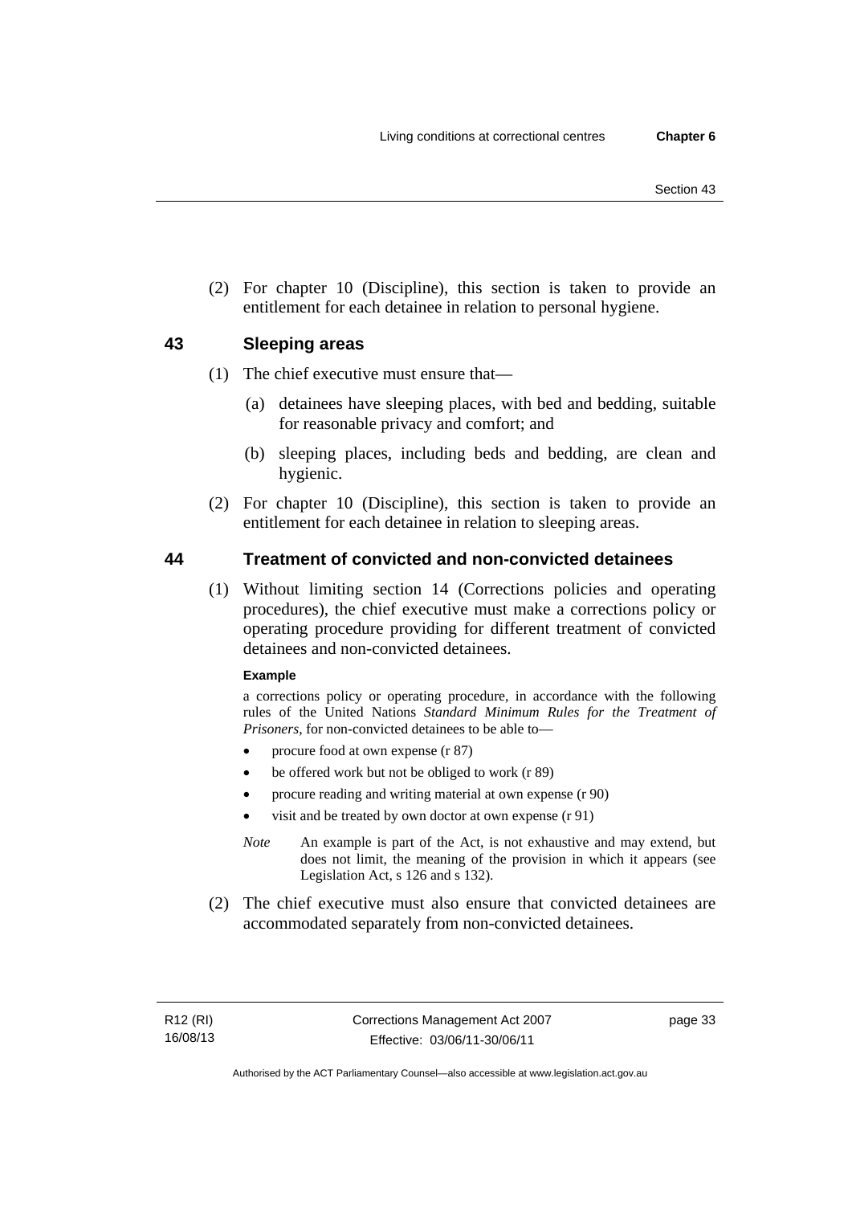(2) For chapter 10 (Discipline), this section is taken to provide an entitlement for each detainee in relation to personal hygiene.

## 43 Sleeping areas

(1) The chief executive must ensure that—

(a) detainees have sleeping places, with bed and bedding, suitable for reasonable privacy and comfort; and

(b) sleeping places, including beds and bedding, are clean and hygienic.

(2) For chapter 10 (Discipline), this section is taken to provide an entitlement for each detainee in relation to sleeping areas.

## 44 Treatment of convicted and non-convicted detainees

(1) Without limiting section 14 (Corrections policies and operating procedures), the chief executive must make a corrections policy or operating procedure providing for different treatment of convicted detainees and non-convicted detainees.

**Example**

a corrections policy or operating procedure, in accordance with the following rules of the United Nations *Standard Minimum Rules for the Treatment of Prisoners*, for non-convicted detainees to be able to—

- procure food at own expense (r 87)
- be offered work but not be obliged to work (r 89)
- procure reading and writing material at own expense (r 90)
- visit and be treated by own doctor at own expense (r 91)

*Note* An example is part of the Act, is not exhaustive and may extend, but does not limit, the meaning of the provision in which it appears (see Legislation Act, s 126 and s 132).

(2) The chief executive must also ensure that convicted detainees are accommodated separately from non-convicted detainees.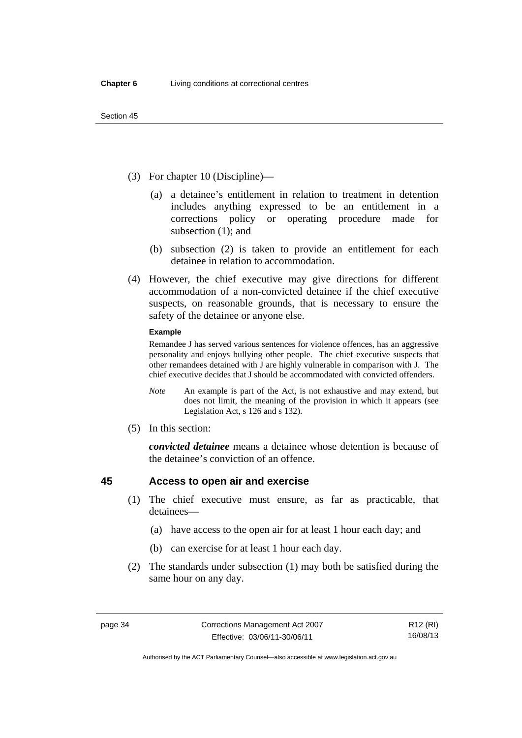(3) For chapter 10 (Discipline)—

(a) a detainee's entitlement in relation to treatment in detention includes anything expressed to be an entitlement in a corrections policy or operating procedure made for subsection (1); and

(b) subsection (2) is taken to provide an entitlement for each detainee in relation to accommodation.

(4) However, the chief executive may give directions for different accommodation of a non-convicted detainee if the chief executive suspects, on reasonable grounds, that is necessary to ensure the safety of the detainee or anyone else.

**Example**

Remandee J has served various sentences for violence offences, has an aggressive personality and enjoys bullying other people. The chief executive suspects that other remandees detained with J are highly vulnerable in comparison with J. The chief executive decides that J should be accommodated with convicted offenders.

*Note* An example is part of the Act, is not exhaustive and may extend, but does not limit, the meaning of the provision in which it appears (see Legislation Act, s 126 and s 132).

(5) In this section:

***convicted detainee*** means a detainee whose detention is because of the detainee's conviction of an offence.

## 45 Access to open air and exercise

(1) The chief executive must ensure, as far as practicable, that detainees—

(a) have access to the open air for at least 1 hour each day; and

(b) can exercise for at least 1 hour each day.

(2) The standards under subsection (1) may both be satisfied during the same hour on any day.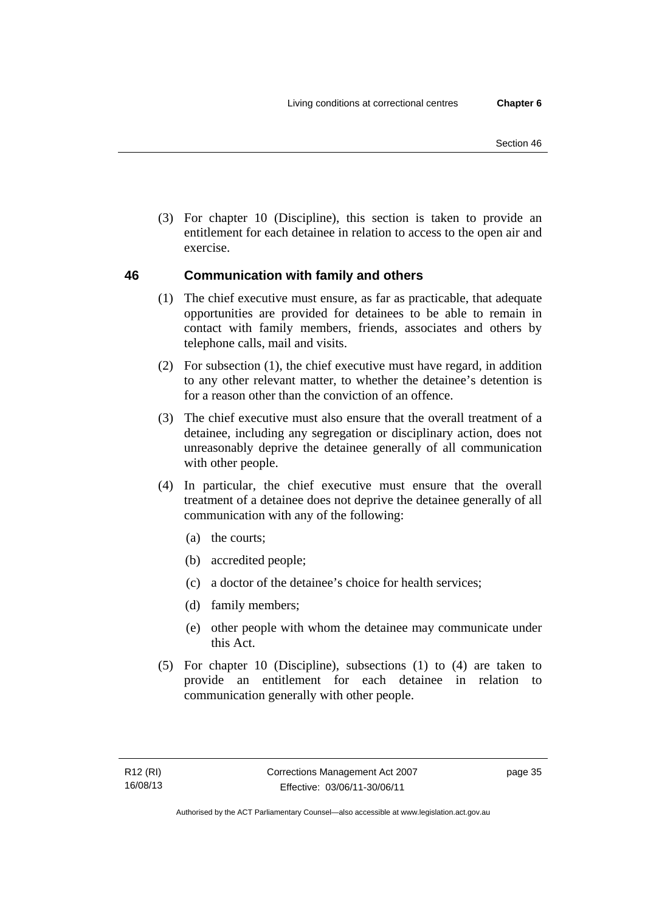(3) For chapter 10 (Discipline), this section is taken to provide an entitlement for each detainee in relation to access to the open air and exercise.

## 46 Communication with family and others

(1) The chief executive must ensure, as far as practicable, that adequate opportunities are provided for detainees to be able to remain in contact with family members, friends, associates and others by telephone calls, mail and visits.

(2) For subsection (1), the chief executive must have regard, in addition to any other relevant matter, to whether the detainee's detention is for a reason other than the conviction of an offence.

(3) The chief executive must also ensure that the overall treatment of a detainee, including any segregation or disciplinary action, does not unreasonably deprive the detainee generally of all communication with other people.

(4) In particular, the chief executive must ensure that the overall treatment of a detainee does not deprive the detainee generally of all communication with any of the following:

- (a) the courts;
- (b) accredited people;
- (c) a doctor of the detainee's choice for health services;
- (d) family members;
- (e) other people with whom the detainee may communicate under this Act.

(5) For chapter 10 (Discipline), subsections (1) to (4) are taken to provide an entitlement for each detainee in relation to communication generally with other people.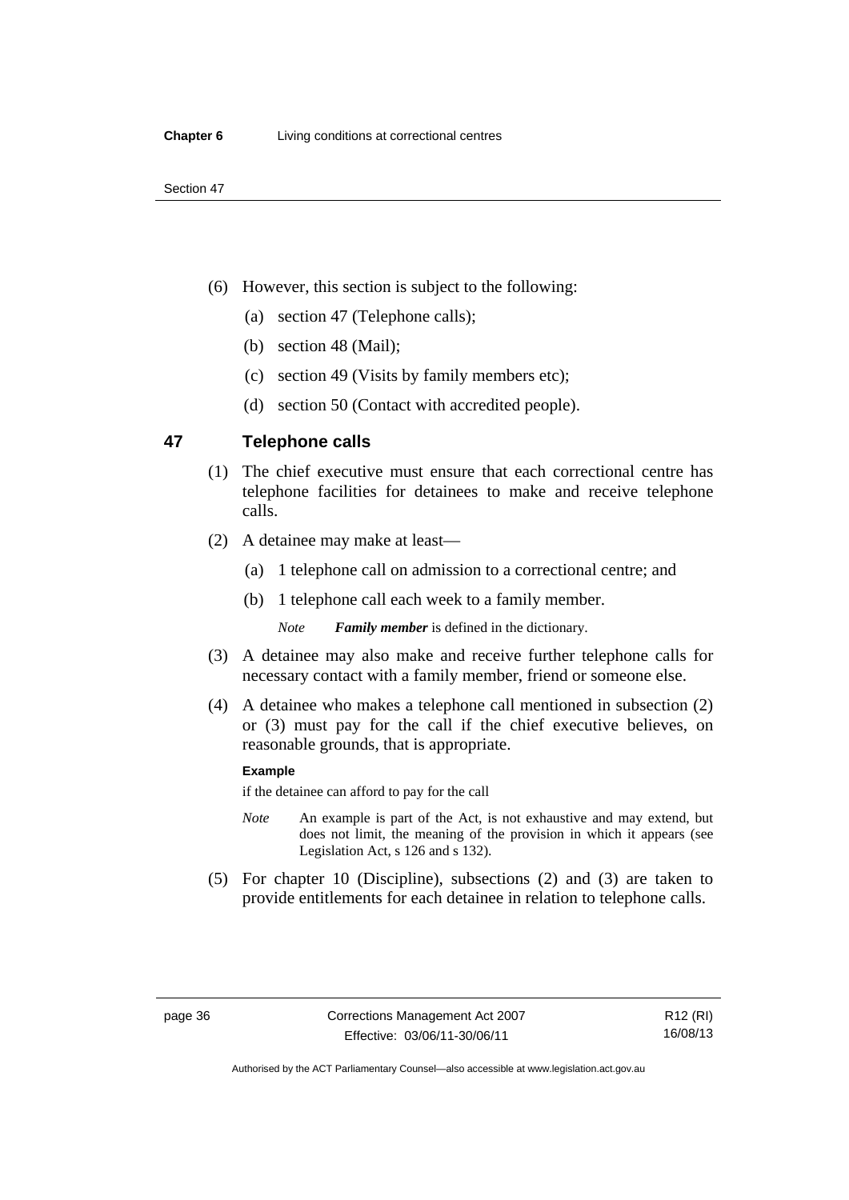(6) However, this section is subject to the following:

  (a) section 47 (Telephone calls);

  (b) section 48 (Mail);

  (c) section 49 (Visits by family members etc);

  (d) section 50 (Contact with accredited people).

## 47 Telephone calls

(1) The chief executive must ensure that each correctional centre has telephone facilities for detainees to make and receive telephone calls.

(2) A detainee may make at least—

  (a) 1 telephone call on admission to a correctional centre; and

  (b) 1 telephone call each week to a family member.

  *Note* ***Family member*** is defined in the dictionary.

(3) A detainee may also make and receive further telephone calls for necessary contact with a family member, friend or someone else.

(4) A detainee who makes a telephone call mentioned in subsection (2) or (3) must pay for the call if the chief executive believes, on reasonable grounds, that is appropriate.

**Example**

if the detainee can afford to pay for the call

*Note* An example is part of the Act, is not exhaustive and may extend, but does not limit, the meaning of the provision in which it appears (see Legislation Act, s 126 and s 132).

(5) For chapter 10 (Discipline), subsections (2) and (3) are taken to provide entitlements for each detainee in relation to telephone calls.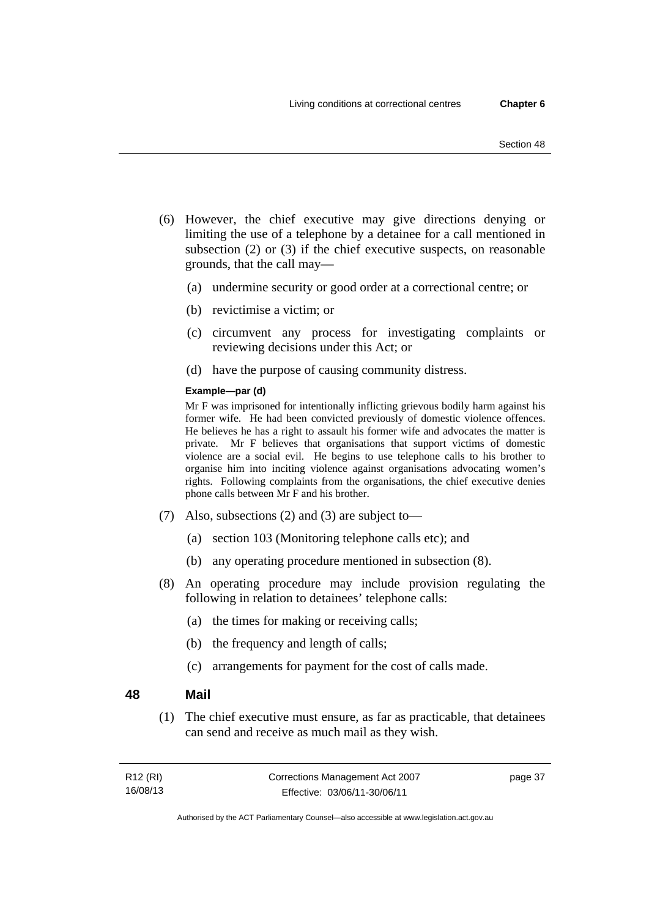(6) However, the chief executive may give directions denying or limiting the use of a telephone by a detainee for a call mentioned in subsection (2) or (3) if the chief executive suspects, on reasonable grounds, that the call may—

(a) undermine security or good order at a correctional centre; or

(b) revictimise a victim; or

(c) circumvent any process for investigating complaints or reviewing decisions under this Act; or

(d) have the purpose of causing community distress.

**Example—par (d)**

Mr F was imprisoned for intentionally inflicting grievous bodily harm against his former wife. He had been convicted previously of domestic violence offences. He believes he has a right to assault his former wife and advocates the matter is private. Mr F believes that organisations that support victims of domestic violence are a social evil. He begins to use telephone calls to his brother to organise him into inciting violence against organisations advocating women's rights. Following complaints from the organisations, the chief executive denies phone calls between Mr F and his brother.

(7) Also, subsections (2) and (3) are subject to—

(a) section 103 (Monitoring telephone calls etc); and

(b) any operating procedure mentioned in subsection (8).

(8) An operating procedure may include provision regulating the following in relation to detainees' telephone calls:

(a) the times for making or receiving calls;

(b) the frequency and length of calls;

(c) arrangements for payment for the cost of calls made.

## 48 Mail

(1) The chief executive must ensure, as far as practicable, that detainees can send and receive as much mail as they wish.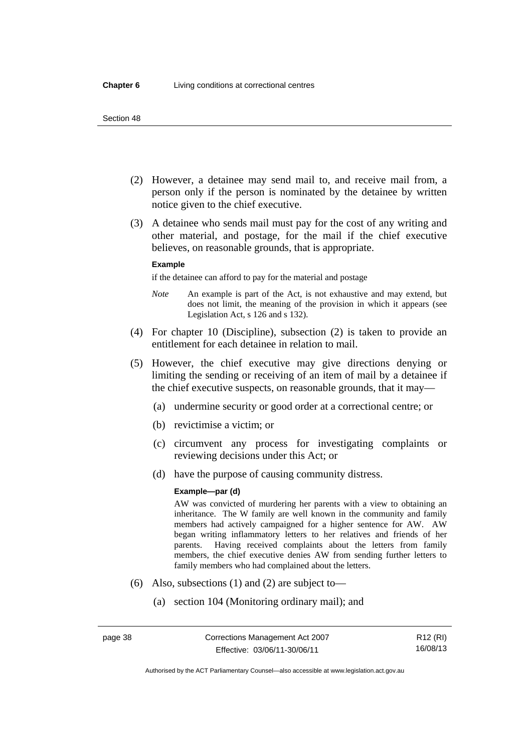(2) However, a detainee may send mail to, and receive mail from, a person only if the person is nominated by the detainee by written notice given to the chief executive.

(3) A detainee who sends mail must pay for the cost of any writing and other material, and postage, for the mail if the chief executive believes, on reasonable grounds, that is appropriate.

**Example**

if the detainee can afford to pay for the material and postage

*Note* An example is part of the Act, is not exhaustive and may extend, but does not limit, the meaning of the provision in which it appears (see Legislation Act, s 126 and s 132).

(4) For chapter 10 (Discipline), subsection (2) is taken to provide an entitlement for each detainee in relation to mail.

(5) However, the chief executive may give directions denying or limiting the sending or receiving of an item of mail by a detainee if the chief executive suspects, on reasonable grounds, that it may—

(a) undermine security or good order at a correctional centre; or

(b) revictimise a victim; or

(c) circumvent any process for investigating complaints or reviewing decisions under this Act; or

(d) have the purpose of causing community distress.

**Example—par (d)**

AW was convicted of murdering her parents with a view to obtaining an inheritance. The W family are well known in the community and family members had actively campaigned for a higher sentence for AW. AW began writing inflammatory letters to her relatives and friends of her parents. Having received complaints about the letters from family members, the chief executive denies AW from sending further letters to family members who had complained about the letters.

(6) Also, subsections (1) and (2) are subject to—

(a) section 104 (Monitoring ordinary mail); and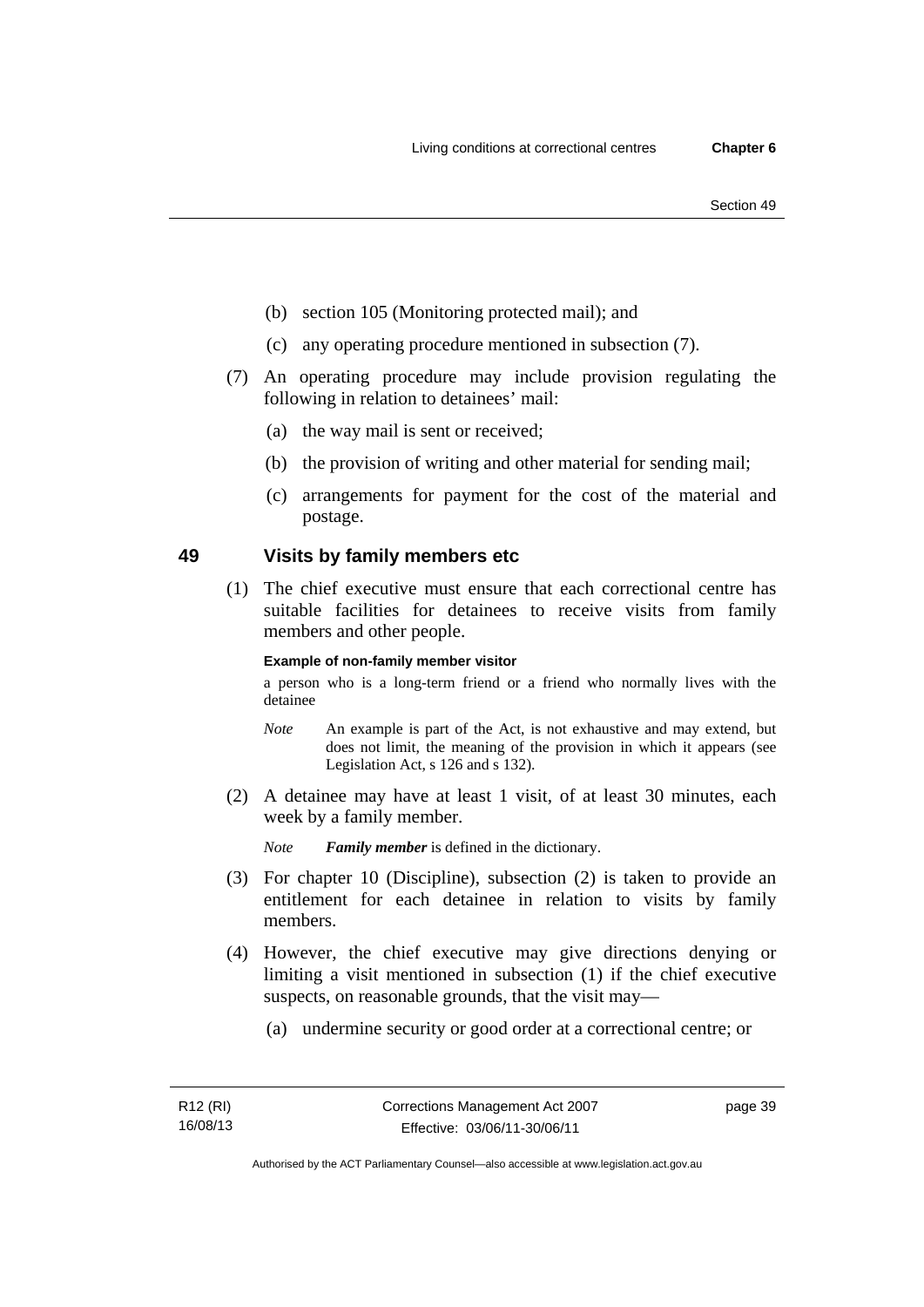(b) section 105 (Monitoring protected mail); and

(c) any operating procedure mentioned in subsection (7).

(7) An operating procedure may include provision regulating the following in relation to detainees' mail:

(a) the way mail is sent or received;

(b) the provision of writing and other material for sending mail;

(c) arrangements for payment for the cost of the material and postage.

## 49 Visits by family members etc

(1) The chief executive must ensure that each correctional centre has suitable facilities for detainees to receive visits from family members and other people.

**Example of non-family member visitor**

a person who is a long-term friend or a friend who normally lives with the detainee

*Note* An example is part of the Act, is not exhaustive and may extend, but does not limit, the meaning of the provision in which it appears (see Legislation Act, s 126 and s 132).

(2) A detainee may have at least 1 visit, of at least 30 minutes, each week by a family member.

*Note* ***Family member*** is defined in the dictionary.

(3) For chapter 10 (Discipline), subsection (2) is taken to provide an entitlement for each detainee in relation to visits by family members.

(4) However, the chief executive may give directions denying or limiting a visit mentioned in subsection (1) if the chief executive suspects, on reasonable grounds, that the visit may—

(a) undermine security or good order at a correctional centre; or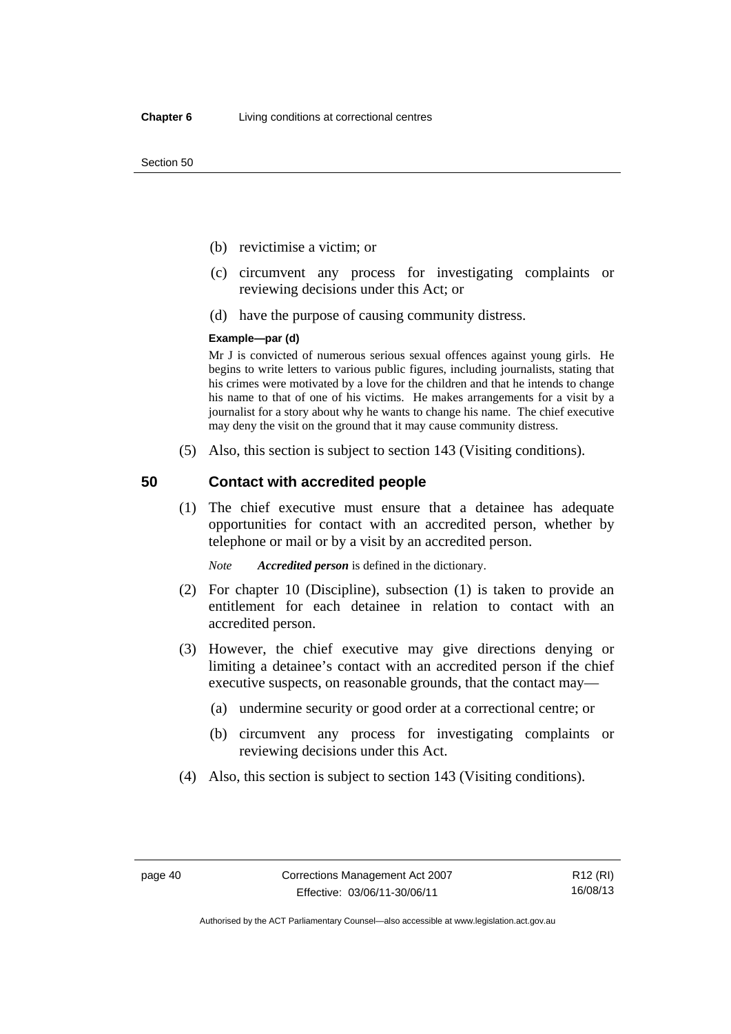(b) revictimise a victim; or

(c) circumvent any process for investigating complaints or reviewing decisions under this Act; or

(d) have the purpose of causing community distress.

**Example—par (d)**

Mr J is convicted of numerous serious sexual offences against young girls. He begins to write letters to various public figures, including journalists, stating that his crimes were motivated by a love for the children and that he intends to change his name to that of one of his victims. He makes arrangements for a visit by a journalist for a story about why he wants to change his name. The chief executive may deny the visit on the ground that it may cause community distress.

(5) Also, this section is subject to section 143 (Visiting conditions).

## 50 Contact with accredited people

(1) The chief executive must ensure that a detainee has adequate opportunities for contact with an accredited person, whether by telephone or mail or by a visit by an accredited person.

*Note* ***Accredited person*** is defined in the dictionary.

(2) For chapter 10 (Discipline), subsection (1) is taken to provide an entitlement for each detainee in relation to contact with an accredited person.

(3) However, the chief executive may give directions denying or limiting a detainee's contact with an accredited person if the chief executive suspects, on reasonable grounds, that the contact may—

(a) undermine security or good order at a correctional centre; or

(b) circumvent any process for investigating complaints or reviewing decisions under this Act.

(4) Also, this section is subject to section 143 (Visiting conditions).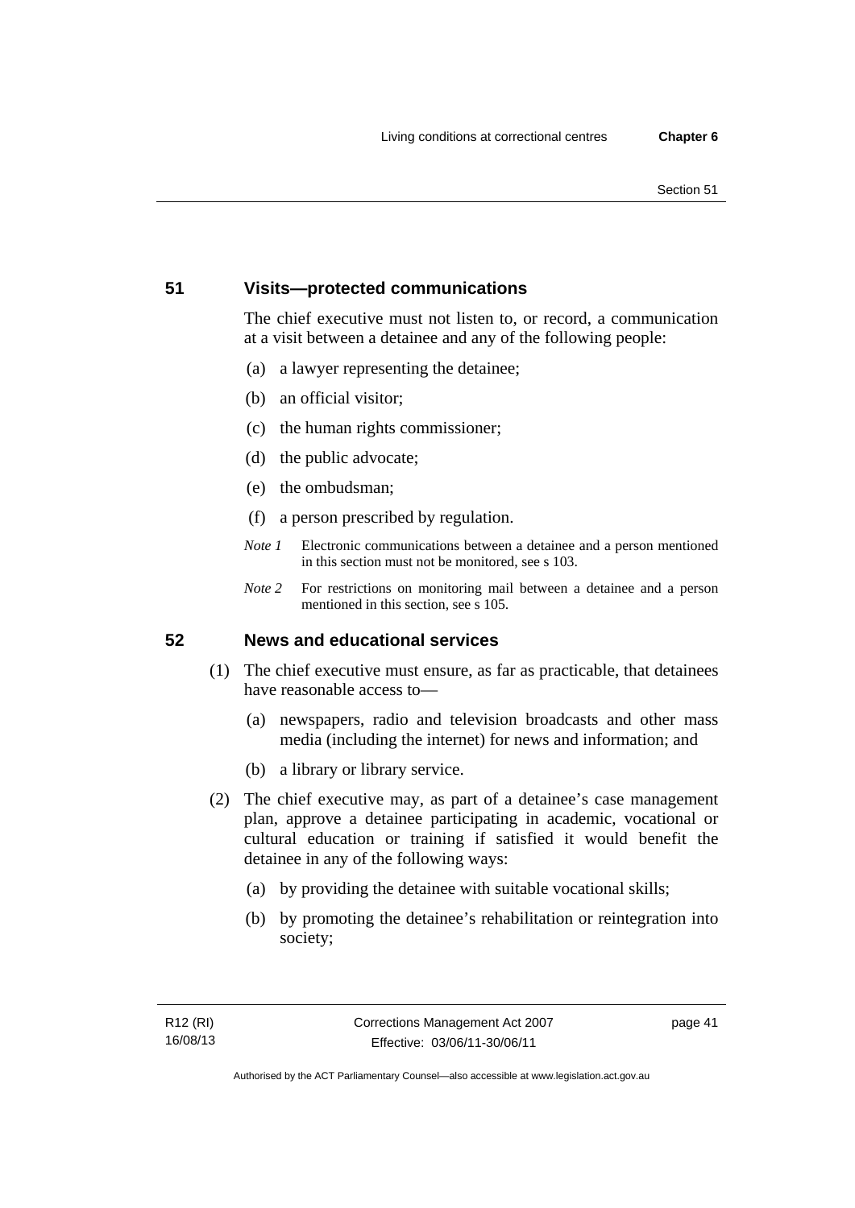## 51 Visits—protected communications

The chief executive must not listen to, or record, a communication at a visit between a detainee and any of the following people:

(a) a lawyer representing the detainee;

(b) an official visitor;

(c) the human rights commissioner;

(d) the public advocate;

(e) the ombudsman;

(f) a person prescribed by regulation.

*Note 1* Electronic communications between a detainee and a person mentioned in this section must not be monitored, see s 103.

*Note 2* For restrictions on monitoring mail between a detainee and a person mentioned in this section, see s 105.

## 52 News and educational services

(1) The chief executive must ensure, as far as practicable, that detainees have reasonable access to—

(a) newspapers, radio and television broadcasts and other mass media (including the internet) for news and information; and

(b) a library or library service.

(2) The chief executive may, as part of a detainee's case management plan, approve a detainee participating in academic, vocational or cultural education or training if satisfied it would benefit the detainee in any of the following ways:

(a) by providing the detainee with suitable vocational skills;

(b) by promoting the detainee's rehabilitation or reintegration into society;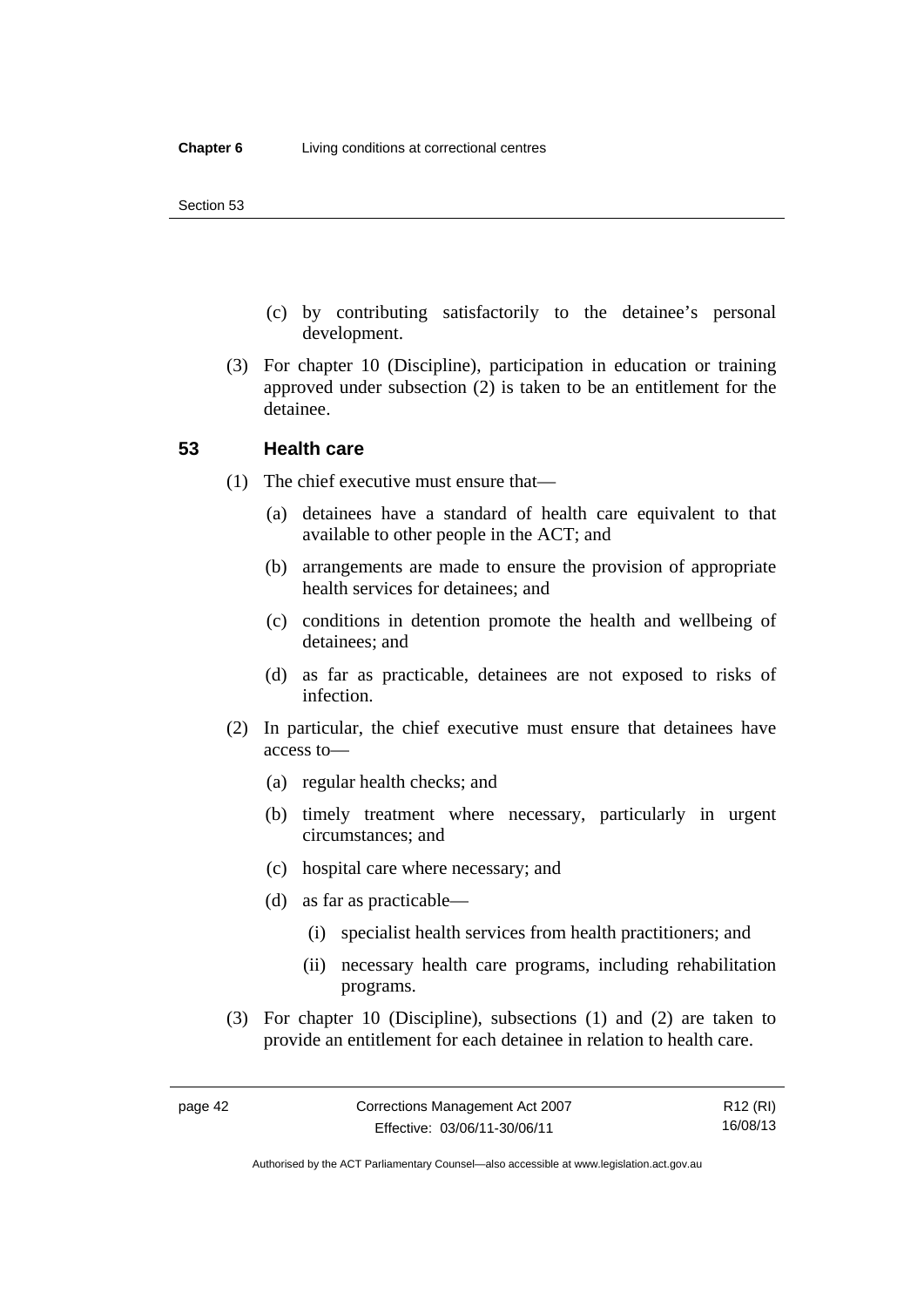(c) by contributing satisfactorily to the detainee's personal development.

(3) For chapter 10 (Discipline), participation in education or training approved under subsection (2) is taken to be an entitlement for the detainee.

## 53 Health care

(1) The chief executive must ensure that—

(a) detainees have a standard of health care equivalent to that available to other people in the ACT; and

(b) arrangements are made to ensure the provision of appropriate health services for detainees; and

(c) conditions in detention promote the health and wellbeing of detainees; and

(d) as far as practicable, detainees are not exposed to risks of infection.

(2) In particular, the chief executive must ensure that detainees have access to—

(a) regular health checks; and

(b) timely treatment where necessary, particularly in urgent circumstances; and

(c) hospital care where necessary; and

(d) as far as practicable—

(i) specialist health services from health practitioners; and

(ii) necessary health care programs, including rehabilitation programs.

(3) For chapter 10 (Discipline), subsections (1) and (2) are taken to provide an entitlement for each detainee in relation to health care.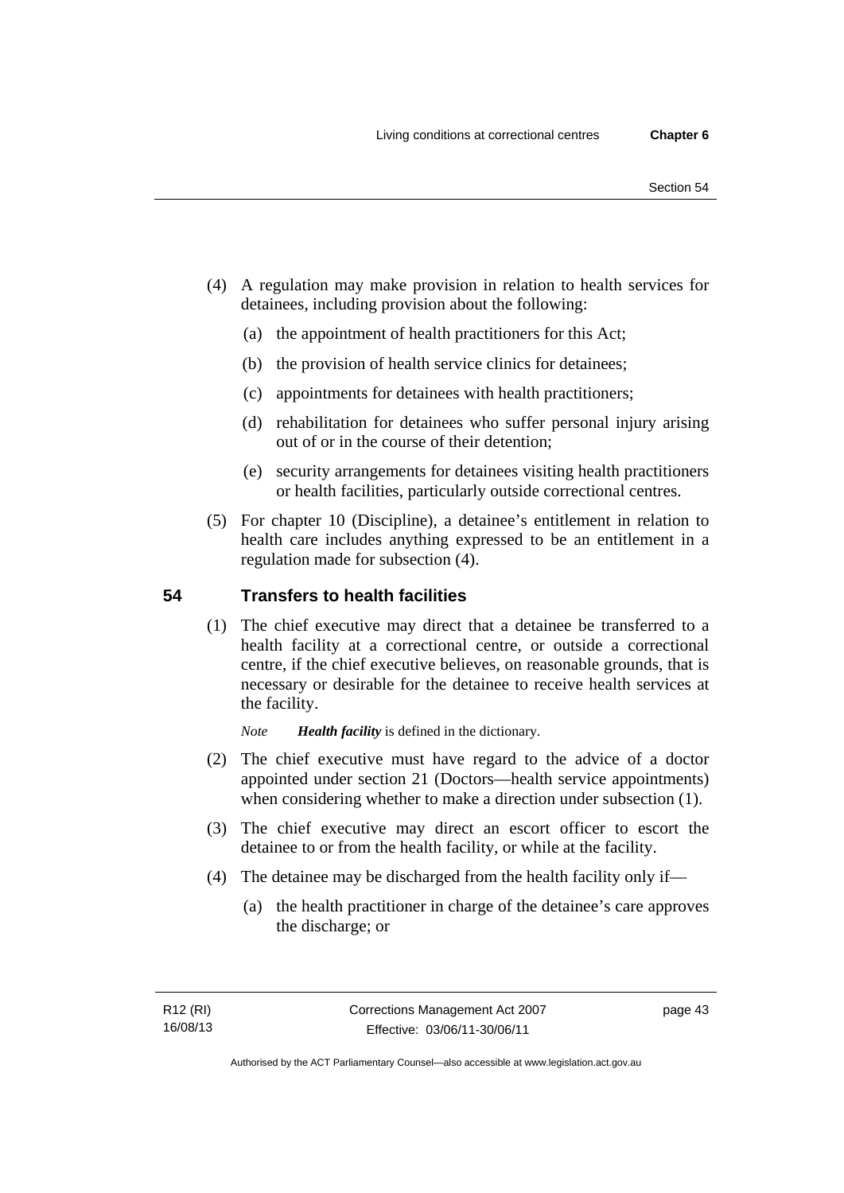(4) A regulation may make provision in relation to health services for detainees, including provision about the following:

(a) the appointment of health practitioners for this Act;

(b) the provision of health service clinics for detainees;

(c) appointments for detainees with health practitioners;

(d) rehabilitation for detainees who suffer personal injury arising out of or in the course of their detention;

(e) security arrangements for detainees visiting health practitioners or health facilities, particularly outside correctional centres.

(5) For chapter 10 (Discipline), a detainee's entitlement in relation to health care includes anything expressed to be an entitlement in a regulation made for subsection (4).

## 54 Transfers to health facilities

(1) The chief executive may direct that a detainee be transferred to a health facility at a correctional centre, or outside a correctional centre, if the chief executive believes, on reasonable grounds, that is necessary or desirable for the detainee to receive health services at the facility.

*Note* ***Health facility*** is defined in the dictionary.

(2) The chief executive must have regard to the advice of a doctor appointed under section 21 (Doctors—health service appointments) when considering whether to make a direction under subsection (1).

(3) The chief executive may direct an escort officer to escort the detainee to or from the health facility, or while at the facility.

(4) The detainee may be discharged from the health facility only if—

(a) the health practitioner in charge of the detainee's care approves the discharge; or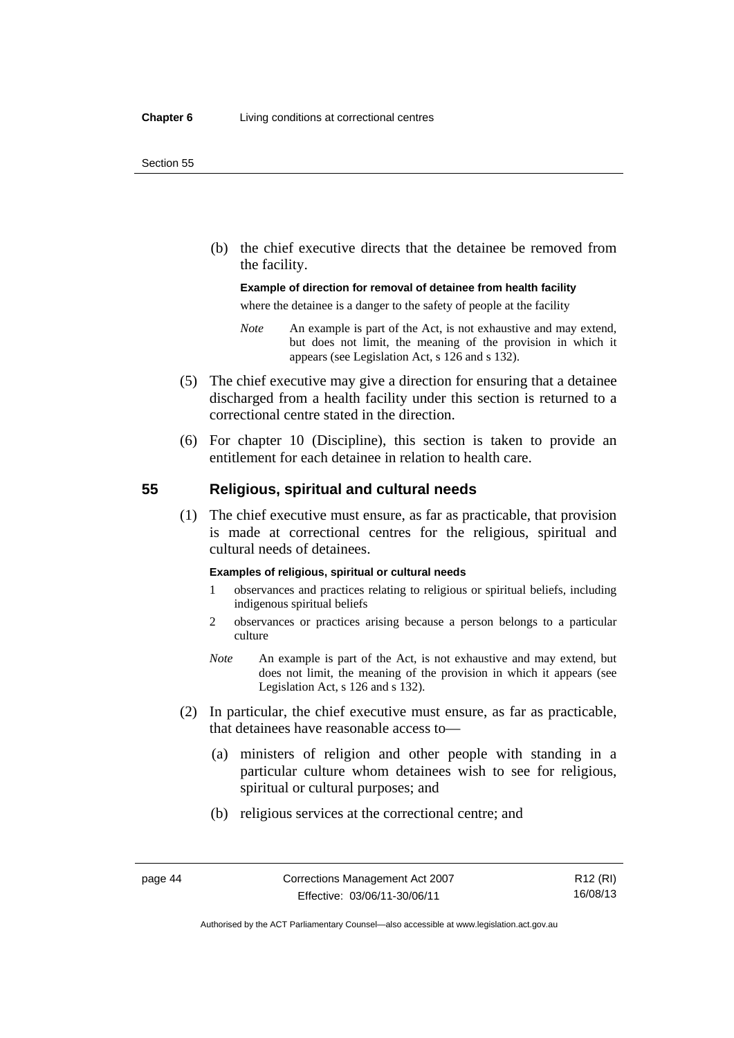(b) the chief executive directs that the detainee be removed from the facility.

**Example of direction for removal of detainee from health facility**

where the detainee is a danger to the safety of people at the facility

*Note* An example is part of the Act, is not exhaustive and may extend, but does not limit, the meaning of the provision in which it appears (see Legislation Act, s 126 and s 132).

(5) The chief executive may give a direction for ensuring that a detainee discharged from a health facility under this section is returned to a correctional centre stated in the direction.

(6) For chapter 10 (Discipline), this section is taken to provide an entitlement for each detainee in relation to health care.

## 55 Religious, spiritual and cultural needs

(1) The chief executive must ensure, as far as practicable, that provision is made at correctional centres for the religious, spiritual and cultural needs of detainees.

**Examples of religious, spiritual or cultural needs**

1 observances and practices relating to religious or spiritual beliefs, including indigenous spiritual beliefs

2 observances or practices arising because a person belongs to a particular culture

*Note* An example is part of the Act, is not exhaustive and may extend, but does not limit, the meaning of the provision in which it appears (see Legislation Act, s 126 and s 132).

(2) In particular, the chief executive must ensure, as far as practicable, that detainees have reasonable access to—

(a) ministers of religion and other people with standing in a particular culture whom detainees wish to see for religious, spiritual or cultural purposes; and

(b) religious services at the correctional centre; and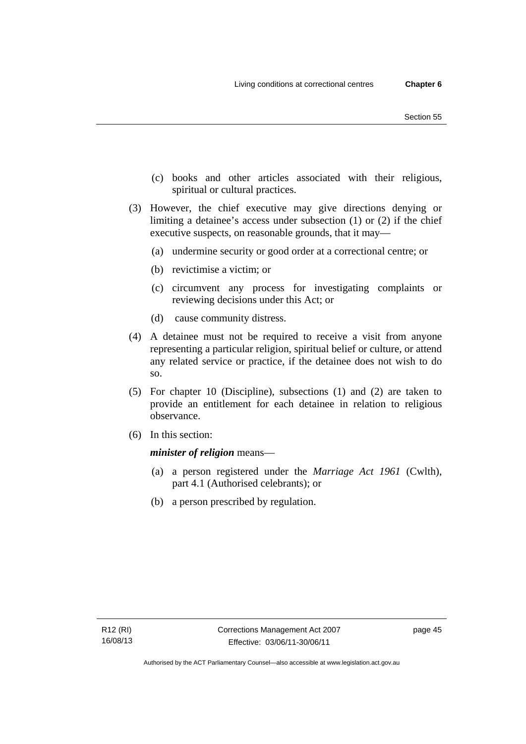(c) books and other articles associated with their religious, spiritual or cultural practices.

(3) However, the chief executive may give directions denying or limiting a detainee's access under subsection (1) or (2) if the chief executive suspects, on reasonable grounds, that it may—

(a) undermine security or good order at a correctional centre; or

(b) revictimise a victim; or

(c) circumvent any process for investigating complaints or reviewing decisions under this Act; or

(d) cause community distress.

(4) A detainee must not be required to receive a visit from anyone representing a particular religion, spiritual belief or culture, or attend any related service or practice, if the detainee does not wish to do so.

(5) For chapter 10 (Discipline), subsections (1) and (2) are taken to provide an entitlement for each detainee in relation to religious observance.

(6) In this section:

***minister of religion*** means—

(a) a person registered under the *Marriage Act 1961* (Cwlth), part 4.1 (Authorised celebrants); or

(b) a person prescribed by regulation.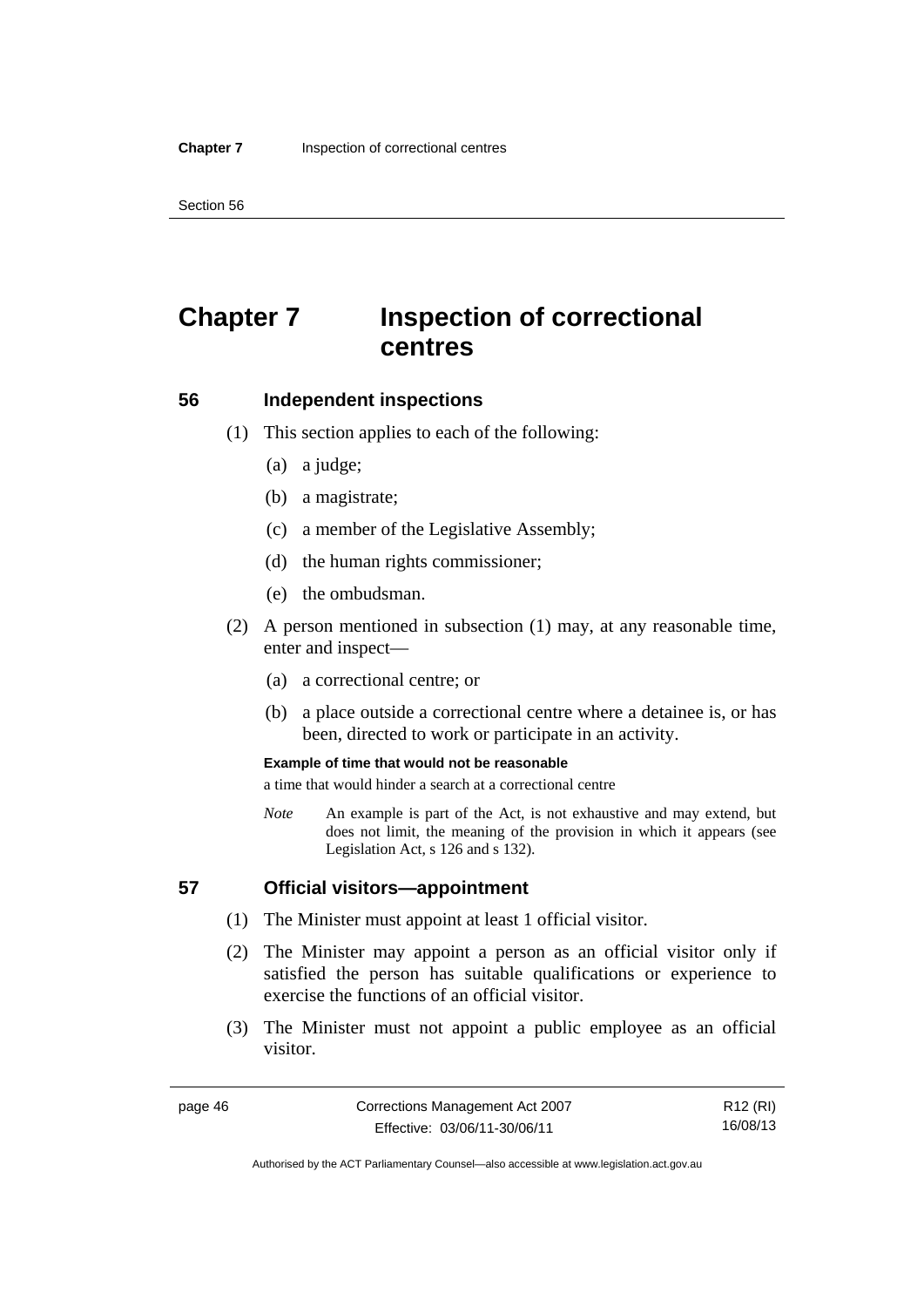# Chapter 7 Inspection of correctional centres

## 56 Independent inspections

(1) This section applies to each of the following:

(a) a judge;

(b) a magistrate;

(c) a member of the Legislative Assembly;

(d) the human rights commissioner;

(e) the ombudsman.

(2) A person mentioned in subsection (1) may, at any reasonable time, enter and inspect—

(a) a correctional centre; or

(b) a place outside a correctional centre where a detainee is, or has been, directed to work or participate in an activity.

**Example of time that would not be reasonable**

a time that would hinder a search at a correctional centre

*Note* An example is part of the Act, is not exhaustive and may extend, but does not limit, the meaning of the provision in which it appears (see Legislation Act, s 126 and s 132).

## 57 Official visitors—appointment

(1) The Minister must appoint at least 1 official visitor.

(2) The Minister may appoint a person as an official visitor only if satisfied the person has suitable qualifications or experience to exercise the functions of an official visitor.

(3) The Minister must not appoint a public employee as an official visitor.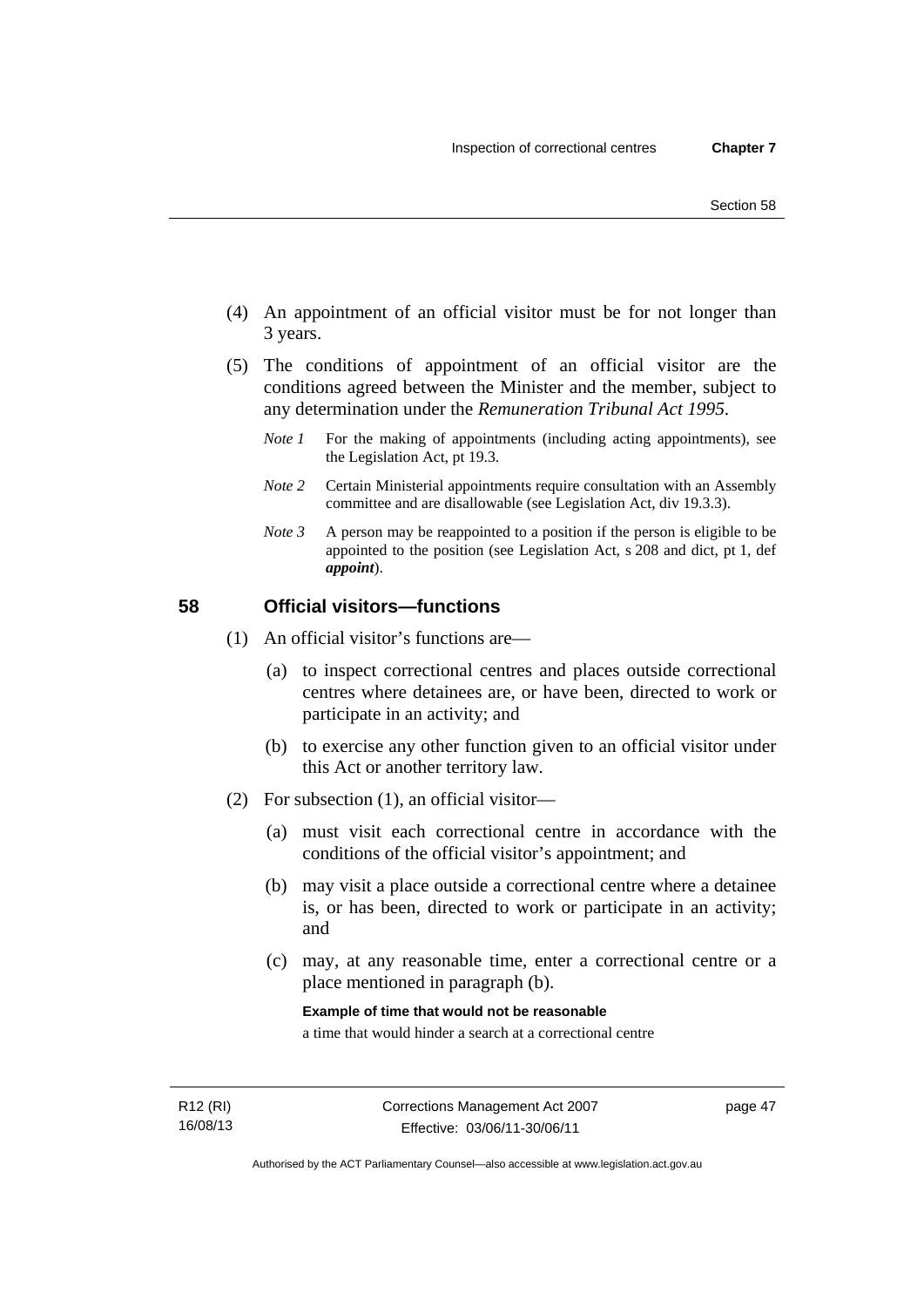(4) An appointment of an official visitor must be for not longer than 3 years.

(5) The conditions of appointment of an official visitor are the conditions agreed between the Minister and the member, subject to any determination under the *Remuneration Tribunal Act 1995*.

*Note 1* For the making of appointments (including acting appointments), see the Legislation Act, pt 19.3.

*Note 2* Certain Ministerial appointments require consultation with an Assembly committee and are disallowable (see Legislation Act, div 19.3.3).

*Note 3* A person may be reappointed to a position if the person is eligible to be appointed to the position (see Legislation Act, s 208 and dict, pt 1, def ***appoint***).

## 58 Official visitors—functions

(1) An official visitor's functions are—

(a) to inspect correctional centres and places outside correctional centres where detainees are, or have been, directed to work or participate in an activity; and

(b) to exercise any other function given to an official visitor under this Act or another territory law.

(2) For subsection (1), an official visitor—

(a) must visit each correctional centre in accordance with the conditions of the official visitor's appointment; and

(b) may visit a place outside a correctional centre where a detainee is, or has been, directed to work or participate in an activity; and

(c) may, at any reasonable time, enter a correctional centre or a place mentioned in paragraph (b).

**Example of time that would not be reasonable**

a time that would hinder a search at a correctional centre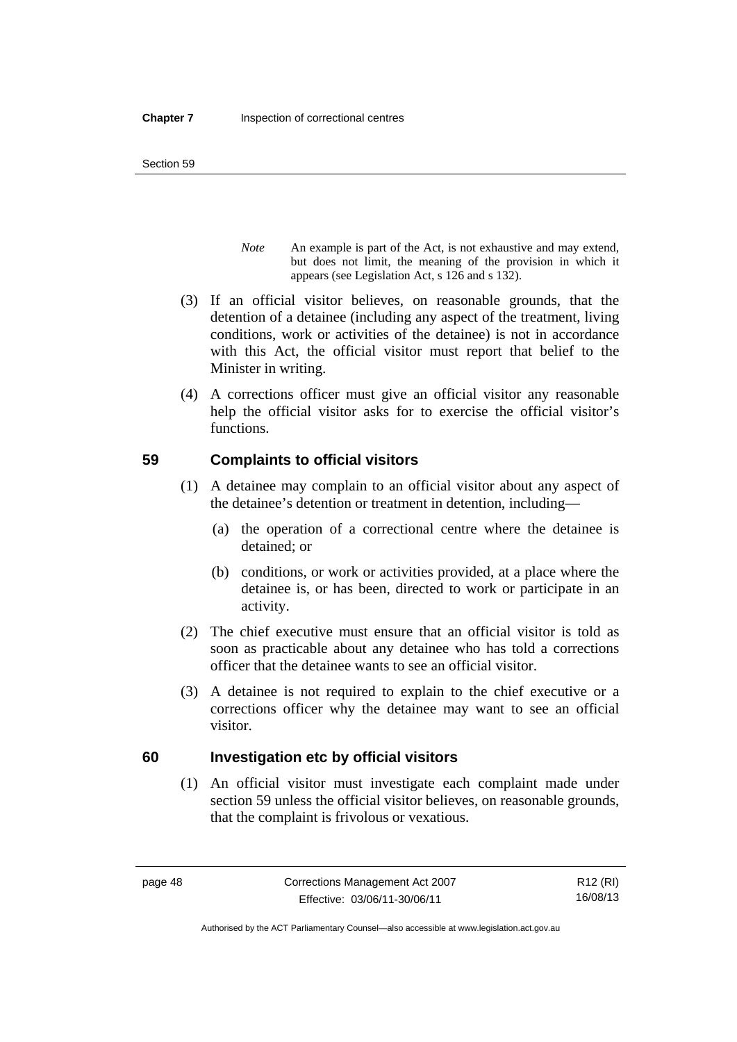*Note* An example is part of the Act, is not exhaustive and may extend, but does not limit, the meaning of the provision in which it appears (see Legislation Act, s 126 and s 132).

(3) If an official visitor believes, on reasonable grounds, that the detention of a detainee (including any aspect of the treatment, living conditions, work or activities of the detainee) is not in accordance with this Act, the official visitor must report that belief to the Minister in writing.

(4) A corrections officer must give an official visitor any reasonable help the official visitor asks for to exercise the official visitor's functions.

## 59 Complaints to official visitors

(1) A detainee may complain to an official visitor about any aspect of the detainee's detention or treatment in detention, including—

(a) the operation of a correctional centre where the detainee is detained; or

(b) conditions, or work or activities provided, at a place where the detainee is, or has been, directed to work or participate in an activity.

(2) The chief executive must ensure that an official visitor is told as soon as practicable about any detainee who has told a corrections officer that the detainee wants to see an official visitor.

(3) A detainee is not required to explain to the chief executive or a corrections officer why the detainee may want to see an official visitor.

## 60 Investigation etc by official visitors

(1) An official visitor must investigate each complaint made under section 59 unless the official visitor believes, on reasonable grounds, that the complaint is frivolous or vexatious.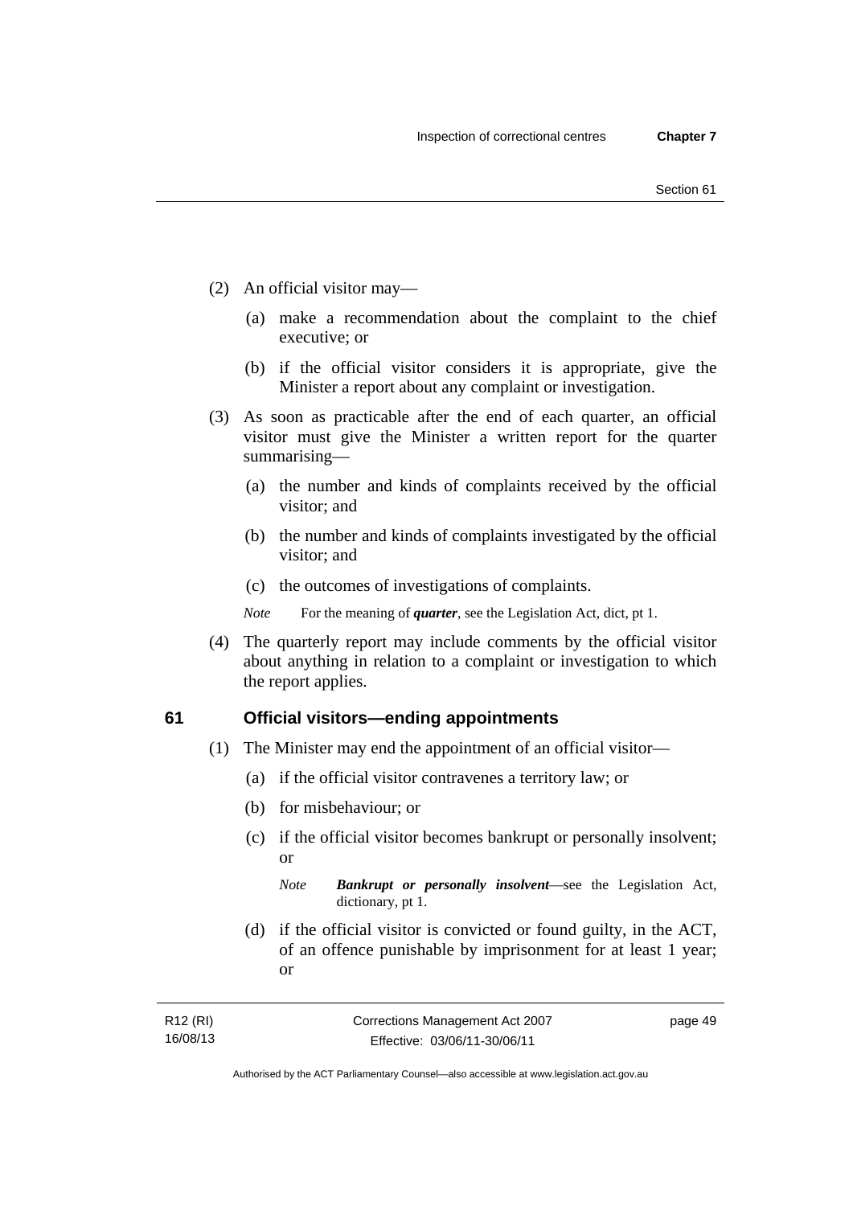(2) An official visitor may—

(a) make a recommendation about the complaint to the chief executive; or

(b) if the official visitor considers it is appropriate, give the Minister a report about any complaint or investigation.

(3) As soon as practicable after the end of each quarter, an official visitor must give the Minister a written report for the quarter summarising—

(a) the number and kinds of complaints received by the official visitor; and

(b) the number and kinds of complaints investigated by the official visitor; and

(c) the outcomes of investigations of complaints.

*Note* For the meaning of ***quarter***, see the Legislation Act, dict, pt 1.

(4) The quarterly report may include comments by the official visitor about anything in relation to a complaint or investigation to which the report applies.

## 61 Official visitors—ending appointments

(1) The Minister may end the appointment of an official visitor—

(a) if the official visitor contravenes a territory law; or

(b) for misbehaviour; or

(c) if the official visitor becomes bankrupt or personally insolvent; or

*Note* ***Bankrupt or personally insolvent***—see the Legislation Act, dictionary, pt 1.

(d) if the official visitor is convicted or found guilty, in the ACT, of an offence punishable by imprisonment for at least 1 year; or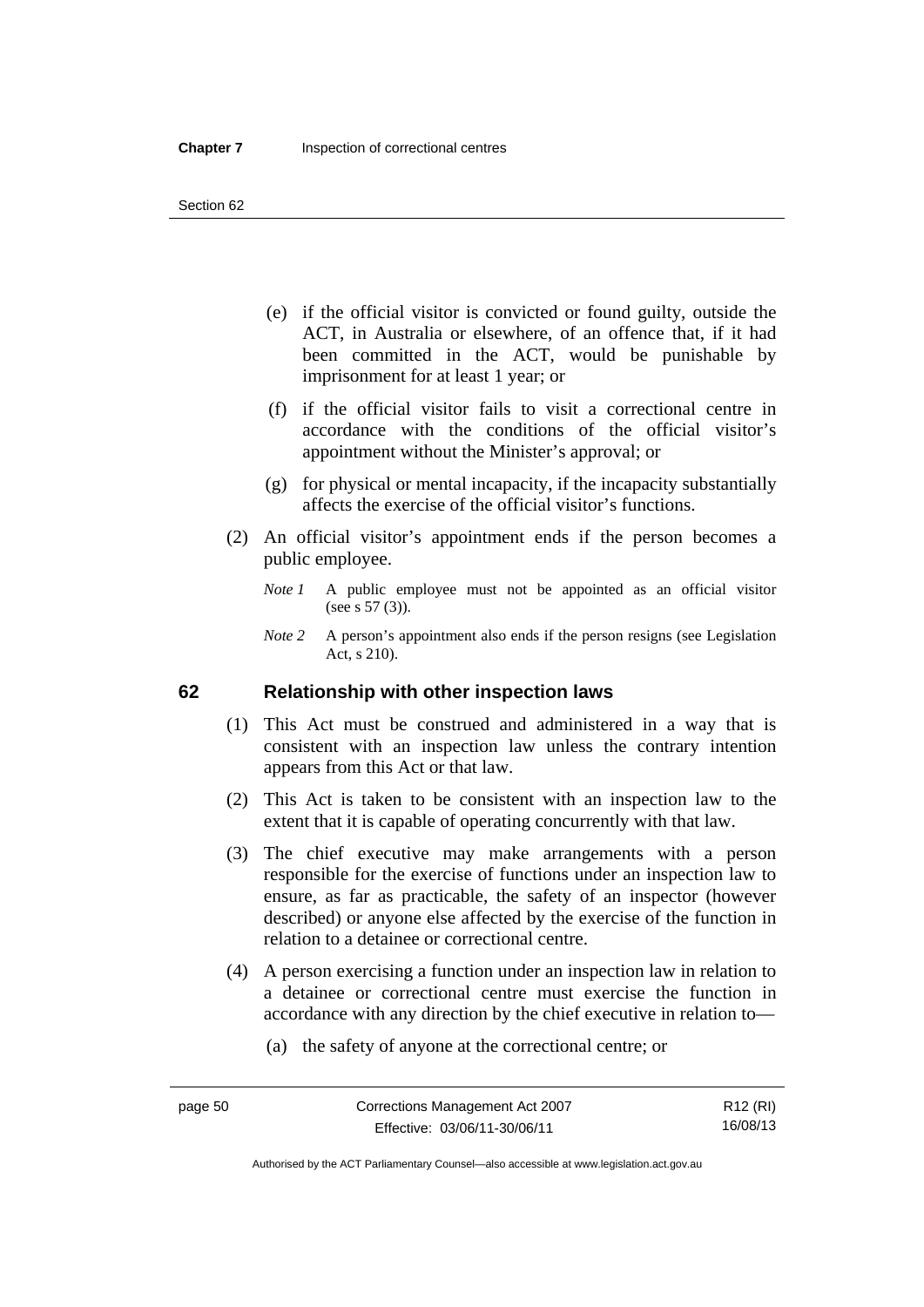(e) if the official visitor is convicted or found guilty, outside the ACT, in Australia or elsewhere, of an offence that, if it had been committed in the ACT, would be punishable by imprisonment for at least 1 year; or

(f) if the official visitor fails to visit a correctional centre in accordance with the conditions of the official visitor's appointment without the Minister's approval; or

(g) for physical or mental incapacity, if the incapacity substantially affects the exercise of the official visitor's functions.

(2) An official visitor's appointment ends if the person becomes a public employee.

*Note 1* A public employee must not be appointed as an official visitor (see s 57 (3)).

*Note 2* A person's appointment also ends if the person resigns (see Legislation Act, s 210).

## 62 Relationship with other inspection laws

(1) This Act must be construed and administered in a way that is consistent with an inspection law unless the contrary intention appears from this Act or that law.

(2) This Act is taken to be consistent with an inspection law to the extent that it is capable of operating concurrently with that law.

(3) The chief executive may make arrangements with a person responsible for the exercise of functions under an inspection law to ensure, as far as practicable, the safety of an inspector (however described) or anyone else affected by the exercise of the function in relation to a detainee or correctional centre.

(4) A person exercising a function under an inspection law in relation to a detainee or correctional centre must exercise the function in accordance with any direction by the chief executive in relation to—

(a) the safety of anyone at the correctional centre; or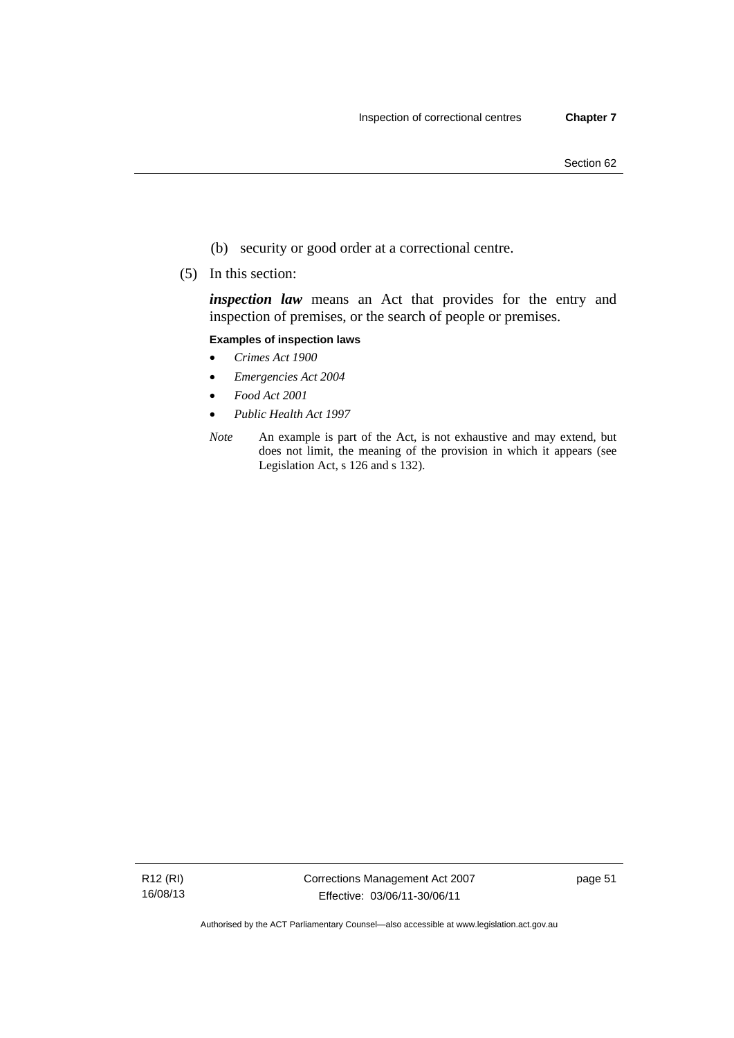(b) security or good order at a correctional centre.

(5) In this section:

***inspection law*** means an Act that provides for the entry and inspection of premises, or the search of people or premises.

**Examples of inspection laws**

- *Crimes Act 1900*
- *Emergencies Act 2004*
- *Food Act 2001*
- *Public Health Act 1997*

*Note* An example is part of the Act, is not exhaustive and may extend, but does not limit, the meaning of the provision in which it appears (see Legislation Act, s 126 and s 132).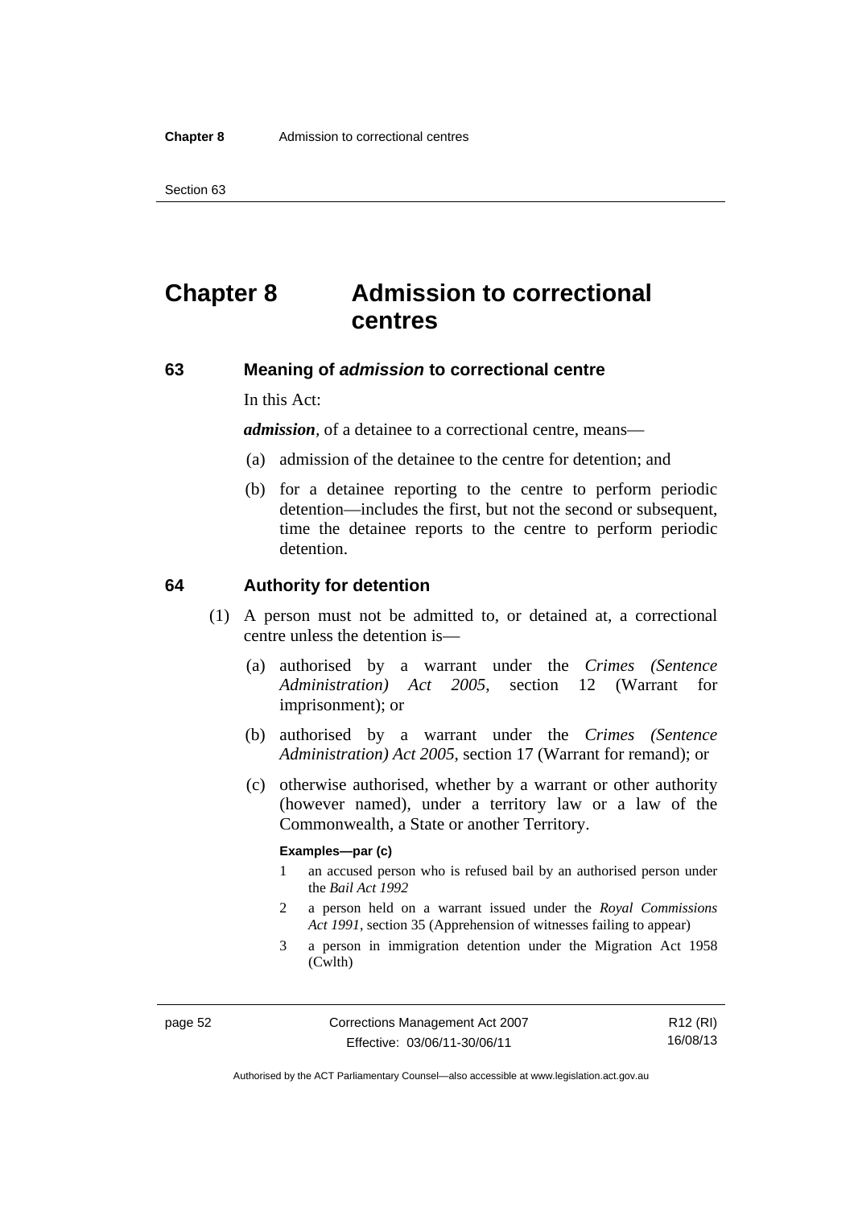# Chapter 8 Admission to correctional centres

## 63 Meaning of *admission* to correctional centre

In this Act:

***admission***, of a detainee to a correctional centre, means—

(a) admission of the detainee to the centre for detention; and

(b) for a detainee reporting to the centre to perform periodic detention—includes the first, but not the second or subsequent, time the detainee reports to the centre to perform periodic detention.

## 64 Authority for detention

(1) A person must not be admitted to, or detained at, a correctional centre unless the detention is—

(a) authorised by a warrant under the *Crimes (Sentence Administration) Act 2005*, section 12 (Warrant for imprisonment); or

(b) authorised by a warrant under the *Crimes (Sentence Administration) Act 2005*, section 17 (Warrant for remand); or

(c) otherwise authorised, whether by a warrant or other authority (however named), under a territory law or a law of the Commonwealth, a State or another Territory.

**Examples—par (c)**

1 an accused person who is refused bail by an authorised person under the *Bail Act 1992*

2 a person held on a warrant issued under the *Royal Commissions Act 1991*, section 35 (Apprehension of witnesses failing to appear)

3 a person in immigration detention under the Migration Act 1958 (Cwlth)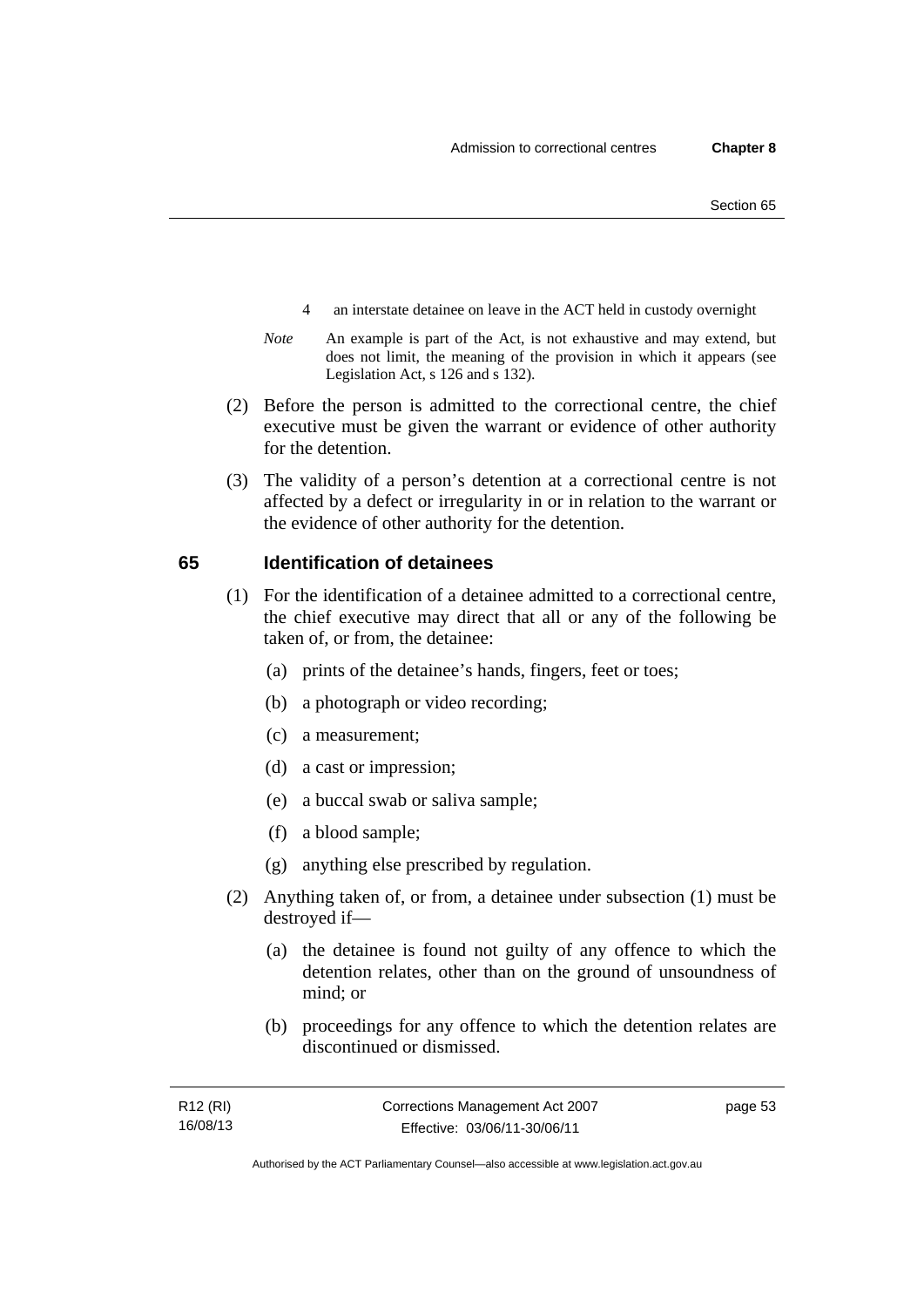4 an interstate detainee on leave in the ACT held in custody overnight

*Note* An example is part of the Act, is not exhaustive and may extend, but does not limit, the meaning of the provision in which it appears (see Legislation Act, s 126 and s 132).

(2) Before the person is admitted to the correctional centre, the chief executive must be given the warrant or evidence of other authority for the detention.

(3) The validity of a person's detention at a correctional centre is not affected by a defect or irregularity in or in relation to the warrant or the evidence of other authority for the detention.

## 65 Identification of detainees

(1) For the identification of a detainee admitted to a correctional centre, the chief executive may direct that all or any of the following be taken of, or from, the detainee:

(a) prints of the detainee's hands, fingers, feet or toes;

(b) a photograph or video recording;

(c) a measurement;

(d) a cast or impression;

(e) a buccal swab or saliva sample;

(f) a blood sample;

(g) anything else prescribed by regulation.

(2) Anything taken of, or from, a detainee under subsection (1) must be destroyed if—

(a) the detainee is found not guilty of any offence to which the detention relates, other than on the ground of unsoundness of mind; or

(b) proceedings for any offence to which the detention relates are discontinued or dismissed.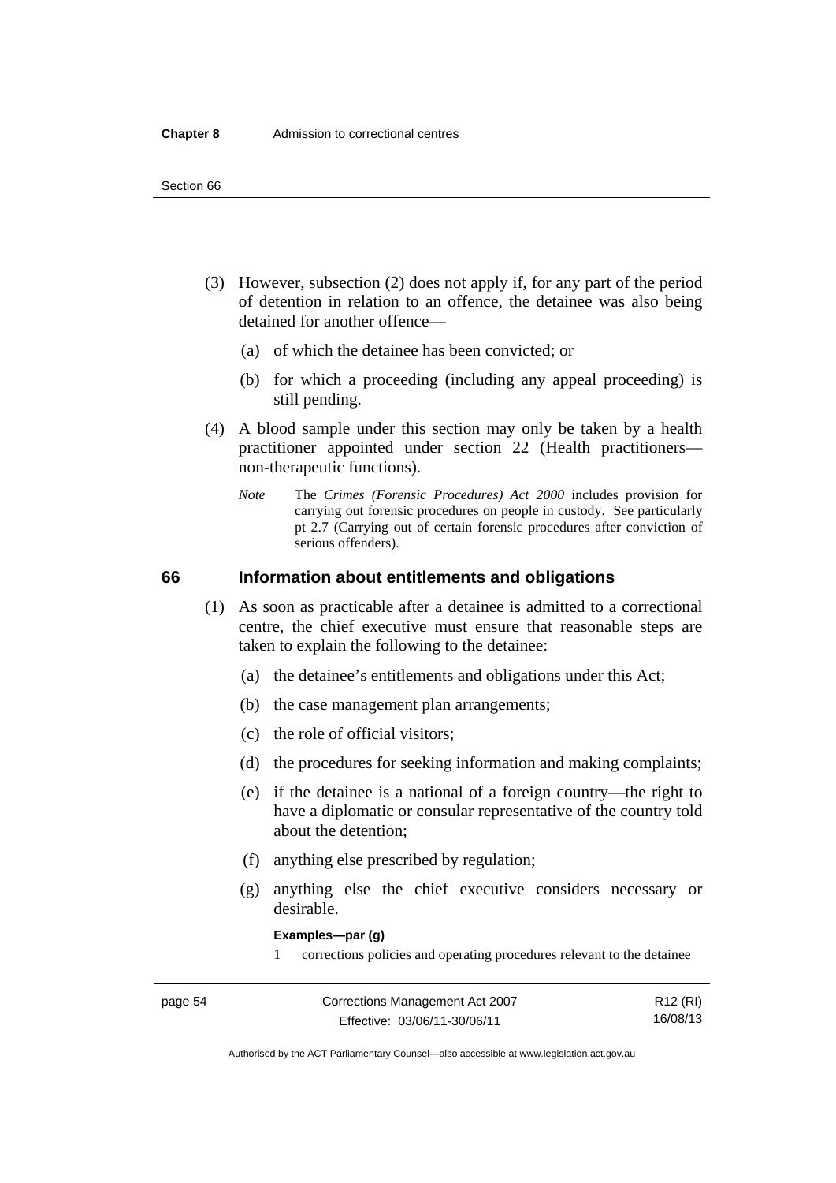(3) However, subsection (2) does not apply if, for any part of the period of detention in relation to an offence, the detainee was also being detained for another offence—

(a) of which the detainee has been convicted; or

(b) for which a proceeding (including any appeal proceeding) is still pending.

(4) A blood sample under this section may only be taken by a health practitioner appointed under section 22 (Health practitioners—non-therapeutic functions).

*Note* The *Crimes (Forensic Procedures) Act 2000* includes provision for carrying out forensic procedures on people in custody. See particularly pt 2.7 (Carrying out of certain forensic procedures after conviction of serious offenders).

## 66 Information about entitlements and obligations

(1) As soon as practicable after a detainee is admitted to a correctional centre, the chief executive must ensure that reasonable steps are taken to explain the following to the detainee:

(a) the detainee's entitlements and obligations under this Act;

(b) the case management plan arrangements;

(c) the role of official visitors;

(d) the procedures for seeking information and making complaints;

(e) if the detainee is a national of a foreign country—the right to have a diplomatic or consular representative of the country told about the detention;

(f) anything else prescribed by regulation;

(g) anything else the chief executive considers necessary or desirable.

**Examples—par (g)**

1 corrections policies and operating procedures relevant to the detainee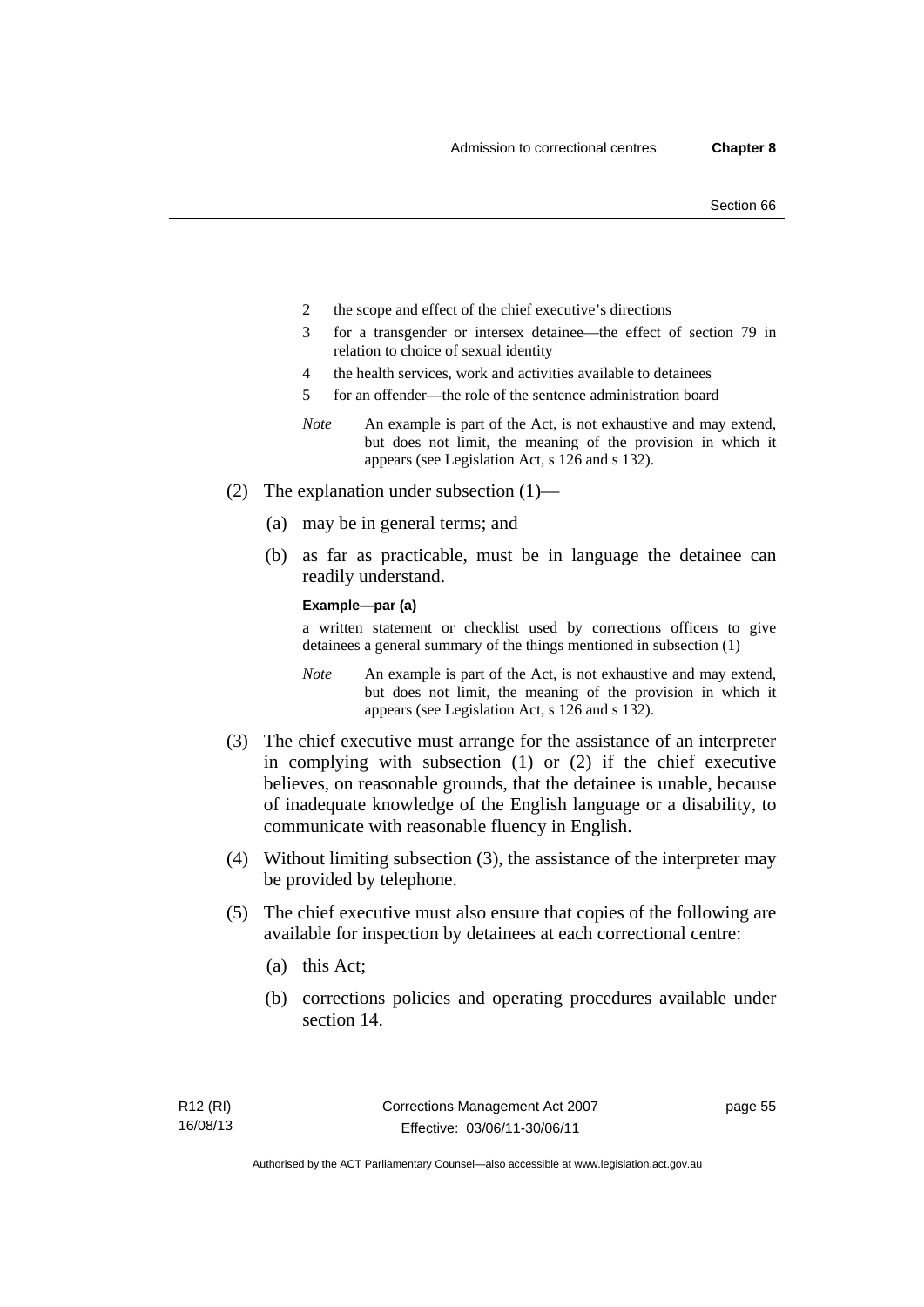2 the scope and effect of the chief executive's directions

3 for a transgender or intersex detainee—the effect of section 79 in relation to choice of sexual identity

4 the health services, work and activities available to detainees

5 for an offender—the role of the sentence administration board

*Note* An example is part of the Act, is not exhaustive and may extend, but does not limit, the meaning of the provision in which it appears (see Legislation Act, s 126 and s 132).

(2) The explanation under subsection (1)—

(a) may be in general terms; and

(b) as far as practicable, must be in language the detainee can readily understand.

**Example—par (a)**

a written statement or checklist used by corrections officers to give detainees a general summary of the things mentioned in subsection (1)

*Note* An example is part of the Act, is not exhaustive and may extend, but does not limit, the meaning of the provision in which it appears (see Legislation Act, s 126 and s 132).

(3) The chief executive must arrange for the assistance of an interpreter in complying with subsection (1) or (2) if the chief executive believes, on reasonable grounds, that the detainee is unable, because of inadequate knowledge of the English language or a disability, to communicate with reasonable fluency in English.

(4) Without limiting subsection (3), the assistance of the interpreter may be provided by telephone.

(5) The chief executive must also ensure that copies of the following are available for inspection by detainees at each correctional centre:

(a) this Act;

(b) corrections policies and operating procedures available under section 14.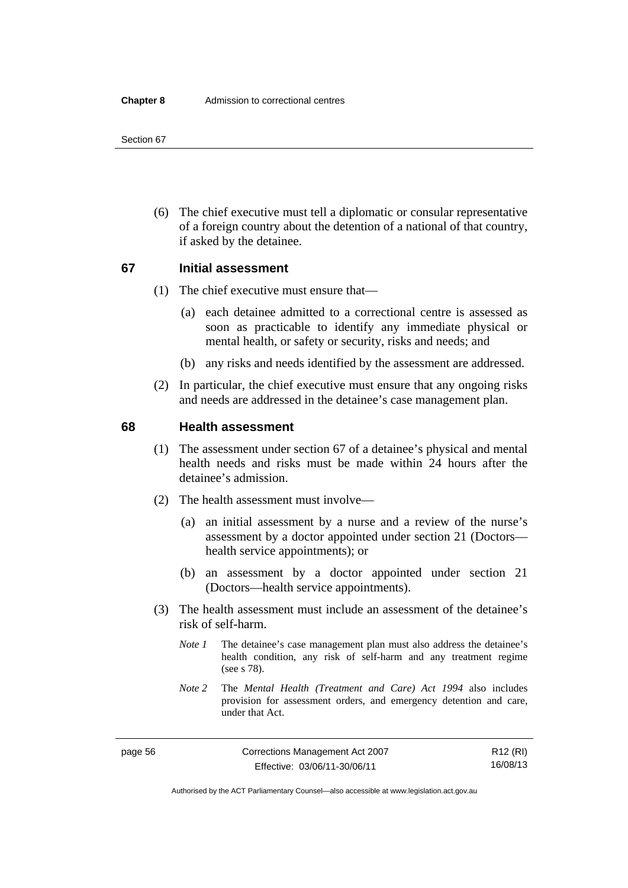(6) The chief executive must tell a diplomatic or consular representative of a foreign country about the detention of a national of that country, if asked by the detainee.

## 67 Initial assessment

(1) The chief executive must ensure that—

(a) each detainee admitted to a correctional centre is assessed as soon as practicable to identify any immediate physical or mental health, or safety or security, risks and needs; and

(b) any risks and needs identified by the assessment are addressed.

(2) In particular, the chief executive must ensure that any ongoing risks and needs are addressed in the detainee's case management plan.

## 68 Health assessment

(1) The assessment under section 67 of a detainee's physical and mental health needs and risks must be made within 24 hours after the detainee's admission.

(2) The health assessment must involve—

(a) an initial assessment by a nurse and a review of the nurse's assessment by a doctor appointed under section 21 (Doctors—health service appointments); or

(b) an assessment by a doctor appointed under section 21 (Doctors—health service appointments).

(3) The health assessment must include an assessment of the detainee's risk of self-harm.

*Note 1* The detainee's case management plan must also address the detainee's health condition, any risk of self-harm and any treatment regime (see s 78).

*Note 2* The *Mental Health (Treatment and Care) Act 1994* also includes provision for assessment orders, and emergency detention and care, under that Act.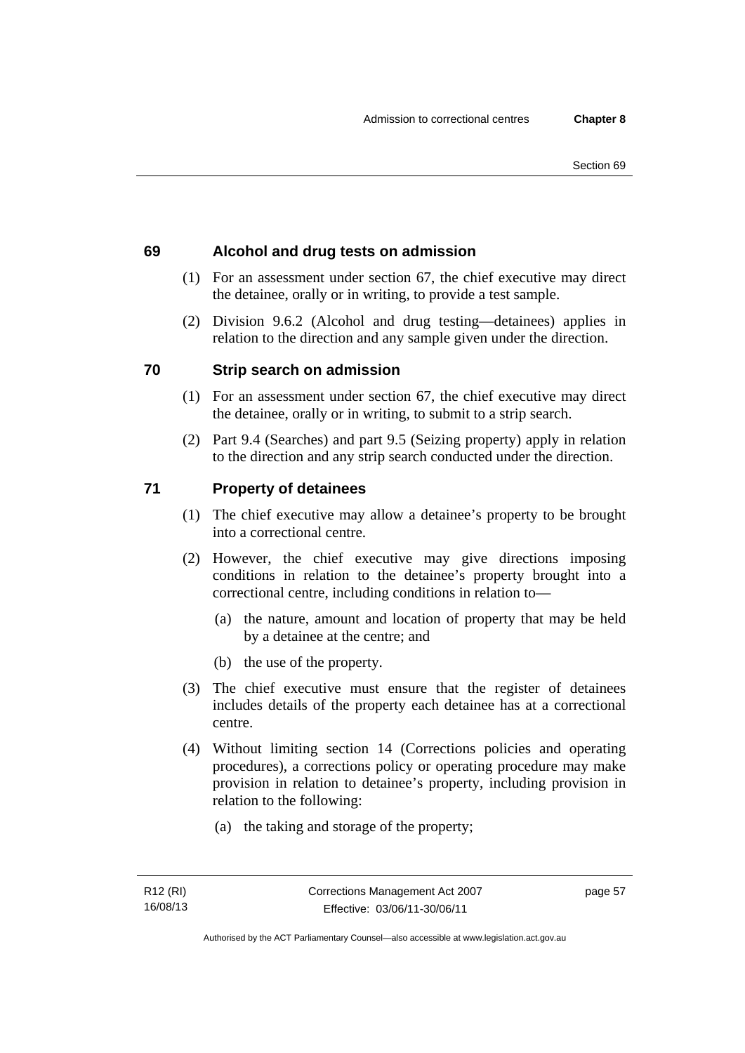## 69 Alcohol and drug tests on admission

(1) For an assessment under section 67, the chief executive may direct the detainee, orally or in writing, to provide a test sample.

(2) Division 9.6.2 (Alcohol and drug testing—detainees) applies in relation to the direction and any sample given under the direction.

## 70 Strip search on admission

(1) For an assessment under section 67, the chief executive may direct the detainee, orally or in writing, to submit to a strip search.

(2) Part 9.4 (Searches) and part 9.5 (Seizing property) apply in relation to the direction and any strip search conducted under the direction.

## 71 Property of detainees

(1) The chief executive may allow a detainee's property to be brought into a correctional centre.

(2) However, the chief executive may give directions imposing conditions in relation to the detainee's property brought into a correctional centre, including conditions in relation to—

  (a) the nature, amount and location of property that may be held by a detainee at the centre; and

  (b) the use of the property.

(3) The chief executive must ensure that the register of detainees includes details of the property each detainee has at a correctional centre.

(4) Without limiting section 14 (Corrections policies and operating procedures), a corrections policy or operating procedure may make provision in relation to detainee's property, including provision in relation to the following:

  (a) the taking and storage of the property;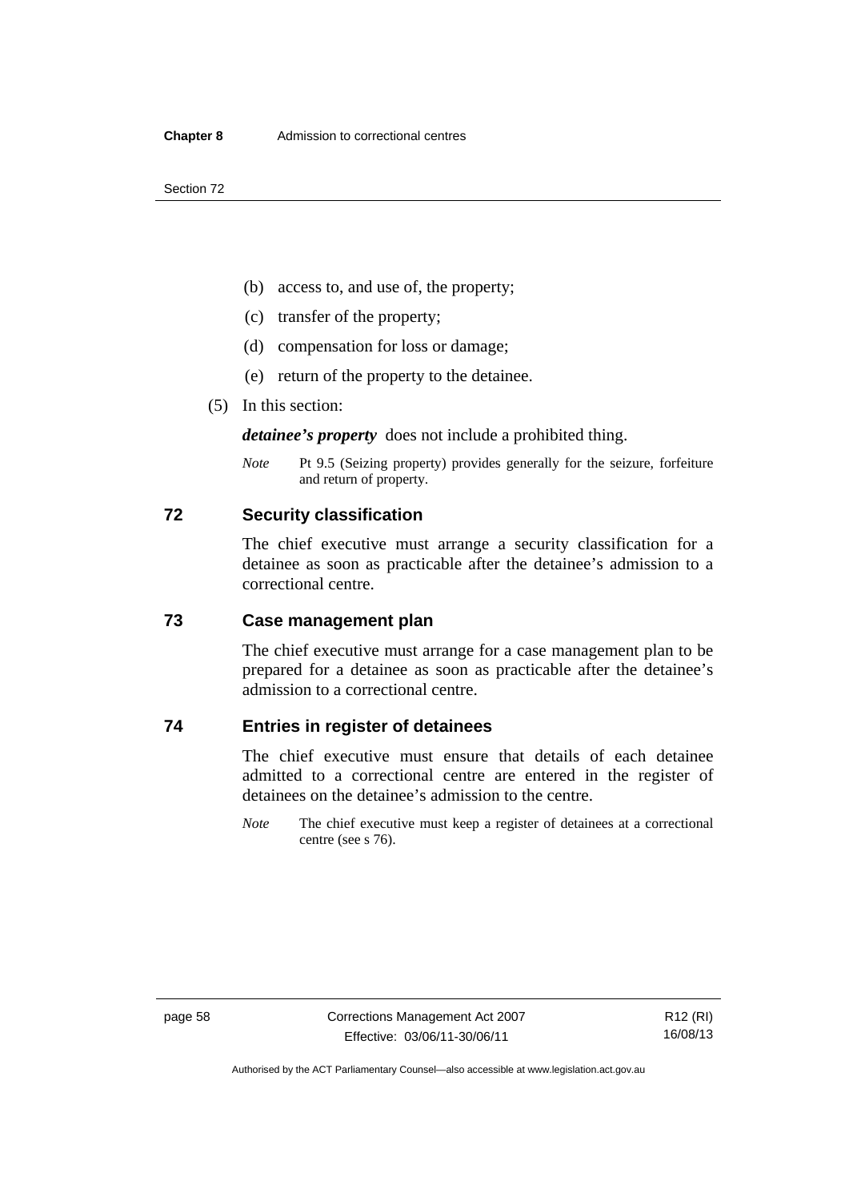(b) access to, and use of, the property;

(c) transfer of the property;

(d) compensation for loss or damage;

(e) return of the property to the detainee.

(5) In this section:

***detainee's property*** does not include a prohibited thing.

*Note* Pt 9.5 (Seizing property) provides generally for the seizure, forfeiture and return of property.

## 72 Security classification

The chief executive must arrange a security classification for a detainee as soon as practicable after the detainee's admission to a correctional centre.

## 73 Case management plan

The chief executive must arrange for a case management plan to be prepared for a detainee as soon as practicable after the detainee's admission to a correctional centre.

## 74 Entries in register of detainees

The chief executive must ensure that details of each detainee admitted to a correctional centre are entered in the register of detainees on the detainee's admission to the centre.

*Note* The chief executive must keep a register of detainees at a correctional centre (see s 76).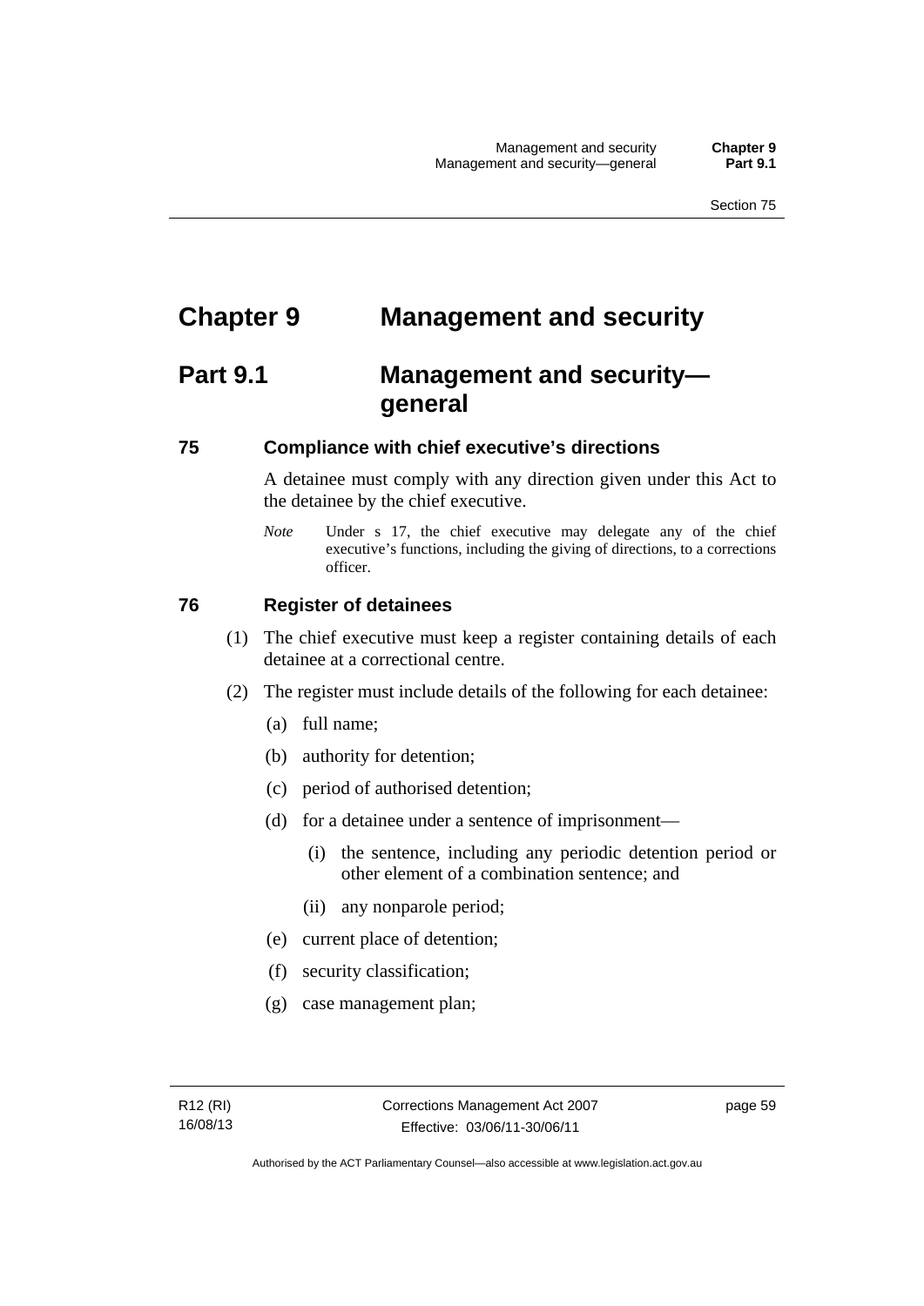# Chapter 9 Management and security

## Part 9.1 Management and security—general

### 75 Compliance with chief executive's directions

A detainee must comply with any direction given under this Act to the detainee by the chief executive.

*Note* Under s 17, the chief executive may delegate any of the chief executive's functions, including the giving of directions, to a corrections officer.

### 76 Register of detainees

(1) The chief executive must keep a register containing details of each detainee at a correctional centre.

(2) The register must include details of the following for each detainee:

(a) full name;

(b) authority for detention;

(c) period of authorised detention;

(d) for a detainee under a sentence of imprisonment—

(i) the sentence, including any periodic detention period or other element of a combination sentence; and

(ii) any nonparole period;

(e) current place of detention;

(f) security classification;

(g) case management plan;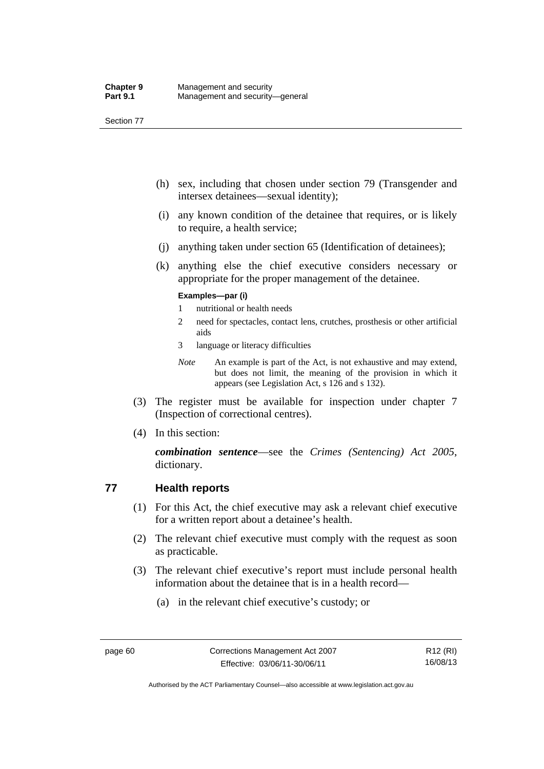(h) sex, including that chosen under section 79 (Transgender and intersex detainees—sexual identity);

(i) any known condition of the detainee that requires, or is likely to require, a health service;

(j) anything taken under section 65 (Identification of detainees);

(k) anything else the chief executive considers necessary or appropriate for the proper management of the detainee.

**Examples—par (i)**

1 nutritional or health needs

2 need for spectacles, contact lens, crutches, prosthesis or other artificial aids

3 language or literacy difficulties

*Note* An example is part of the Act, is not exhaustive and may extend, but does not limit, the meaning of the provision in which it appears (see Legislation Act, s 126 and s 132).

(3) The register must be available for inspection under chapter 7 (Inspection of correctional centres).

(4) In this section:

***combination sentence***—see the *Crimes (Sentencing) Act 2005*, dictionary.

## 77 Health reports

(1) For this Act, the chief executive may ask a relevant chief executive for a written report about a detainee's health.

(2) The relevant chief executive must comply with the request as soon as practicable.

(3) The relevant chief executive's report must include personal health information about the detainee that is in a health record—

(a) in the relevant chief executive's custody; or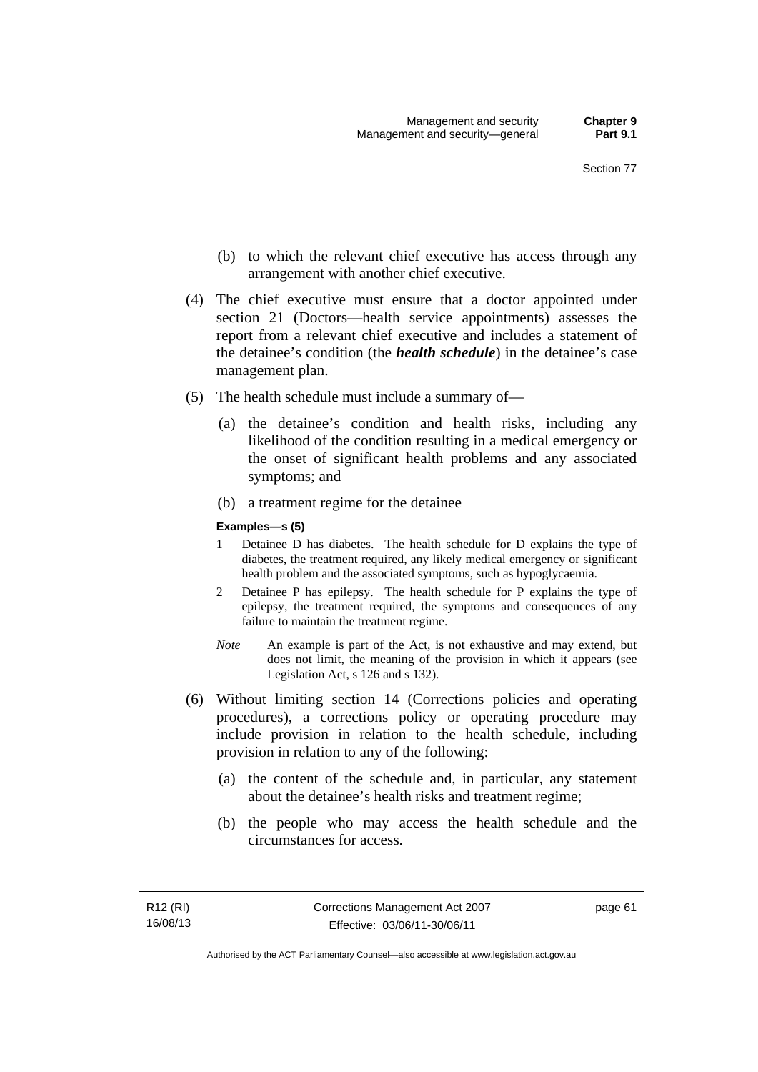(b) to which the relevant chief executive has access through any arrangement with another chief executive.

(4) The chief executive must ensure that a doctor appointed under section 21 (Doctors—health service appointments) assesses the report from a relevant chief executive and includes a statement of the detainee's condition (the ***health schedule***) in the detainee's case management plan.

(5) The health schedule must include a summary of—

(a) the detainee's condition and health risks, including any likelihood of the condition resulting in a medical emergency or the onset of significant health problems and any associated symptoms; and

(b) a treatment regime for the detainee

**Examples—s (5)**

1 Detainee D has diabetes. The health schedule for D explains the type of diabetes, the treatment required, any likely medical emergency or significant health problem and the associated symptoms, such as hypoglycaemia.

2 Detainee P has epilepsy. The health schedule for P explains the type of epilepsy, the treatment required, the symptoms and consequences of any failure to maintain the treatment regime.

*Note* An example is part of the Act, is not exhaustive and may extend, but does not limit, the meaning of the provision in which it appears (see Legislation Act, s 126 and s 132).

(6) Without limiting section 14 (Corrections policies and operating procedures), a corrections policy or operating procedure may include provision in relation to the health schedule, including provision in relation to any of the following:

(a) the content of the schedule and, in particular, any statement about the detainee's health risks and treatment regime;

(b) the people who may access the health schedule and the circumstances for access.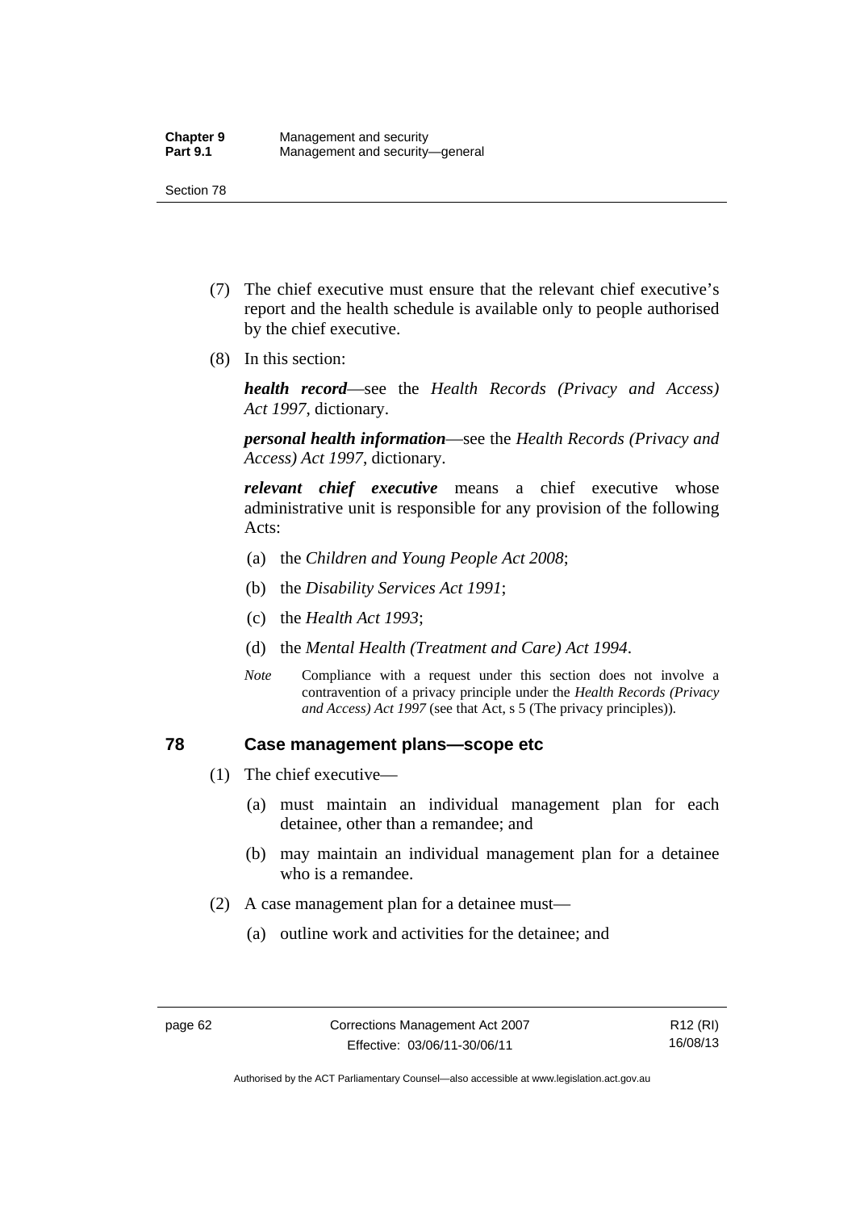(7) The chief executive must ensure that the relevant chief executive's report and the health schedule is available only to people authorised by the chief executive.

(8) In this section:

***health record***—see the *Health Records (Privacy and Access) Act 1997*, dictionary.

***personal health information***—see the *Health Records (Privacy and Access) Act 1997*, dictionary.

***relevant chief executive*** means a chief executive whose administrative unit is responsible for any provision of the following Acts:

(a) the *Children and Young People Act 2008*;

(b) the *Disability Services Act 1991*;

(c) the *Health Act 1993*;

(d) the *Mental Health (Treatment and Care) Act 1994*.

*Note* Compliance with a request under this section does not involve a contravention of a privacy principle under the *Health Records (Privacy and Access) Act 1997* (see that Act, s 5 (The privacy principles)).

## 78 Case management plans—scope etc

(1) The chief executive—

(a) must maintain an individual management plan for each detainee, other than a remandee; and

(b) may maintain an individual management plan for a detainee who is a remandee.

(2) A case management plan for a detainee must—

(a) outline work and activities for the detainee; and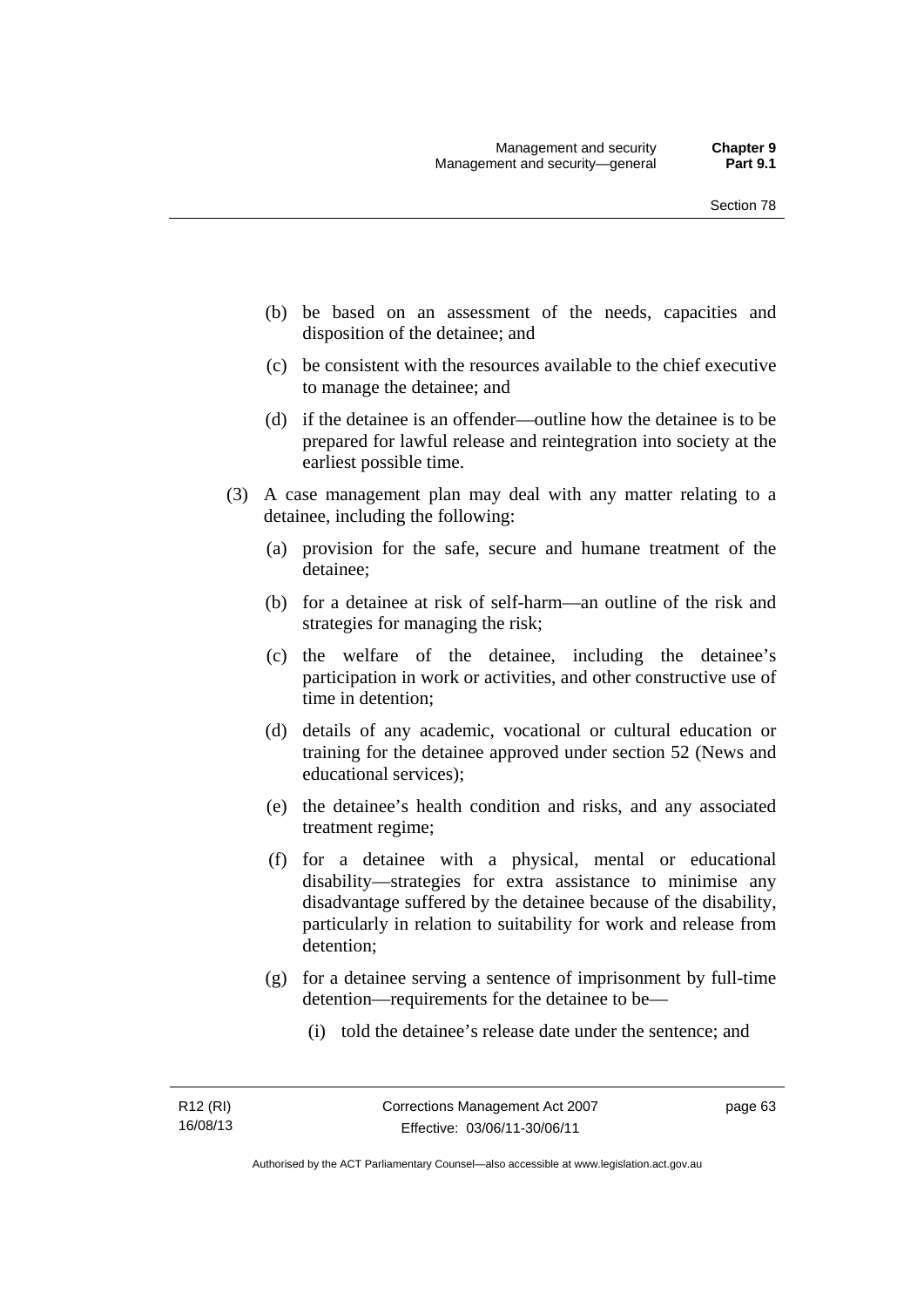(b) be based on an assessment of the needs, capacities and disposition of the detainee; and

(c) be consistent with the resources available to the chief executive to manage the detainee; and

(d) if the detainee is an offender—outline how the detainee is to be prepared for lawful release and reintegration into society at the earliest possible time.

(3) A case management plan may deal with any matter relating to a detainee, including the following:

(a) provision for the safe, secure and humane treatment of the detainee;

(b) for a detainee at risk of self-harm—an outline of the risk and strategies for managing the risk;

(c) the welfare of the detainee, including the detainee's participation in work or activities, and other constructive use of time in detention;

(d) details of any academic, vocational or cultural education or training for the detainee approved under section 52 (News and educational services);

(e) the detainee's health condition and risks, and any associated treatment regime;

(f) for a detainee with a physical, mental or educational disability—strategies for extra assistance to minimise any disadvantage suffered by the detainee because of the disability, particularly in relation to suitability for work and release from detention;

(g) for a detainee serving a sentence of imprisonment by full-time detention—requirements for the detainee to be—

(i) told the detainee's release date under the sentence; and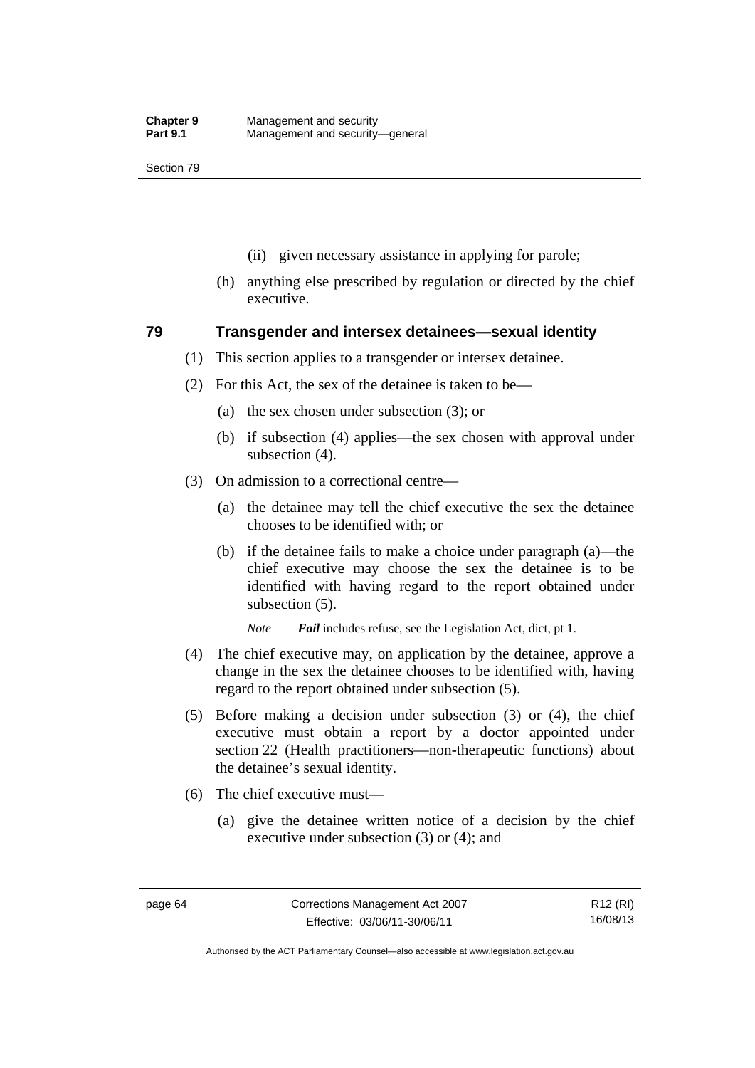(ii) given necessary assistance in applying for parole;

(h) anything else prescribed by regulation or directed by the chief executive.

## 79 Transgender and intersex detainees—sexual identity

(1) This section applies to a transgender or intersex detainee.

(2) For this Act, the sex of the detainee is taken to be—

(a) the sex chosen under subsection (3); or

(b) if subsection (4) applies—the sex chosen with approval under subsection (4).

(3) On admission to a correctional centre—

(a) the detainee may tell the chief executive the sex the detainee chooses to be identified with; or

(b) if the detainee fails to make a choice under paragraph (a)—the chief executive may choose the sex the detainee is to be identified with having regard to the report obtained under subsection (5).

*Note* ***Fail*** includes refuse, see the Legislation Act, dict, pt 1.

(4) The chief executive may, on application by the detainee, approve a change in the sex the detainee chooses to be identified with, having regard to the report obtained under subsection (5).

(5) Before making a decision under subsection (3) or (4), the chief executive must obtain a report by a doctor appointed under section 22 (Health practitioners—non-therapeutic functions) about the detainee's sexual identity.

(6) The chief executive must—

(a) give the detainee written notice of a decision by the chief executive under subsection (3) or (4); and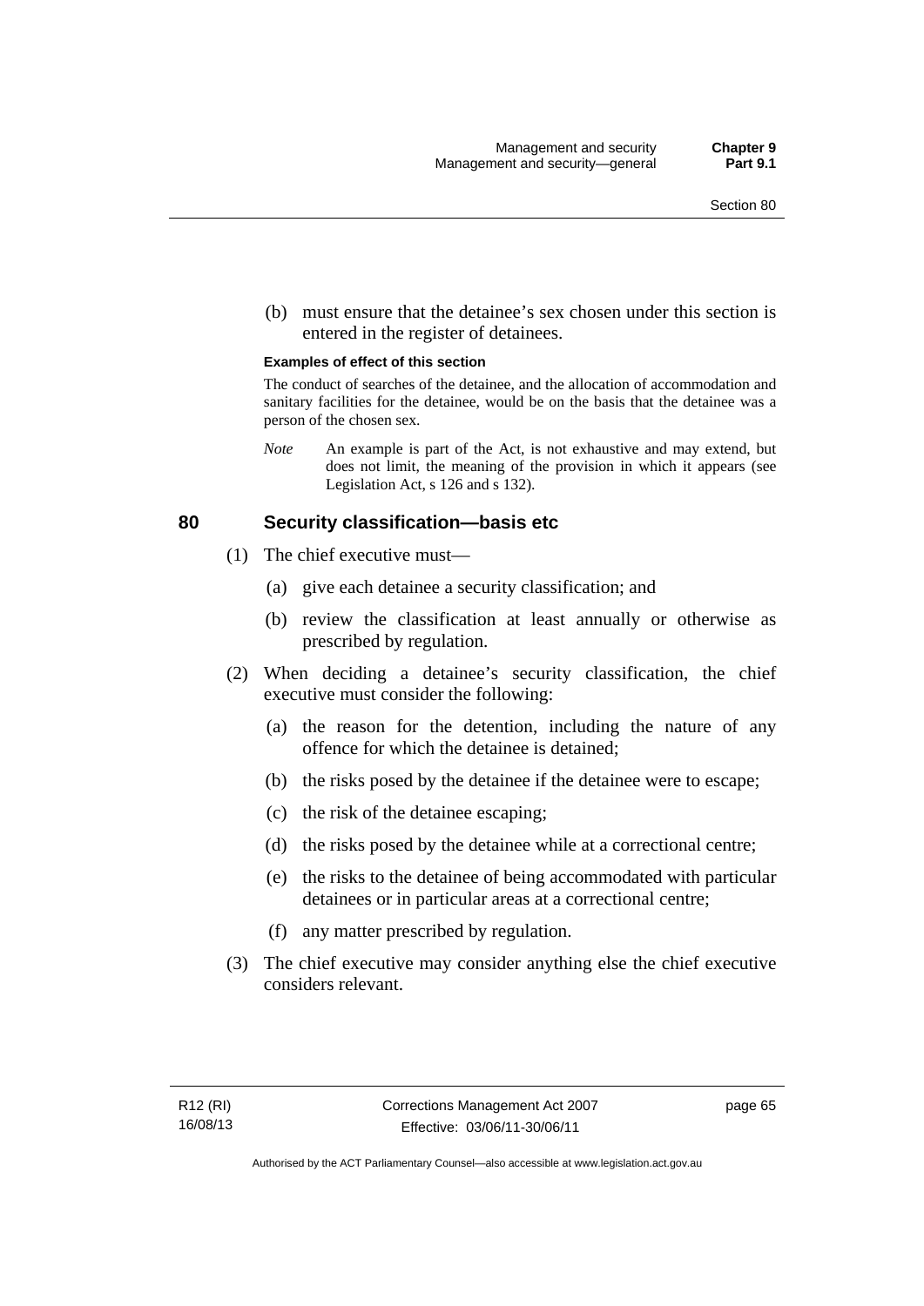(b) must ensure that the detainee's sex chosen under this section is entered in the register of detainees.

**Examples of effect of this section**

The conduct of searches of the detainee, and the allocation of accommodation and sanitary facilities for the detainee, would be on the basis that the detainee was a person of the chosen sex.

*Note* An example is part of the Act, is not exhaustive and may extend, but does not limit, the meaning of the provision in which it appears (see Legislation Act, s 126 and s 132).

## 80 Security classification—basis etc

(1) The chief executive must—

(a) give each detainee a security classification; and

(b) review the classification at least annually or otherwise as prescribed by regulation.

(2) When deciding a detainee's security classification, the chief executive must consider the following:

(a) the reason for the detention, including the nature of any offence for which the detainee is detained;

(b) the risks posed by the detainee if the detainee were to escape;

(c) the risk of the detainee escaping;

(d) the risks posed by the detainee while at a correctional centre;

(e) the risks to the detainee of being accommodated with particular detainees or in particular areas at a correctional centre;

(f) any matter prescribed by regulation.

(3) The chief executive may consider anything else the chief executive considers relevant.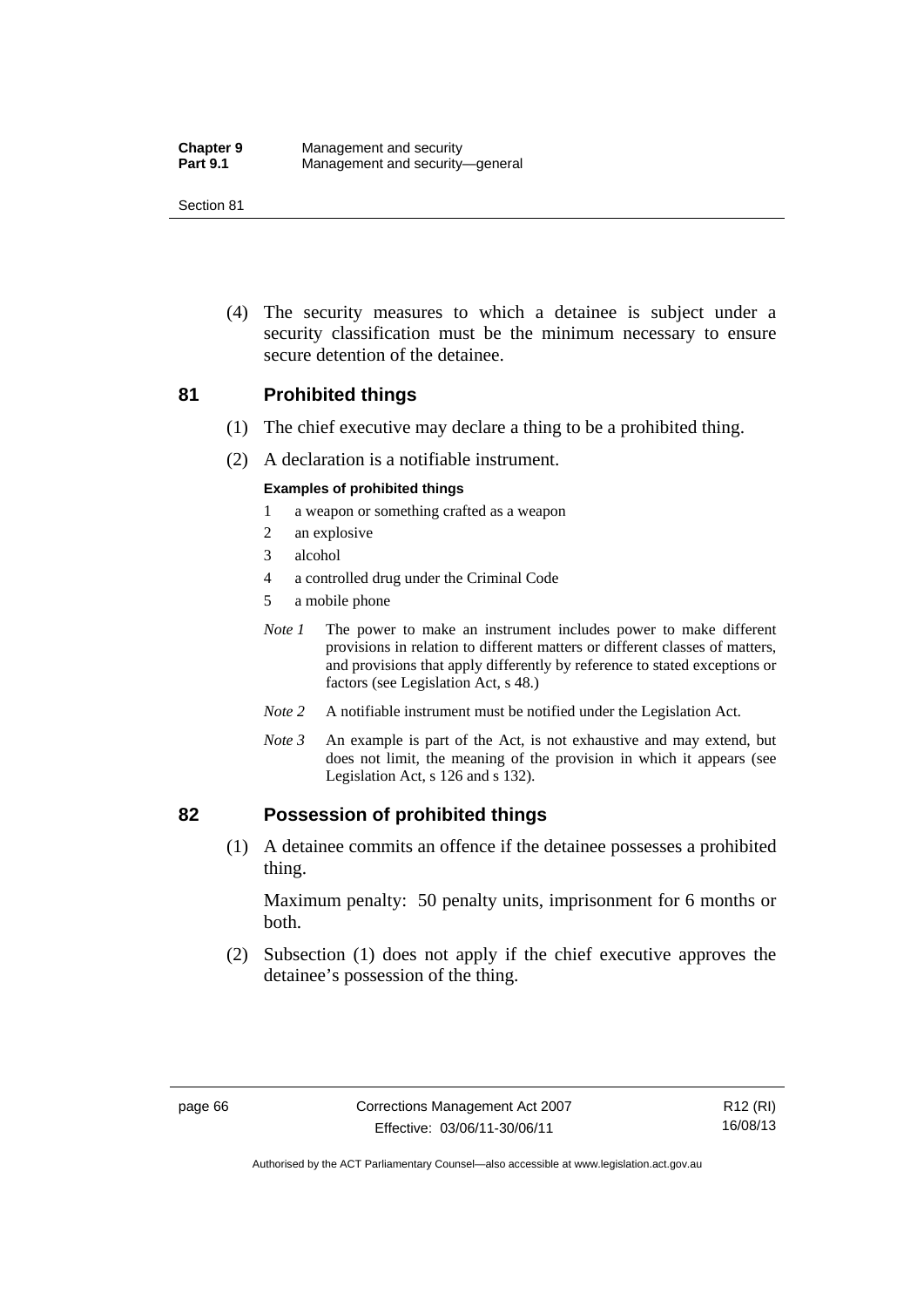(4) The security measures to which a detainee is subject under a security classification must be the minimum necessary to ensure secure detention of the detainee.

## 81 Prohibited things

(1) The chief executive may declare a thing to be a prohibited thing.

(2) A declaration is a notifiable instrument.

**Examples of prohibited things**

1 a weapon or something crafted as a weapon

2 an explosive

3 alcohol

4 a controlled drug under the Criminal Code

5 a mobile phone

*Note 1* The power to make an instrument includes power to make different provisions in relation to different matters or different classes of matters, and provisions that apply differently by reference to stated exceptions or factors (see Legislation Act, s 48.)

*Note 2* A notifiable instrument must be notified under the Legislation Act.

*Note 3* An example is part of the Act, is not exhaustive and may extend, but does not limit, the meaning of the provision in which it appears (see Legislation Act, s 126 and s 132).

## 82 Possession of prohibited things

(1) A detainee commits an offence if the detainee possesses a prohibited thing.

Maximum penalty: 50 penalty units, imprisonment for 6 months or both.

(2) Subsection (1) does not apply if the chief executive approves the detainee's possession of the thing.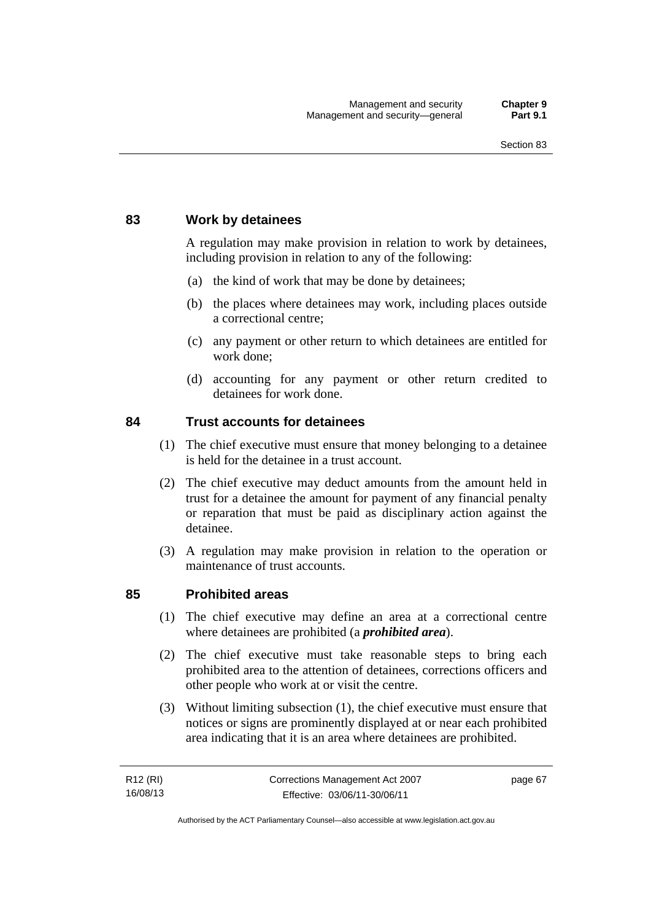## 83 Work by detainees

A regulation may make provision in relation to work by detainees, including provision in relation to any of the following:

(a) the kind of work that may be done by detainees;

(b) the places where detainees may work, including places outside a correctional centre;

(c) any payment or other return to which detainees are entitled for work done;

(d) accounting for any payment or other return credited to detainees for work done.

## 84 Trust accounts for detainees

(1) The chief executive must ensure that money belonging to a detainee is held for the detainee in a trust account.

(2) The chief executive may deduct amounts from the amount held in trust for a detainee the amount for payment of any financial penalty or reparation that must be paid as disciplinary action against the detainee.

(3) A regulation may make provision in relation to the operation or maintenance of trust accounts.

## 85 Prohibited areas

(1) The chief executive may define an area at a correctional centre where detainees are prohibited (a ***prohibited area***).

(2) The chief executive must take reasonable steps to bring each prohibited area to the attention of detainees, corrections officers and other people who work at or visit the centre.

(3) Without limiting subsection (1), the chief executive must ensure that notices or signs are prominently displayed at or near each prohibited area indicating that it is an area where detainees are prohibited.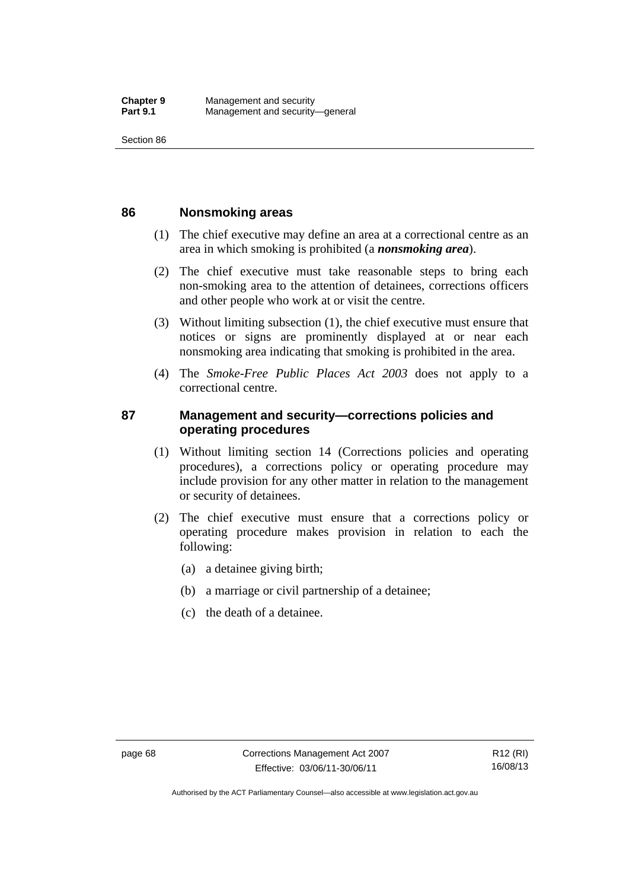## 86 Nonsmoking areas

(1) The chief executive may define an area at a correctional centre as an area in which smoking is prohibited (a ***nonsmoking area***).

(2) The chief executive must take reasonable steps to bring each non-smoking area to the attention of detainees, corrections officers and other people who work at or visit the centre.

(3) Without limiting subsection (1), the chief executive must ensure that notices or signs are prominently displayed at or near each nonsmoking area indicating that smoking is prohibited in the area.

(4) The *Smoke-Free Public Places Act 2003* does not apply to a correctional centre.

## 87 Management and security—corrections policies and operating procedures

(1) Without limiting section 14 (Corrections policies and operating procedures), a corrections policy or operating procedure may include provision for any other matter in relation to the management or security of detainees.

(2) The chief executive must ensure that a corrections policy or operating procedure makes provision in relation to each the following:

(a) a detainee giving birth;

(b) a marriage or civil partnership of a detainee;

(c) the death of a detainee.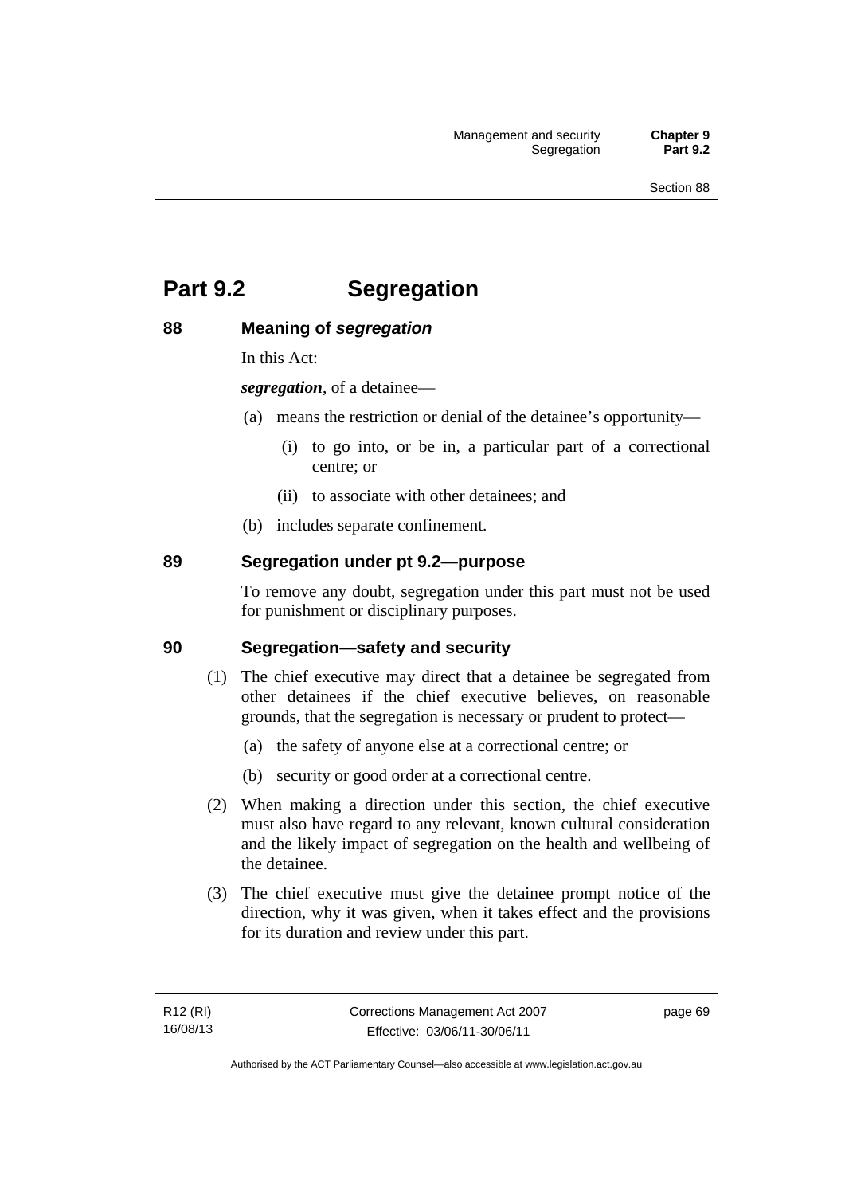# Part 9.2 Segregation

## 88 Meaning of *segregation*

In this Act:

***segregation***, of a detainee—

(a) means the restriction or denial of the detainee's opportunity—

(i) to go into, or be in, a particular part of a correctional centre; or

(ii) to associate with other detainees; and

(b) includes separate confinement.

## 89 Segregation under pt 9.2—purpose

To remove any doubt, segregation under this part must not be used for punishment or disciplinary purposes.

## 90 Segregation—safety and security

(1) The chief executive may direct that a detainee be segregated from other detainees if the chief executive believes, on reasonable grounds, that the segregation is necessary or prudent to protect—

(a) the safety of anyone else at a correctional centre; or

(b) security or good order at a correctional centre.

(2) When making a direction under this section, the chief executive must also have regard to any relevant, known cultural consideration and the likely impact of segregation on the health and wellbeing of the detainee.

(3) The chief executive must give the detainee prompt notice of the direction, why it was given, when it takes effect and the provisions for its duration and review under this part.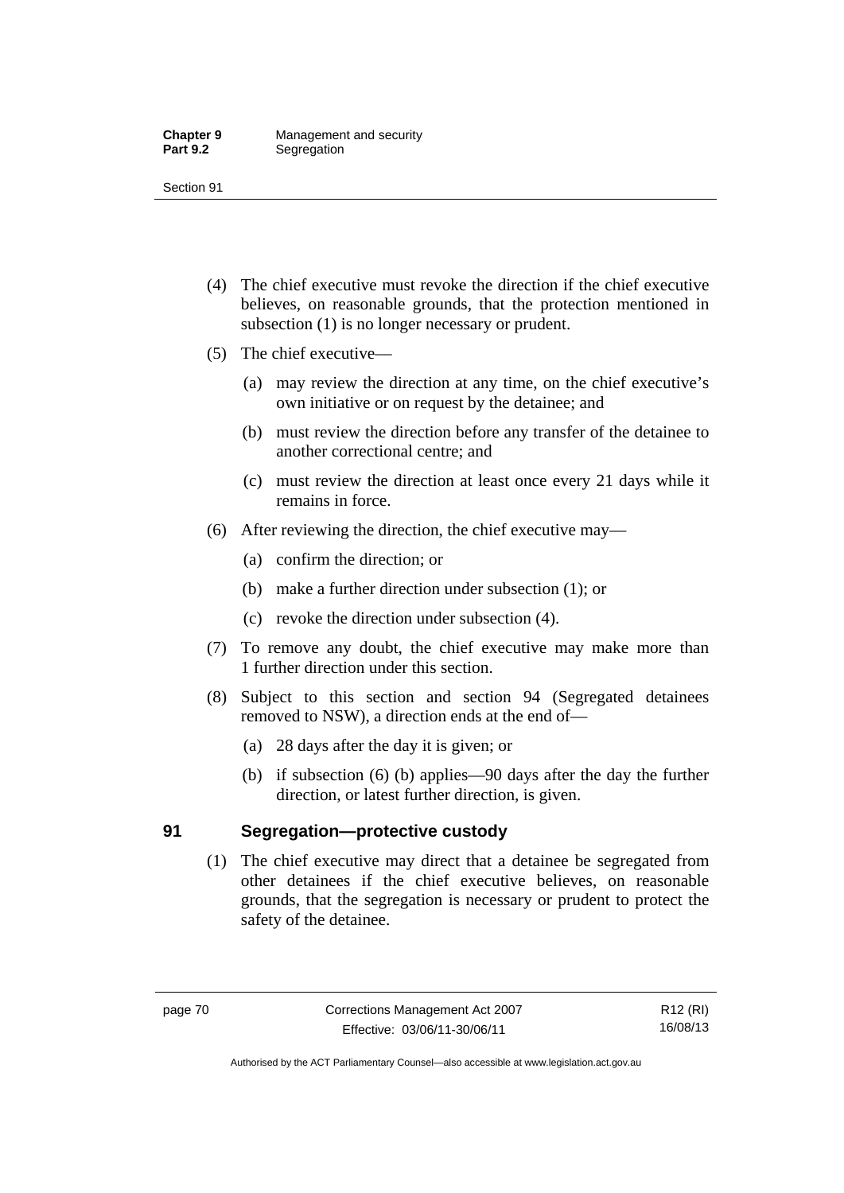(4) The chief executive must revoke the direction if the chief executive believes, on reasonable grounds, that the protection mentioned in subsection (1) is no longer necessary or prudent.

(5) The chief executive—

(a) may review the direction at any time, on the chief executive's own initiative or on request by the detainee; and

(b) must review the direction before any transfer of the detainee to another correctional centre; and

(c) must review the direction at least once every 21 days while it remains in force.

(6) After reviewing the direction, the chief executive may—

(a) confirm the direction; or

(b) make a further direction under subsection (1); or

(c) revoke the direction under subsection (4).

(7) To remove any doubt, the chief executive may make more than 1 further direction under this section.

(8) Subject to this section and section 94 (Segregated detainees removed to NSW), a direction ends at the end of—

(a) 28 days after the day it is given; or

(b) if subsection (6) (b) applies—90 days after the day the further direction, or latest further direction, is given.

## 91 Segregation—protective custody

(1) The chief executive may direct that a detainee be segregated from other detainees if the chief executive believes, on reasonable grounds, that the segregation is necessary or prudent to protect the safety of the detainee.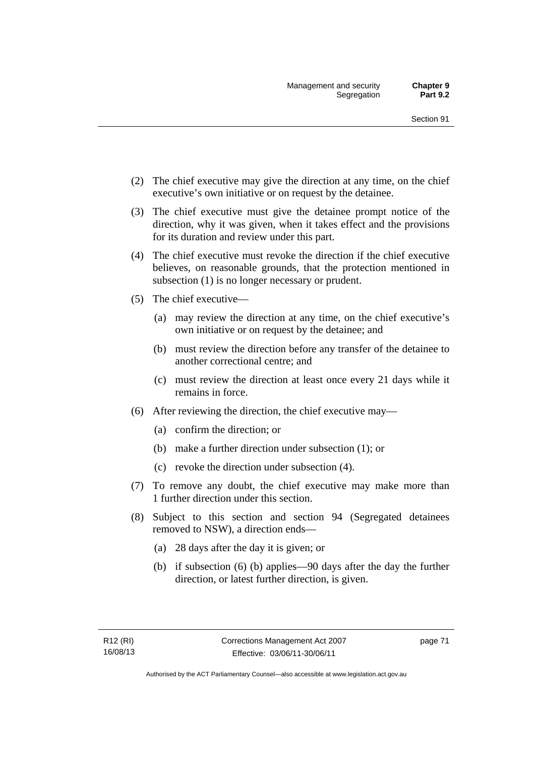(2) The chief executive may give the direction at any time, on the chief executive's own initiative or on request by the detainee.

(3) The chief executive must give the detainee prompt notice of the direction, why it was given, when it takes effect and the provisions for its duration and review under this part.

(4) The chief executive must revoke the direction if the chief executive believes, on reasonable grounds, that the protection mentioned in subsection (1) is no longer necessary or prudent.

(5) The chief executive—

(a) may review the direction at any time, on the chief executive's own initiative or on request by the detainee; and

(b) must review the direction before any transfer of the detainee to another correctional centre; and

(c) must review the direction at least once every 21 days while it remains in force.

(6) After reviewing the direction, the chief executive may—

(a) confirm the direction; or

(b) make a further direction under subsection (1); or

(c) revoke the direction under subsection (4).

(7) To remove any doubt, the chief executive may make more than 1 further direction under this section.

(8) Subject to this section and section 94 (Segregated detainees removed to NSW), a direction ends—

(a) 28 days after the day it is given; or

(b) if subsection (6) (b) applies—90 days after the day the further direction, or latest further direction, is given.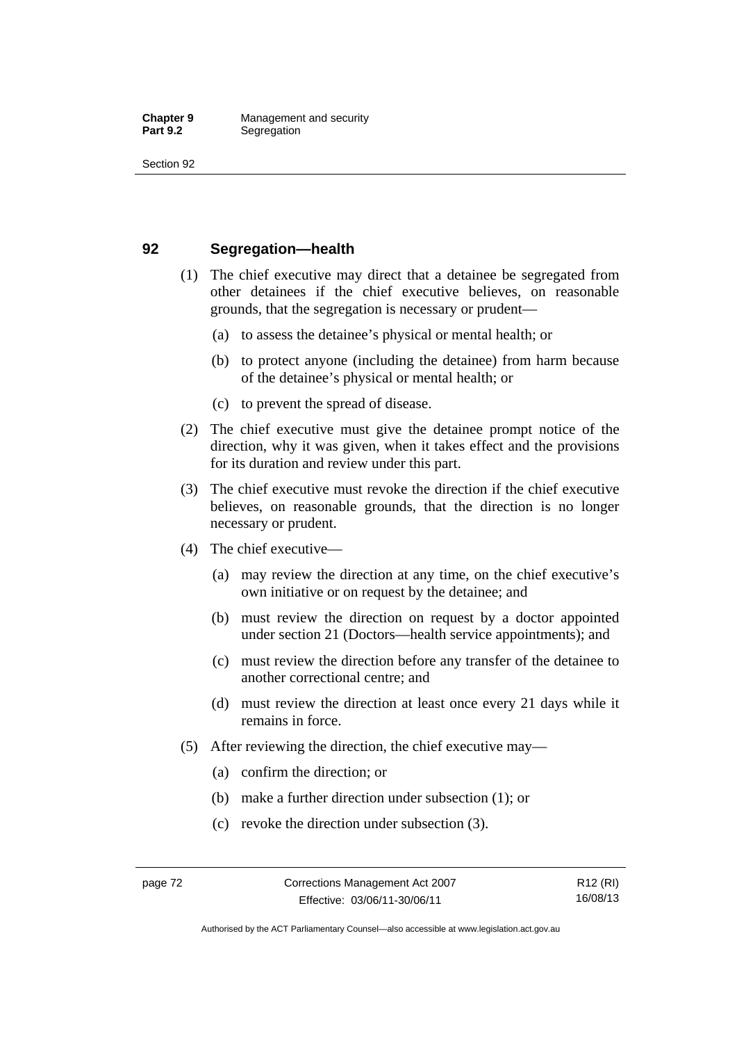## 92 Segregation—health

(1) The chief executive may direct that a detainee be segregated from other detainees if the chief executive believes, on reasonable grounds, that the segregation is necessary or prudent—

(a) to assess the detainee's physical or mental health; or

(b) to protect anyone (including the detainee) from harm because of the detainee's physical or mental health; or

(c) to prevent the spread of disease.

(2) The chief executive must give the detainee prompt notice of the direction, why it was given, when it takes effect and the provisions for its duration and review under this part.

(3) The chief executive must revoke the direction if the chief executive believes, on reasonable grounds, that the direction is no longer necessary or prudent.

(4) The chief executive—

(a) may review the direction at any time, on the chief executive's own initiative or on request by the detainee; and

(b) must review the direction on request by a doctor appointed under section 21 (Doctors—health service appointments); and

(c) must review the direction before any transfer of the detainee to another correctional centre; and

(d) must review the direction at least once every 21 days while it remains in force.

(5) After reviewing the direction, the chief executive may—

(a) confirm the direction; or

(b) make a further direction under subsection (1); or

(c) revoke the direction under subsection (3).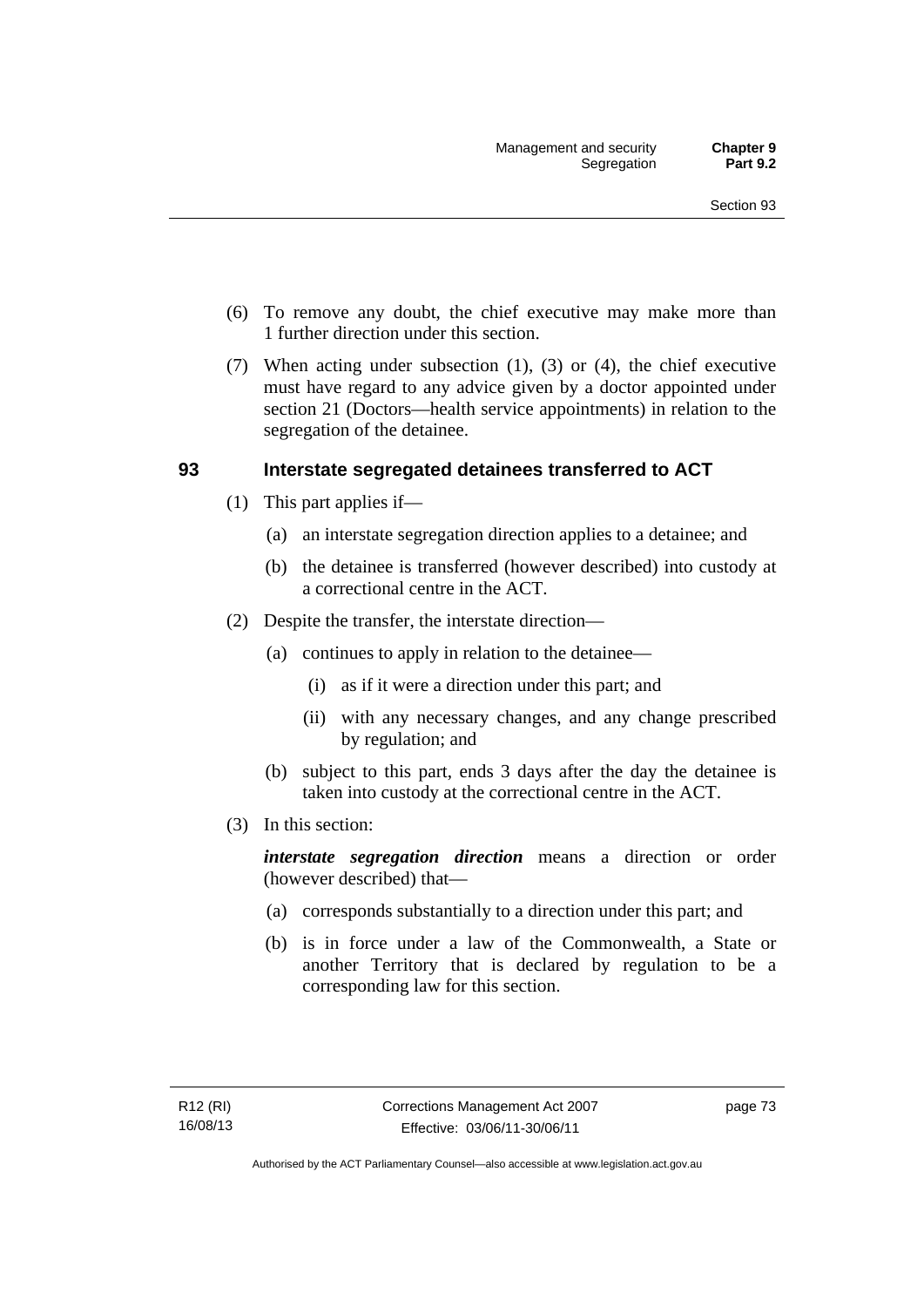(6) To remove any doubt, the chief executive may make more than 1 further direction under this section.

(7) When acting under subsection (1), (3) or (4), the chief executive must have regard to any advice given by a doctor appointed under section 21 (Doctors—health service appointments) in relation to the segregation of the detainee.

## 93 Interstate segregated detainees transferred to ACT

(1) This part applies if—

(a) an interstate segregation direction applies to a detainee; and

(b) the detainee is transferred (however described) into custody at a correctional centre in the ACT.

(2) Despite the transfer, the interstate direction—

(a) continues to apply in relation to the detainee—

(i) as if it were a direction under this part; and

(ii) with any necessary changes, and any change prescribed by regulation; and

(b) subject to this part, ends 3 days after the day the detainee is taken into custody at the correctional centre in the ACT.

(3) In this section:

***interstate segregation direction*** means a direction or order (however described) that—

(a) corresponds substantially to a direction under this part; and

(b) is in force under a law of the Commonwealth, a State or another Territory that is declared by regulation to be a corresponding law for this section.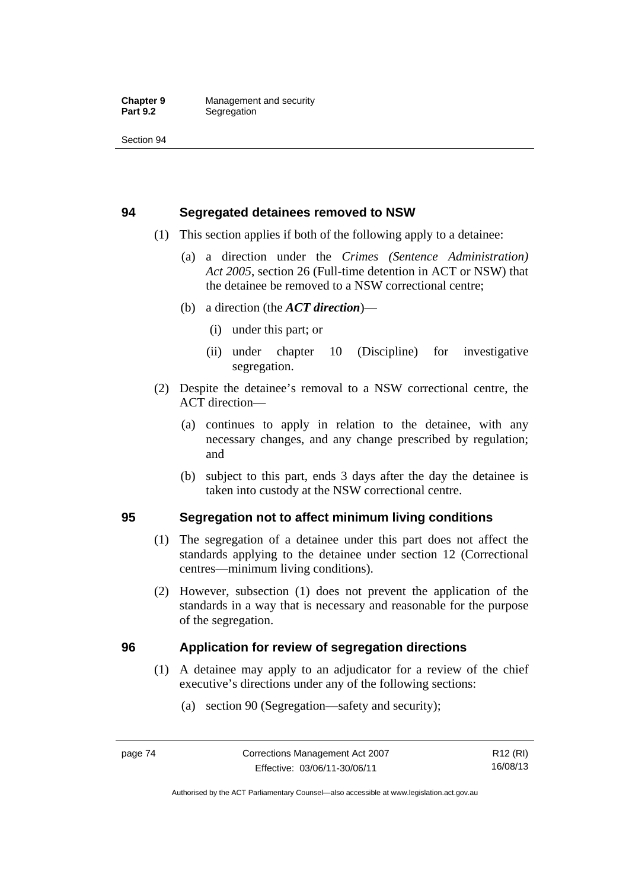## 94 Segregated detainees removed to NSW

(1) This section applies if both of the following apply to a detainee:

(a) a direction under the *Crimes (Sentence Administration) Act 2005*, section 26 (Full-time detention in ACT or NSW) that the detainee be removed to a NSW correctional centre;

(b) a direction (the ***ACT direction***)—

(i) under this part; or

(ii) under chapter 10 (Discipline) for investigative segregation.

(2) Despite the detainee's removal to a NSW correctional centre, the ACT direction—

(a) continues to apply in relation to the detainee, with any necessary changes, and any change prescribed by regulation; and

(b) subject to this part, ends 3 days after the day the detainee is taken into custody at the NSW correctional centre.

## 95 Segregation not to affect minimum living conditions

(1) The segregation of a detainee under this part does not affect the standards applying to the detainee under section 12 (Correctional centres—minimum living conditions).

(2) However, subsection (1) does not prevent the application of the standards in a way that is necessary and reasonable for the purpose of the segregation.

## 96 Application for review of segregation directions

(1) A detainee may apply to an adjudicator for a review of the chief executive's directions under any of the following sections:

(a) section 90 (Segregation—safety and security);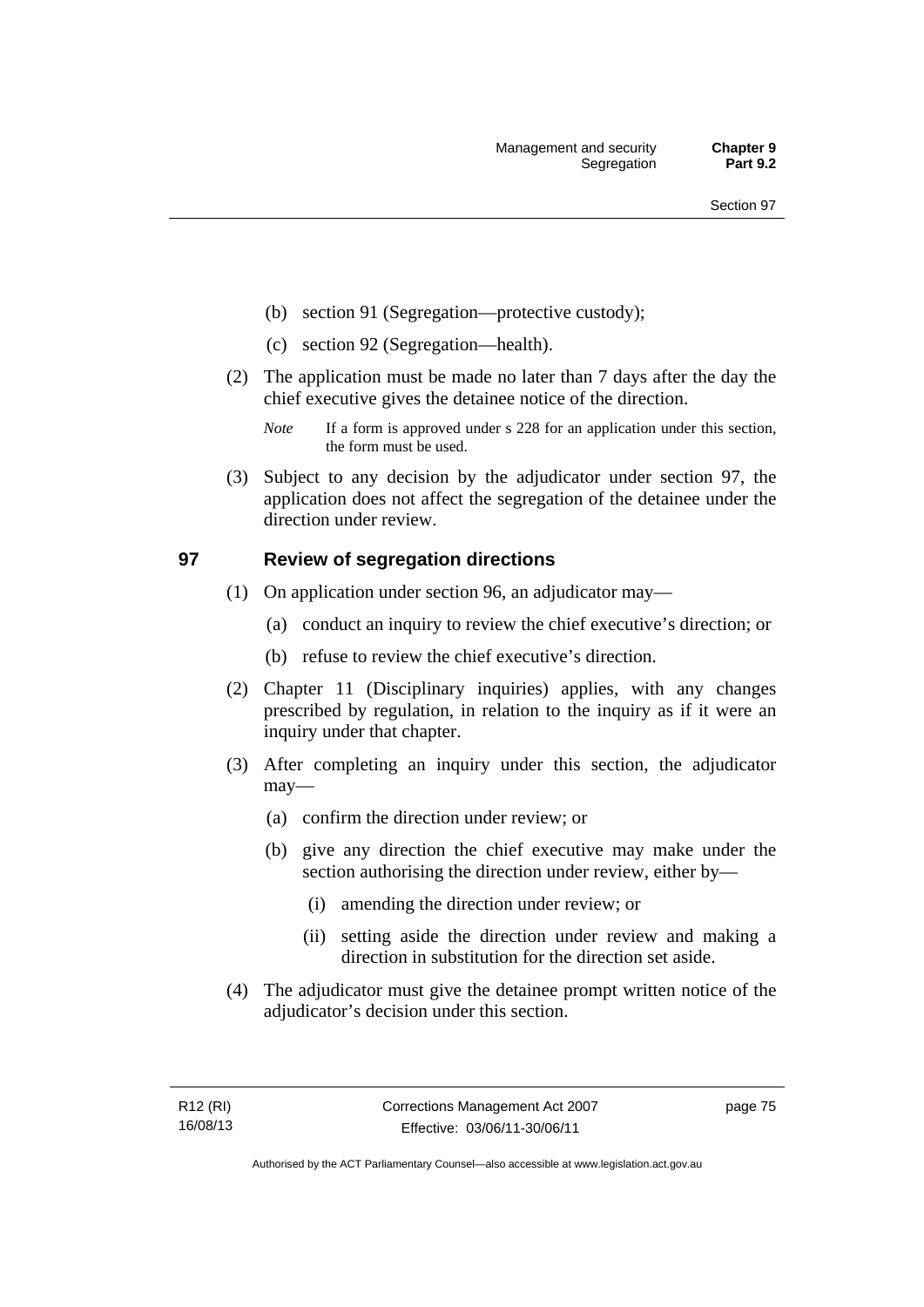(b) section 91 (Segregation—protective custody);

(c) section 92 (Segregation—health).

(2) The application must be made no later than 7 days after the day the chief executive gives the detainee notice of the direction.

*Note* If a form is approved under s 228 for an application under this section, the form must be used.

(3) Subject to any decision by the adjudicator under section 97, the application does not affect the segregation of the detainee under the direction under review.

## 97 Review of segregation directions

(1) On application under section 96, an adjudicator may—

(a) conduct an inquiry to review the chief executive's direction; or

(b) refuse to review the chief executive's direction.

(2) Chapter 11 (Disciplinary inquiries) applies, with any changes prescribed by regulation, in relation to the inquiry as if it were an inquiry under that chapter.

(3) After completing an inquiry under this section, the adjudicator may—

(a) confirm the direction under review; or

(b) give any direction the chief executive may make under the section authorising the direction under review, either by—

(i) amending the direction under review; or

(ii) setting aside the direction under review and making a direction in substitution for the direction set aside.

(4) The adjudicator must give the detainee prompt written notice of the adjudicator's decision under this section.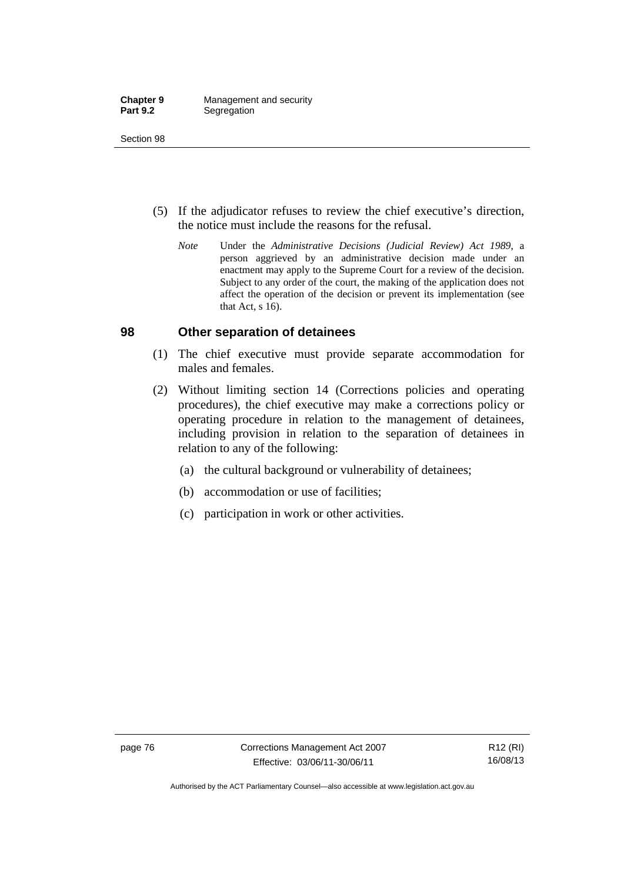(5) If the adjudicator refuses to review the chief executive's direction, the notice must include the reasons for the refusal.

*Note* Under the *Administrative Decisions (Judicial Review) Act 1989*, a person aggrieved by an administrative decision made under an enactment may apply to the Supreme Court for a review of the decision. Subject to any order of the court, the making of the application does not affect the operation of the decision or prevent its implementation (see that Act, s 16).

### 98 Other separation of detainees

(1) The chief executive must provide separate accommodation for males and females.

(2) Without limiting section 14 (Corrections policies and operating procedures), the chief executive may make a corrections policy or operating procedure in relation to the management of detainees, including provision in relation to the separation of detainees in relation to any of the following:

(a) the cultural background or vulnerability of detainees;

(b) accommodation or use of facilities;

(c) participation in work or other activities.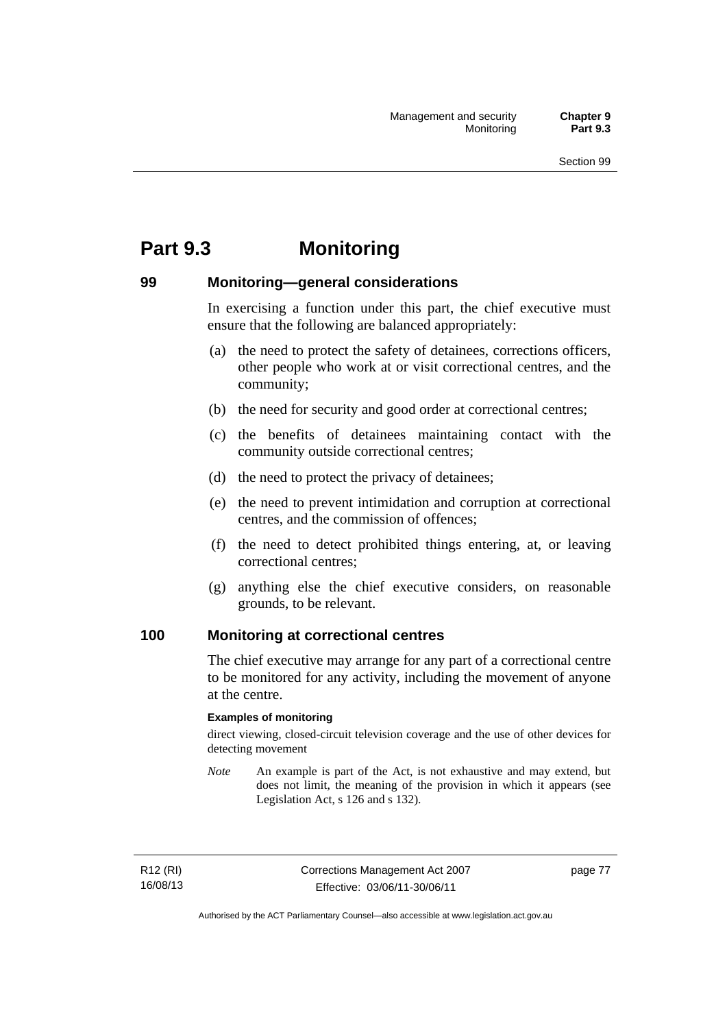# Part 9.3 Monitoring

## 99 Monitoring—general considerations

In exercising a function under this part, the chief executive must ensure that the following are balanced appropriately:

(a) the need to protect the safety of detainees, corrections officers, other people who work at or visit correctional centres, and the community;

(b) the need for security and good order at correctional centres;

(c) the benefits of detainees maintaining contact with the community outside correctional centres;

(d) the need to protect the privacy of detainees;

(e) the need to prevent intimidation and corruption at correctional centres, and the commission of offences;

(f) the need to detect prohibited things entering, at, or leaving correctional centres;

(g) anything else the chief executive considers, on reasonable grounds, to be relevant.

## 100 Monitoring at correctional centres

The chief executive may arrange for any part of a correctional centre to be monitored for any activity, including the movement of anyone at the centre.

**Examples of monitoring**

direct viewing, closed-circuit television coverage and the use of other devices for detecting movement

*Note* An example is part of the Act, is not exhaustive and may extend, but does not limit, the meaning of the provision in which it appears (see Legislation Act, s 126 and s 132).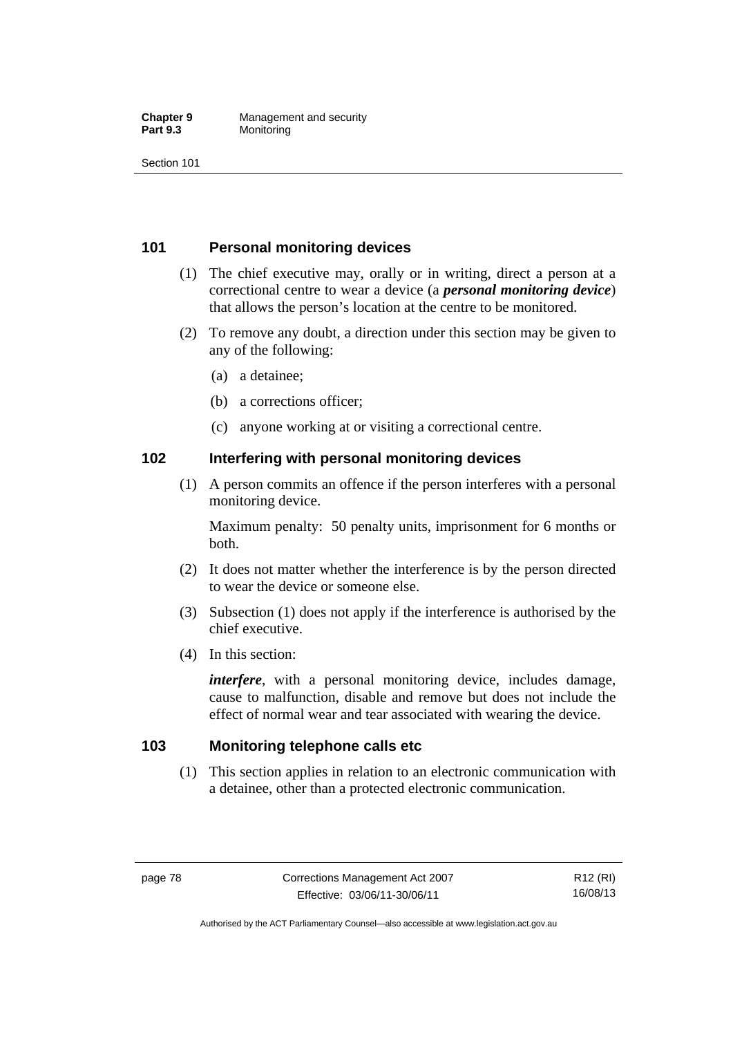## 101 Personal monitoring devices

(1) The chief executive may, orally or in writing, direct a person at a correctional centre to wear a device (a ***personal monitoring device***) that allows the person's location at the centre to be monitored.

(2) To remove any doubt, a direction under this section may be given to any of the following:

(a) a detainee;

(b) a corrections officer;

(c) anyone working at or visiting a correctional centre.

## 102 Interfering with personal monitoring devices

(1) A person commits an offence if the person interferes with a personal monitoring device.

Maximum penalty: 50 penalty units, imprisonment for 6 months or both.

(2) It does not matter whether the interference is by the person directed to wear the device or someone else.

(3) Subsection (1) does not apply if the interference is authorised by the chief executive.

(4) In this section:

***interfere***, with a personal monitoring device, includes damage, cause to malfunction, disable and remove but does not include the effect of normal wear and tear associated with wearing the device.

## 103 Monitoring telephone calls etc

(1) This section applies in relation to an electronic communication with a detainee, other than a protected electronic communication.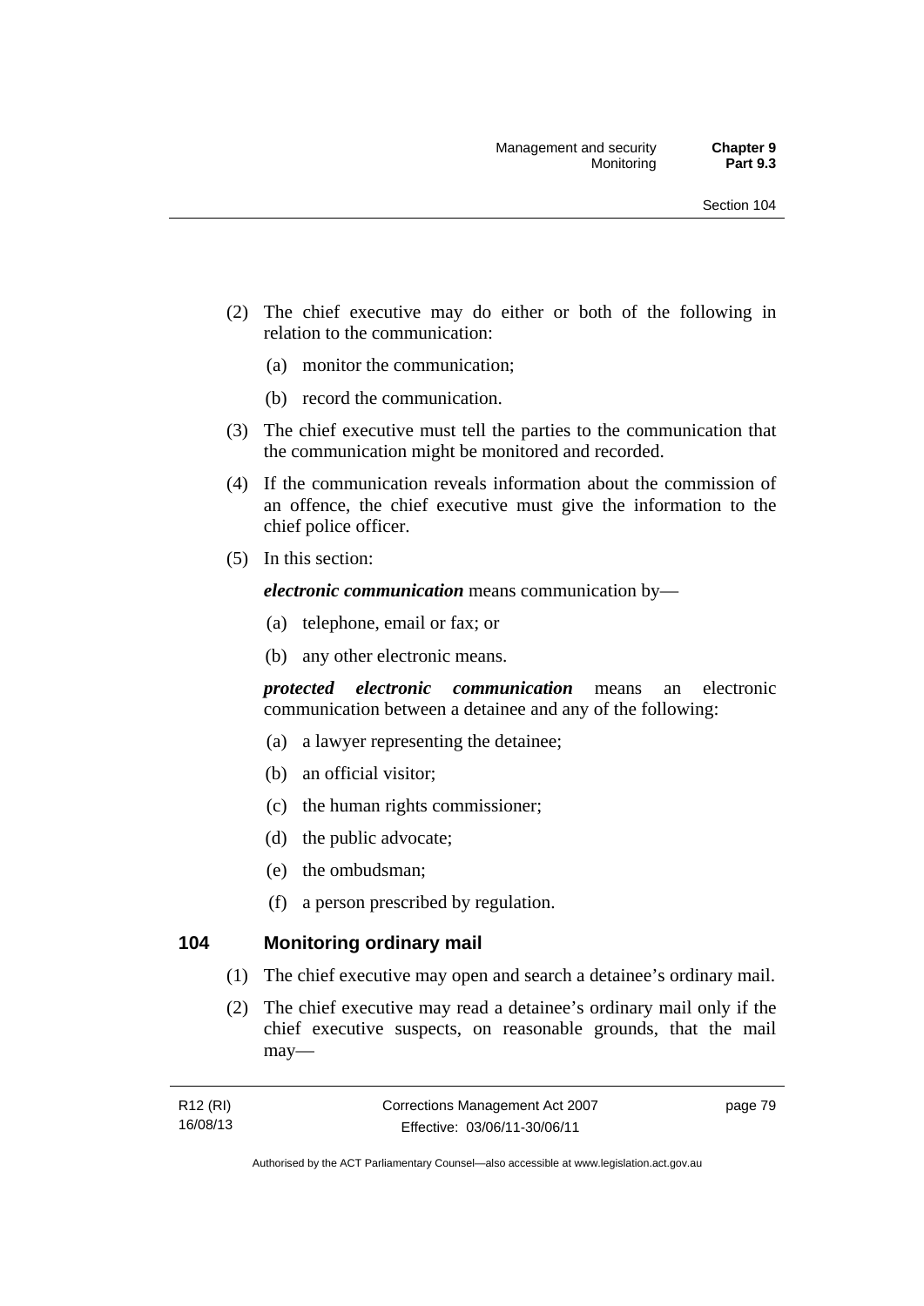(2) The chief executive may do either or both of the following in relation to the communication:

(a) monitor the communication;

(b) record the communication.

(3) The chief executive must tell the parties to the communication that the communication might be monitored and recorded.

(4) If the communication reveals information about the commission of an offence, the chief executive must give the information to the chief police officer.

(5) In this section:

***electronic communication*** means communication by—

(a) telephone, email or fax; or

(b) any other electronic means.

***protected electronic communication*** means an electronic communication between a detainee and any of the following:

(a) a lawyer representing the detainee;

(b) an official visitor;

(c) the human rights commissioner;

(d) the public advocate;

(e) the ombudsman;

(f) a person prescribed by regulation.

## 104 Monitoring ordinary mail

(1) The chief executive may open and search a detainee's ordinary mail.

(2) The chief executive may read a detainee's ordinary mail only if the chief executive suspects, on reasonable grounds, that the mail may—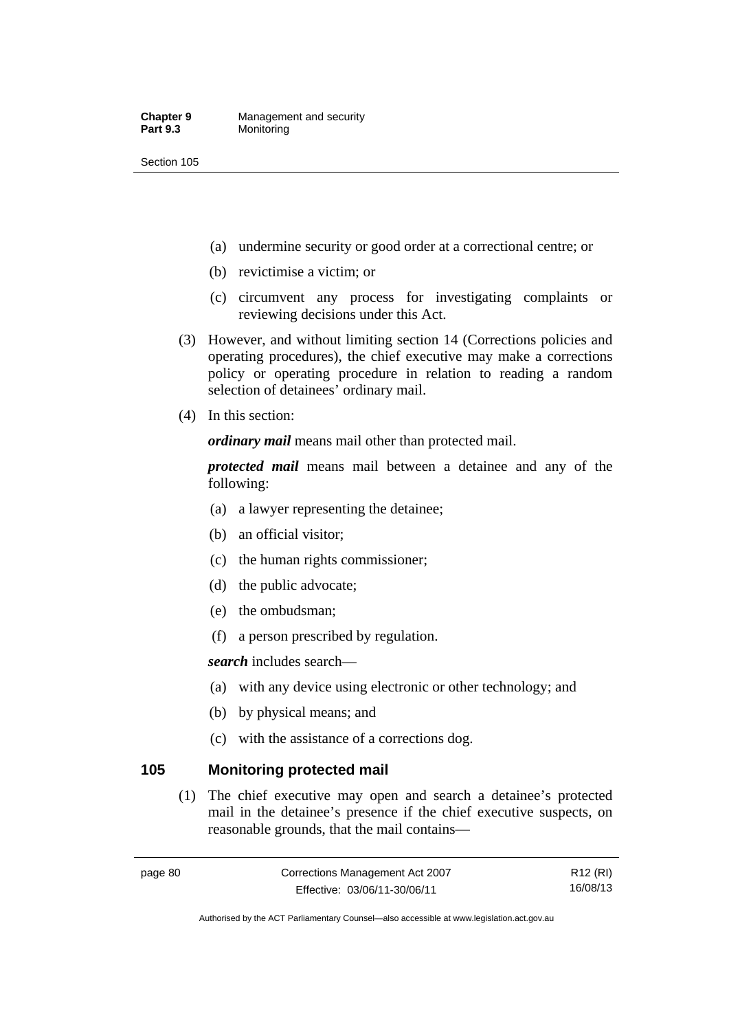(a) undermine security or good order at a correctional centre; or

(b) revictimise a victim; or

(c) circumvent any process for investigating complaints or reviewing decisions under this Act.

(3) However, and without limiting section 14 (Corrections policies and operating procedures), the chief executive may make a corrections policy or operating procedure in relation to reading a random selection of detainees' ordinary mail.

(4) In this section:

***ordinary mail*** means mail other than protected mail.

***protected mail*** means mail between a detainee and any of the following:

(a) a lawyer representing the detainee;

(b) an official visitor;

(c) the human rights commissioner;

(d) the public advocate;

(e) the ombudsman;

(f) a person prescribed by regulation.

***search*** includes search—

(a) with any device using electronic or other technology; and

(b) by physical means; and

(c) with the assistance of a corrections dog.

## 105 Monitoring protected mail

(1) The chief executive may open and search a detainee's protected mail in the detainee's presence if the chief executive suspects, on reasonable grounds, that the mail contains—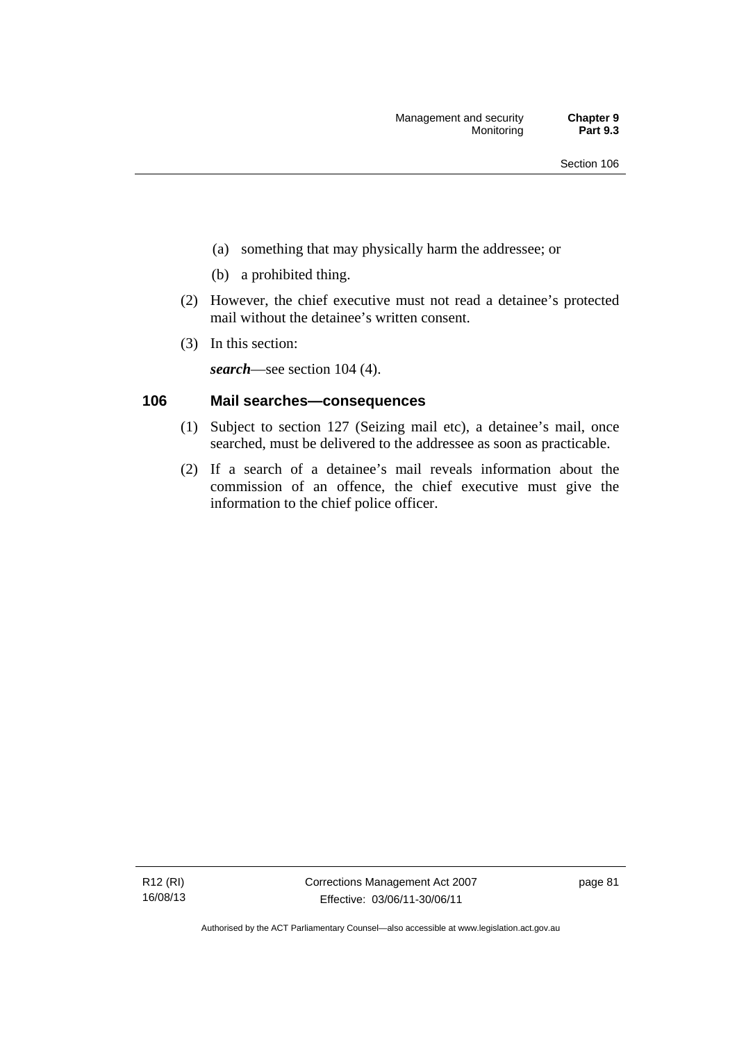(a) something that may physically harm the addressee; or

(b) a prohibited thing.

(2) However, the chief executive must not read a detainee's protected mail without the detainee's written consent.

(3) In this section:

***search***—see section 104 (4).

## 106 Mail searches—consequences

(1) Subject to section 127 (Seizing mail etc), a detainee's mail, once searched, must be delivered to the addressee as soon as practicable.

(2) If a search of a detainee's mail reveals information about the commission of an offence, the chief executive must give the information to the chief police officer.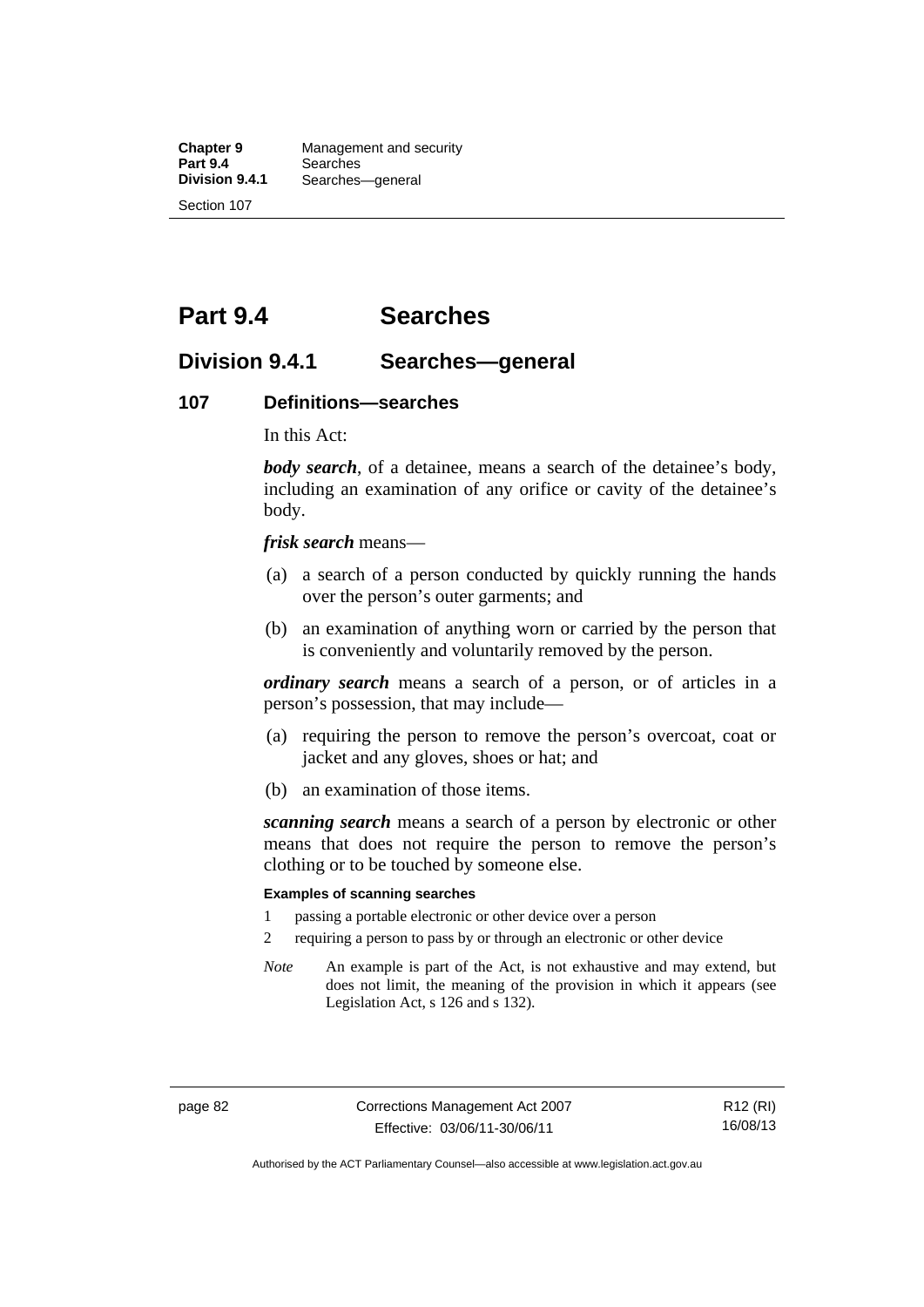## Part 9.4 Searches

### Division 9.4.1 Searches—general

#### 107 Definitions—searches

In this Act:

***body search***, of a detainee, means a search of the detainee's body, including an examination of any orifice or cavity of the detainee's body.

***frisk search*** means—

(a) a search of a person conducted by quickly running the hands over the person's outer garments; and

(b) an examination of anything worn or carried by the person that is conveniently and voluntarily removed by the person.

***ordinary search*** means a search of a person, or of articles in a person's possession, that may include—

(a) requiring the person to remove the person's overcoat, coat or jacket and any gloves, shoes or hat; and

(b) an examination of those items.

***scanning search*** means a search of a person by electronic or other means that does not require the person to remove the person's clothing or to be touched by someone else.

**Examples of scanning searches**

1 passing a portable electronic or other device over a person

2 requiring a person to pass by or through an electronic or other device

*Note* An example is part of the Act, is not exhaustive and may extend, but does not limit, the meaning of the provision in which it appears (see Legislation Act, s 126 and s 132).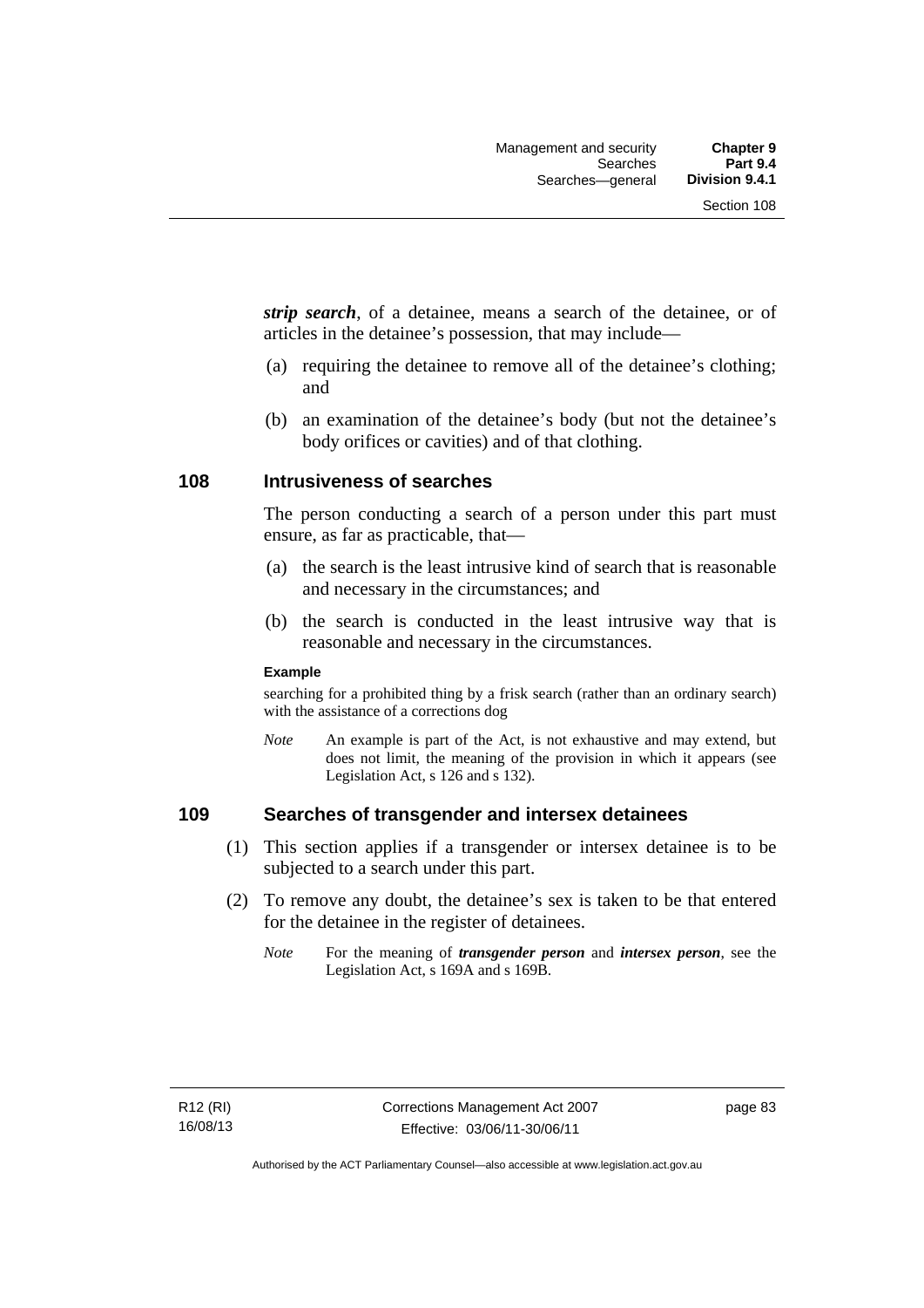***strip search***, of a detainee, means a search of the detainee, or of articles in the detainee's possession, that may include—

(a) requiring the detainee to remove all of the detainee's clothing; and

(b) an examination of the detainee's body (but not the detainee's body orifices or cavities) and of that clothing.

## 108 Intrusiveness of searches

The person conducting a search of a person under this part must ensure, as far as practicable, that—

(a) the search is the least intrusive kind of search that is reasonable and necessary in the circumstances; and

(b) the search is conducted in the least intrusive way that is reasonable and necessary in the circumstances.

**Example**

searching for a prohibited thing by a frisk search (rather than an ordinary search) with the assistance of a corrections dog

*Note* An example is part of the Act, is not exhaustive and may extend, but does not limit, the meaning of the provision in which it appears (see Legislation Act, s 126 and s 132).

## 109 Searches of transgender and intersex detainees

(1) This section applies if a transgender or intersex detainee is to be subjected to a search under this part.

(2) To remove any doubt, the detainee's sex is taken to be that entered for the detainee in the register of detainees.

*Note* For the meaning of ***transgender person*** and ***intersex person***, see the Legislation Act, s 169A and s 169B.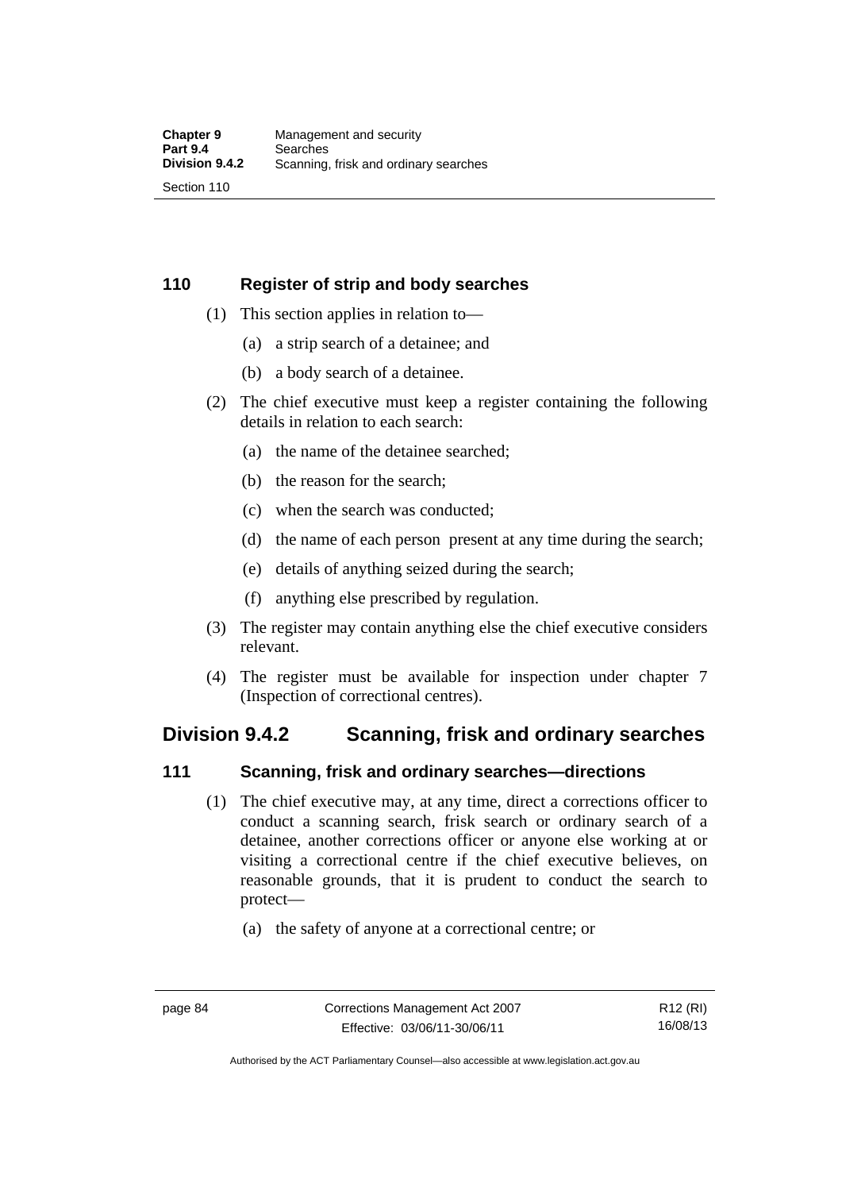### 110 Register of strip and body searches

(1) This section applies in relation to—

(a) a strip search of a detainee; and

(b) a body search of a detainee.

(2) The chief executive must keep a register containing the following details in relation to each search:

(a) the name of the detainee searched;

(b) the reason for the search;

(c) when the search was conducted;

(d) the name of each person present at any time during the search;

(e) details of anything seized during the search;

(f) anything else prescribed by regulation.

(3) The register may contain anything else the chief executive considers relevant.

(4) The register must be available for inspection under chapter 7 (Inspection of correctional centres).

## Division 9.4.2 Scanning, frisk and ordinary searches

### 111 Scanning, frisk and ordinary searches—directions

(1) The chief executive may, at any time, direct a corrections officer to conduct a scanning search, frisk search or ordinary search of a detainee, another corrections officer or anyone else working at or visiting a correctional centre if the chief executive believes, on reasonable grounds, that it is prudent to conduct the search to protect—

(a) the safety of anyone at a correctional centre; or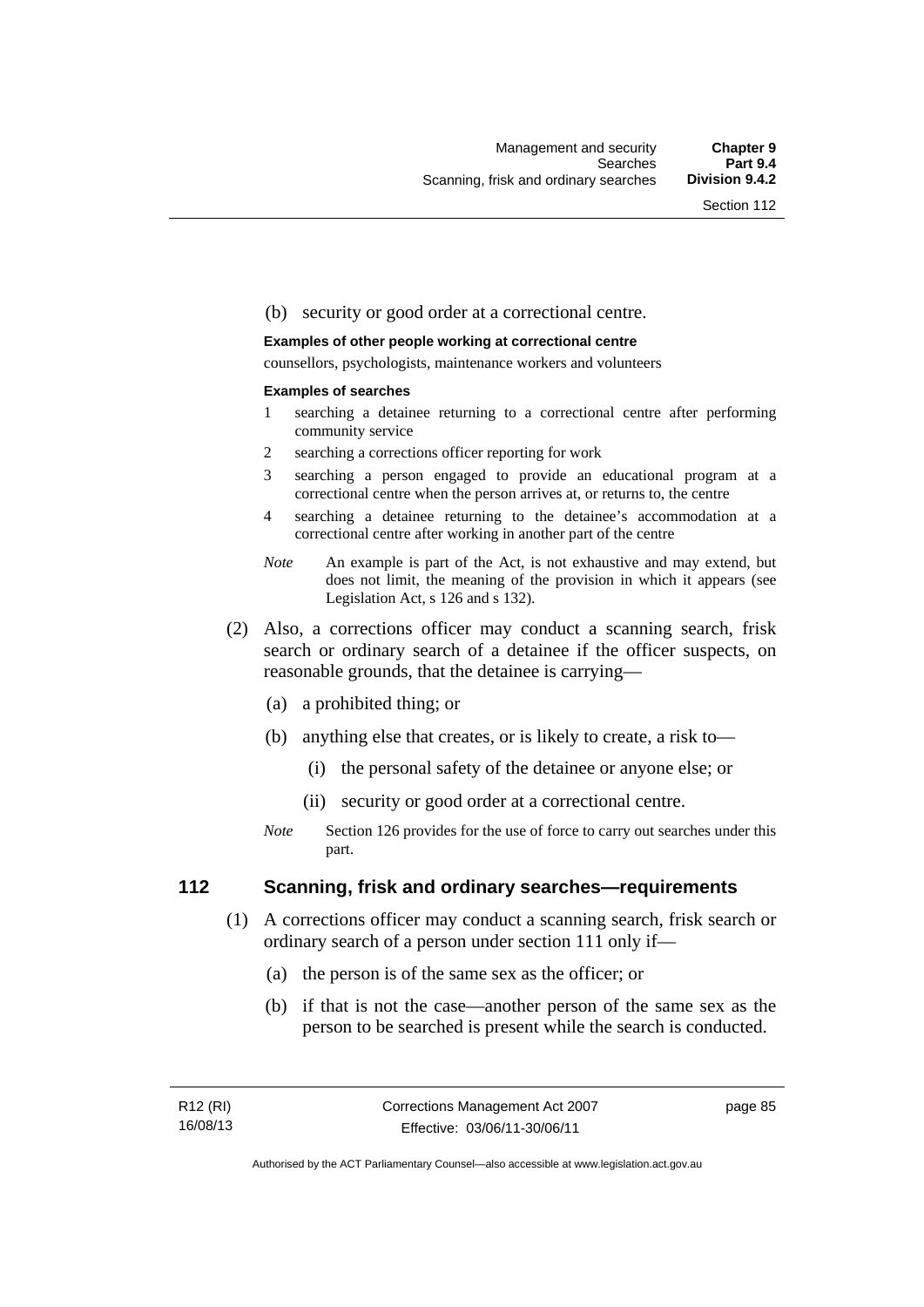(b) security or good order at a correctional centre.

**Examples of other people working at correctional centre**

counsellors, psychologists, maintenance workers and volunteers

**Examples of searches**

1. searching a detainee returning to a correctional centre after performing community service
2. searching a corrections officer reporting for work
3. searching a person engaged to provide an educational program at a correctional centre when the person arrives at, or returns to, the centre
4. searching a detainee returning to the detainee's accommodation at a correctional centre after working in another part of the centre

*Note* An example is part of the Act, is not exhaustive and may extend, but does not limit, the meaning of the provision in which it appears (see Legislation Act, s 126 and s 132).

(2) Also, a corrections officer may conduct a scanning search, frisk search or ordinary search of a detainee if the officer suspects, on reasonable grounds, that the detainee is carrying—

(a) a prohibited thing; or

(b) anything else that creates, or is likely to create, a risk to—

(i) the personal safety of the detainee or anyone else; or

(ii) security or good order at a correctional centre.

*Note* Section 126 provides for the use of force to carry out searches under this part.

## 112 Scanning, frisk and ordinary searches—requirements

(1) A corrections officer may conduct a scanning search, frisk search or ordinary search of a person under section 111 only if—

(a) the person is of the same sex as the officer; or

(b) if that is not the case—another person of the same sex as the person to be searched is present while the search is conducted.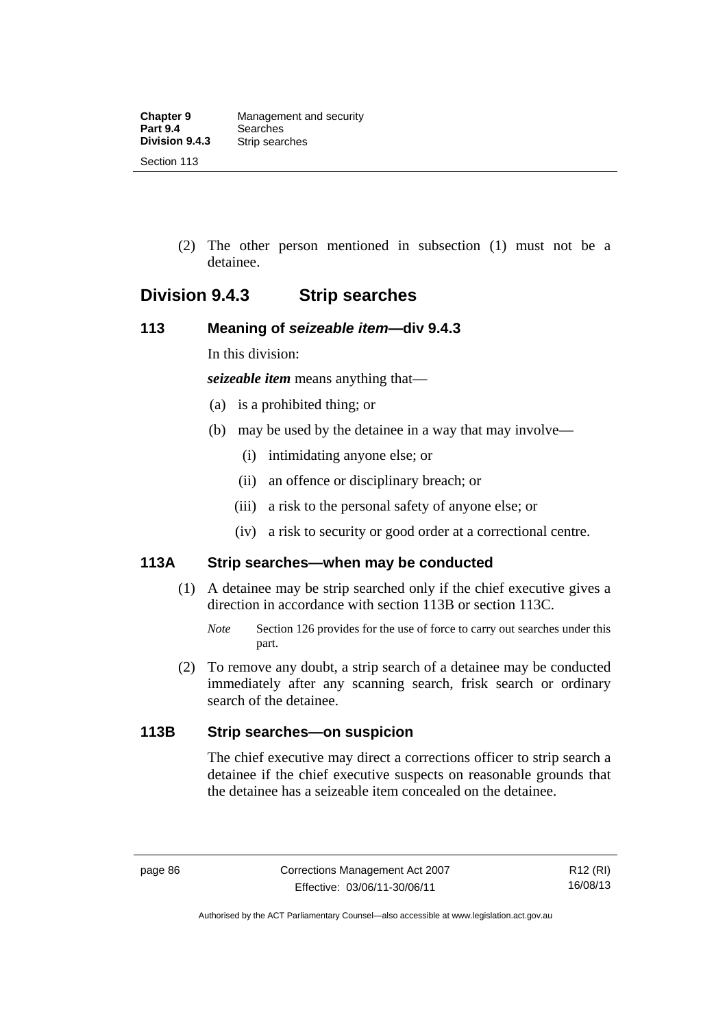(2) The other person mentioned in subsection (1) must not be a detainee.

## Division 9.4.3 Strip searches

### 113 Meaning of *seizeable item*—div 9.4.3

In this division:

***seizeable item*** means anything that—

(a) is a prohibited thing; or

(b) may be used by the detainee in a way that may involve—

(i) intimidating anyone else; or

(ii) an offence or disciplinary breach; or

(iii) a risk to the personal safety of anyone else; or

(iv) a risk to security or good order at a correctional centre.

### 113A Strip searches—when may be conducted

(1) A detainee may be strip searched only if the chief executive gives a direction in accordance with section 113B or section 113C.

*Note* Section 126 provides for the use of force to carry out searches under this part.

(2) To remove any doubt, a strip search of a detainee may be conducted immediately after any scanning search, frisk search or ordinary search of the detainee.

### 113B Strip searches—on suspicion

The chief executive may direct a corrections officer to strip search a detainee if the chief executive suspects on reasonable grounds that the detainee has a seizeable item concealed on the detainee.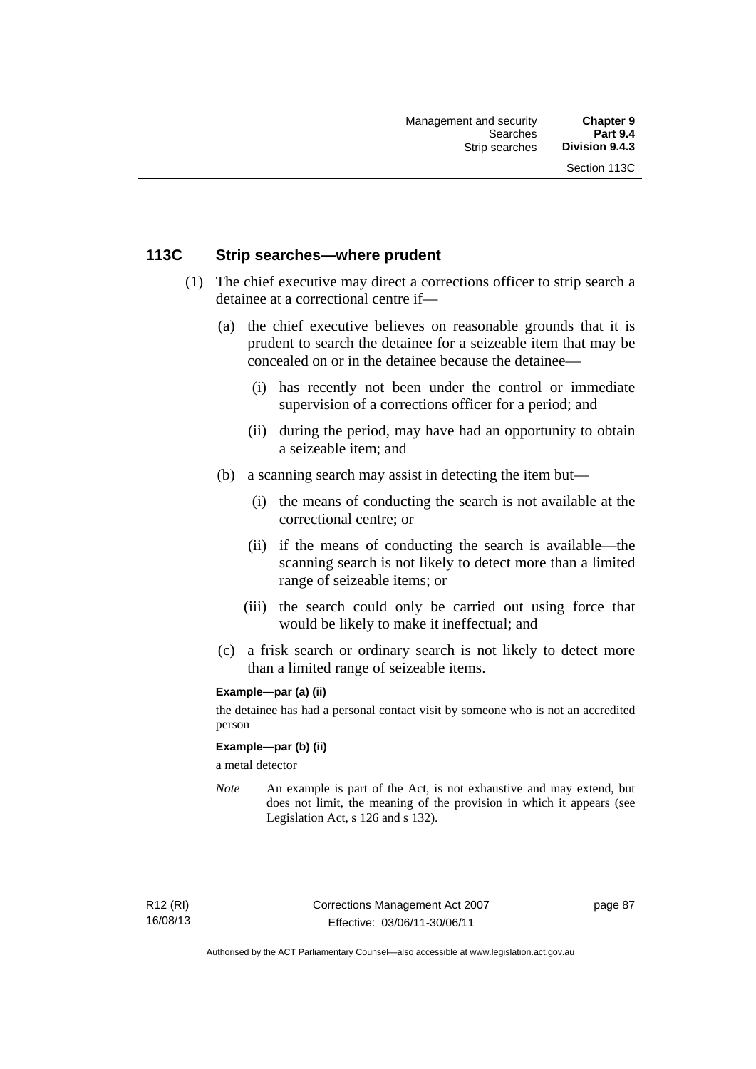## 113C Strip searches—where prudent

(1) The chief executive may direct a corrections officer to strip search a detainee at a correctional centre if—

(a) the chief executive believes on reasonable grounds that it is prudent to search the detainee for a seizeable item that may be concealed on or in the detainee because the detainee—

(i) has recently not been under the control or immediate supervision of a corrections officer for a period; and

(ii) during the period, may have had an opportunity to obtain a seizeable item; and

(b) a scanning search may assist in detecting the item but—

(i) the means of conducting the search is not available at the correctional centre; or

(ii) if the means of conducting the search is available—the scanning search is not likely to detect more than a limited range of seizeable items; or

(iii) the search could only be carried out using force that would be likely to make it ineffectual; and

(c) a frisk search or ordinary search is not likely to detect more than a limited range of seizeable items.

**Example—par (a) (ii)**

the detainee has had a personal contact visit by someone who is not an accredited person

**Example—par (b) (ii)**

a metal detector

*Note* An example is part of the Act, is not exhaustive and may extend, but does not limit, the meaning of the provision in which it appears (see Legislation Act, s 126 and s 132).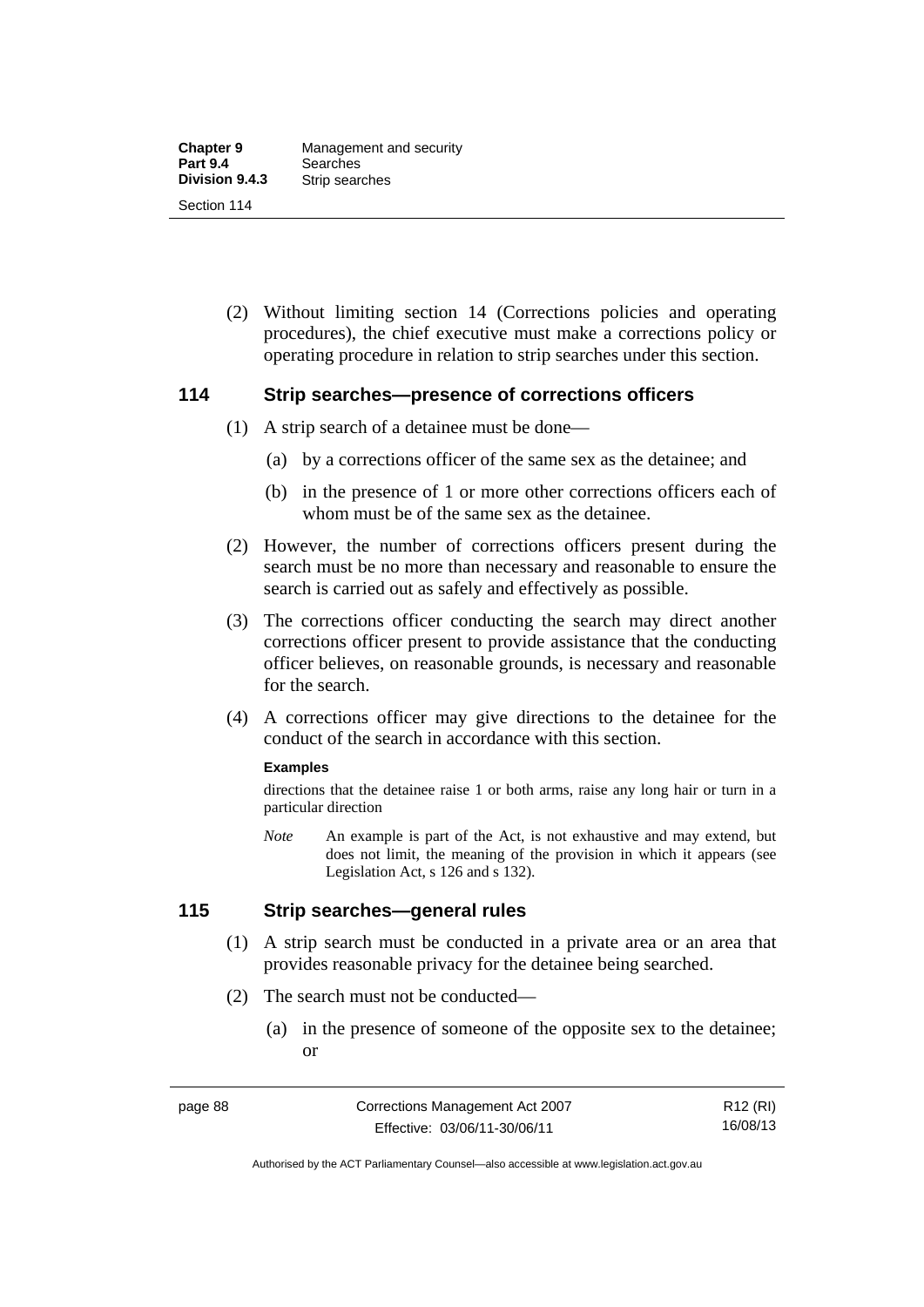(2) Without limiting section 14 (Corrections policies and operating procedures), the chief executive must make a corrections policy or operating procedure in relation to strip searches under this section.

### 114 Strip searches—presence of corrections officers

(1) A strip search of a detainee must be done—

(a) by a corrections officer of the same sex as the detainee; and

(b) in the presence of 1 or more other corrections officers each of whom must be of the same sex as the detainee.

(2) However, the number of corrections officers present during the search must be no more than necessary and reasonable to ensure the search is carried out as safely and effectively as possible.

(3) The corrections officer conducting the search may direct another corrections officer present to provide assistance that the conducting officer believes, on reasonable grounds, is necessary and reasonable for the search.

(4) A corrections officer may give directions to the detainee for the conduct of the search in accordance with this section.

**Examples**

directions that the detainee raise 1 or both arms, raise any long hair or turn in a particular direction

*Note* An example is part of the Act, is not exhaustive and may extend, but does not limit, the meaning of the provision in which it appears (see Legislation Act, s 126 and s 132).

### 115 Strip searches—general rules

(1) A strip search must be conducted in a private area or an area that provides reasonable privacy for the detainee being searched.

(2) The search must not be conducted—

(a) in the presence of someone of the opposite sex to the detainee; or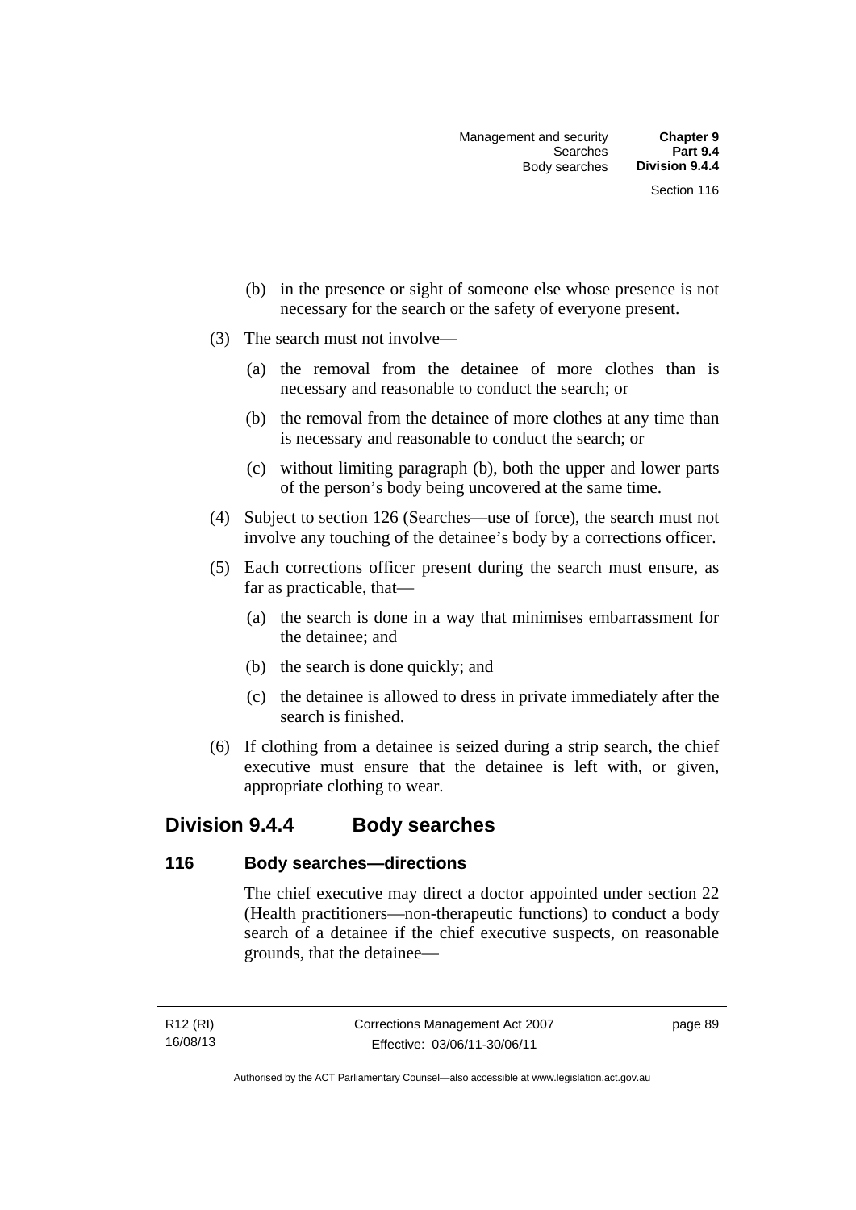(b) in the presence or sight of someone else whose presence is not necessary for the search or the safety of everyone present.

(3) The search must not involve—

(a) the removal from the detainee of more clothes than is necessary and reasonable to conduct the search; or

(b) the removal from the detainee of more clothes at any time than is necessary and reasonable to conduct the search; or

(c) without limiting paragraph (b), both the upper and lower parts of the person's body being uncovered at the same time.

(4) Subject to section 126 (Searches—use of force), the search must not involve any touching of the detainee's body by a corrections officer.

(5) Each corrections officer present during the search must ensure, as far as practicable, that—

(a) the search is done in a way that minimises embarrassment for the detainee; and

(b) the search is done quickly; and

(c) the detainee is allowed to dress in private immediately after the search is finished.

(6) If clothing from a detainee is seized during a strip search, the chief executive must ensure that the detainee is left with, or given, appropriate clothing to wear.

## Division 9.4.4 Body searches

### 116 Body searches—directions

The chief executive may direct a doctor appointed under section 22 (Health practitioners—non-therapeutic functions) to conduct a body search of a detainee if the chief executive suspects, on reasonable grounds, that the detainee—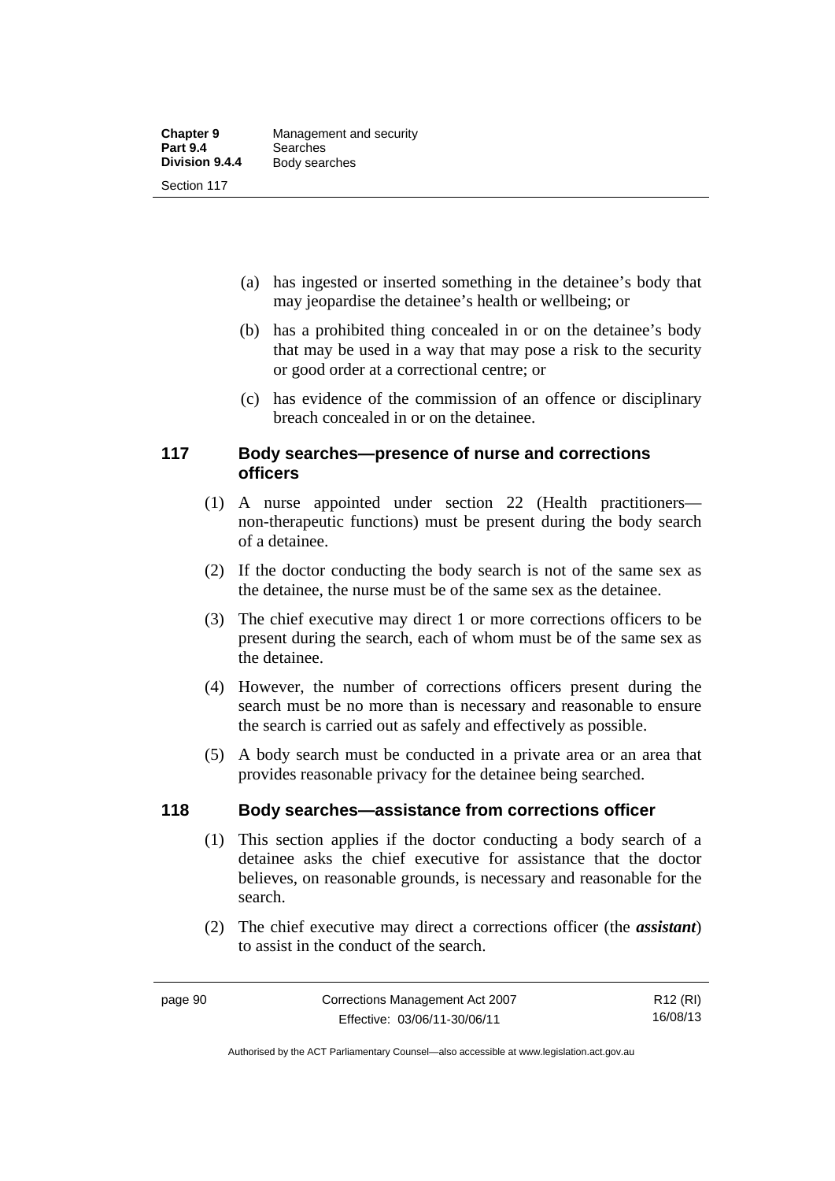(a) has ingested or inserted something in the detainee's body that may jeopardise the detainee's health or wellbeing; or

(b) has a prohibited thing concealed in or on the detainee's body that may be used in a way that may pose a risk to the security or good order at a correctional centre; or

(c) has evidence of the commission of an offence or disciplinary breach concealed in or on the detainee.

## 117 Body searches—presence of nurse and corrections officers

(1) A nurse appointed under section 22 (Health practitioners—non-therapeutic functions) must be present during the body search of a detainee.

(2) If the doctor conducting the body search is not of the same sex as the detainee, the nurse must be of the same sex as the detainee.

(3) The chief executive may direct 1 or more corrections officers to be present during the search, each of whom must be of the same sex as the detainee.

(4) However, the number of corrections officers present during the search must be no more than is necessary and reasonable to ensure the search is carried out as safely and effectively as possible.

(5) A body search must be conducted in a private area or an area that provides reasonable privacy for the detainee being searched.

## 118 Body searches—assistance from corrections officer

(1) This section applies if the doctor conducting a body search of a detainee asks the chief executive for assistance that the doctor believes, on reasonable grounds, is necessary and reasonable for the search.

(2) The chief executive may direct a corrections officer (the ***assistant***) to assist in the conduct of the search.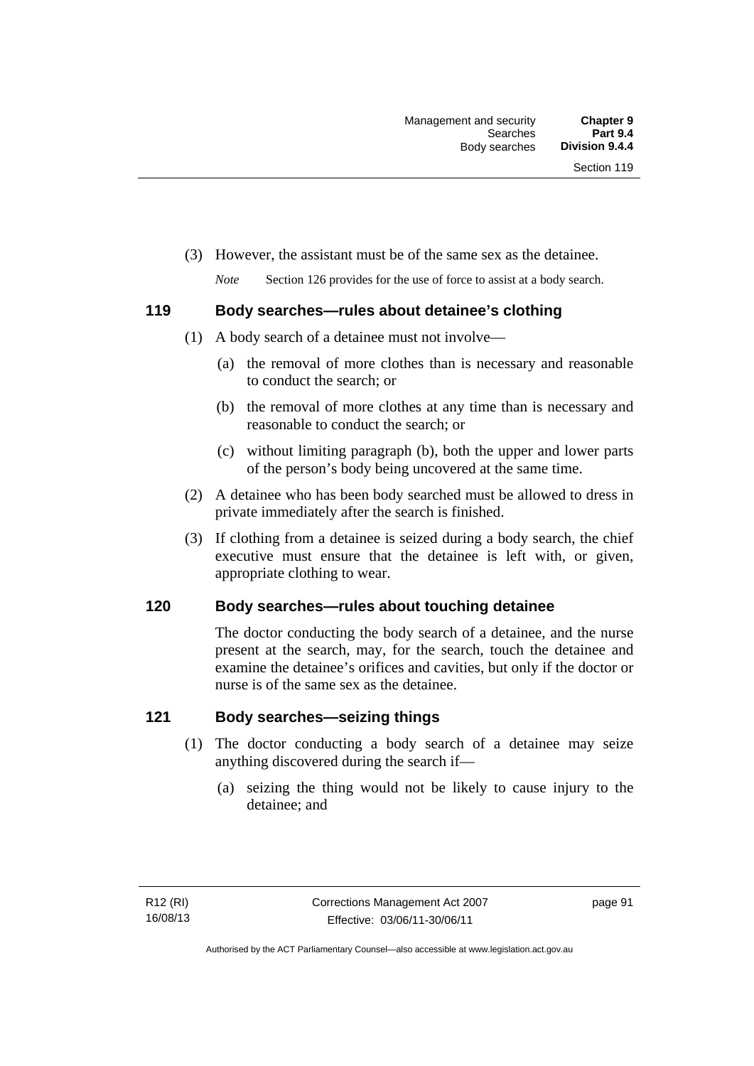(3) However, the assistant must be of the same sex as the detainee.

*Note* Section 126 provides for the use of force to assist at a body search.

## 119 Body searches—rules about detainee's clothing

(1) A body search of a detainee must not involve—

(a) the removal of more clothes than is necessary and reasonable to conduct the search; or

(b) the removal of more clothes at any time than is necessary and reasonable to conduct the search; or

(c) without limiting paragraph (b), both the upper and lower parts of the person's body being uncovered at the same time.

(2) A detainee who has been body searched must be allowed to dress in private immediately after the search is finished.

(3) If clothing from a detainee is seized during a body search, the chief executive must ensure that the detainee is left with, or given, appropriate clothing to wear.

## 120 Body searches—rules about touching detainee

The doctor conducting the body search of a detainee, and the nurse present at the search, may, for the search, touch the detainee and examine the detainee's orifices and cavities, but only if the doctor or nurse is of the same sex as the detainee.

## 121 Body searches—seizing things

(1) The doctor conducting a body search of a detainee may seize anything discovered during the search if—

(a) seizing the thing would not be likely to cause injury to the detainee; and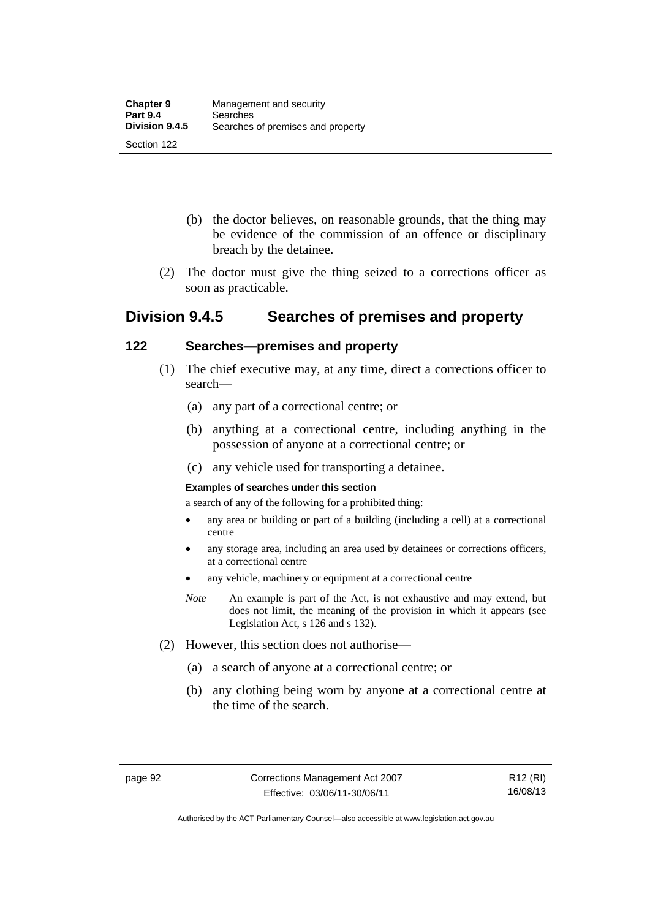(b) the doctor believes, on reasonable grounds, that the thing may be evidence of the commission of an offence or disciplinary breach by the detainee.

(2) The doctor must give the thing seized to a corrections officer as soon as practicable.

## Division 9.4.5 Searches of premises and property

### 122 Searches—premises and property

(1) The chief executive may, at any time, direct a corrections officer to search—

(a) any part of a correctional centre; or

(b) anything at a correctional centre, including anything in the possession of anyone at a correctional centre; or

(c) any vehicle used for transporting a detainee.

**Examples of searches under this section**

a search of any of the following for a prohibited thing:

- any area or building or part of a building (including a cell) at a correctional centre
- any storage area, including an area used by detainees or corrections officers, at a correctional centre
- any vehicle, machinery or equipment at a correctional centre

*Note* An example is part of the Act, is not exhaustive and may extend, but does not limit, the meaning of the provision in which it appears (see Legislation Act, s 126 and s 132).

(2) However, this section does not authorise—

(a) a search of anyone at a correctional centre; or

(b) any clothing being worn by anyone at a correctional centre at the time of the search.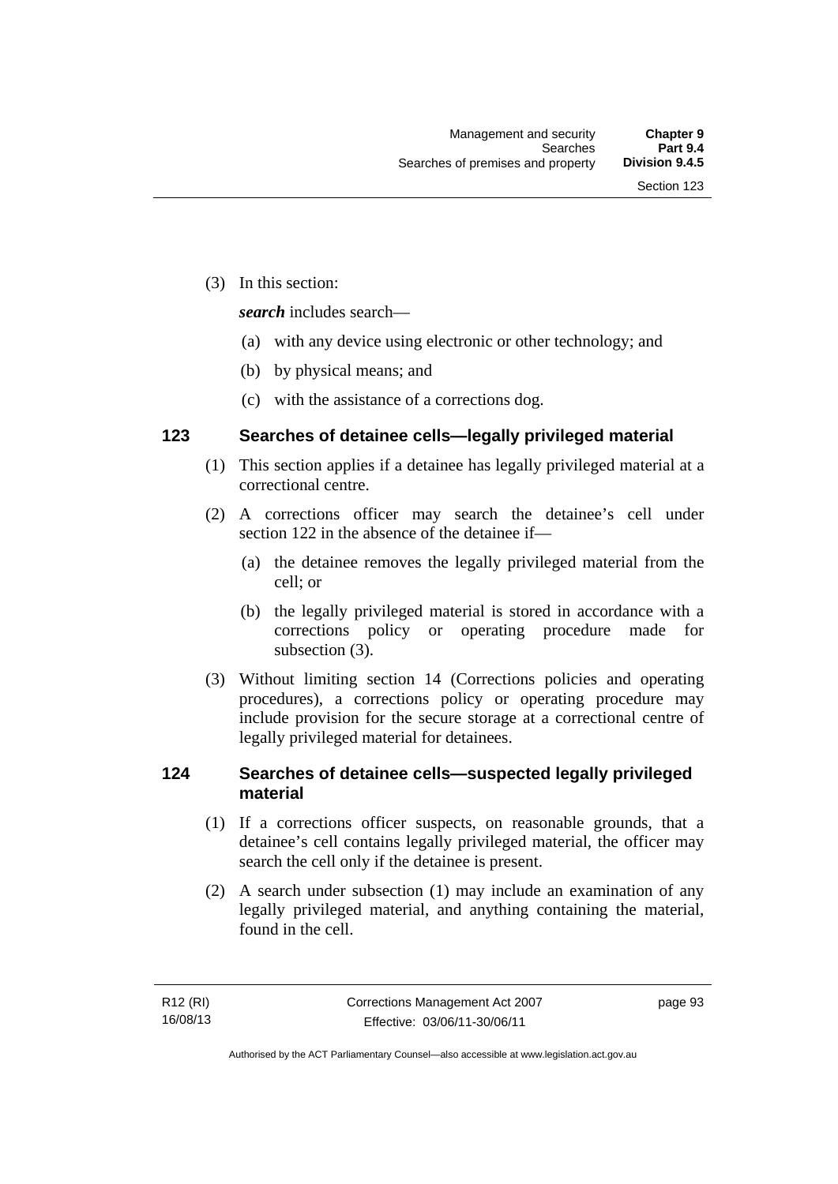(3) In this section:

***search*** includes search—

(a) with any device using electronic or other technology; and

(b) by physical means; and

(c) with the assistance of a corrections dog.

## 123 Searches of detainee cells—legally privileged material

(1) This section applies if a detainee has legally privileged material at a correctional centre.

(2) A corrections officer may search the detainee's cell under section 122 in the absence of the detainee if—

(a) the detainee removes the legally privileged material from the cell; or

(b) the legally privileged material is stored in accordance with a corrections policy or operating procedure made for subsection (3).

(3) Without limiting section 14 (Corrections policies and operating procedures), a corrections policy or operating procedure may include provision for the secure storage at a correctional centre of legally privileged material for detainees.

## 124 Searches of detainee cells—suspected legally privileged material

(1) If a corrections officer suspects, on reasonable grounds, that a detainee's cell contains legally privileged material, the officer may search the cell only if the detainee is present.

(2) A search under subsection (1) may include an examination of any legally privileged material, and anything containing the material, found in the cell.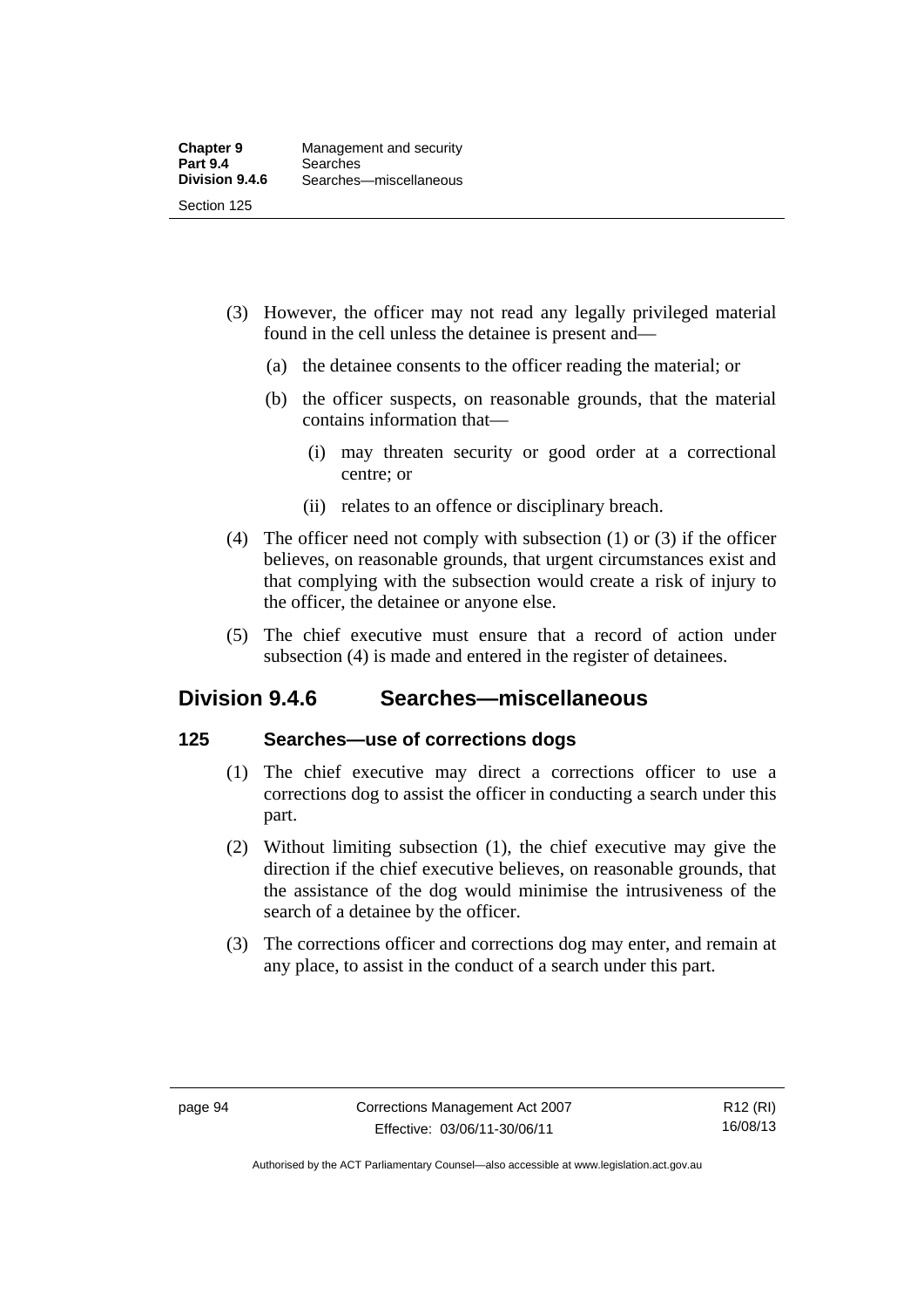(3) However, the officer may not read any legally privileged material found in the cell unless the detainee is present and—

(a) the detainee consents to the officer reading the material; or

(b) the officer suspects, on reasonable grounds, that the material contains information that—

(i) may threaten security or good order at a correctional centre; or

(ii) relates to an offence or disciplinary breach.

(4) The officer need not comply with subsection (1) or (3) if the officer believes, on reasonable grounds, that urgent circumstances exist and that complying with the subsection would create a risk of injury to the officer, the detainee or anyone else.

(5) The chief executive must ensure that a record of action under subsection (4) is made and entered in the register of detainees.

## Division 9.4.6 Searches—miscellaneous

### 125 Searches—use of corrections dogs

(1) The chief executive may direct a corrections officer to use a corrections dog to assist the officer in conducting a search under this part.

(2) Without limiting subsection (1), the chief executive may give the direction if the chief executive believes, on reasonable grounds, that the assistance of the dog would minimise the intrusiveness of the search of a detainee by the officer.

(3) The corrections officer and corrections dog may enter, and remain at any place, to assist in the conduct of a search under this part.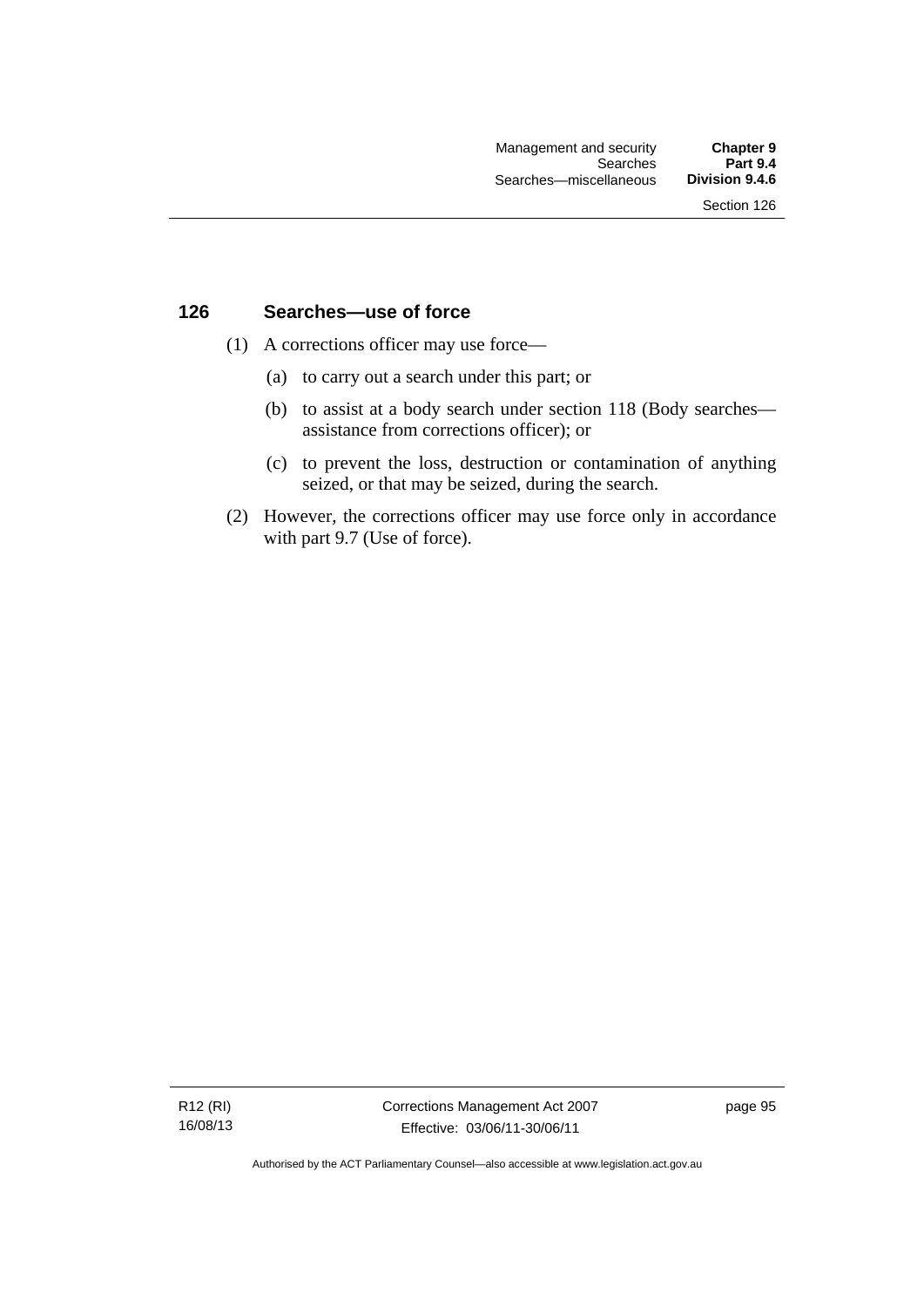## 126 Searches—use of force

(1) A corrections officer may use force—

(a) to carry out a search under this part; or

(b) to assist at a body search under section 118 (Body searches—assistance from corrections officer); or

(c) to prevent the loss, destruction or contamination of anything seized, or that may be seized, during the search.

(2) However, the corrections officer may use force only in accordance with part 9.7 (Use of force).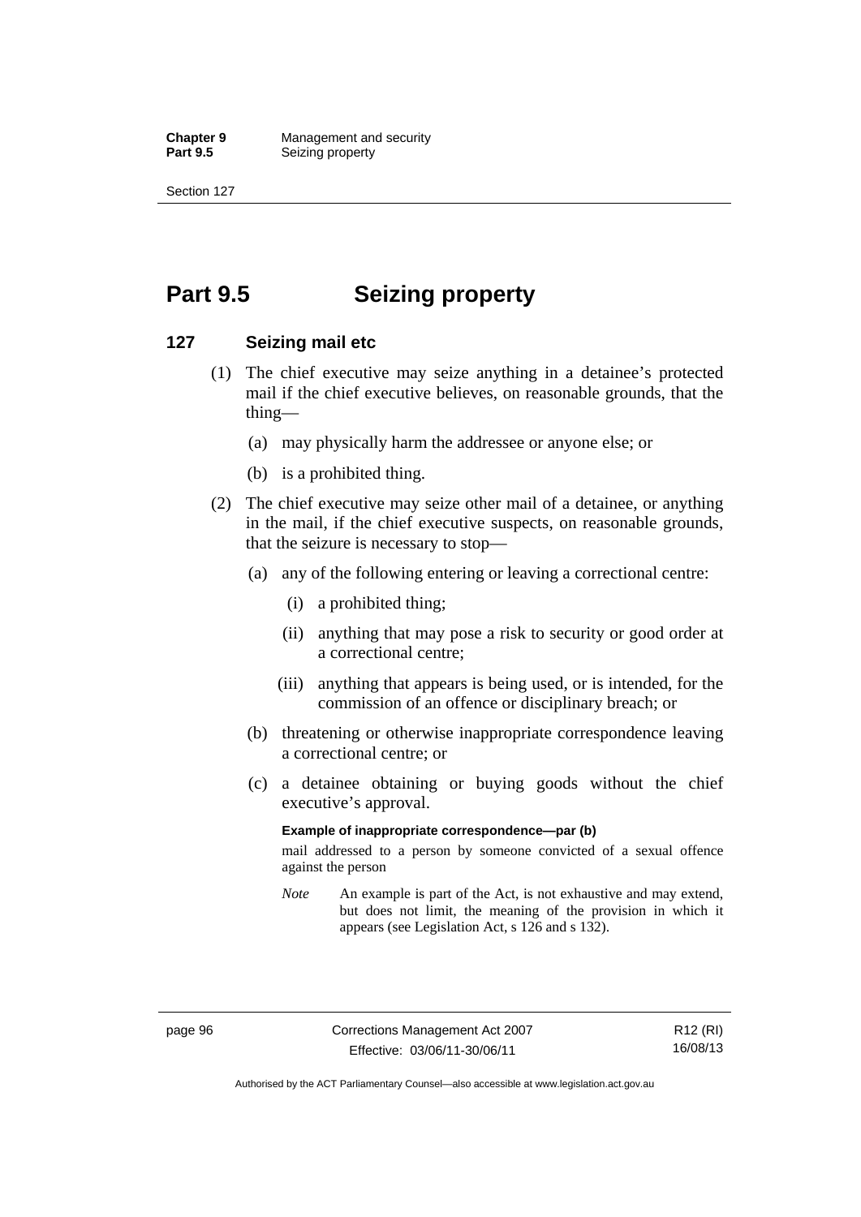# Part 9.5 Seizing property

## 127 Seizing mail etc

(1) The chief executive may seize anything in a detainee's protected mail if the chief executive believes, on reasonable grounds, that the thing—

(a) may physically harm the addressee or anyone else; or

(b) is a prohibited thing.

(2) The chief executive may seize other mail of a detainee, or anything in the mail, if the chief executive suspects, on reasonable grounds, that the seizure is necessary to stop—

(a) any of the following entering or leaving a correctional centre:

(i) a prohibited thing;

(ii) anything that may pose a risk to security or good order at a correctional centre;

(iii) anything that appears is being used, or is intended, for the commission of an offence or disciplinary breach; or

(b) threatening or otherwise inappropriate correspondence leaving a correctional centre; or

(c) a detainee obtaining or buying goods without the chief executive's approval.

**Example of inappropriate correspondence—par (b)**

mail addressed to a person by someone convicted of a sexual offence against the person

*Note* An example is part of the Act, is not exhaustive and may extend, but does not limit, the meaning of the provision in which it appears (see Legislation Act, s 126 and s 132).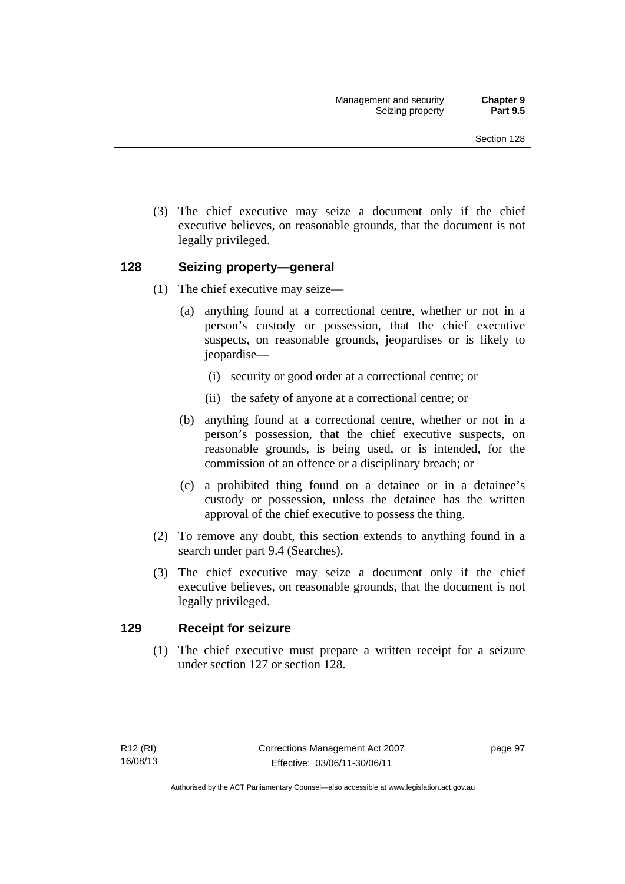(3) The chief executive may seize a document only if the chief executive believes, on reasonable grounds, that the document is not legally privileged.

## 128 Seizing property—general

(1) The chief executive may seize—

(a) anything found at a correctional centre, whether or not in a person's custody or possession, that the chief executive suspects, on reasonable grounds, jeopardises or is likely to jeopardise—

(i) security or good order at a correctional centre; or

(ii) the safety of anyone at a correctional centre; or

(b) anything found at a correctional centre, whether or not in a person's possession, that the chief executive suspects, on reasonable grounds, is being used, or is intended, for the commission of an offence or a disciplinary breach; or

(c) a prohibited thing found on a detainee or in a detainee's custody or possession, unless the detainee has the written approval of the chief executive to possess the thing.

(2) To remove any doubt, this section extends to anything found in a search under part 9.4 (Searches).

(3) The chief executive may seize a document only if the chief executive believes, on reasonable grounds, that the document is not legally privileged.

## 129 Receipt for seizure

(1) The chief executive must prepare a written receipt for a seizure under section 127 or section 128.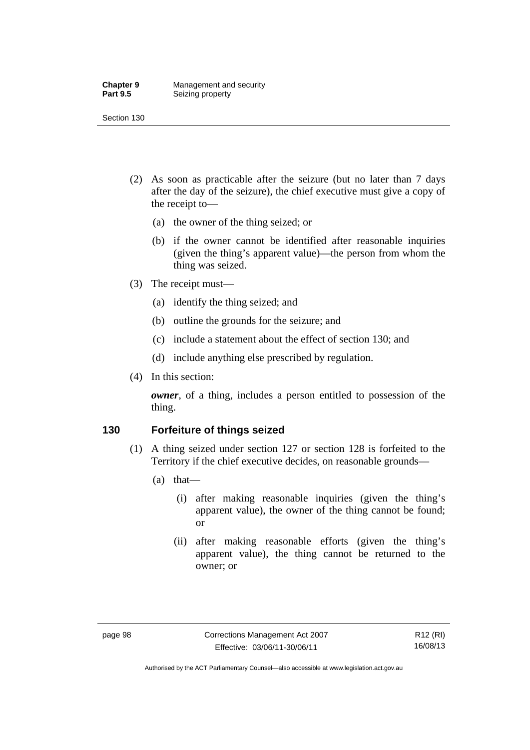(2) As soon as practicable after the seizure (but no later than 7 days after the day of the seizure), the chief executive must give a copy of the receipt to—

(a) the owner of the thing seized; or

(b) if the owner cannot be identified after reasonable inquiries (given the thing's apparent value)—the person from whom the thing was seized.

(3) The receipt must—

(a) identify the thing seized; and

(b) outline the grounds for the seizure; and

(c) include a statement about the effect of section 130; and

(d) include anything else prescribed by regulation.

(4) In this section:

***owner***, of a thing, includes a person entitled to possession of the thing.

### 130 Forfeiture of things seized

(1) A thing seized under section 127 or section 128 is forfeited to the Territory if the chief executive decides, on reasonable grounds—

(a) that—

(i) after making reasonable inquiries (given the thing's apparent value), the owner of the thing cannot be found; or

(ii) after making reasonable efforts (given the thing's apparent value), the thing cannot be returned to the owner; or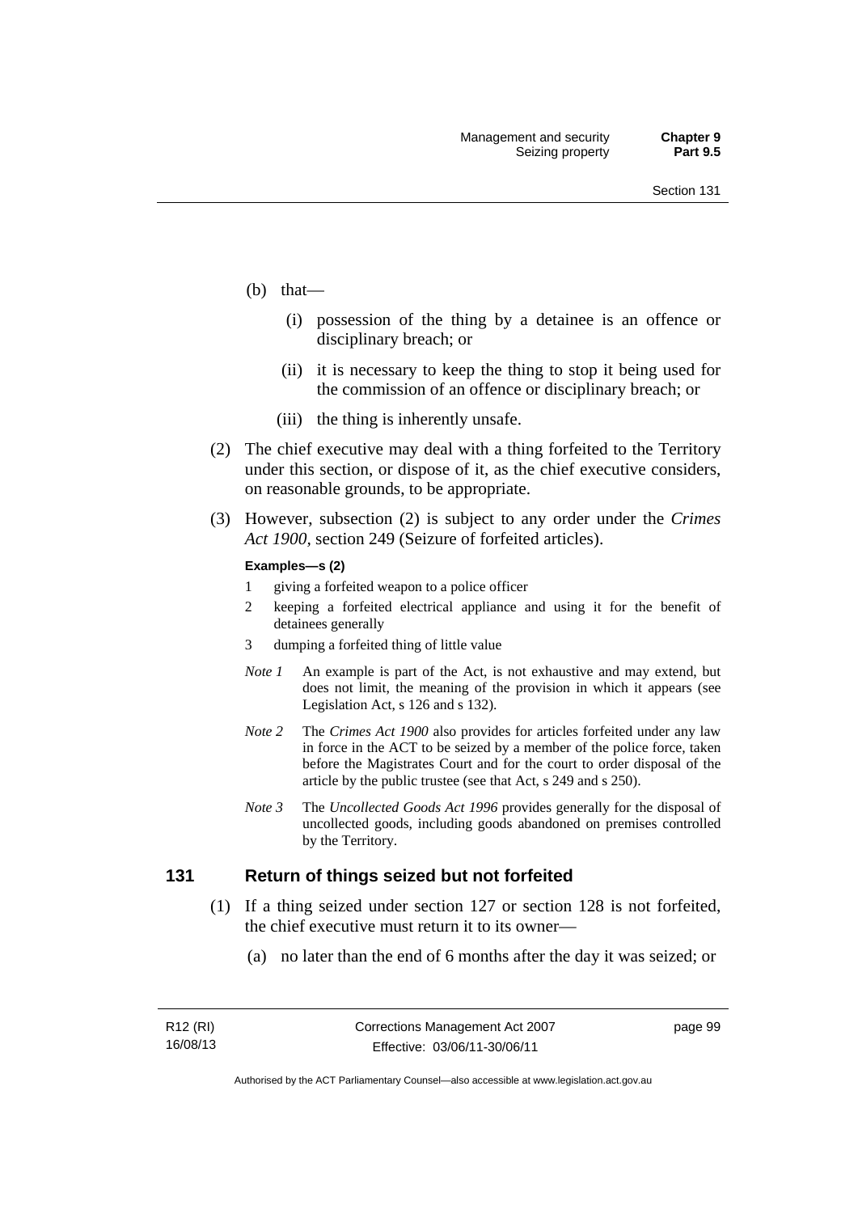(b) that—

(i) possession of the thing by a detainee is an offence or disciplinary breach; or

(ii) it is necessary to keep the thing to stop it being used for the commission of an offence or disciplinary breach; or

(iii) the thing is inherently unsafe.

(2) The chief executive may deal with a thing forfeited to the Territory under this section, or dispose of it, as the chief executive considers, on reasonable grounds, to be appropriate.

(3) However, subsection (2) is subject to any order under the *Crimes Act 1900*, section 249 (Seizure of forfeited articles).

**Examples—s (2)**

1 giving a forfeited weapon to a police officer

2 keeping a forfeited electrical appliance and using it for the benefit of detainees generally

3 dumping a forfeited thing of little value

*Note 1* An example is part of the Act, is not exhaustive and may extend, but does not limit, the meaning of the provision in which it appears (see Legislation Act, s 126 and s 132).

*Note 2* The *Crimes Act 1900* also provides for articles forfeited under any law in force in the ACT to be seized by a member of the police force, taken before the Magistrates Court and for the court to order disposal of the article by the public trustee (see that Act, s 249 and s 250).

*Note 3* The *Uncollected Goods Act 1996* provides generally for the disposal of uncollected goods, including goods abandoned on premises controlled by the Territory.

## 131 Return of things seized but not forfeited

(1) If a thing seized under section 127 or section 128 is not forfeited, the chief executive must return it to its owner—

(a) no later than the end of 6 months after the day it was seized; or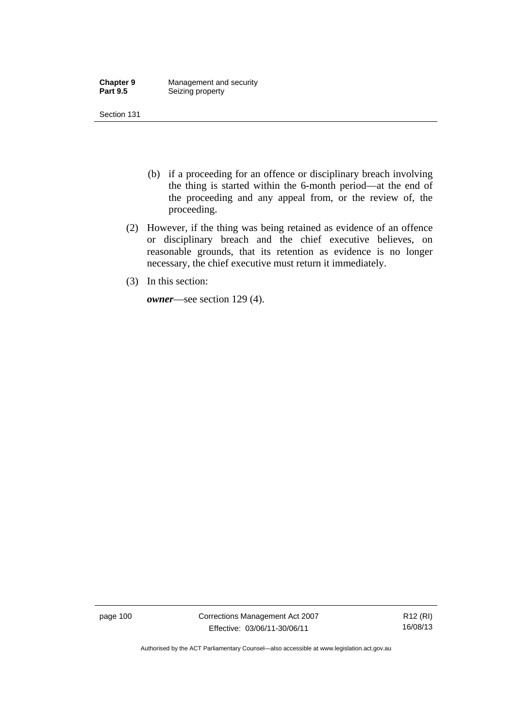(b) if a proceeding for an offence or disciplinary breach involving the thing is started within the 6-month period—at the end of the proceeding and any appeal from, or the review of, the proceeding.

(2) However, if the thing was being retained as evidence of an offence or disciplinary breach and the chief executive believes, on reasonable grounds, that its retention as evidence is no longer necessary, the chief executive must return it immediately.

(3) In this section:

***owner***—see section 129 (4).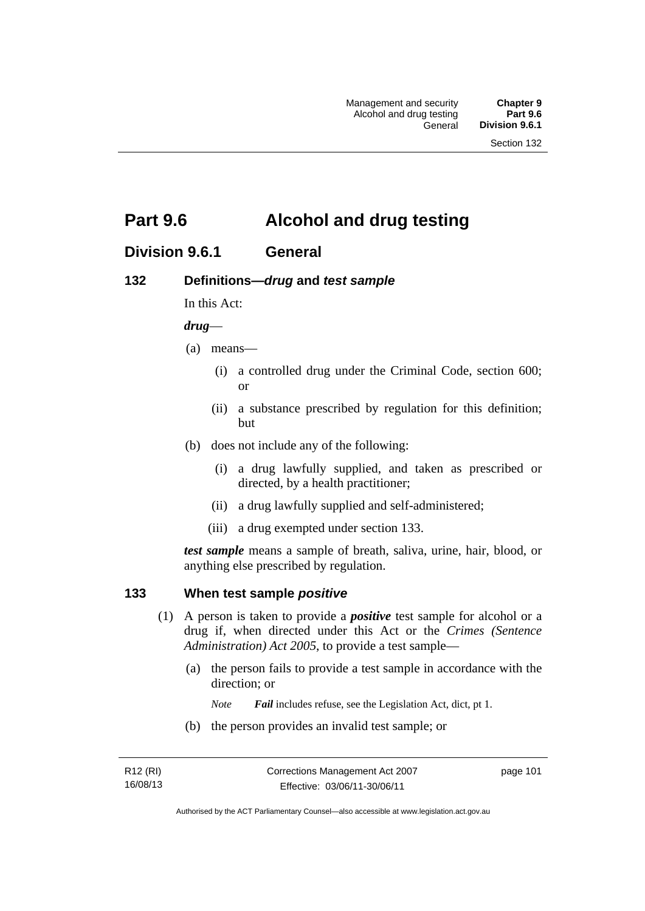# Part 9.6 Alcohol and drug testing

## Division 9.6.1 General

### 132 Definitions—*drug* and *test sample*

In this Act:

***drug***—

(a) means—

(i) a controlled drug under the Criminal Code, section 600; or

(ii) a substance prescribed by regulation for this definition; but

(b) does not include any of the following:

(i) a drug lawfully supplied, and taken as prescribed or directed, by a health practitioner;

(ii) a drug lawfully supplied and self-administered;

(iii) a drug exempted under section 133.

***test sample*** means a sample of breath, saliva, urine, hair, blood, or anything else prescribed by regulation.

### 133 When test sample *positive*

(1) A person is taken to provide a ***positive*** test sample for alcohol or a drug if, when directed under this Act or the *Crimes (Sentence Administration) Act 2005*, to provide a test sample—

(a) the person fails to provide a test sample in accordance with the direction; or

*Note* ***Fail*** includes refuse, see the Legislation Act, dict, pt 1.

(b) the person provides an invalid test sample; or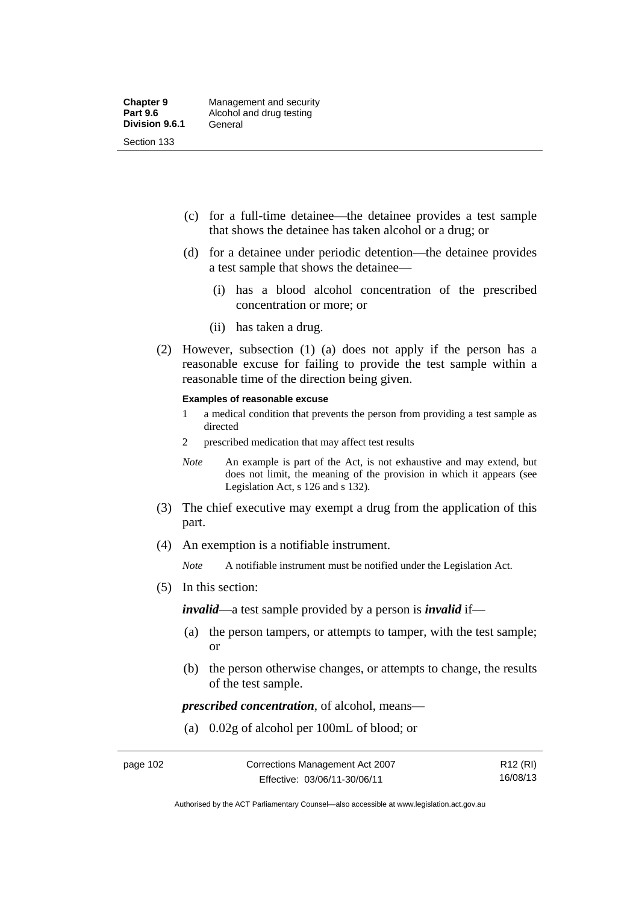(c) for a full-time detainee—the detainee provides a test sample that shows the detainee has taken alcohol or a drug; or

(d) for a detainee under periodic detention—the detainee provides a test sample that shows the detainee—

(i) has a blood alcohol concentration of the prescribed concentration or more; or

(ii) has taken a drug.

(2) However, subsection (1) (a) does not apply if the person has a reasonable excuse for failing to provide the test sample within a reasonable time of the direction being given.

**Examples of reasonable excuse**

1 a medical condition that prevents the person from providing a test sample as directed

2 prescribed medication that may affect test results

*Note* An example is part of the Act, is not exhaustive and may extend, but does not limit, the meaning of the provision in which it appears (see Legislation Act, s 126 and s 132).

(3) The chief executive may exempt a drug from the application of this part.

(4) An exemption is a notifiable instrument.

*Note* A notifiable instrument must be notified under the Legislation Act.

(5) In this section:

***invalid***—a test sample provided by a person is ***invalid*** if—

(a) the person tampers, or attempts to tamper, with the test sample; or

(b) the person otherwise changes, or attempts to change, the results of the test sample.

***prescribed concentration***, of alcohol, means—

(a) 0.02g of alcohol per 100mL of blood; or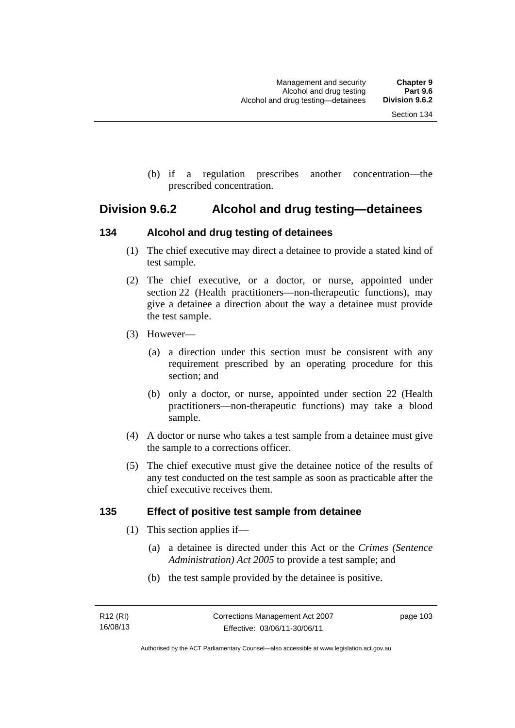(b) if a regulation prescribes another concentration—the prescribed concentration.

## Division 9.6.2 Alcohol and drug testing—detainees

### 134 Alcohol and drug testing of detainees

(1) The chief executive may direct a detainee to provide a stated kind of test sample.

(2) The chief executive, or a doctor, or nurse, appointed under section 22 (Health practitioners—non-therapeutic functions), may give a detainee a direction about the way a detainee must provide the test sample.

(3) However—

(a) a direction under this section must be consistent with any requirement prescribed by an operating procedure for this section; and

(b) only a doctor, or nurse, appointed under section 22 (Health practitioners—non-therapeutic functions) may take a blood sample.

(4) A doctor or nurse who takes a test sample from a detainee must give the sample to a corrections officer.

(5) The chief executive must give the detainee notice of the results of any test conducted on the test sample as soon as practicable after the chief executive receives them.

### 135 Effect of positive test sample from detainee

(1) This section applies if—

(a) a detainee is directed under this Act or the *Crimes (Sentence Administration) Act 2005* to provide a test sample; and

(b) the test sample provided by the detainee is positive.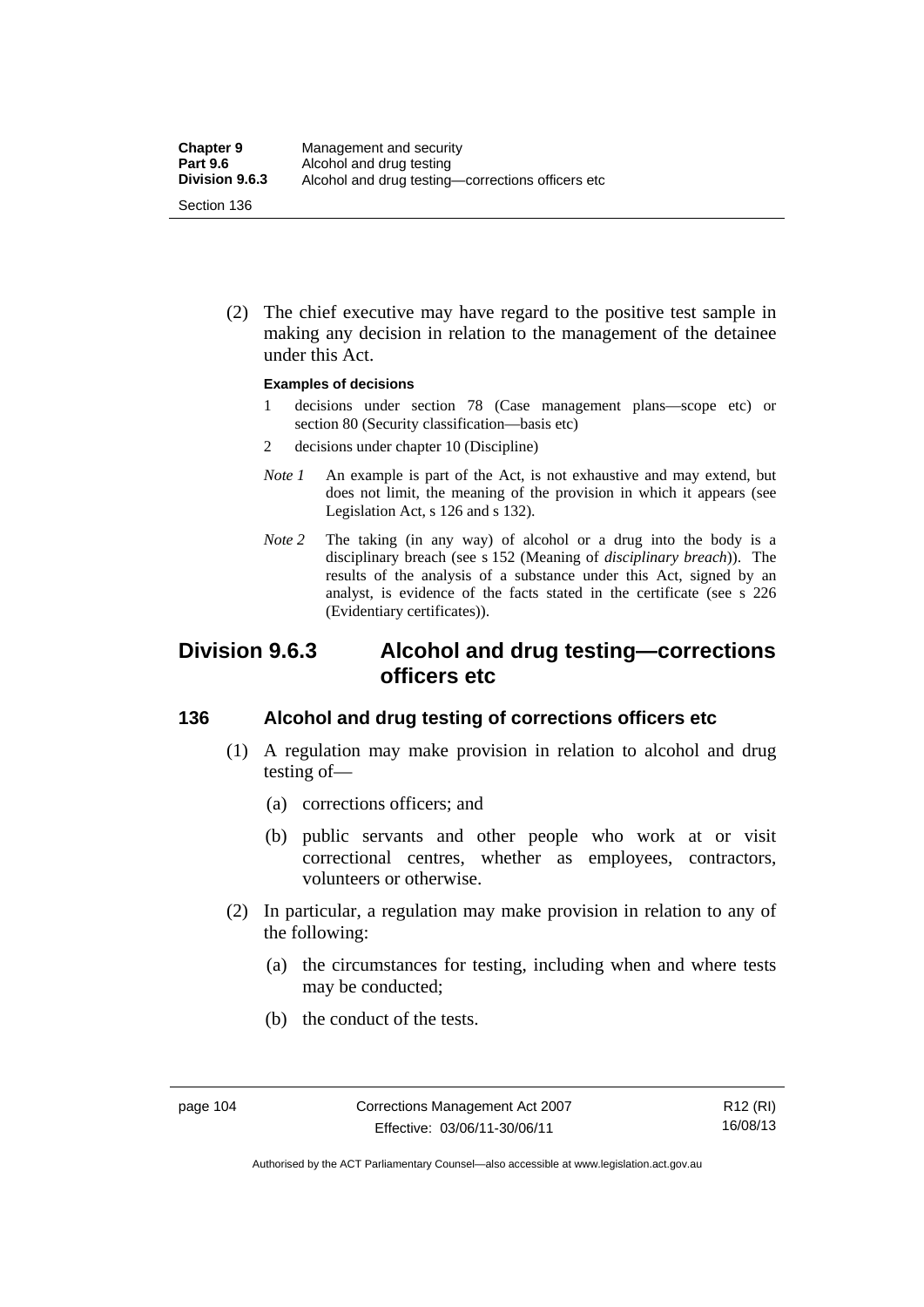(2) The chief executive may have regard to the positive test sample in making any decision in relation to the management of the detainee under this Act.

**Examples of decisions**

1 decisions under section 78 (Case management plans—scope etc) or section 80 (Security classification—basis etc)

2 decisions under chapter 10 (Discipline)

*Note 1* An example is part of the Act, is not exhaustive and may extend, but does not limit, the meaning of the provision in which it appears (see Legislation Act, s 126 and s 132).

*Note 2* The taking (in any way) of alcohol or a drug into the body is a disciplinary breach (see s 152 (Meaning of *disciplinary breach*)). The results of the analysis of a substance under this Act, signed by an analyst, is evidence of the facts stated in the certificate (see s 226 (Evidentiary certificates)).

## Division 9.6.3 Alcohol and drug testing—corrections officers etc

### 136 Alcohol and drug testing of corrections officers etc

(1) A regulation may make provision in relation to alcohol and drug testing of—

(a) corrections officers; and

(b) public servants and other people who work at or visit correctional centres, whether as employees, contractors, volunteers or otherwise.

(2) In particular, a regulation may make provision in relation to any of the following:

(a) the circumstances for testing, including when and where tests may be conducted;

(b) the conduct of the tests.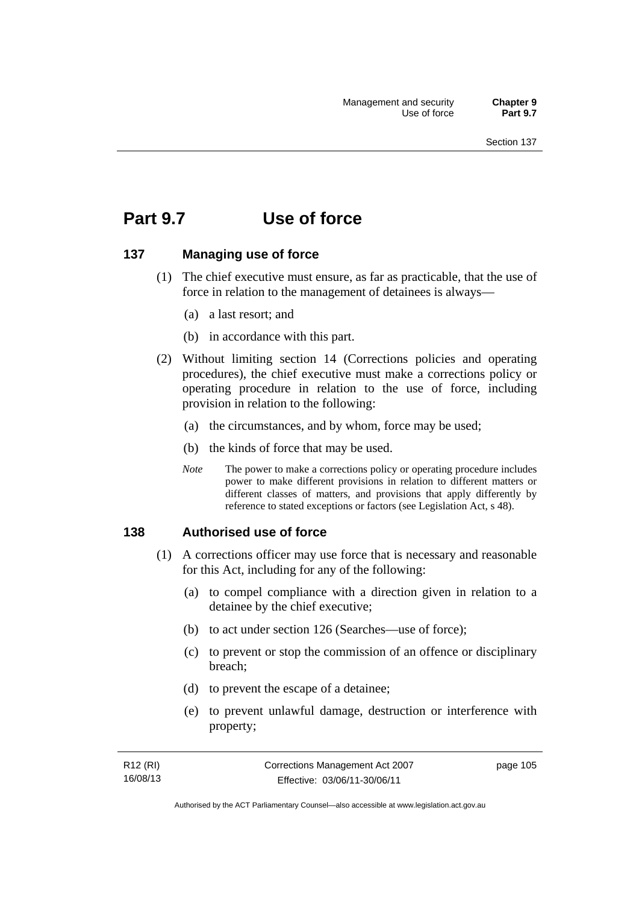# Part 9.7 Use of force

## 137 Managing use of force

(1) The chief executive must ensure, as far as practicable, that the use of force in relation to the management of detainees is always—

(a) a last resort; and

(b) in accordance with this part.

(2) Without limiting section 14 (Corrections policies and operating procedures), the chief executive must make a corrections policy or operating procedure in relation to the use of force, including provision in relation to the following:

(a) the circumstances, and by whom, force may be used;

(b) the kinds of force that may be used.

*Note* The power to make a corrections policy or operating procedure includes power to make different provisions in relation to different matters or different classes of matters, and provisions that apply differently by reference to stated exceptions or factors (see Legislation Act, s 48).

## 138 Authorised use of force

(1) A corrections officer may use force that is necessary and reasonable for this Act, including for any of the following:

(a) to compel compliance with a direction given in relation to a detainee by the chief executive;

(b) to act under section 126 (Searches—use of force);

(c) to prevent or stop the commission of an offence or disciplinary breach;

(d) to prevent the escape of a detainee;

(e) to prevent unlawful damage, destruction or interference with property;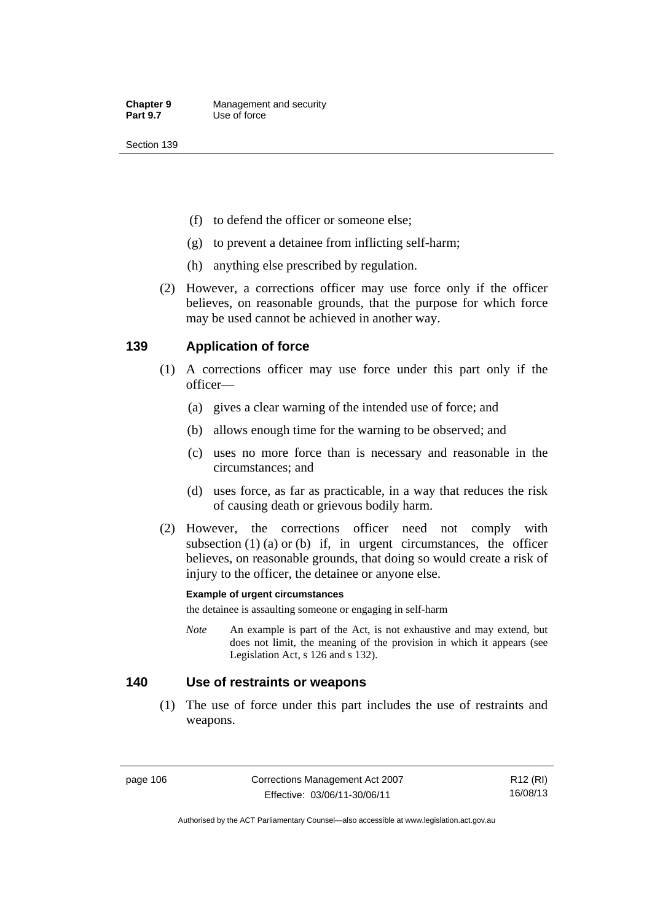(f) to defend the officer or someone else;

(g) to prevent a detainee from inflicting self-harm;

(h) anything else prescribed by regulation.

(2) However, a corrections officer may use force only if the officer believes, on reasonable grounds, that the purpose for which force may be used cannot be achieved in another way.

## 139 Application of force

(1) A corrections officer may use force under this part only if the officer—

(a) gives a clear warning of the intended use of force; and

(b) allows enough time for the warning to be observed; and

(c) uses no more force than is necessary and reasonable in the circumstances; and

(d) uses force, as far as practicable, in a way that reduces the risk of causing death or grievous bodily harm.

(2) However, the corrections officer need not comply with subsection (1) (a) or (b) if, in urgent circumstances, the officer believes, on reasonable grounds, that doing so would create a risk of injury to the officer, the detainee or anyone else.

**Example of urgent circumstances**

the detainee is assaulting someone or engaging in self-harm

*Note* An example is part of the Act, is not exhaustive and may extend, but does not limit, the meaning of the provision in which it appears (see Legislation Act, s 126 and s 132).

## 140 Use of restraints or weapons

(1) The use of force under this part includes the use of restraints and weapons.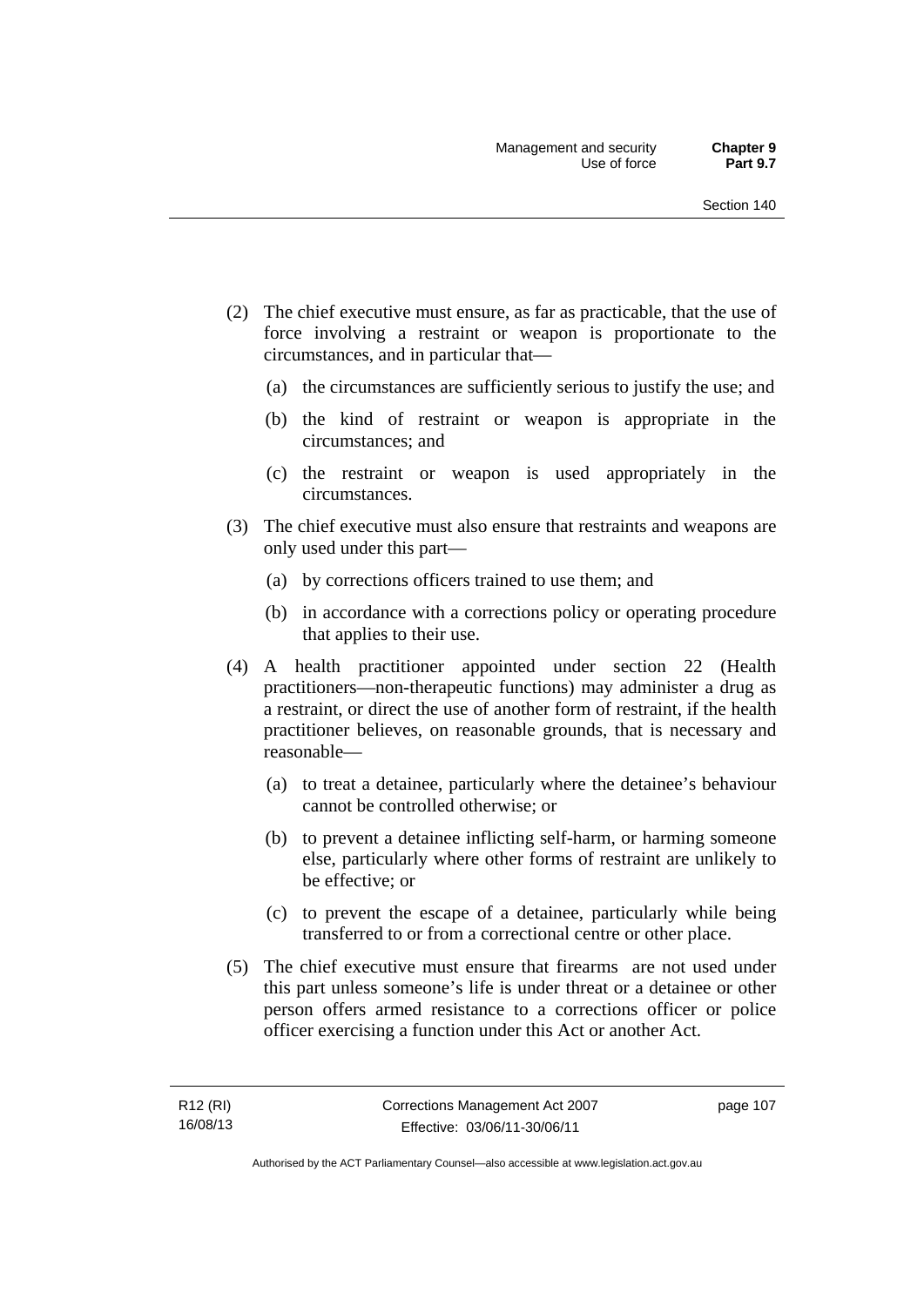(2) The chief executive must ensure, as far as practicable, that the use of force involving a restraint or weapon is proportionate to the circumstances, and in particular that—

(a) the circumstances are sufficiently serious to justify the use; and

(b) the kind of restraint or weapon is appropriate in the circumstances; and

(c) the restraint or weapon is used appropriately in the circumstances.

(3) The chief executive must also ensure that restraints and weapons are only used under this part—

(a) by corrections officers trained to use them; and

(b) in accordance with a corrections policy or operating procedure that applies to their use.

(4) A health practitioner appointed under section 22 (Health practitioners—non-therapeutic functions) may administer a drug as a restraint, or direct the use of another form of restraint, if the health practitioner believes, on reasonable grounds, that is necessary and reasonable—

(a) to treat a detainee, particularly where the detainee's behaviour cannot be controlled otherwise; or

(b) to prevent a detainee inflicting self-harm, or harming someone else, particularly where other forms of restraint are unlikely to be effective; or

(c) to prevent the escape of a detainee, particularly while being transferred to or from a correctional centre or other place.

(5) The chief executive must ensure that firearms are not used under this part unless someone's life is under threat or a detainee or other person offers armed resistance to a corrections officer or police officer exercising a function under this Act or another Act.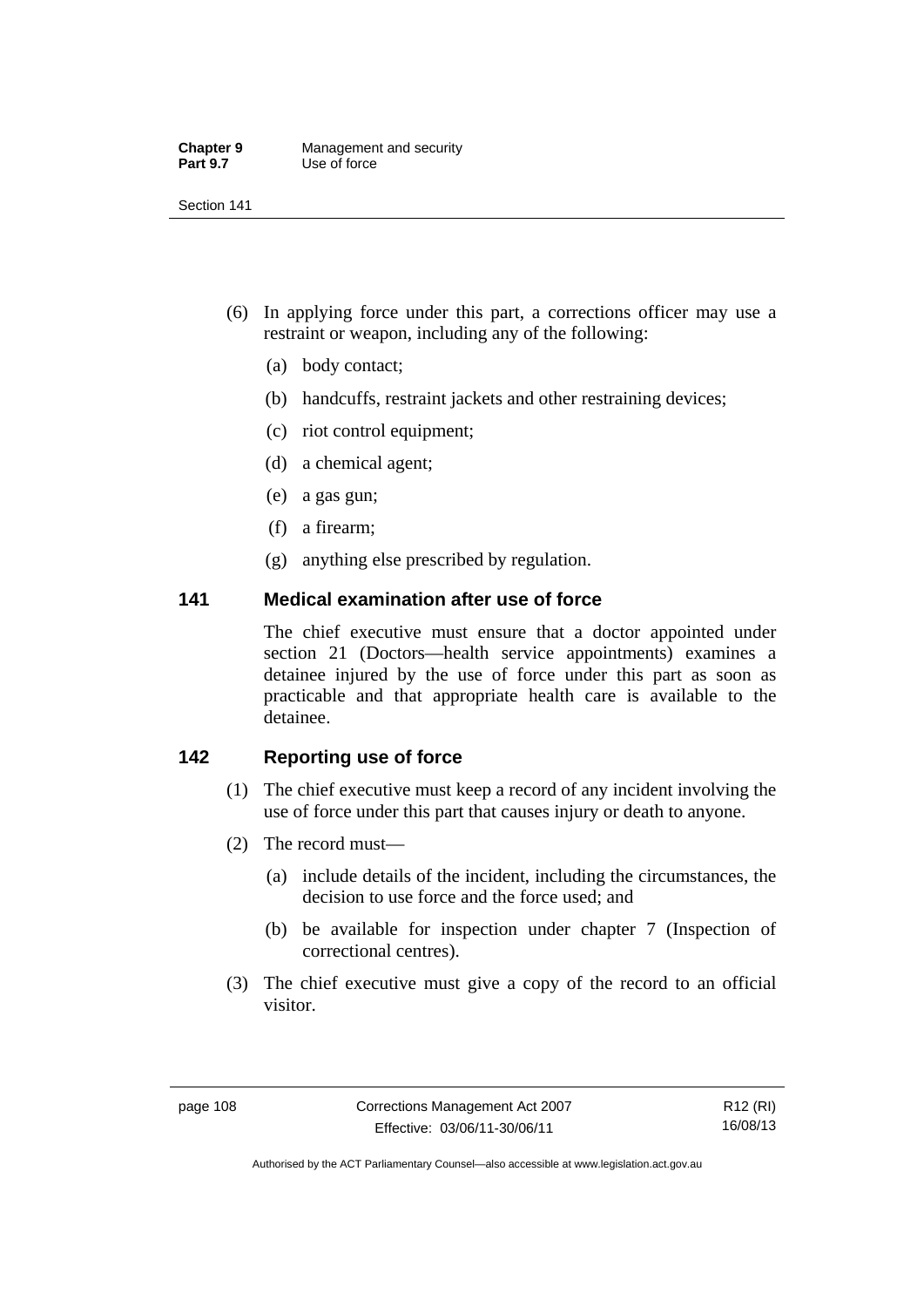(6) In applying force under this part, a corrections officer may use a restraint or weapon, including any of the following:

(a) body contact;

(b) handcuffs, restraint jackets and other restraining devices;

(c) riot control equipment;

(d) a chemical agent;

(e) a gas gun;

(f) a firearm;

(g) anything else prescribed by regulation.

## 141 Medical examination after use of force

The chief executive must ensure that a doctor appointed under section 21 (Doctors—health service appointments) examines a detainee injured by the use of force under this part as soon as practicable and that appropriate health care is available to the detainee.

## 142 Reporting use of force

(1) The chief executive must keep a record of any incident involving the use of force under this part that causes injury or death to anyone.

(2) The record must—

(a) include details of the incident, including the circumstances, the decision to use force and the force used; and

(b) be available for inspection under chapter 7 (Inspection of correctional centres).

(3) The chief executive must give a copy of the record to an official visitor.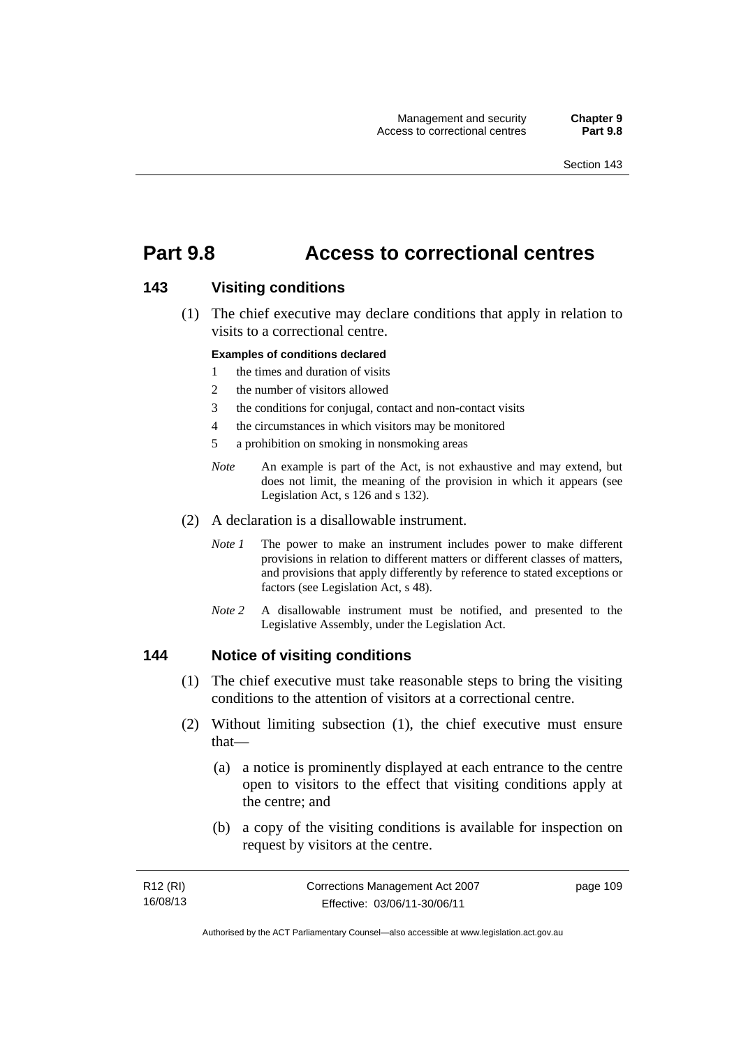# Part 9.8 Access to correctional centres

## 143 Visiting conditions

(1) The chief executive may declare conditions that apply in relation to visits to a correctional centre.

**Examples of conditions declared**

1 the times and duration of visits

2 the number of visitors allowed

3 the conditions for conjugal, contact and non-contact visits

4 the circumstances in which visitors may be monitored

5 a prohibition on smoking in nonsmoking areas

*Note* An example is part of the Act, is not exhaustive and may extend, but does not limit, the meaning of the provision in which it appears (see Legislation Act, s 126 and s 132).

(2) A declaration is a disallowable instrument.

*Note 1* The power to make an instrument includes power to make different provisions in relation to different matters or different classes of matters, and provisions that apply differently by reference to stated exceptions or factors (see Legislation Act, s 48).

*Note 2* A disallowable instrument must be notified, and presented to the Legislative Assembly, under the Legislation Act.

## 144 Notice of visiting conditions

(1) The chief executive must take reasonable steps to bring the visiting conditions to the attention of visitors at a correctional centre.

(2) Without limiting subsection (1), the chief executive must ensure that—

(a) a notice is prominently displayed at each entrance to the centre open to visitors to the effect that visiting conditions apply at the centre; and

(b) a copy of the visiting conditions is available for inspection on request by visitors at the centre.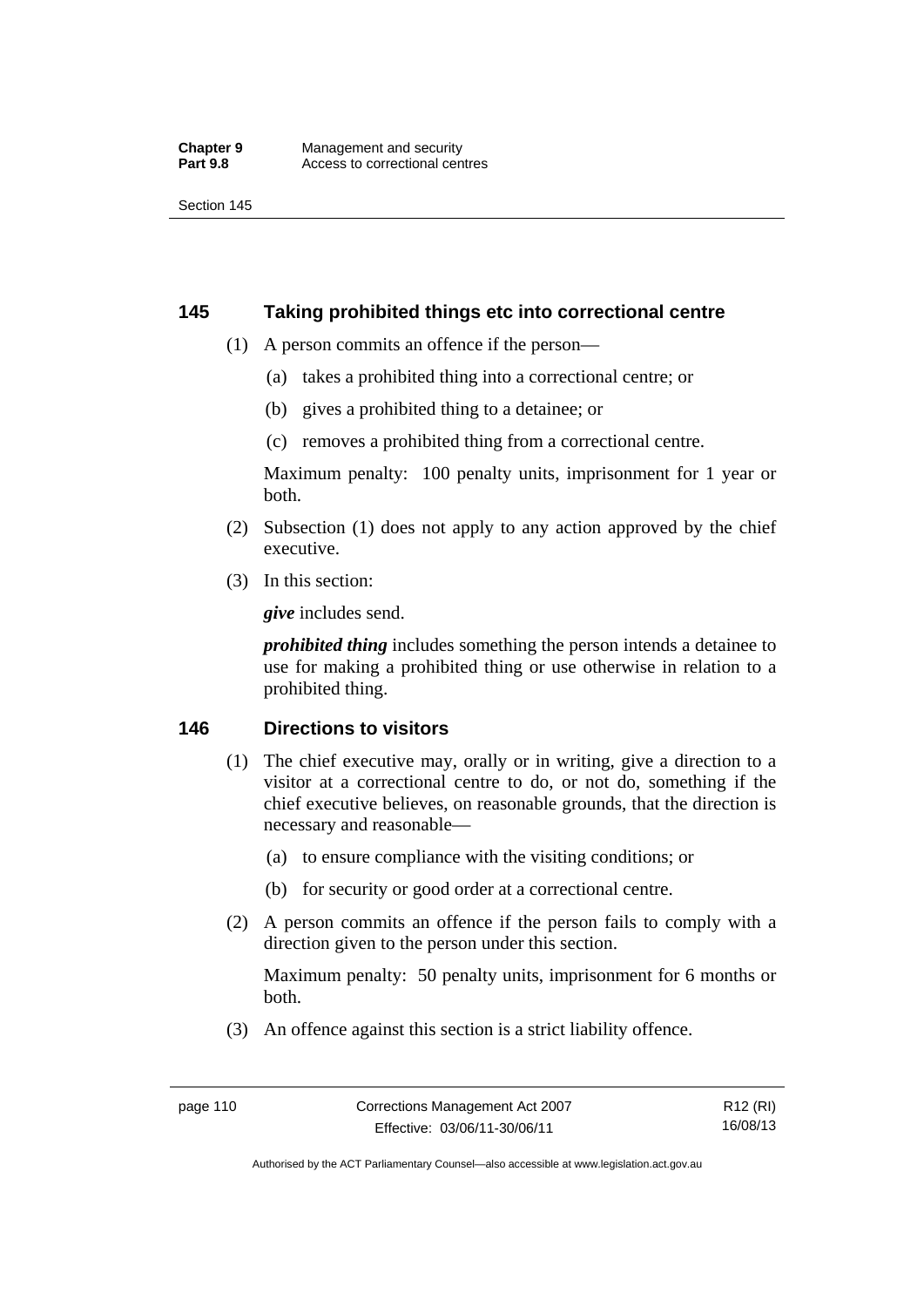## 145 Taking prohibited things etc into correctional centre

(1) A person commits an offence if the person—

(a) takes a prohibited thing into a correctional centre; or

(b) gives a prohibited thing to a detainee; or

(c) removes a prohibited thing from a correctional centre.

Maximum penalty: 100 penalty units, imprisonment for 1 year or both.

(2) Subsection (1) does not apply to any action approved by the chief executive.

(3) In this section:

***give*** includes send.

***prohibited thing*** includes something the person intends a detainee to use for making a prohibited thing or use otherwise in relation to a prohibited thing.

## 146 Directions to visitors

(1) The chief executive may, orally or in writing, give a direction to a visitor at a correctional centre to do, or not do, something if the chief executive believes, on reasonable grounds, that the direction is necessary and reasonable—

(a) to ensure compliance with the visiting conditions; or

(b) for security or good order at a correctional centre.

(2) A person commits an offence if the person fails to comply with a direction given to the person under this section.

Maximum penalty: 50 penalty units, imprisonment for 6 months or both.

(3) An offence against this section is a strict liability offence.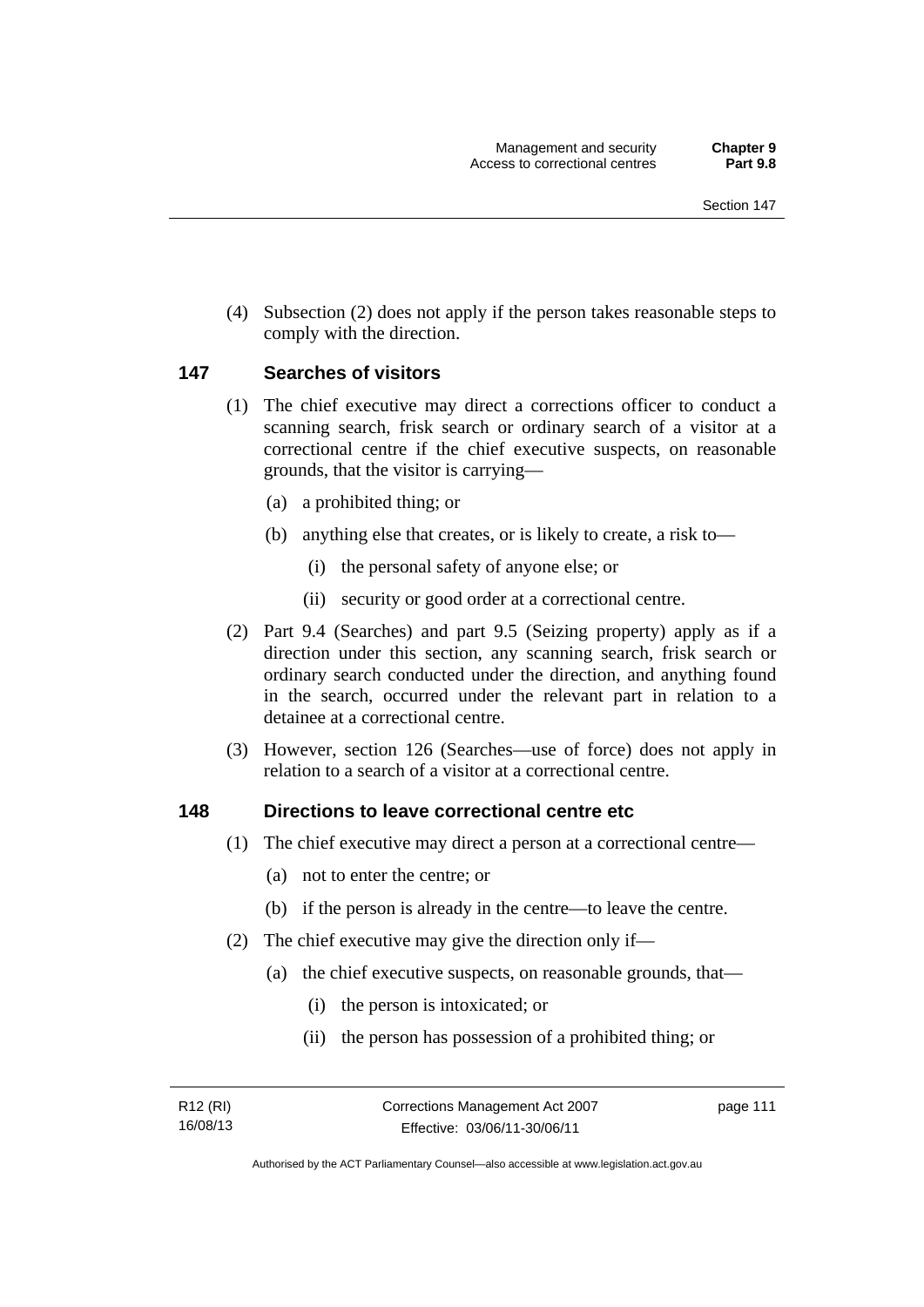(4) Subsection (2) does not apply if the person takes reasonable steps to comply with the direction.

## 147 Searches of visitors

(1) The chief executive may direct a corrections officer to conduct a scanning search, frisk search or ordinary search of a visitor at a correctional centre if the chief executive suspects, on reasonable grounds, that the visitor is carrying—

- (a) a prohibited thing; or
- (b) anything else that creates, or is likely to create, a risk to—
  - (i) the personal safety of anyone else; or
  - (ii) security or good order at a correctional centre.

(2) Part 9.4 (Searches) and part 9.5 (Seizing property) apply as if a direction under this section, any scanning search, frisk search or ordinary search conducted under the direction, and anything found in the search, occurred under the relevant part in relation to a detainee at a correctional centre.

(3) However, section 126 (Searches—use of force) does not apply in relation to a search of a visitor at a correctional centre.

## 148 Directions to leave correctional centre etc

(1) The chief executive may direct a person at a correctional centre—

- (a) not to enter the centre; or
- (b) if the person is already in the centre—to leave the centre.

(2) The chief executive may give the direction only if—

- (a) the chief executive suspects, on reasonable grounds, that—
  - (i) the person is intoxicated; or
  - (ii) the person has possession of a prohibited thing; or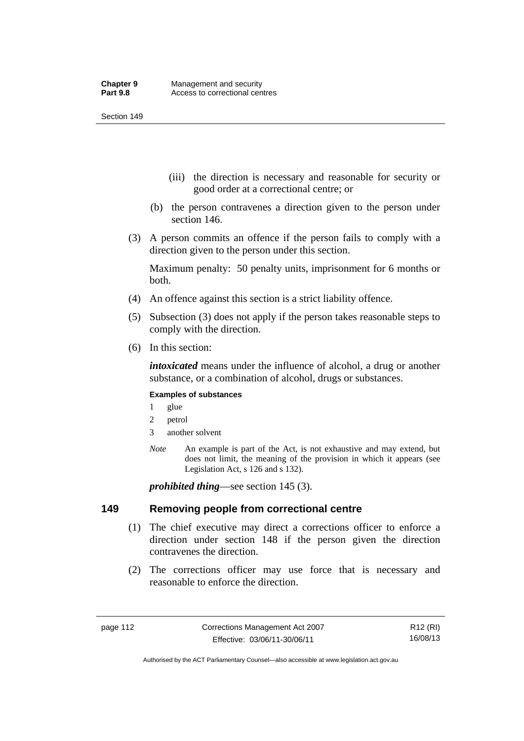(iii) the direction is necessary and reasonable for security or good order at a correctional centre; or

(b) the person contravenes a direction given to the person under section 146.

(3) A person commits an offence if the person fails to comply with a direction given to the person under this section.

Maximum penalty: 50 penalty units, imprisonment for 6 months or both.

(4) An offence against this section is a strict liability offence.

(5) Subsection (3) does not apply if the person takes reasonable steps to comply with the direction.

(6) In this section:

***intoxicated*** means under the influence of alcohol, a drug or another substance, or a combination of alcohol, drugs or substances.

**Examples of substances**

1 glue

2 petrol

3 another solvent

*Note* An example is part of the Act, is not exhaustive and may extend, but does not limit, the meaning of the provision in which it appears (see Legislation Act, s 126 and s 132).

***prohibited thing***—see section 145 (3).

## 149 Removing people from correctional centre

(1) The chief executive may direct a corrections officer to enforce a direction under section 148 if the person given the direction contravenes the direction.

(2) The corrections officer may use force that is necessary and reasonable to enforce the direction.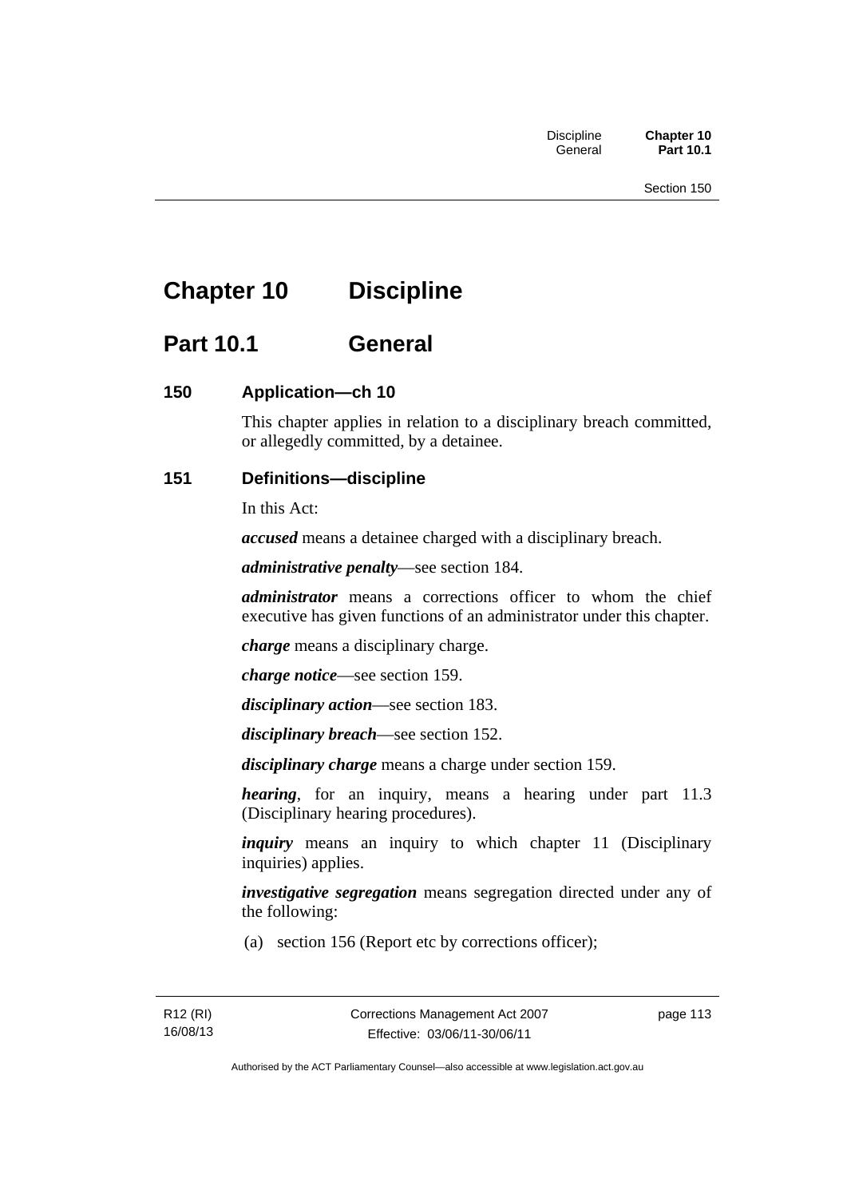# Chapter 10 Discipline

## Part 10.1 General

### 150 Application—ch 10

This chapter applies in relation to a disciplinary breach committed, or allegedly committed, by a detainee.

### 151 Definitions—discipline

In this Act:

***accused*** means a detainee charged with a disciplinary breach.

***administrative penalty***—see section 184.

***administrator*** means a corrections officer to whom the chief executive has given functions of an administrator under this chapter.

***charge*** means a disciplinary charge.

***charge notice***—see section 159.

***disciplinary action***—see section 183.

***disciplinary breach***—see section 152.

***disciplinary charge*** means a charge under section 159.

***hearing***, for an inquiry, means a hearing under part 11.3 (Disciplinary hearing procedures).

***inquiry*** means an inquiry to which chapter 11 (Disciplinary inquiries) applies.

***investigative segregation*** means segregation directed under any of the following:

(a) section 156 (Report etc by corrections officer);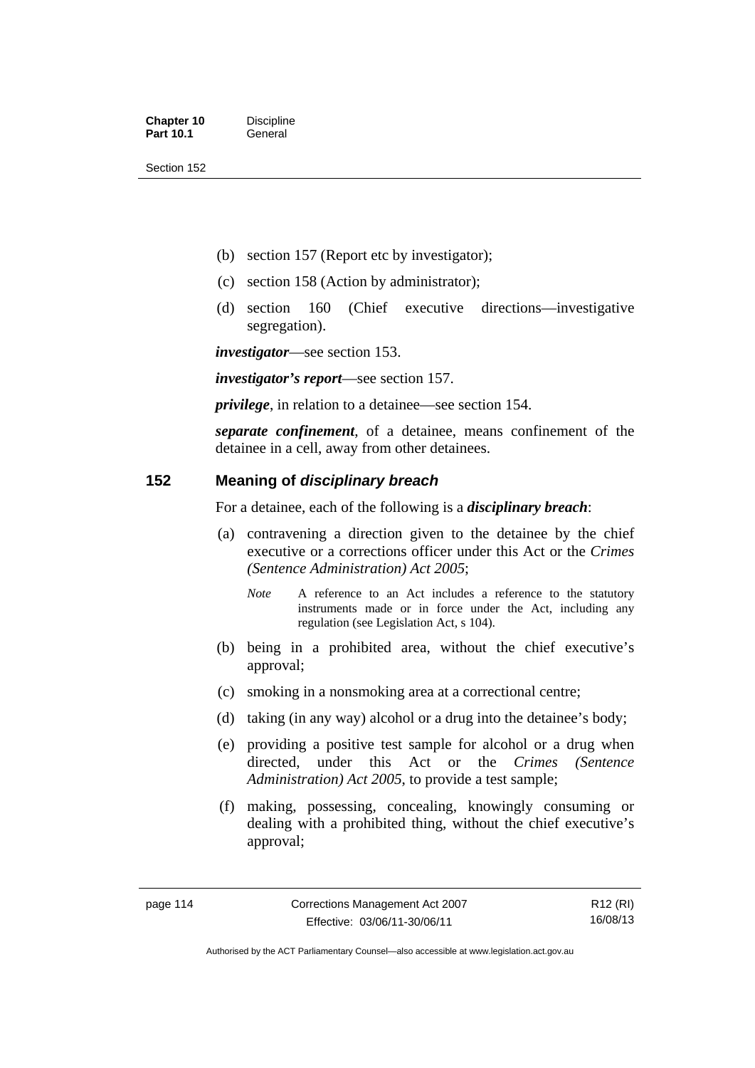(b) section 157 (Report etc by investigator);

(c) section 158 (Action by administrator);

(d) section 160 (Chief executive directions—investigative segregation).

***investigator***—see section 153.

***investigator's report***—see section 157.

***privilege***, in relation to a detainee—see section 154.

***separate confinement***, of a detainee, means confinement of the detainee in a cell, away from other detainees.

## 152 Meaning of *disciplinary breach*

For a detainee, each of the following is a ***disciplinary breach***:

(a) contravening a direction given to the detainee by the chief executive or a corrections officer under this Act or the *Crimes (Sentence Administration) Act 2005*;

*Note* A reference to an Act includes a reference to the statutory instruments made or in force under the Act, including any regulation (see Legislation Act, s 104).

(b) being in a prohibited area, without the chief executive's approval;

(c) smoking in a nonsmoking area at a correctional centre;

(d) taking (in any way) alcohol or a drug into the detainee's body;

(e) providing a positive test sample for alcohol or a drug when directed, under this Act or the *Crimes (Sentence Administration) Act 2005*, to provide a test sample;

(f) making, possessing, concealing, knowingly consuming or dealing with a prohibited thing, without the chief executive's approval;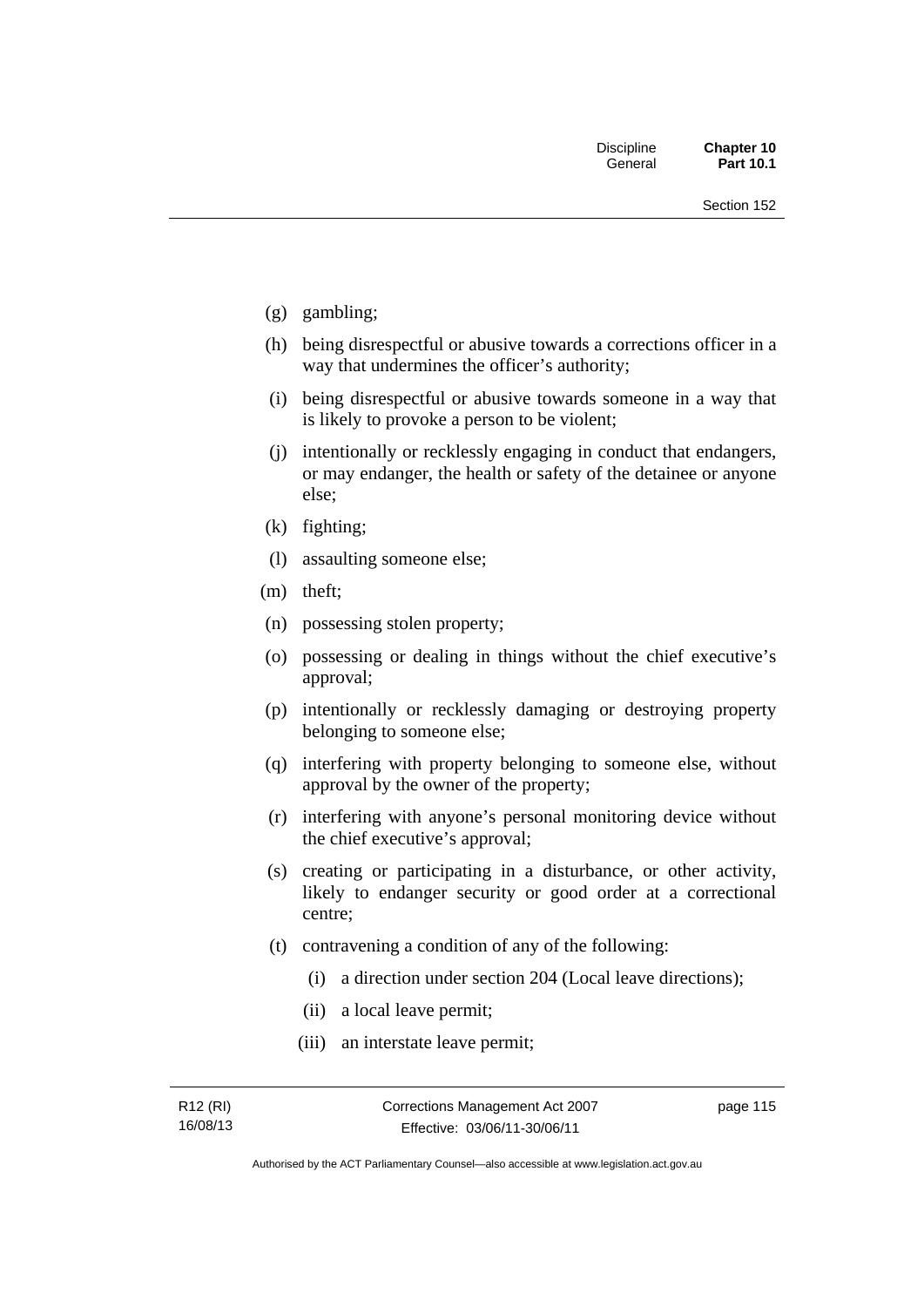(g) gambling;

(h) being disrespectful or abusive towards a corrections officer in a way that undermines the officer's authority;

(i) being disrespectful or abusive towards someone in a way that is likely to provoke a person to be violent;

(j) intentionally or recklessly engaging in conduct that endangers, or may endanger, the health or safety of the detainee or anyone else;

(k) fighting;

(l) assaulting someone else;

(m) theft;

(n) possessing stolen property;

(o) possessing or dealing in things without the chief executive's approval;

(p) intentionally or recklessly damaging or destroying property belonging to someone else;

(q) interfering with property belonging to someone else, without approval by the owner of the property;

(r) interfering with anyone's personal monitoring device without the chief executive's approval;

(s) creating or participating in a disturbance, or other activity, likely to endanger security or good order at a correctional centre;

(t) contravening a condition of any of the following:

   (i) a direction under section 204 (Local leave directions);

   (ii) a local leave permit;

   (iii) an interstate leave permit;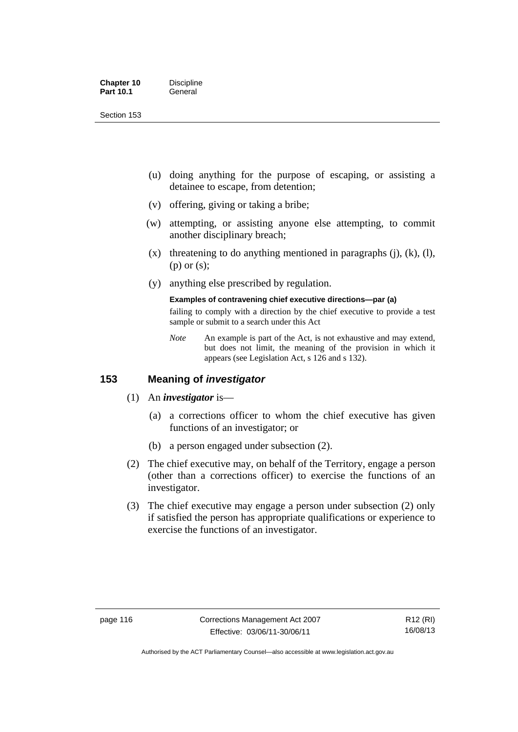(u) doing anything for the purpose of escaping, or assisting a detainee to escape, from detention;

(v) offering, giving or taking a bribe;

(w) attempting, or assisting anyone else attempting, to commit another disciplinary breach;

(x) threatening to do anything mentioned in paragraphs (j), (k), (l), (p) or (s);

(y) anything else prescribed by regulation.

**Examples of contravening chief executive directions—par (a)**

failing to comply with a direction by the chief executive to provide a test sample or submit to a search under this Act

*Note* An example is part of the Act, is not exhaustive and may extend, but does not limit, the meaning of the provision in which it appears (see Legislation Act, s 126 and s 132).

## 153 Meaning of *investigator*

(1) An ***investigator*** is—

(a) a corrections officer to whom the chief executive has given functions of an investigator; or

(b) a person engaged under subsection (2).

(2) The chief executive may, on behalf of the Territory, engage a person (other than a corrections officer) to exercise the functions of an investigator.

(3) The chief executive may engage a person under subsection (2) only if satisfied the person has appropriate qualifications or experience to exercise the functions of an investigator.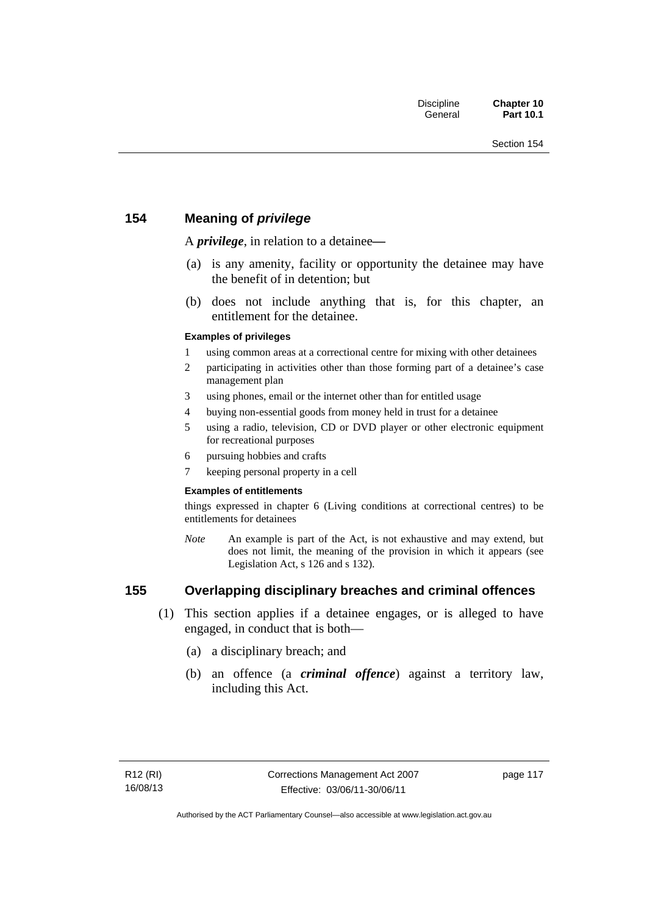## 154 Meaning of *privilege*

A ***privilege***, in relation to a detainee—

(a) is any amenity, facility or opportunity the detainee may have the benefit of in detention; but

(b) does not include anything that is, for this chapter, an entitlement for the detainee.

#### Examples of privileges

1 using common areas at a correctional centre for mixing with other detainees

2 participating in activities other than those forming part of a detainee's case management plan

3 using phones, email or the internet other than for entitled usage

4 buying non-essential goods from money held in trust for a detainee

5 using a radio, television, CD or DVD player or other electronic equipment for recreational purposes

6 pursuing hobbies and crafts

7 keeping personal property in a cell

#### Examples of entitlements

things expressed in chapter 6 (Living conditions at correctional centres) to be entitlements for detainees

*Note* An example is part of the Act, is not exhaustive and may extend, but does not limit, the meaning of the provision in which it appears (see Legislation Act, s 126 and s 132).

## 155 Overlapping disciplinary breaches and criminal offences

(1) This section applies if a detainee engages, or is alleged to have engaged, in conduct that is both—

(a) a disciplinary breach; and

(b) an offence (a ***criminal offence***) against a territory law, including this Act.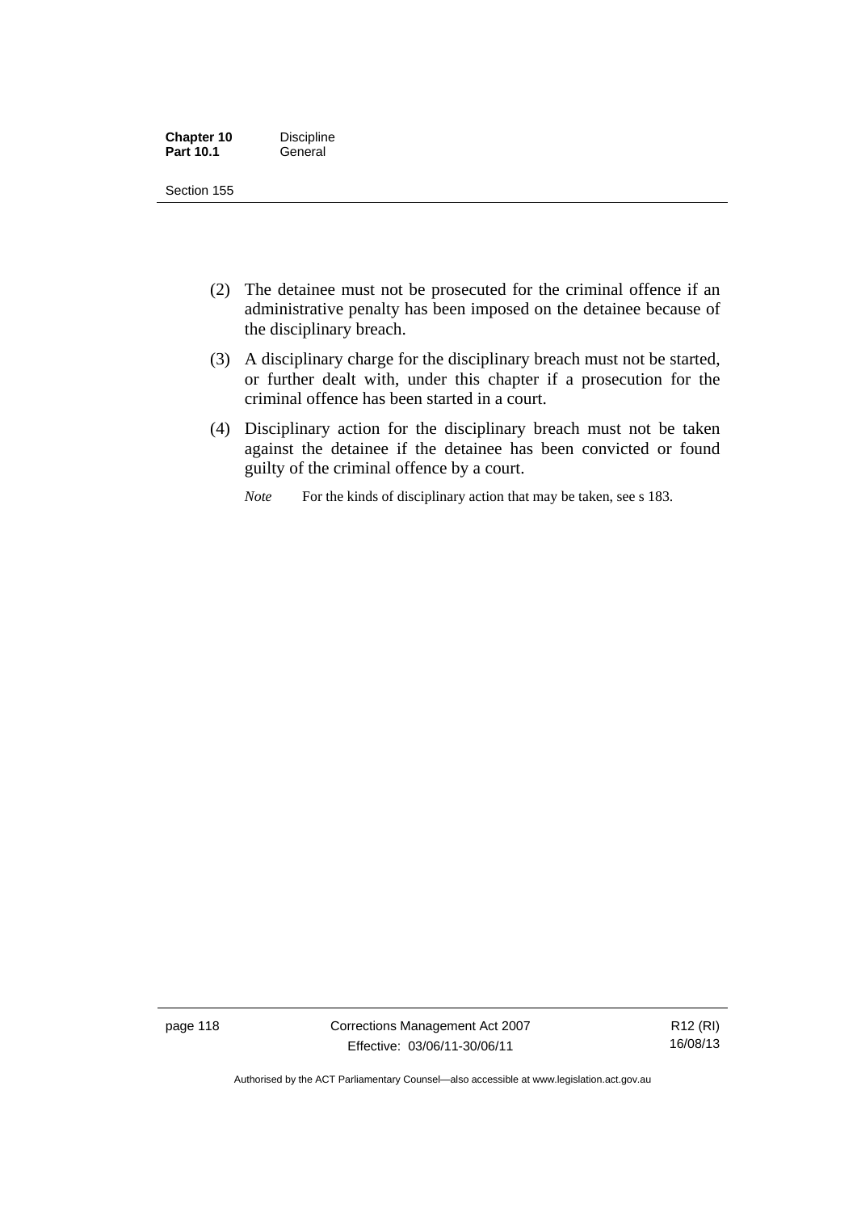(2) The detainee must not be prosecuted for the criminal offence if an administrative penalty has been imposed on the detainee because of the disciplinary breach.

(3) A disciplinary charge for the disciplinary breach must not be started, or further dealt with, under this chapter if a prosecution for the criminal offence has been started in a court.

(4) Disciplinary action for the disciplinary breach must not be taken against the detainee if the detainee has been convicted or found guilty of the criminal offence by a court.

*Note* For the kinds of disciplinary action that may be taken, see s 183.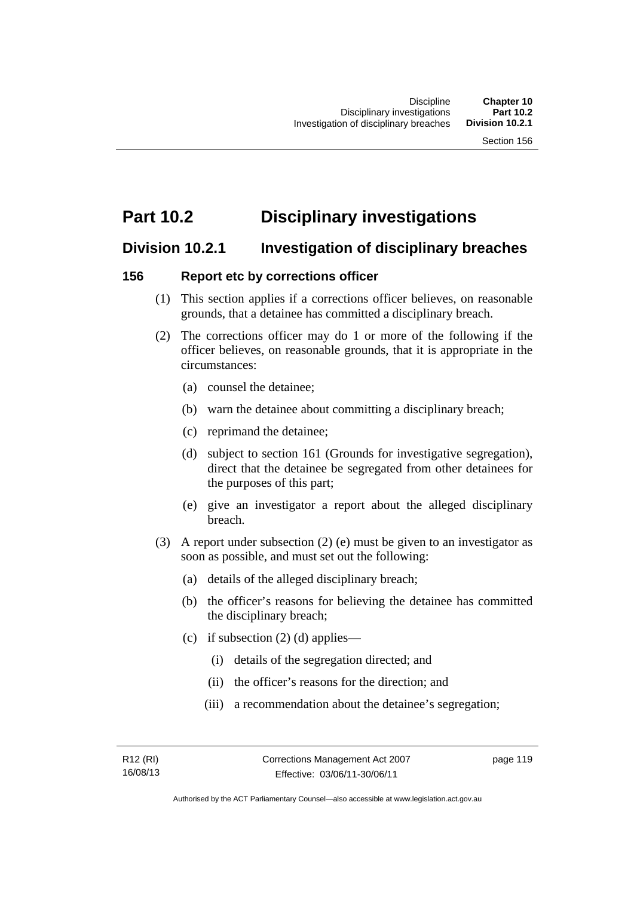# Part 10.2 Disciplinary investigations

## Division 10.2.1 Investigation of disciplinary breaches

### 156 Report etc by corrections officer

(1) This section applies if a corrections officer believes, on reasonable grounds, that a detainee has committed a disciplinary breach.

(2) The corrections officer may do 1 or more of the following if the officer believes, on reasonable grounds, that it is appropriate in the circumstances:

- (a) counsel the detainee;
- (b) warn the detainee about committing a disciplinary breach;
- (c) reprimand the detainee;
- (d) subject to section 161 (Grounds for investigative segregation), direct that the detainee be segregated from other detainees for the purposes of this part;
- (e) give an investigator a report about the alleged disciplinary breach.

(3) A report under subsection (2) (e) must be given to an investigator as soon as possible, and must set out the following:

- (a) details of the alleged disciplinary breach;
- (b) the officer's reasons for believing the detainee has committed the disciplinary breach;
- (c) if subsection (2) (d) applies—
  - (i) details of the segregation directed; and
  - (ii) the officer's reasons for the direction; and
  - (iii) a recommendation about the detainee's segregation;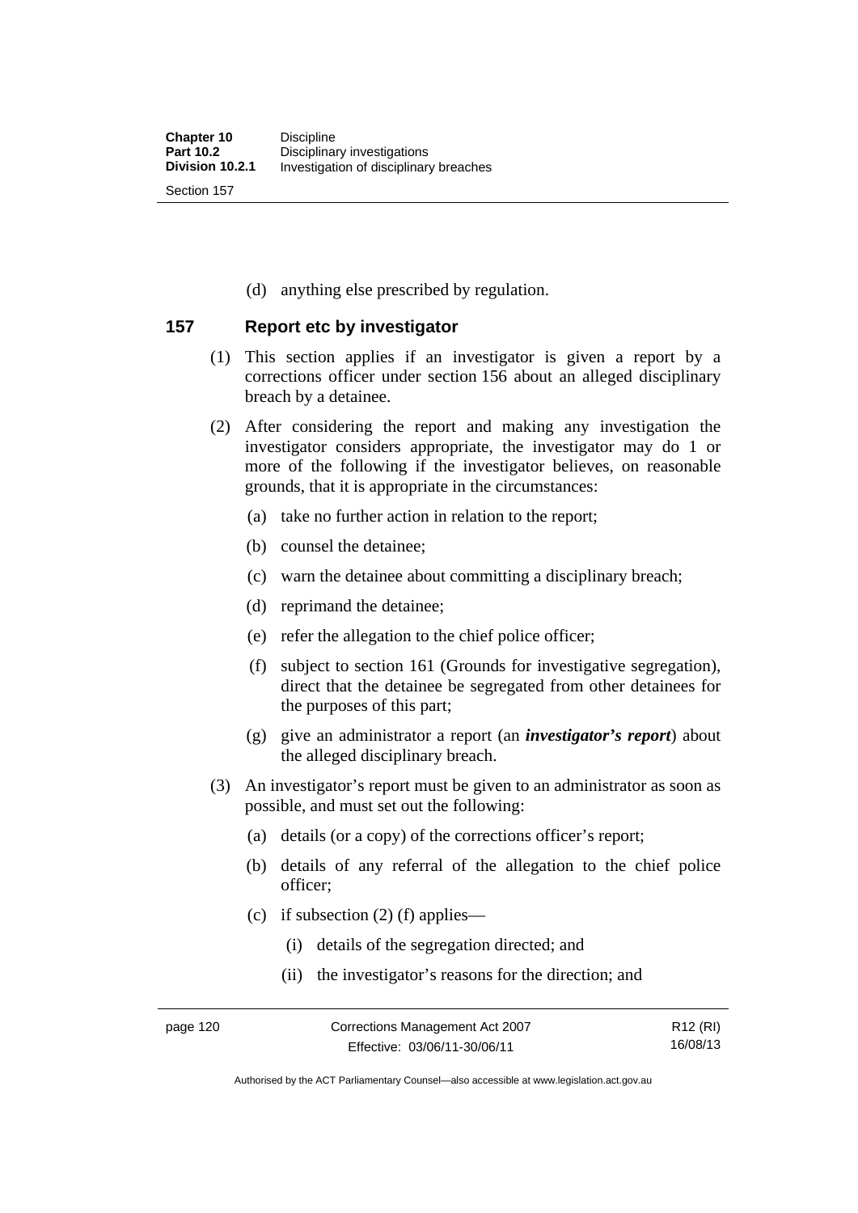(d) anything else prescribed by regulation.

## 157 Report etc by investigator

(1) This section applies if an investigator is given a report by a corrections officer under section 156 about an alleged disciplinary breach by a detainee.

(2) After considering the report and making any investigation the investigator considers appropriate, the investigator may do 1 or more of the following if the investigator believes, on reasonable grounds, that it is appropriate in the circumstances:

(a) take no further action in relation to the report;

(b) counsel the detainee;

(c) warn the detainee about committing a disciplinary breach;

(d) reprimand the detainee;

(e) refer the allegation to the chief police officer;

(f) subject to section 161 (Grounds for investigative segregation), direct that the detainee be segregated from other detainees for the purposes of this part;

(g) give an administrator a report (an ***investigator's report***) about the alleged disciplinary breach.

(3) An investigator's report must be given to an administrator as soon as possible, and must set out the following:

(a) details (or a copy) of the corrections officer's report;

(b) details of any referral of the allegation to the chief police officer;

(c) if subsection (2) (f) applies—

(i) details of the segregation directed; and

(ii) the investigator's reasons for the direction; and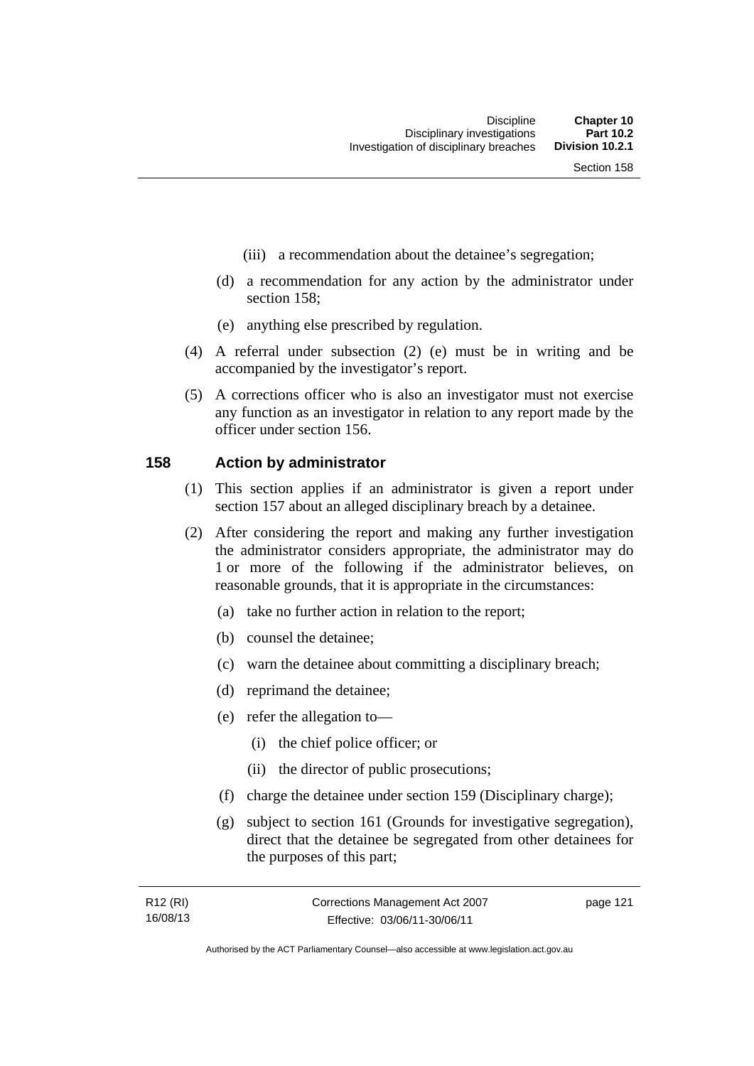(iii) a recommendation about the detainee's segregation;

(d) a recommendation for any action by the administrator under section 158;

(e) anything else prescribed by regulation.

(4) A referral under subsection (2) (e) must be in writing and be accompanied by the investigator's report.

(5) A corrections officer who is also an investigator must not exercise any function as an investigator in relation to any report made by the officer under section 156.

## 158 Action by administrator

(1) This section applies if an administrator is given a report under section 157 about an alleged disciplinary breach by a detainee.

(2) After considering the report and making any further investigation the administrator considers appropriate, the administrator may do 1 or more of the following if the administrator believes, on reasonable grounds, that it is appropriate in the circumstances:

(a) take no further action in relation to the report;

(b) counsel the detainee;

(c) warn the detainee about committing a disciplinary breach;

(d) reprimand the detainee;

(e) refer the allegation to—

(i) the chief police officer; or

(ii) the director of public prosecutions;

(f) charge the detainee under section 159 (Disciplinary charge);

(g) subject to section 161 (Grounds for investigative segregation), direct that the detainee be segregated from other detainees for the purposes of this part;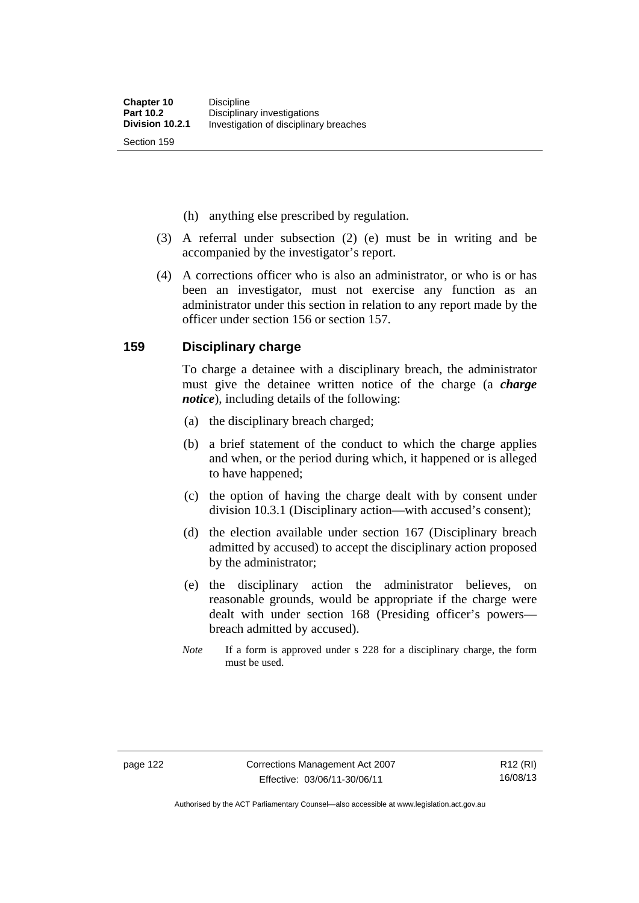(h) anything else prescribed by regulation.

(3) A referral under subsection (2) (e) must be in writing and be accompanied by the investigator's report.

(4) A corrections officer who is also an administrator, or who is or has been an investigator, must not exercise any function as an administrator under this section in relation to any report made by the officer under section 156 or section 157.

## 159 Disciplinary charge

To charge a detainee with a disciplinary breach, the administrator must give the detainee written notice of the charge (a ***charge notice***), including details of the following:

(a) the disciplinary breach charged;

(b) a brief statement of the conduct to which the charge applies and when, or the period during which, it happened or is alleged to have happened;

(c) the option of having the charge dealt with by consent under division 10.3.1 (Disciplinary action—with accused's consent);

(d) the election available under section 167 (Disciplinary breach admitted by accused) to accept the disciplinary action proposed by the administrator;

(e) the disciplinary action the administrator believes, on reasonable grounds, would be appropriate if the charge were dealt with under section 168 (Presiding officer's powers—breach admitted by accused).

*Note* If a form is approved under s 228 for a disciplinary charge, the form must be used.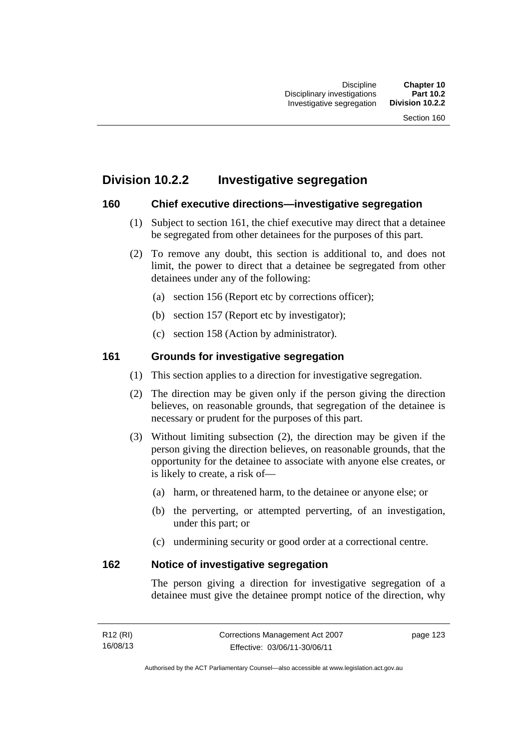## Division 10.2.2 Investigative segregation

### 160 Chief executive directions—investigative segregation

(1) Subject to section 161, the chief executive may direct that a detainee be segregated from other detainees for the purposes of this part.

(2) To remove any doubt, this section is additional to, and does not limit, the power to direct that a detainee be segregated from other detainees under any of the following:

- (a) section 156 (Report etc by corrections officer);
- (b) section 157 (Report etc by investigator);
- (c) section 158 (Action by administrator).

### 161 Grounds for investigative segregation

(1) This section applies to a direction for investigative segregation.

(2) The direction may be given only if the person giving the direction believes, on reasonable grounds, that segregation of the detainee is necessary or prudent for the purposes of this part.

(3) Without limiting subsection (2), the direction may be given if the person giving the direction believes, on reasonable grounds, that the opportunity for the detainee to associate with anyone else creates, or is likely to create, a risk of—

- (a) harm, or threatened harm, to the detainee or anyone else; or
- (b) the perverting, or attempted perverting, of an investigation, under this part; or
- (c) undermining security or good order at a correctional centre.

### 162 Notice of investigative segregation

The person giving a direction for investigative segregation of a detainee must give the detainee prompt notice of the direction, why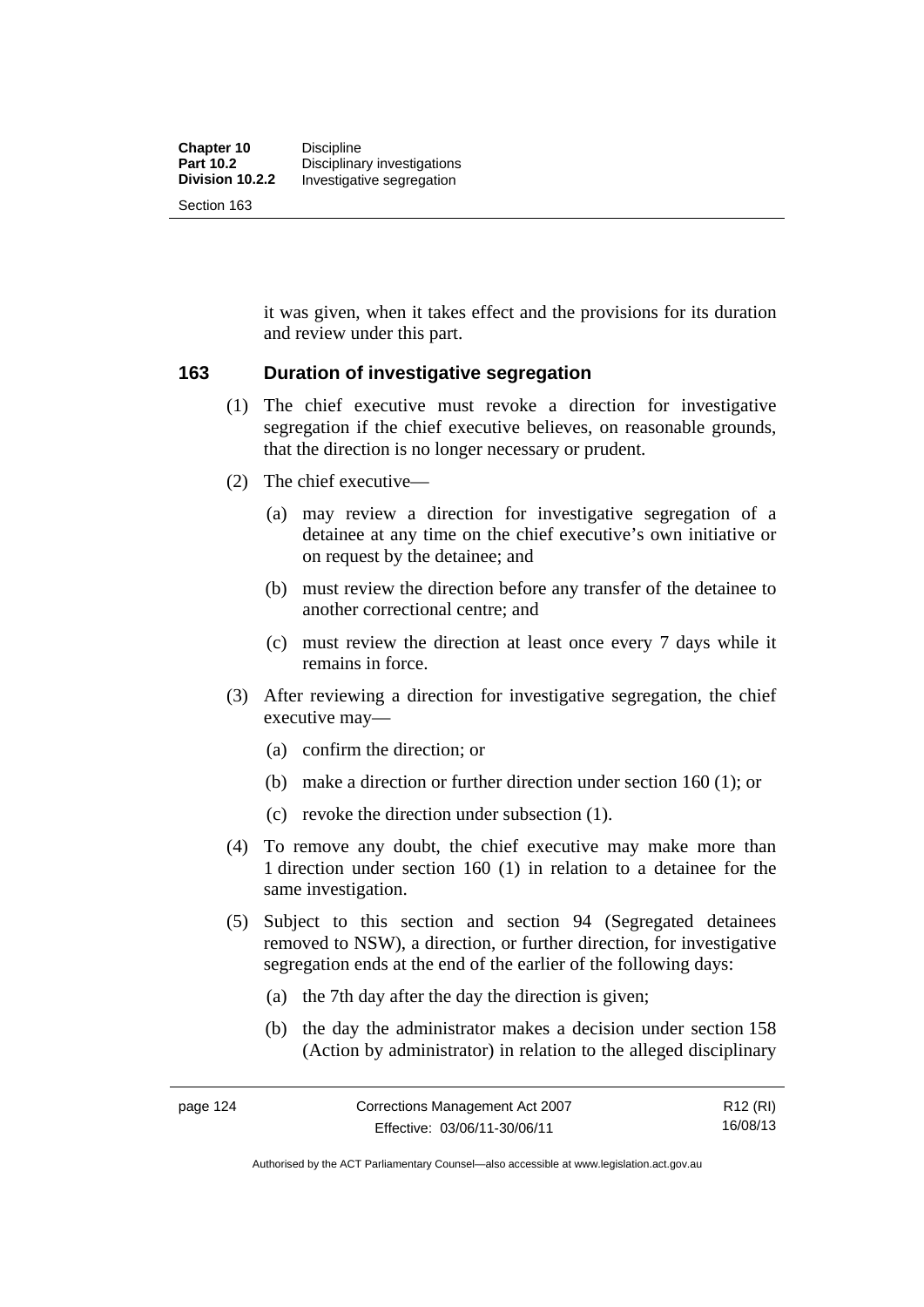it was given, when it takes effect and the provisions for its duration and review under this part.

## 163 Duration of investigative segregation

(1) The chief executive must revoke a direction for investigative segregation if the chief executive believes, on reasonable grounds, that the direction is no longer necessary or prudent.

(2) The chief executive—

(a) may review a direction for investigative segregation of a detainee at any time on the chief executive's own initiative or on request by the detainee; and

(b) must review the direction before any transfer of the detainee to another correctional centre; and

(c) must review the direction at least once every 7 days while it remains in force.

(3) After reviewing a direction for investigative segregation, the chief executive may—

(a) confirm the direction; or

(b) make a direction or further direction under section 160 (1); or

(c) revoke the direction under subsection (1).

(4) To remove any doubt, the chief executive may make more than 1 direction under section 160 (1) in relation to a detainee for the same investigation.

(5) Subject to this section and section 94 (Segregated detainees removed to NSW), a direction, or further direction, for investigative segregation ends at the end of the earlier of the following days:

(a) the 7th day after the day the direction is given;

(b) the day the administrator makes a decision under section 158 (Action by administrator) in relation to the alleged disciplinary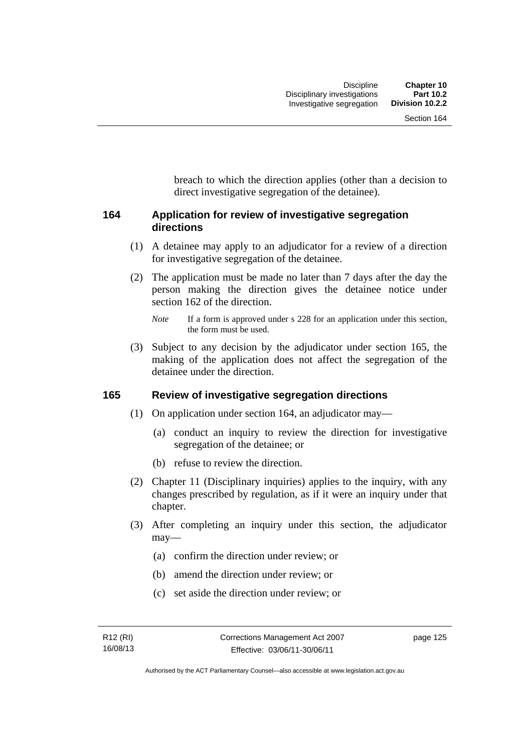breach to which the direction applies (other than a decision to direct investigative segregation of the detainee).

### 164 Application for review of investigative segregation directions

(1) A detainee may apply to an adjudicator for a review of a direction for investigative segregation of the detainee.

(2) The application must be made no later than 7 days after the day the person making the direction gives the detainee notice under section 162 of the direction.

*Note* If a form is approved under s 228 for an application under this section, the form must be used.

(3) Subject to any decision by the adjudicator under section 165, the making of the application does not affect the segregation of the detainee under the direction.

### 165 Review of investigative segregation directions

(1) On application under section 164, an adjudicator may—

(a) conduct an inquiry to review the direction for investigative segregation of the detainee; or

(b) refuse to review the direction.

(2) Chapter 11 (Disciplinary inquiries) applies to the inquiry, with any changes prescribed by regulation, as if it were an inquiry under that chapter.

(3) After completing an inquiry under this section, the adjudicator may—

(a) confirm the direction under review; or

(b) amend the direction under review; or

(c) set aside the direction under review; or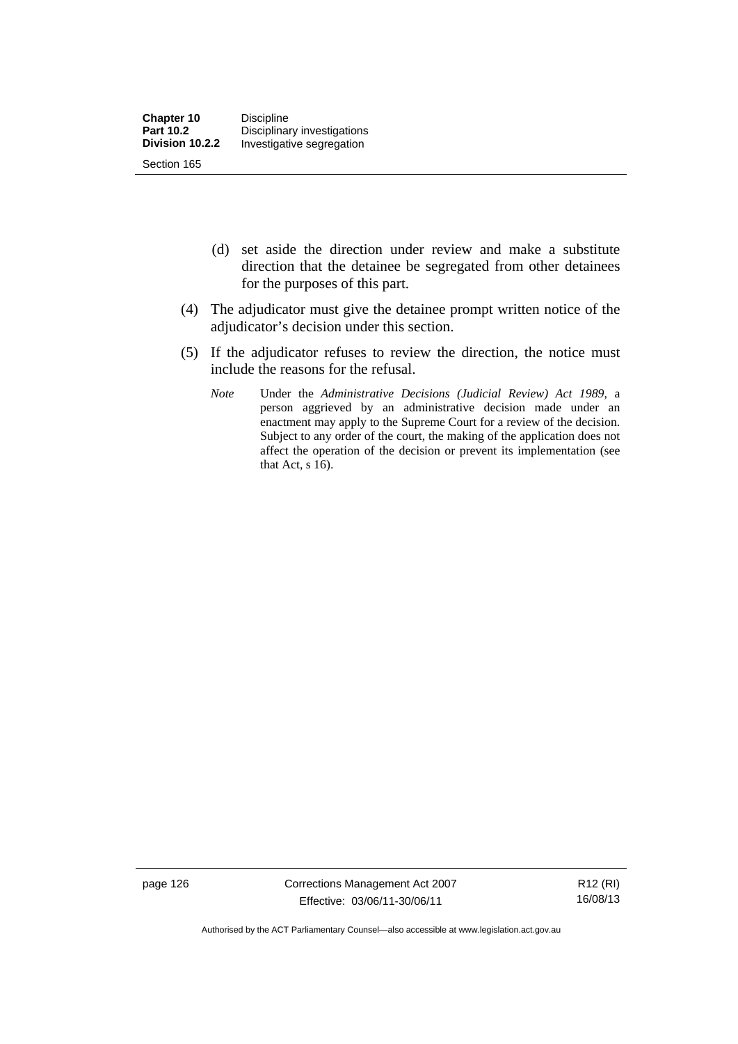(d) set aside the direction under review and make a substitute direction that the detainee be segregated from other detainees for the purposes of this part.

(4) The adjudicator must give the detainee prompt written notice of the adjudicator's decision under this section.

(5) If the adjudicator refuses to review the direction, the notice must include the reasons for the refusal.

*Note* Under the *Administrative Decisions (Judicial Review) Act 1989*, a person aggrieved by an administrative decision made under an enactment may apply to the Supreme Court for a review of the decision. Subject to any order of the court, the making of the application does not affect the operation of the decision or prevent its implementation (see that Act, s 16).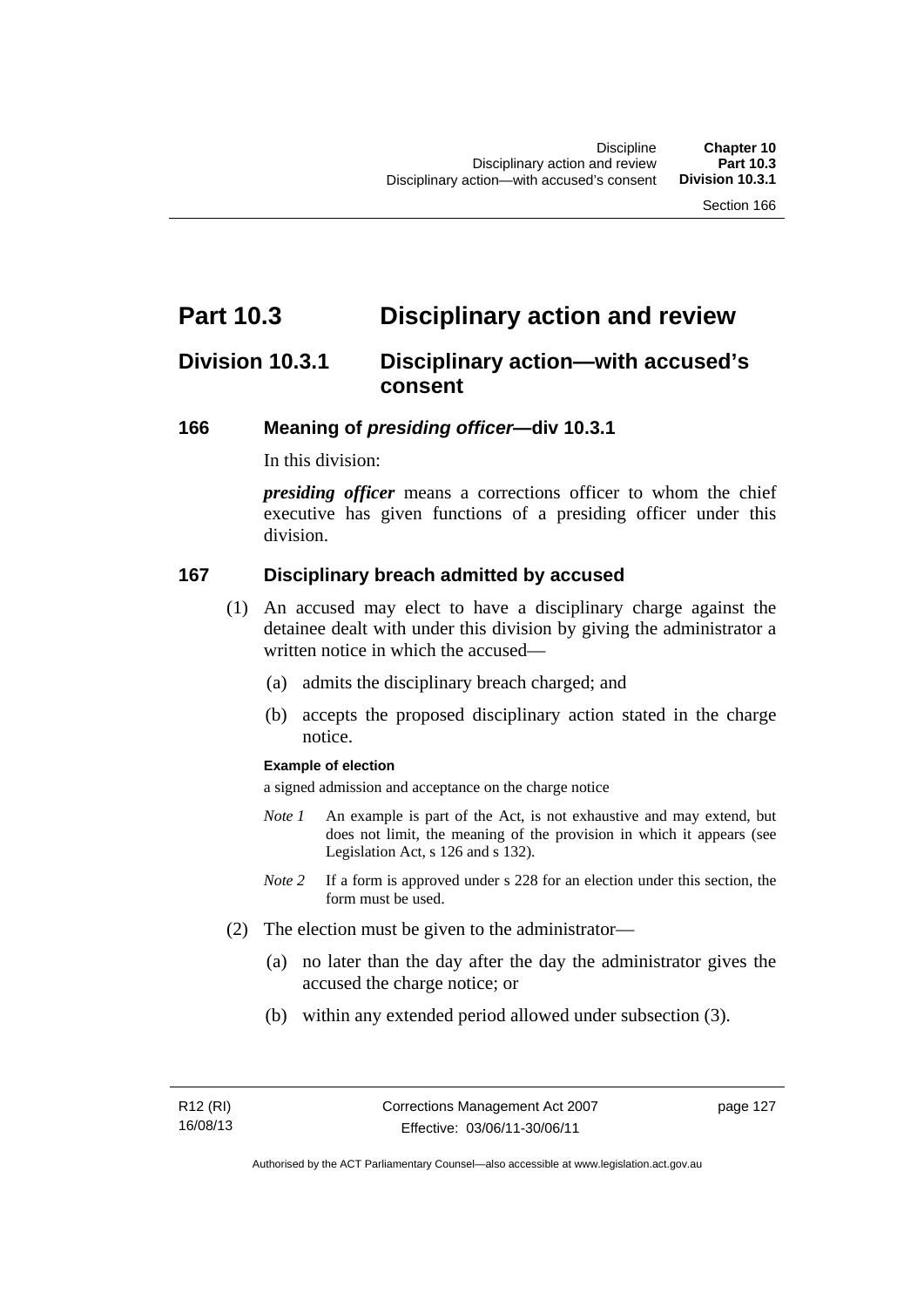# Part 10.3 Disciplinary action and review

## Division 10.3.1 Disciplinary action—with accused's consent

### 166 Meaning of *presiding officer*—div 10.3.1

In this division:

***presiding officer*** means a corrections officer to whom the chief executive has given functions of a presiding officer under this division.

### 167 Disciplinary breach admitted by accused

(1) An accused may elect to have a disciplinary charge against the detainee dealt with under this division by giving the administrator a written notice in which the accused—

(a) admits the disciplinary breach charged; and

(b) accepts the proposed disciplinary action stated in the charge notice.

**Example of election**

a signed admission and acceptance on the charge notice

*Note 1* An example is part of the Act, is not exhaustive and may extend, but does not limit, the meaning of the provision in which it appears (see Legislation Act, s 126 and s 132).

*Note 2* If a form is approved under s 228 for an election under this section, the form must be used.

(2) The election must be given to the administrator—

(a) no later than the day after the day the administrator gives the accused the charge notice; or

(b) within any extended period allowed under subsection (3).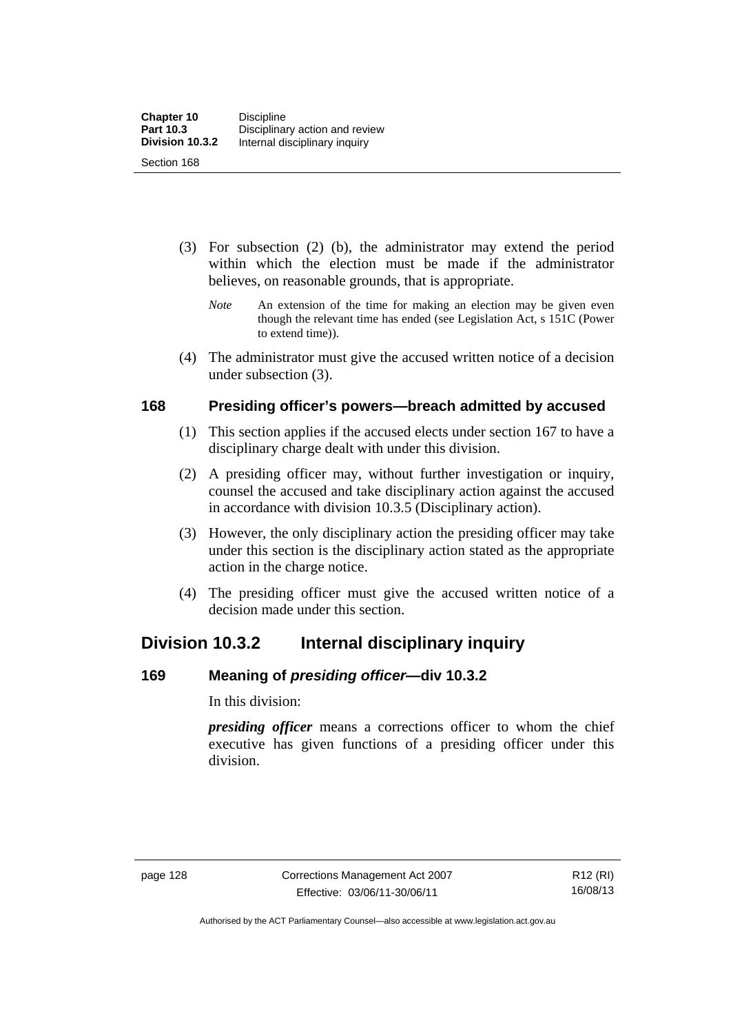(3) For subsection (2) (b), the administrator may extend the period within which the election must be made if the administrator believes, on reasonable grounds, that is appropriate.

*Note* An extension of the time for making an election may be given even though the relevant time has ended (see Legislation Act, s 151C (Power to extend time)).

(4) The administrator must give the accused written notice of a decision under subsection (3).

### 168 Presiding officer's powers—breach admitted by accused

(1) This section applies if the accused elects under section 167 to have a disciplinary charge dealt with under this division.

(2) A presiding officer may, without further investigation or inquiry, counsel the accused and take disciplinary action against the accused in accordance with division 10.3.5 (Disciplinary action).

(3) However, the only disciplinary action the presiding officer may take under this section is the disciplinary action stated as the appropriate action in the charge notice.

(4) The presiding officer must give the accused written notice of a decision made under this section.

## Division 10.3.2 Internal disciplinary inquiry

### 169 Meaning of *presiding officer*—div 10.3.2

In this division:

***presiding officer*** means a corrections officer to whom the chief executive has given functions of a presiding officer under this division.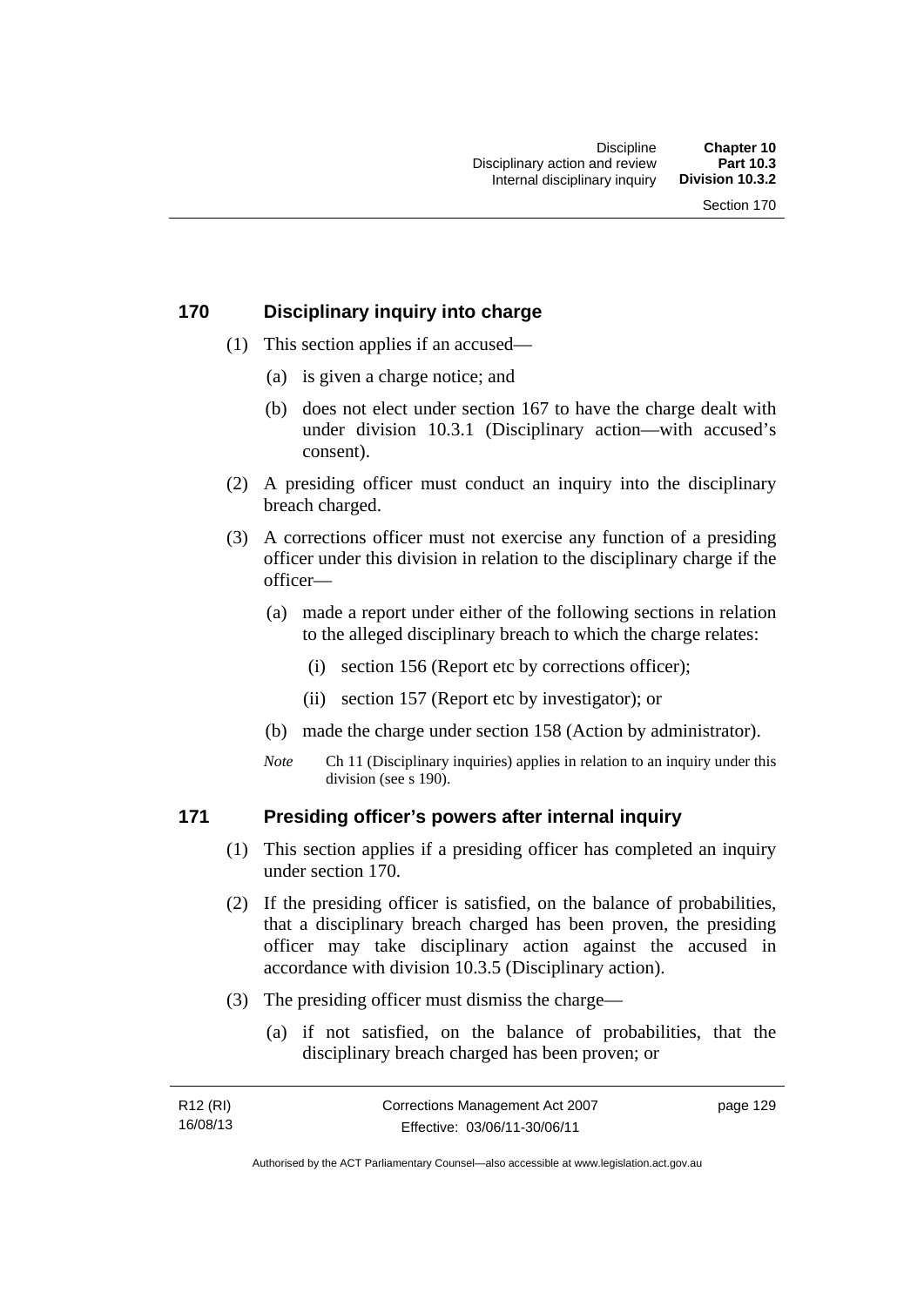## 170 Disciplinary inquiry into charge

(1) This section applies if an accused—

(a) is given a charge notice; and

(b) does not elect under section 167 to have the charge dealt with under division 10.3.1 (Disciplinary action—with accused's consent).

(2) A presiding officer must conduct an inquiry into the disciplinary breach charged.

(3) A corrections officer must not exercise any function of a presiding officer under this division in relation to the disciplinary charge if the officer—

(a) made a report under either of the following sections in relation to the alleged disciplinary breach to which the charge relates:

(i) section 156 (Report etc by corrections officer);

(ii) section 157 (Report etc by investigator); or

(b) made the charge under section 158 (Action by administrator).

*Note* Ch 11 (Disciplinary inquiries) applies in relation to an inquiry under this division (see s 190).

## 171 Presiding officer's powers after internal inquiry

(1) This section applies if a presiding officer has completed an inquiry under section 170.

(2) If the presiding officer is satisfied, on the balance of probabilities, that a disciplinary breach charged has been proven, the presiding officer may take disciplinary action against the accused in accordance with division 10.3.5 (Disciplinary action).

(3) The presiding officer must dismiss the charge—

(a) if not satisfied, on the balance of probabilities, that the disciplinary breach charged has been proven; or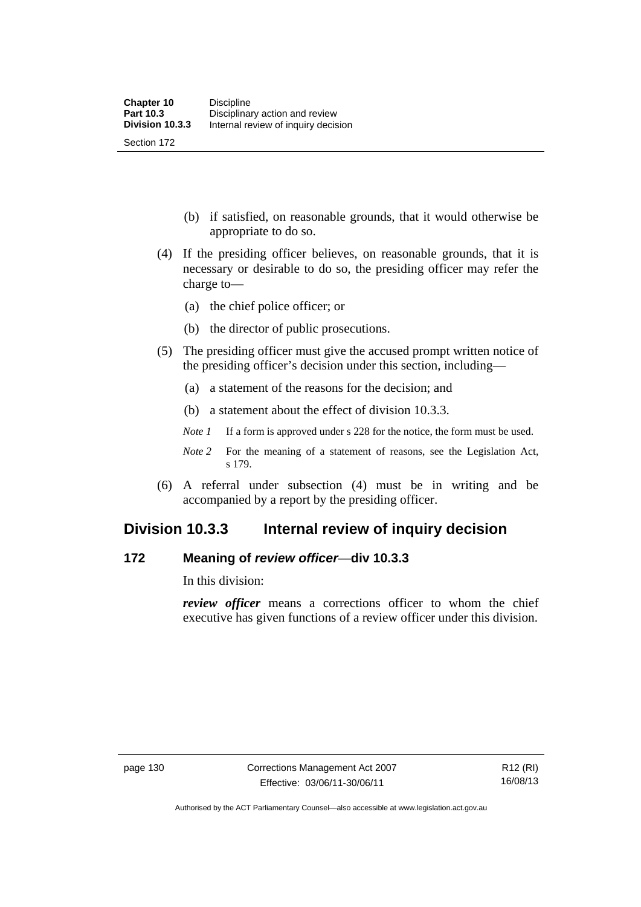(b) if satisfied, on reasonable grounds, that it would otherwise be appropriate to do so.

(4) If the presiding officer believes, on reasonable grounds, that it is necessary or desirable to do so, the presiding officer may refer the charge to—

(a) the chief police officer; or

(b) the director of public prosecutions.

(5) The presiding officer must give the accused prompt written notice of the presiding officer's decision under this section, including—

(a) a statement of the reasons for the decision; and

(b) a statement about the effect of division 10.3.3.

*Note 1* If a form is approved under s 228 for the notice, the form must be used.

*Note 2* For the meaning of a statement of reasons, see the Legislation Act, s 179.

(6) A referral under subsection (4) must be in writing and be accompanied by a report by the presiding officer.

## Division 10.3.3 Internal review of inquiry decision

### 172 Meaning of *review officer*—div 10.3.3

In this division:

***review officer*** means a corrections officer to whom the chief executive has given functions of a review officer under this division.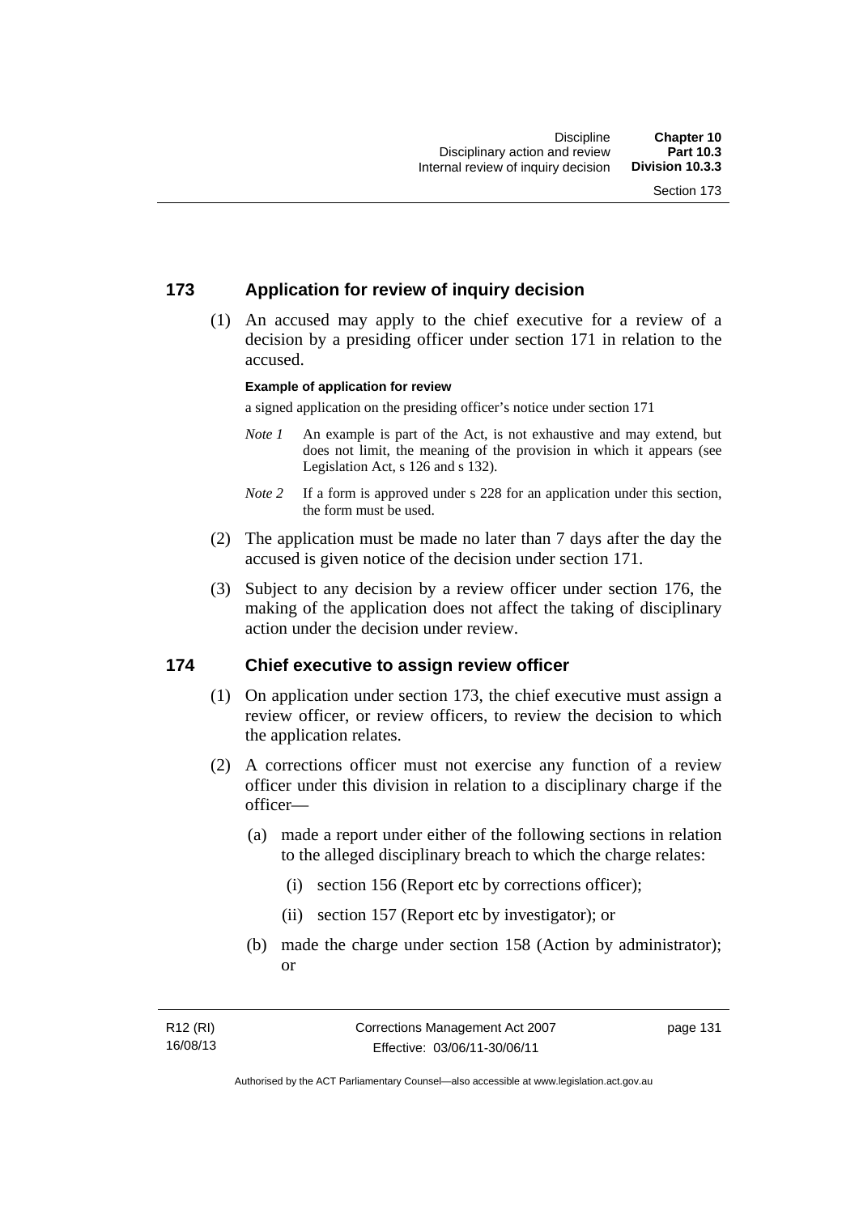## 173 Application for review of inquiry decision

(1) An accused may apply to the chief executive for a review of a decision by a presiding officer under section 171 in relation to the accused.

**Example of application for review**

a signed application on the presiding officer's notice under section 171

*Note 1* An example is part of the Act, is not exhaustive and may extend, but does not limit, the meaning of the provision in which it appears (see Legislation Act, s 126 and s 132).

*Note 2* If a form is approved under s 228 for an application under this section, the form must be used.

(2) The application must be made no later than 7 days after the day the accused is given notice of the decision under section 171.

(3) Subject to any decision by a review officer under section 176, the making of the application does not affect the taking of disciplinary action under the decision under review.

## 174 Chief executive to assign review officer

(1) On application under section 173, the chief executive must assign a review officer, or review officers, to review the decision to which the application relates.

(2) A corrections officer must not exercise any function of a review officer under this division in relation to a disciplinary charge if the officer—

(a) made a report under either of the following sections in relation to the alleged disciplinary breach to which the charge relates:

(i) section 156 (Report etc by corrections officer);

(ii) section 157 (Report etc by investigator); or

(b) made the charge under section 158 (Action by administrator); or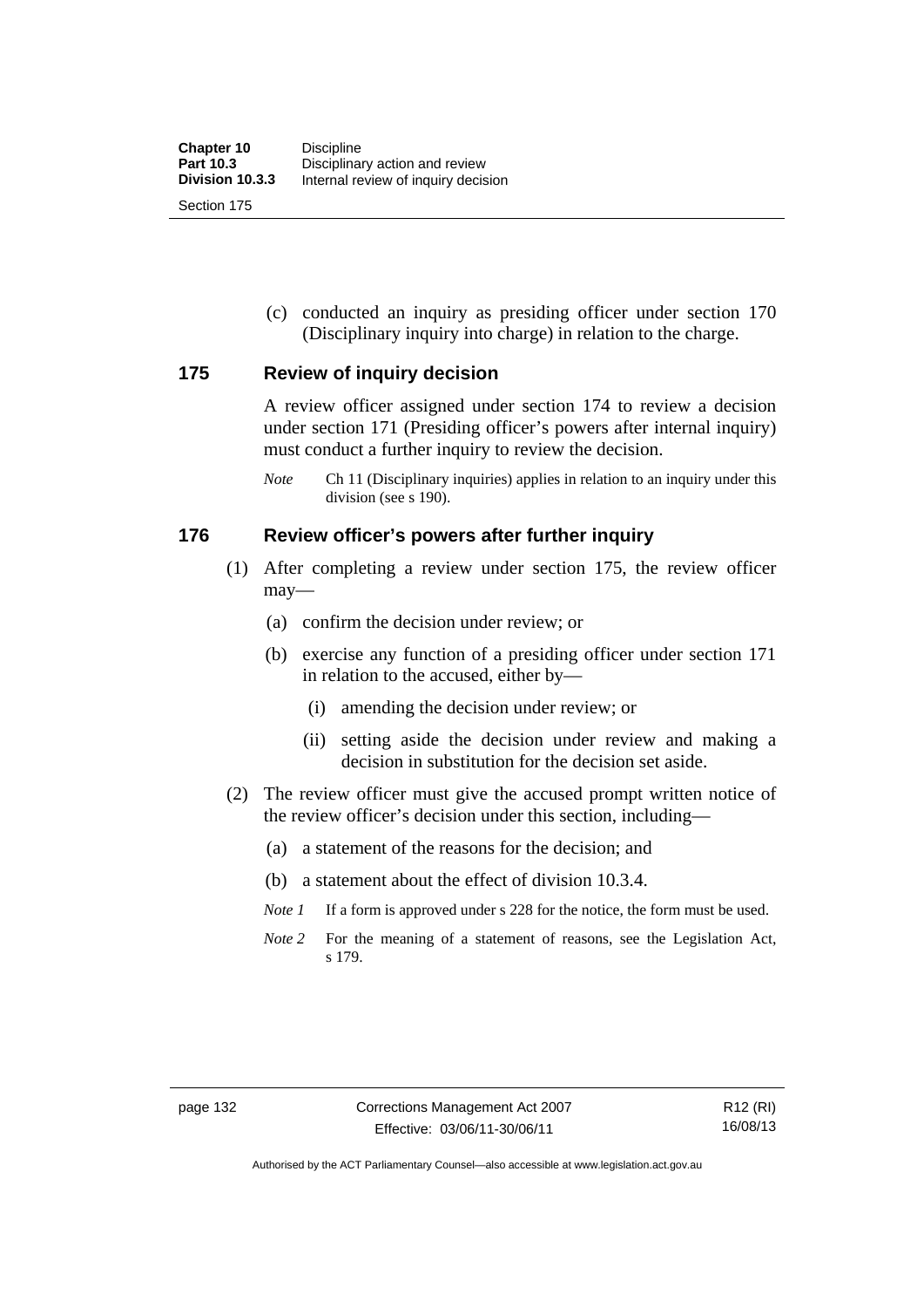(c) conducted an inquiry as presiding officer under section 170 (Disciplinary inquiry into charge) in relation to the charge.

### 175 Review of inquiry decision

A review officer assigned under section 174 to review a decision under section 171 (Presiding officer's powers after internal inquiry) must conduct a further inquiry to review the decision.

*Note* Ch 11 (Disciplinary inquiries) applies in relation to an inquiry under this division (see s 190).

### 176 Review officer's powers after further inquiry

(1) After completing a review under section 175, the review officer may—

(a) confirm the decision under review; or

(b) exercise any function of a presiding officer under section 171 in relation to the accused, either by—

(i) amending the decision under review; or

(ii) setting aside the decision under review and making a decision in substitution for the decision set aside.

(2) The review officer must give the accused prompt written notice of the review officer's decision under this section, including—

(a) a statement of the reasons for the decision; and

(b) a statement about the effect of division 10.3.4.

*Note 1* If a form is approved under s 228 for the notice, the form must be used.

*Note 2* For the meaning of a statement of reasons, see the Legislation Act, s 179.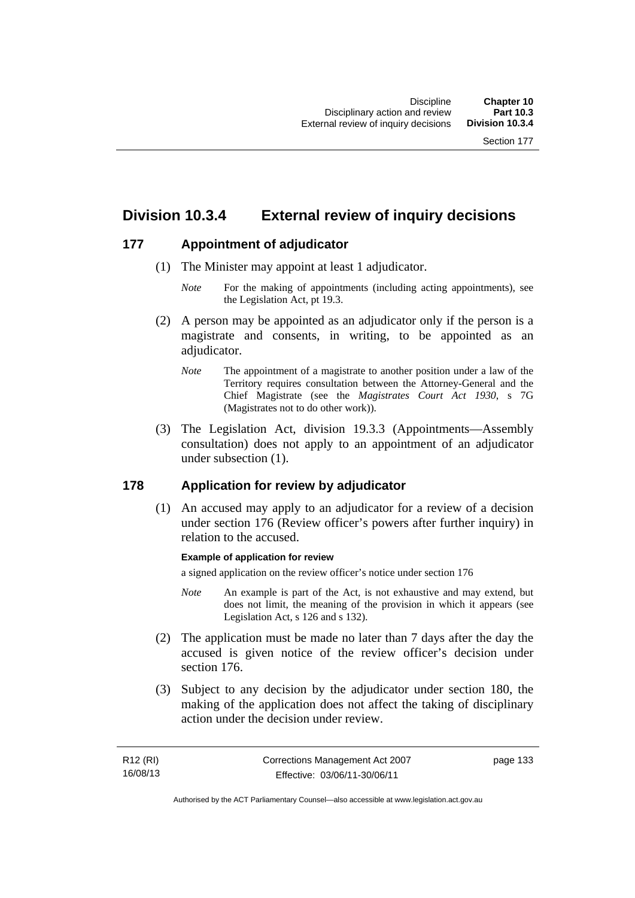## Division 10.3.4 External review of inquiry decisions

### 177 Appointment of adjudicator

(1) The Minister may appoint at least 1 adjudicator.

*Note* For the making of appointments (including acting appointments), see the Legislation Act, pt 19.3.

(2) A person may be appointed as an adjudicator only if the person is a magistrate and consents, in writing, to be appointed as an adjudicator.

*Note* The appointment of a magistrate to another position under a law of the Territory requires consultation between the Attorney-General and the Chief Magistrate (see the *Magistrates Court Act 1930*, s 7G (Magistrates not to do other work)).

(3) The Legislation Act, division 19.3.3 (Appointments—Assembly consultation) does not apply to an appointment of an adjudicator under subsection (1).

### 178 Application for review by adjudicator

(1) An accused may apply to an adjudicator for a review of a decision under section 176 (Review officer's powers after further inquiry) in relation to the accused.

**Example of application for review**

a signed application on the review officer's notice under section 176

*Note* An example is part of the Act, is not exhaustive and may extend, but does not limit, the meaning of the provision in which it appears (see Legislation Act, s 126 and s 132).

(2) The application must be made no later than 7 days after the day the accused is given notice of the review officer's decision under section 176.

(3) Subject to any decision by the adjudicator under section 180, the making of the application does not affect the taking of disciplinary action under the decision under review.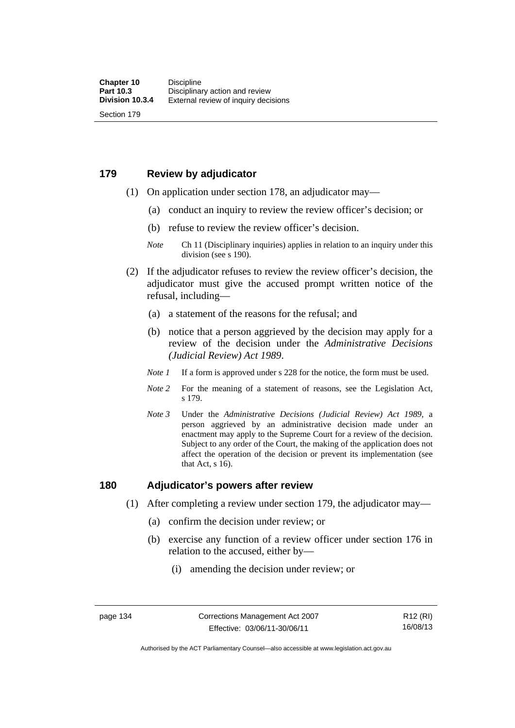## 179 Review by adjudicator

(1) On application under section 178, an adjudicator may—

(a) conduct an inquiry to review the review officer's decision; or

(b) refuse to review the review officer's decision.

*Note* Ch 11 (Disciplinary inquiries) applies in relation to an inquiry under this division (see s 190).

(2) If the adjudicator refuses to review the review officer's decision, the adjudicator must give the accused prompt written notice of the refusal, including—

(a) a statement of the reasons for the refusal; and

(b) notice that a person aggrieved by the decision may apply for a review of the decision under the *Administrative Decisions (Judicial Review) Act 1989*.

*Note 1* If a form is approved under s 228 for the notice, the form must be used.

*Note 2* For the meaning of a statement of reasons, see the Legislation Act, s 179.

*Note 3* Under the *Administrative Decisions (Judicial Review) Act 1989*, a person aggrieved by an administrative decision made under an enactment may apply to the Supreme Court for a review of the decision. Subject to any order of the Court, the making of the application does not affect the operation of the decision or prevent its implementation (see that Act, s 16).

## 180 Adjudicator's powers after review

(1) After completing a review under section 179, the adjudicator may—

(a) confirm the decision under review; or

(b) exercise any function of a review officer under section 176 in relation to the accused, either by—

(i) amending the decision under review; or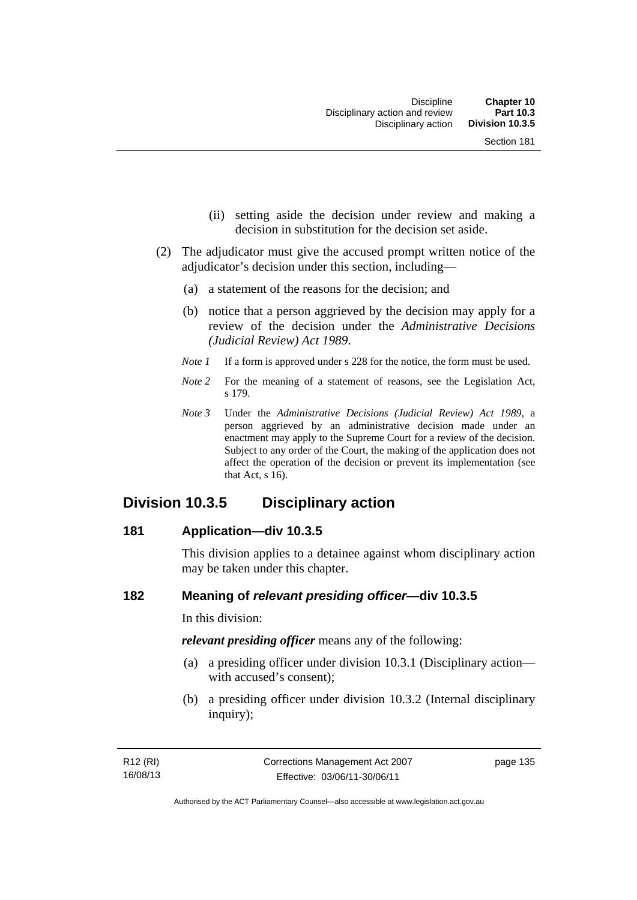(ii) setting aside the decision under review and making a decision in substitution for the decision set aside.

(2) The adjudicator must give the accused prompt written notice of the adjudicator's decision under this section, including—

(a) a statement of the reasons for the decision; and

(b) notice that a person aggrieved by the decision may apply for a review of the decision under the *Administrative Decisions (Judicial Review) Act 1989*.

*Note 1* If a form is approved under s 228 for the notice, the form must be used.

*Note 2* For the meaning of a statement of reasons, see the Legislation Act, s 179.

*Note 3* Under the *Administrative Decisions (Judicial Review) Act 1989*, a person aggrieved by an administrative decision made under an enactment may apply to the Supreme Court for a review of the decision. Subject to any order of the Court, the making of the application does not affect the operation of the decision or prevent its implementation (see that Act, s 16).

## Division 10.3.5 Disciplinary action

### 181 Application—div 10.3.5

This division applies to a detainee against whom disciplinary action may be taken under this chapter.

### 182 Meaning of *relevant presiding officer*—div 10.3.5

In this division:

***relevant presiding officer*** means any of the following:

(a) a presiding officer under division 10.3.1 (Disciplinary action—with accused's consent);

(b) a presiding officer under division 10.3.2 (Internal disciplinary inquiry);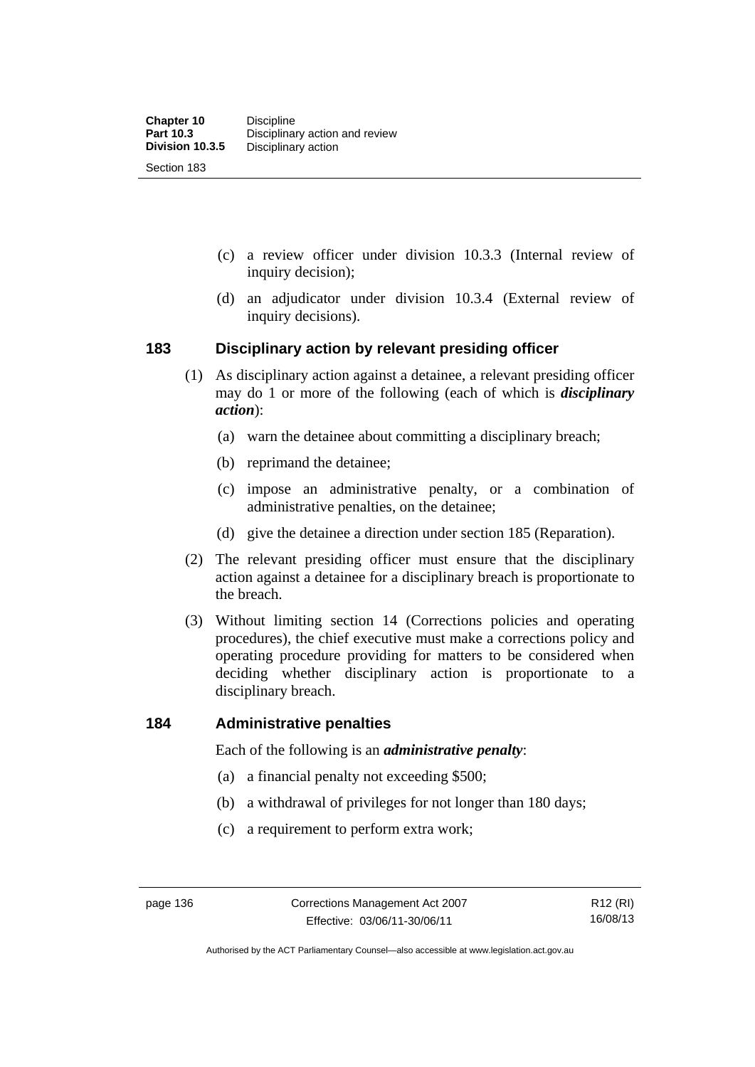(c) a review officer under division 10.3.3 (Internal review of inquiry decision);

(d) an adjudicator under division 10.3.4 (External review of inquiry decisions).

### 183 Disciplinary action by relevant presiding officer

(1) As disciplinary action against a detainee, a relevant presiding officer may do 1 or more of the following (each of which is ***disciplinary action***):

(a) warn the detainee about committing a disciplinary breach;

(b) reprimand the detainee;

(c) impose an administrative penalty, or a combination of administrative penalties, on the detainee;

(d) give the detainee a direction under section 185 (Reparation).

(2) The relevant presiding officer must ensure that the disciplinary action against a detainee for a disciplinary breach is proportionate to the breach.

(3) Without limiting section 14 (Corrections policies and operating procedures), the chief executive must make a corrections policy and operating procedure providing for matters to be considered when deciding whether disciplinary action is proportionate to a disciplinary breach.

### 184 Administrative penalties

Each of the following is an ***administrative penalty***:

(a) a financial penalty not exceeding $500;

(b) a withdrawal of privileges for not longer than 180 days;

(c) a requirement to perform extra work;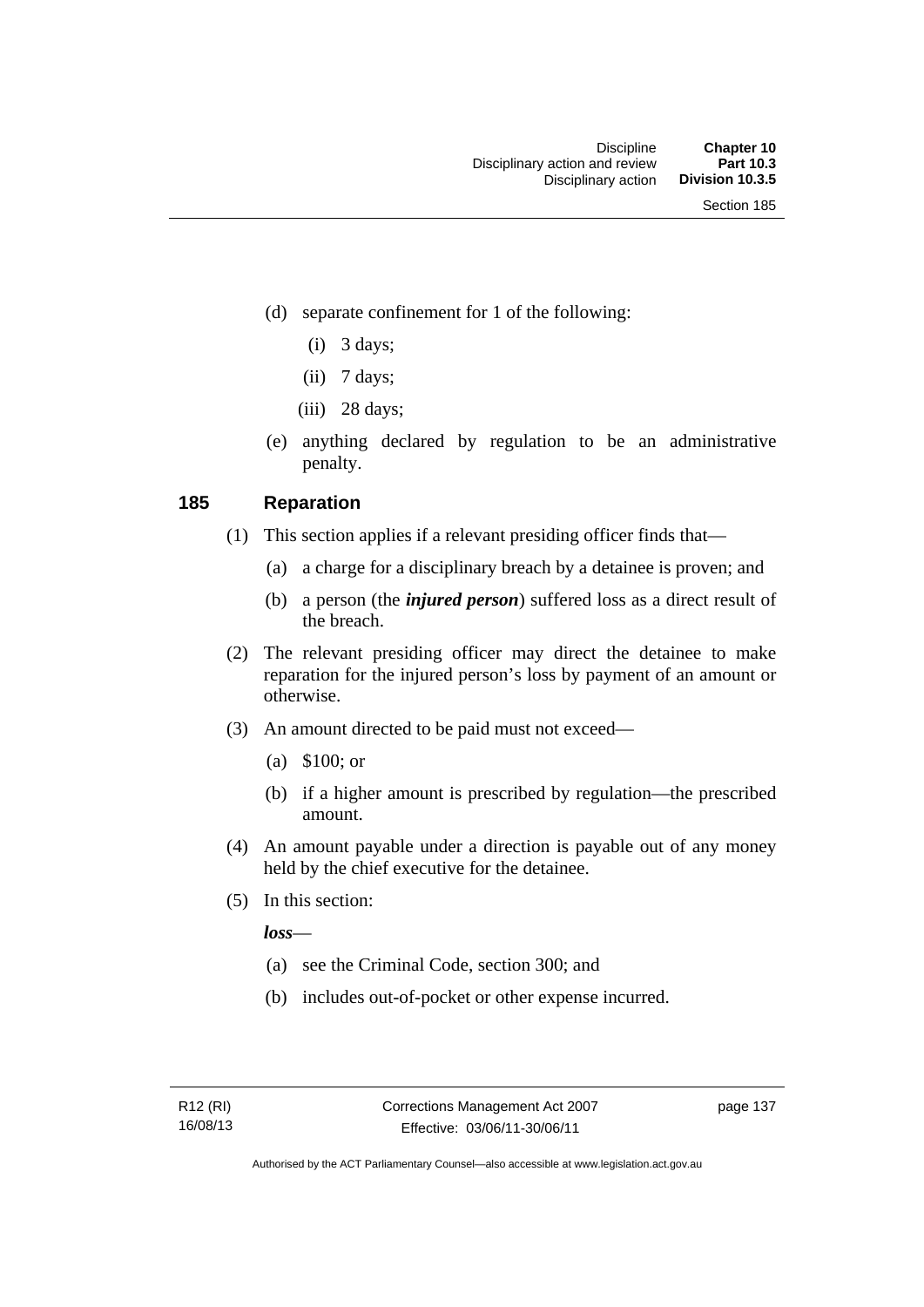(d) separate confinement for 1 of the following:

(i) 3 days;

(ii) 7 days;

(iii) 28 days;

(e) anything declared by regulation to be an administrative penalty.

## 185 Reparation

(1) This section applies if a relevant presiding officer finds that—

(a) a charge for a disciplinary breach by a detainee is proven; and

(b) a person (the ***injured person***) suffered loss as a direct result of the breach.

(2) The relevant presiding officer may direct the detainee to make reparation for the injured person's loss by payment of an amount or otherwise.

(3) An amount directed to be paid must not exceed—

(a) $100; or

(b) if a higher amount is prescribed by regulation—the prescribed amount.

(4) An amount payable under a direction is payable out of any money held by the chief executive for the detainee.

(5) In this section:

***loss***—

(a) see the Criminal Code, section 300; and

(b) includes out-of-pocket or other expense incurred.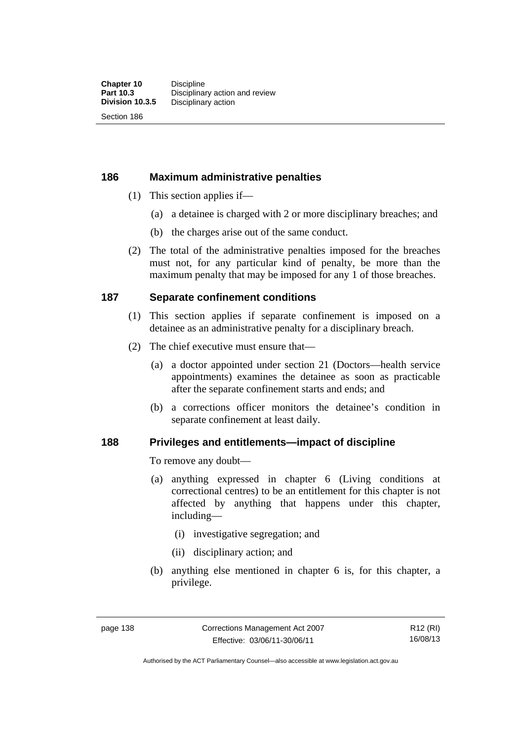## 186 Maximum administrative penalties

(1) This section applies if—

(a) a detainee is charged with 2 or more disciplinary breaches; and

(b) the charges arise out of the same conduct.

(2) The total of the administrative penalties imposed for the breaches must not, for any particular kind of penalty, be more than the maximum penalty that may be imposed for any 1 of those breaches.

## 187 Separate confinement conditions

(1) This section applies if separate confinement is imposed on a detainee as an administrative penalty for a disciplinary breach.

(2) The chief executive must ensure that—

(a) a doctor appointed under section 21 (Doctors—health service appointments) examines the detainee as soon as practicable after the separate confinement starts and ends; and

(b) a corrections officer monitors the detainee's condition in separate confinement at least daily.

## 188 Privileges and entitlements—impact of discipline

To remove any doubt—

(a) anything expressed in chapter 6 (Living conditions at correctional centres) to be an entitlement for this chapter is not affected by anything that happens under this chapter, including—

(i) investigative segregation; and

(ii) disciplinary action; and

(b) anything else mentioned in chapter 6 is, for this chapter, a privilege.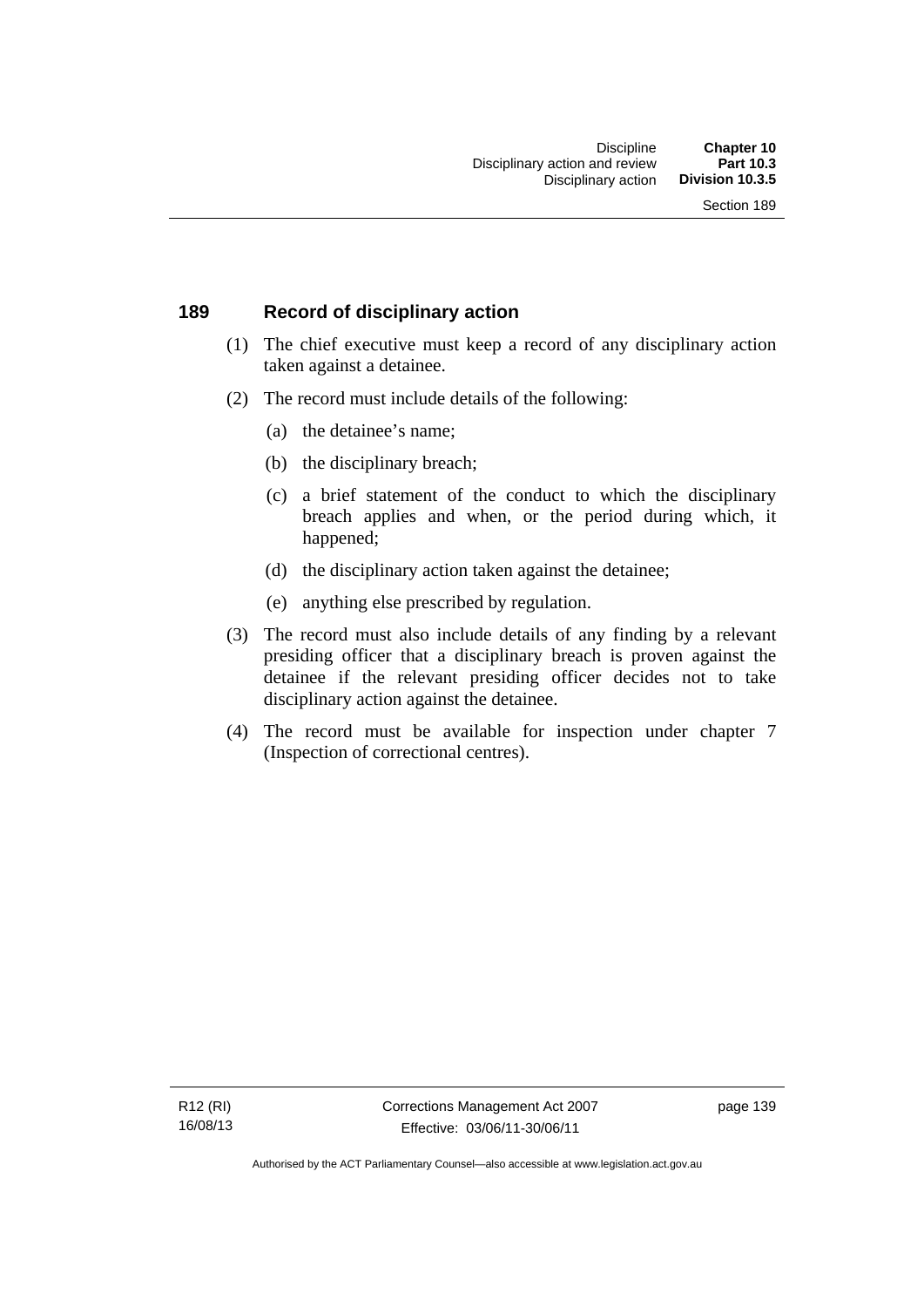## 189 Record of disciplinary action

(1) The chief executive must keep a record of any disciplinary action taken against a detainee.

(2) The record must include details of the following:

(a) the detainee's name;

(b) the disciplinary breach;

(c) a brief statement of the conduct to which the disciplinary breach applies and when, or the period during which, it happened;

(d) the disciplinary action taken against the detainee;

(e) anything else prescribed by regulation.

(3) The record must also include details of any finding by a relevant presiding officer that a disciplinary breach is proven against the detainee if the relevant presiding officer decides not to take disciplinary action against the detainee.

(4) The record must be available for inspection under chapter 7 (Inspection of correctional centres).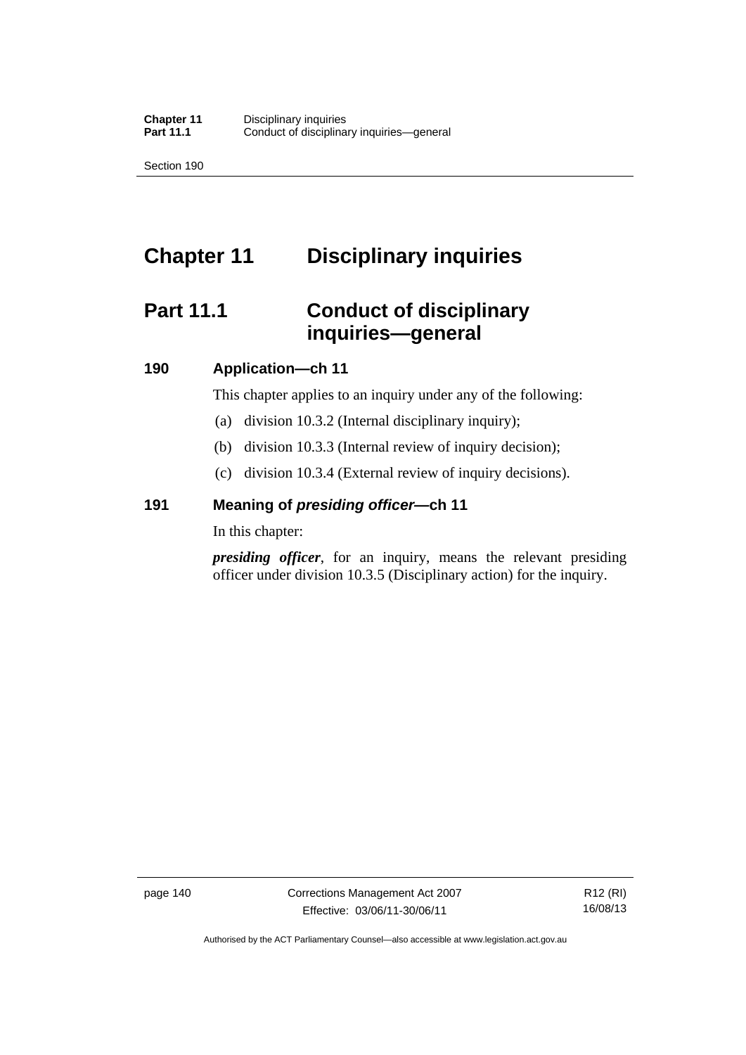# Chapter 11 Disciplinary inquiries

## Part 11.1 Conduct of disciplinary inquiries—general

### 190 Application—ch 11

This chapter applies to an inquiry under any of the following:

(a) division 10.3.2 (Internal disciplinary inquiry);

(b) division 10.3.3 (Internal review of inquiry decision);

(c) division 10.3.4 (External review of inquiry decisions).

### 191 Meaning of *presiding officer*—ch 11

In this chapter:

***presiding officer***, for an inquiry, means the relevant presiding officer under division 10.3.5 (Disciplinary action) for the inquiry.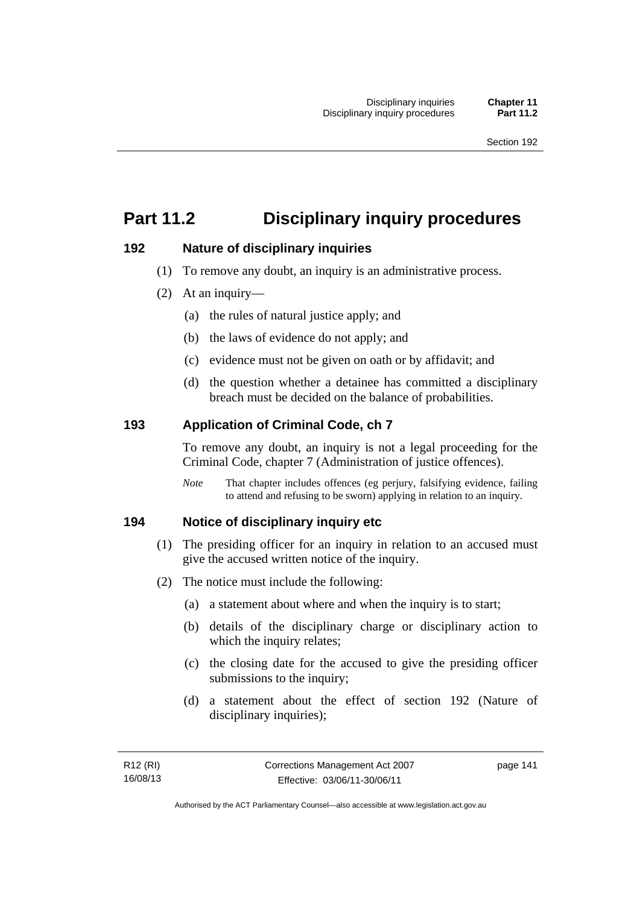# Part 11.2 Disciplinary inquiry procedures

### 192 Nature of disciplinary inquiries

(1) To remove any doubt, an inquiry is an administrative process.

(2) At an inquiry—

(a) the rules of natural justice apply; and

(b) the laws of evidence do not apply; and

(c) evidence must not be given on oath or by affidavit; and

(d) the question whether a detainee has committed a disciplinary breach must be decided on the balance of probabilities.

### 193 Application of Criminal Code, ch 7

To remove any doubt, an inquiry is not a legal proceeding for the Criminal Code, chapter 7 (Administration of justice offences).

*Note* That chapter includes offences (eg perjury, falsifying evidence, failing to attend and refusing to be sworn) applying in relation to an inquiry.

### 194 Notice of disciplinary inquiry etc

(1) The presiding officer for an inquiry in relation to an accused must give the accused written notice of the inquiry.

(2) The notice must include the following:

(a) a statement about where and when the inquiry is to start;

(b) details of the disciplinary charge or disciplinary action to which the inquiry relates;

(c) the closing date for the accused to give the presiding officer submissions to the inquiry;

(d) a statement about the effect of section 192 (Nature of disciplinary inquiries);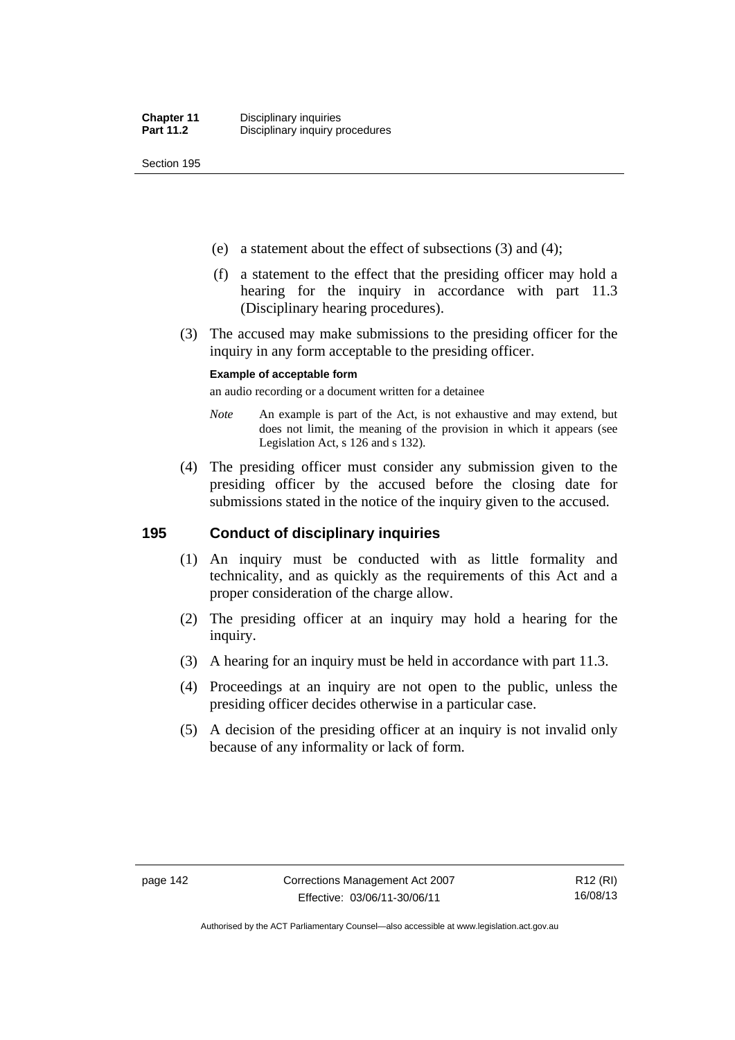(e) a statement about the effect of subsections (3) and (4);

(f) a statement to the effect that the presiding officer may hold a hearing for the inquiry in accordance with part 11.3 (Disciplinary hearing procedures).

(3) The accused may make submissions to the presiding officer for the inquiry in any form acceptable to the presiding officer.

**Example of acceptable form**

an audio recording or a document written for a detainee

*Note* An example is part of the Act, is not exhaustive and may extend, but does not limit, the meaning of the provision in which it appears (see Legislation Act, s 126 and s 132).

(4) The presiding officer must consider any submission given to the presiding officer by the accused before the closing date for submissions stated in the notice of the inquiry given to the accused.

## 195 Conduct of disciplinary inquiries

(1) An inquiry must be conducted with as little formality and technicality, and as quickly as the requirements of this Act and a proper consideration of the charge allow.

(2) The presiding officer at an inquiry may hold a hearing for the inquiry.

(3) A hearing for an inquiry must be held in accordance with part 11.3.

(4) Proceedings at an inquiry are not open to the public, unless the presiding officer decides otherwise in a particular case.

(5) A decision of the presiding officer at an inquiry is not invalid only because of any informality or lack of form.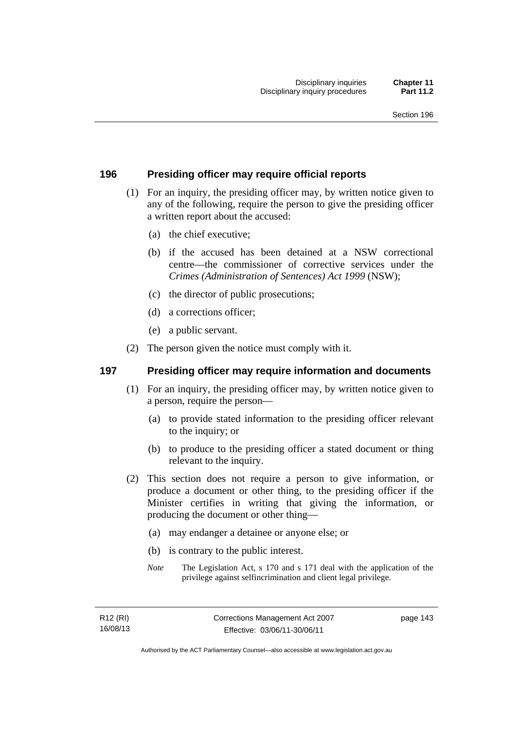## 196 Presiding officer may require official reports

(1) For an inquiry, the presiding officer may, by written notice given to any of the following, require the person to give the presiding officer a written report about the accused:

- (a) the chief executive;
- (b) if the accused has been detained at a NSW correctional centre—the commissioner of corrective services under the *Crimes (Administration of Sentences) Act 1999* (NSW);
- (c) the director of public prosecutions;
- (d) a corrections officer;
- (e) a public servant.

(2) The person given the notice must comply with it.

## 197 Presiding officer may require information and documents

(1) For an inquiry, the presiding officer may, by written notice given to a person, require the person—

- (a) to provide stated information to the presiding officer relevant to the inquiry; or
- (b) to produce to the presiding officer a stated document or thing relevant to the inquiry.

(2) This section does not require a person to give information, or produce a document or other thing, to the presiding officer if the Minister certifies in writing that giving the information, or producing the document or other thing—

- (a) may endanger a detainee or anyone else; or
- (b) is contrary to the public interest.

*Note* The Legislation Act, s 170 and s 171 deal with the application of the privilege against selfincrimination and client legal privilege.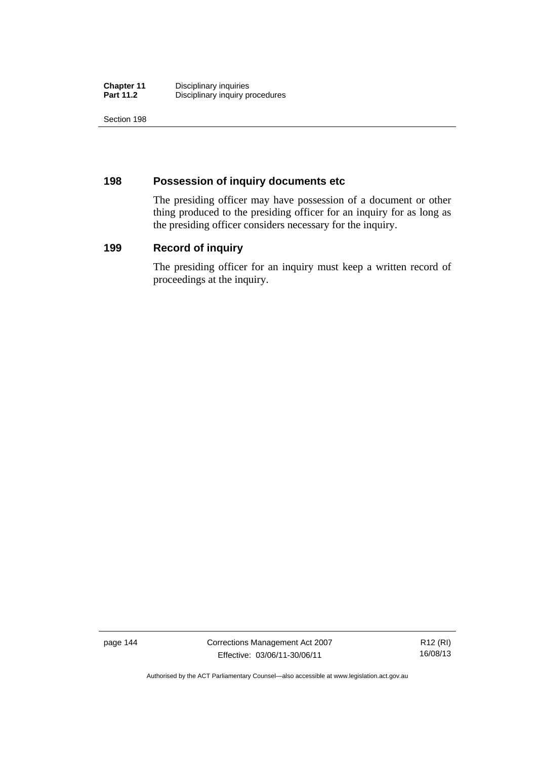## 198 Possession of inquiry documents etc

The presiding officer may have possession of a document or other thing produced to the presiding officer for an inquiry for as long as the presiding officer considers necessary for the inquiry.

## 199 Record of inquiry

The presiding officer for an inquiry must keep a written record of proceedings at the inquiry.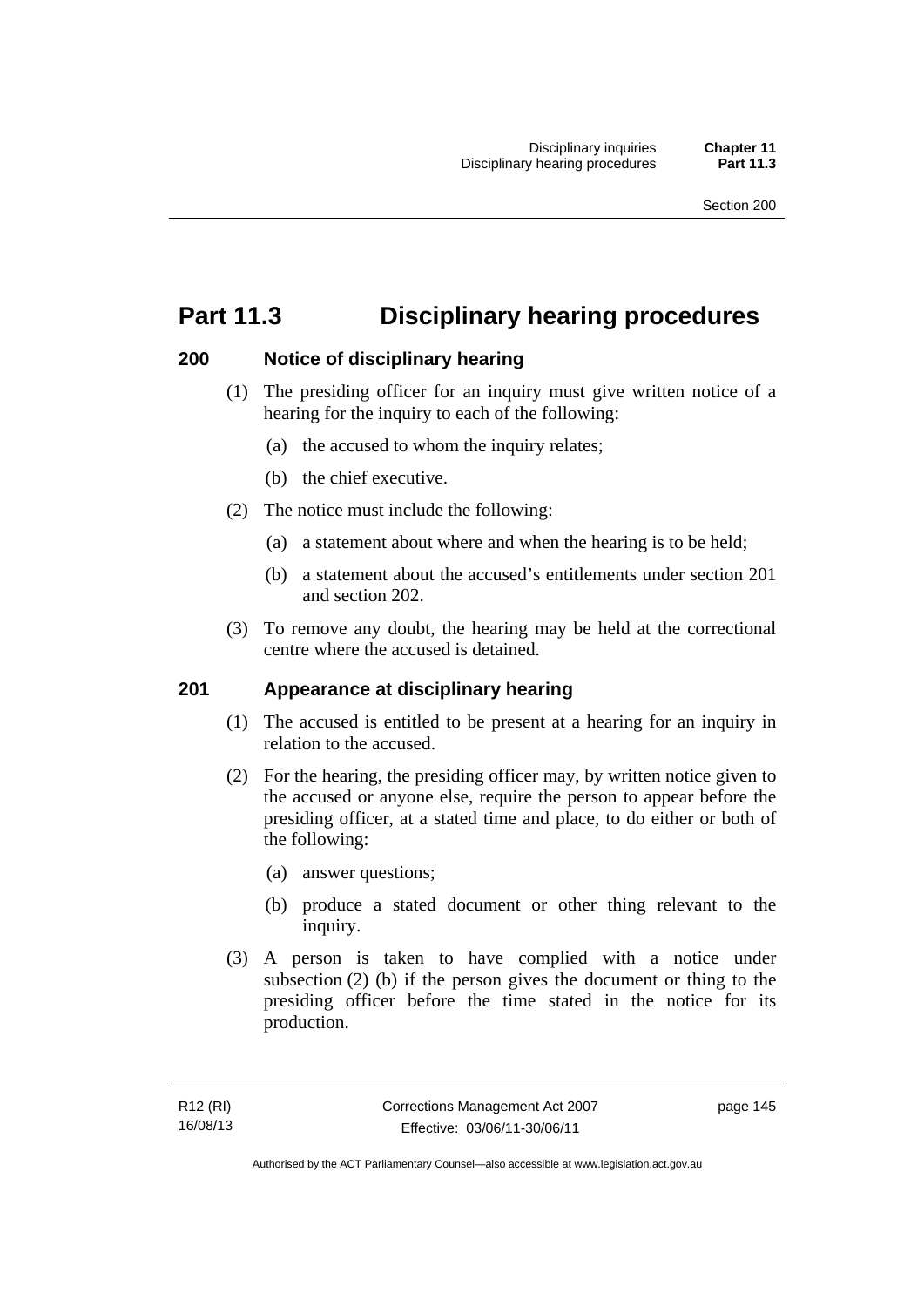# Part 11.3 Disciplinary hearing procedures

## 200 Notice of disciplinary hearing

(1) The presiding officer for an inquiry must give written notice of a hearing for the inquiry to each of the following:

(a) the accused to whom the inquiry relates;

(b) the chief executive.

(2) The notice must include the following:

(a) a statement about where and when the hearing is to be held;

(b) a statement about the accused's entitlements under section 201 and section 202.

(3) To remove any doubt, the hearing may be held at the correctional centre where the accused is detained.

## 201 Appearance at disciplinary hearing

(1) The accused is entitled to be present at a hearing for an inquiry in relation to the accused.

(2) For the hearing, the presiding officer may, by written notice given to the accused or anyone else, require the person to appear before the presiding officer, at a stated time and place, to do either or both of the following:

(a) answer questions;

(b) produce a stated document or other thing relevant to the inquiry.

(3) A person is taken to have complied with a notice under subsection (2) (b) if the person gives the document or thing to the presiding officer before the time stated in the notice for its production.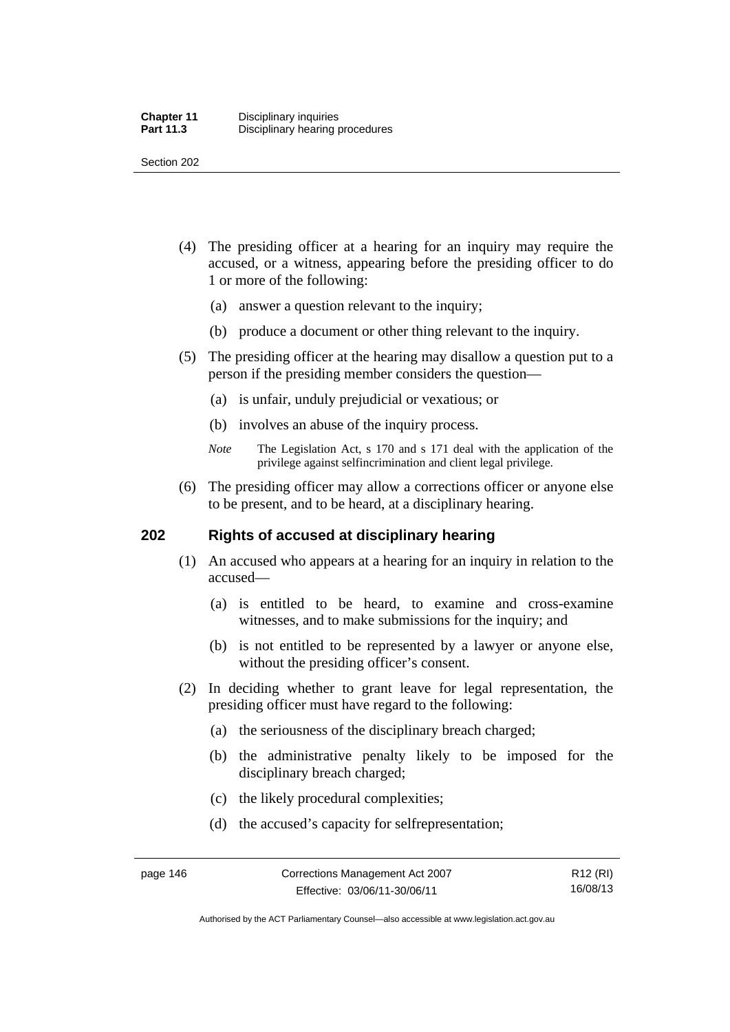(4) The presiding officer at a hearing for an inquiry may require the accused, or a witness, appearing before the presiding officer to do 1 or more of the following:

(a) answer a question relevant to the inquiry;

(b) produce a document or other thing relevant to the inquiry.

(5) The presiding officer at the hearing may disallow a question put to a person if the presiding member considers the question—

(a) is unfair, unduly prejudicial or vexatious; or

(b) involves an abuse of the inquiry process.

*Note* The Legislation Act, s 170 and s 171 deal with the application of the privilege against selfincrimination and client legal privilege.

(6) The presiding officer may allow a corrections officer or anyone else to be present, and to be heard, at a disciplinary hearing.

## 202 Rights of accused at disciplinary hearing

(1) An accused who appears at a hearing for an inquiry in relation to the accused—

(a) is entitled to be heard, to examine and cross-examine witnesses, and to make submissions for the inquiry; and

(b) is not entitled to be represented by a lawyer or anyone else, without the presiding officer's consent.

(2) In deciding whether to grant leave for legal representation, the presiding officer must have regard to the following:

(a) the seriousness of the disciplinary breach charged;

(b) the administrative penalty likely to be imposed for the disciplinary breach charged;

(c) the likely procedural complexities;

(d) the accused's capacity for selfrepresentation;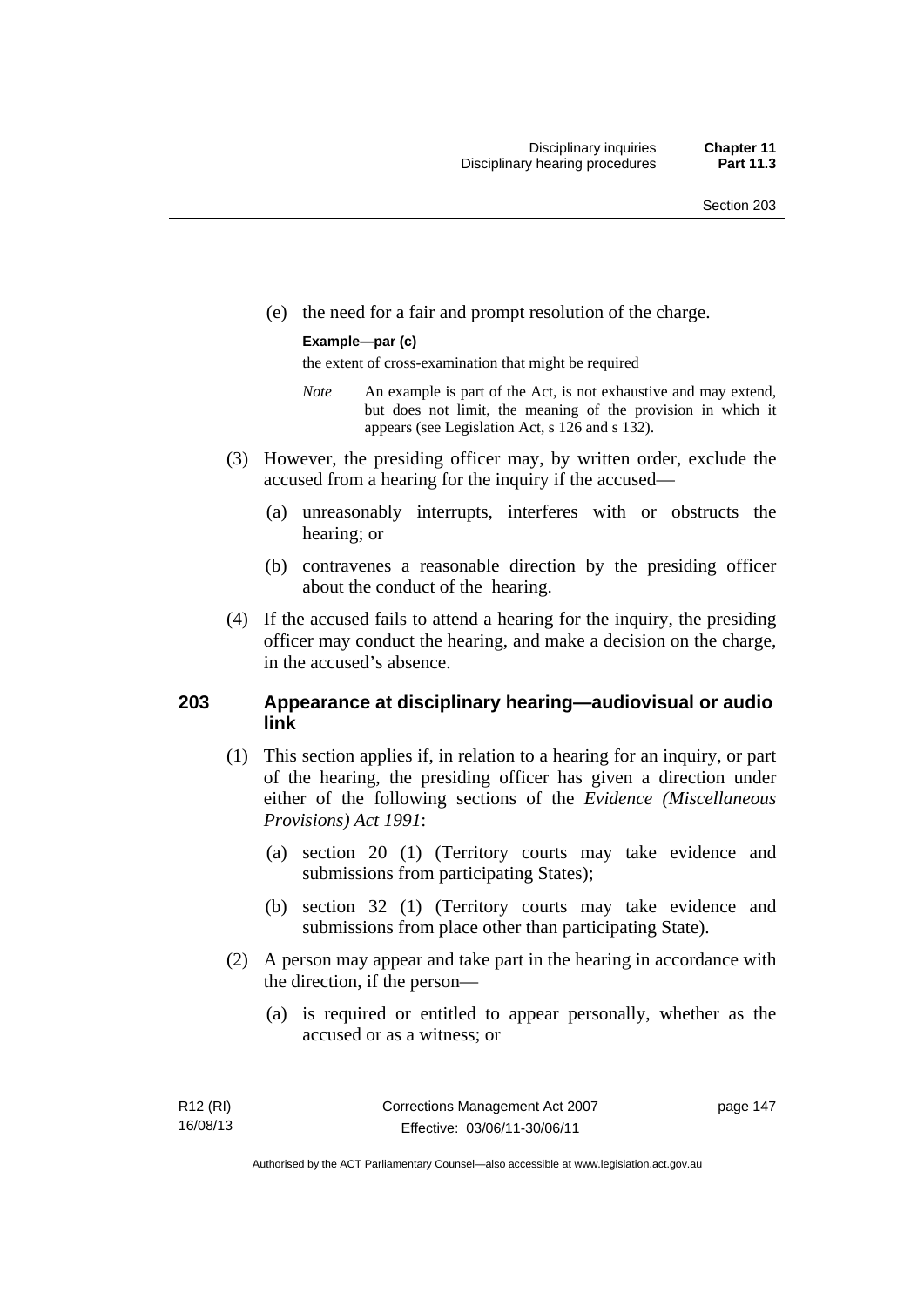(e) the need for a fair and prompt resolution of the charge.

**Example—par (c)**

the extent of cross-examination that might be required

*Note* An example is part of the Act, is not exhaustive and may extend, but does not limit, the meaning of the provision in which it appears (see Legislation Act, s 126 and s 132).

(3) However, the presiding officer may, by written order, exclude the accused from a hearing for the inquiry if the accused—

(a) unreasonably interrupts, interferes with or obstructs the hearing; or

(b) contravenes a reasonable direction by the presiding officer about the conduct of the hearing.

(4) If the accused fails to attend a hearing for the inquiry, the presiding officer may conduct the hearing, and make a decision on the charge, in the accused's absence.

## 203 Appearance at disciplinary hearing—audiovisual or audio link

(1) This section applies if, in relation to a hearing for an inquiry, or part of the hearing, the presiding officer has given a direction under either of the following sections of the *Evidence (Miscellaneous Provisions) Act 1991*:

(a) section 20 (1) (Territory courts may take evidence and submissions from participating States);

(b) section 32 (1) (Territory courts may take evidence and submissions from place other than participating State).

(2) A person may appear and take part in the hearing in accordance with the direction, if the person—

(a) is required or entitled to appear personally, whether as the accused or as a witness; or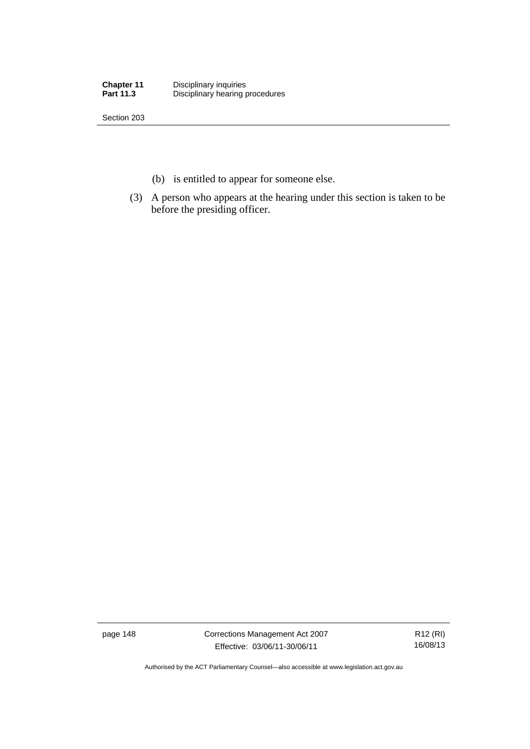(b) is entitled to appear for someone else.

(3) A person who appears at the hearing under this section is taken to be before the presiding officer.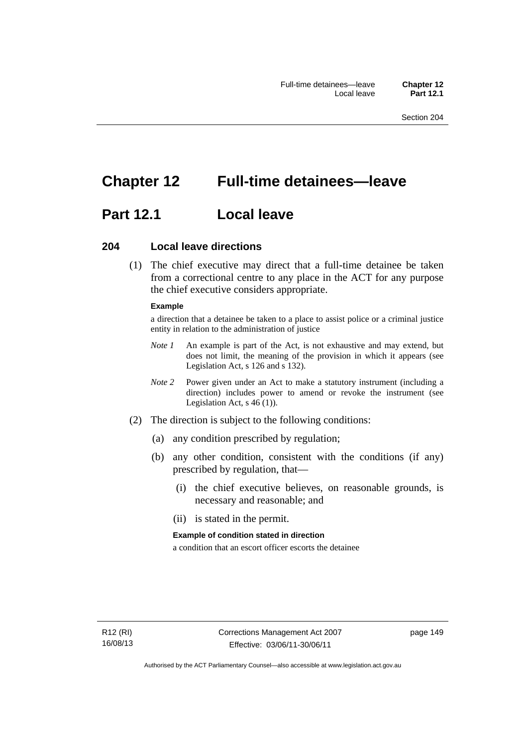# Chapter 12 Full-time detainees—leave

## Part 12.1 Local leave

### 204 Local leave directions

(1) The chief executive may direct that a full-time detainee be taken from a correctional centre to any place in the ACT for any purpose the chief executive considers appropriate.

**Example**

a direction that a detainee be taken to a place to assist police or a criminal justice entity in relation to the administration of justice

*Note 1* An example is part of the Act, is not exhaustive and may extend, but does not limit, the meaning of the provision in which it appears (see Legislation Act, s 126 and s 132).

*Note 2* Power given under an Act to make a statutory instrument (including a direction) includes power to amend or revoke the instrument (see Legislation Act, s 46 (1)).

(2) The direction is subject to the following conditions:

(a) any condition prescribed by regulation;

(b) any other condition, consistent with the conditions (if any) prescribed by regulation, that—

(i) the chief executive believes, on reasonable grounds, is necessary and reasonable; and

(ii) is stated in the permit.

**Example of condition stated in direction**

a condition that an escort officer escorts the detainee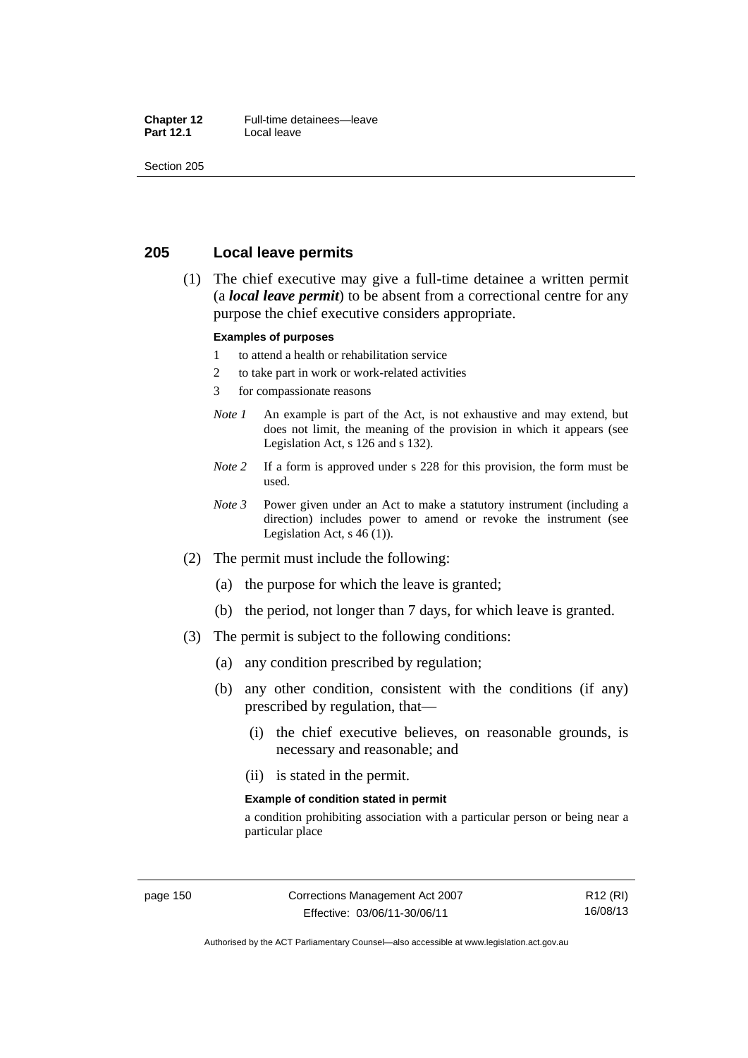## 205 Local leave permits

(1) The chief executive may give a full-time detainee a written permit (a ***local leave permit***) to be absent from a correctional centre for any purpose the chief executive considers appropriate.

**Examples of purposes**

1 to attend a health or rehabilitation service

2 to take part in work or work-related activities

3 for compassionate reasons

*Note 1* An example is part of the Act, is not exhaustive and may extend, but does not limit, the meaning of the provision in which it appears (see Legislation Act, s 126 and s 132).

*Note 2* If a form is approved under s 228 for this provision, the form must be used.

*Note 3* Power given under an Act to make a statutory instrument (including a direction) includes power to amend or revoke the instrument (see Legislation Act, s 46 (1)).

(2) The permit must include the following:

(a) the purpose for which the leave is granted;

(b) the period, not longer than 7 days, for which leave is granted.

(3) The permit is subject to the following conditions:

(a) any condition prescribed by regulation;

(b) any other condition, consistent with the conditions (if any) prescribed by regulation, that—

(i) the chief executive believes, on reasonable grounds, is necessary and reasonable; and

(ii) is stated in the permit.

**Example of condition stated in permit**

a condition prohibiting association with a particular person or being near a particular place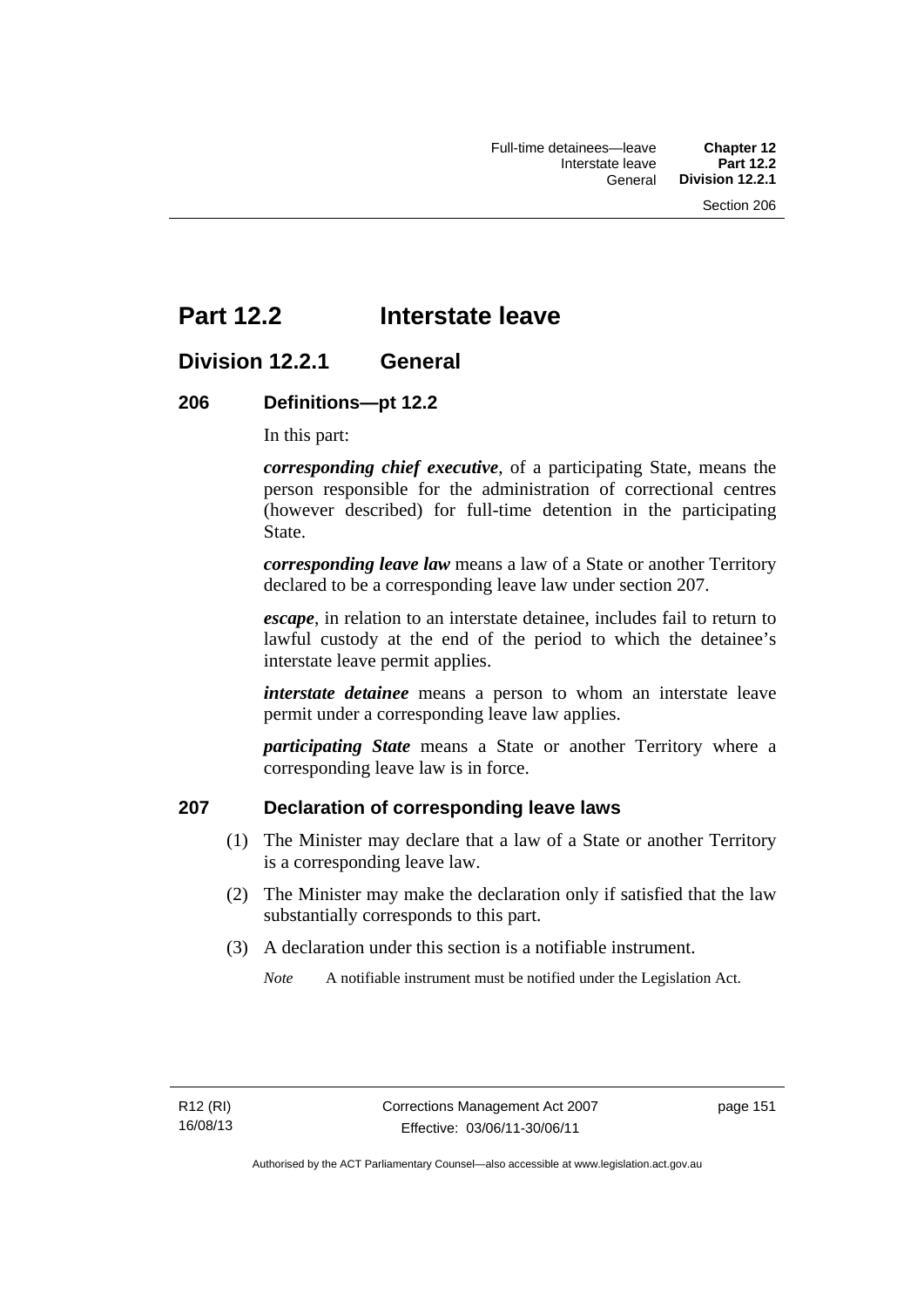# Part 12.2 Interstate leave

## Division 12.2.1 General

### 206 Definitions—pt 12.2

In this part:

***corresponding chief executive***, of a participating State, means the person responsible for the administration of correctional centres (however described) for full-time detention in the participating State.

***corresponding leave law*** means a law of a State or another Territory declared to be a corresponding leave law under section 207.

***escape***, in relation to an interstate detainee, includes fail to return to lawful custody at the end of the period to which the detainee's interstate leave permit applies.

***interstate detainee*** means a person to whom an interstate leave permit under a corresponding leave law applies.

***participating State*** means a State or another Territory where a corresponding leave law is in force.

### 207 Declaration of corresponding leave laws

(1) The Minister may declare that a law of a State or another Territory is a corresponding leave law.

(2) The Minister may make the declaration only if satisfied that the law substantially corresponds to this part.

(3) A declaration under this section is a notifiable instrument.

*Note* A notifiable instrument must be notified under the Legislation Act.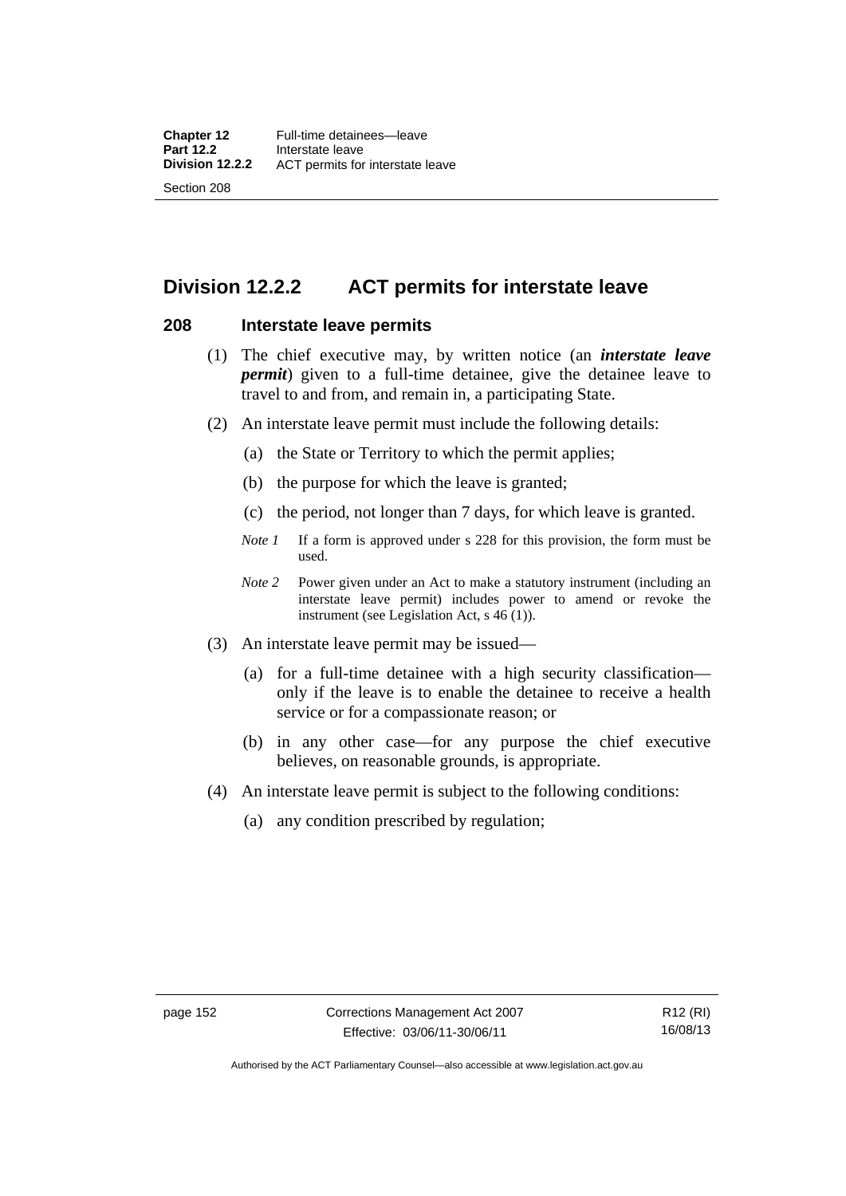## Division 12.2.2 ACT permits for interstate leave

### 208 Interstate leave permits

(1) The chief executive may, by written notice (an ***interstate leave permit***) given to a full-time detainee, give the detainee leave to travel to and from, and remain in, a participating State.

(2) An interstate leave permit must include the following details:

(a) the State or Territory to which the permit applies;

(b) the purpose for which the leave is granted;

(c) the period, not longer than 7 days, for which leave is granted.

*Note 1* If a form is approved under s 228 for this provision, the form must be used.

*Note 2* Power given under an Act to make a statutory instrument (including an interstate leave permit) includes power to amend or revoke the instrument (see Legislation Act, s 46 (1)).

(3) An interstate leave permit may be issued—

(a) for a full-time detainee with a high security classification—only if the leave is to enable the detainee to receive a health service or for a compassionate reason; or

(b) in any other case—for any purpose the chief executive believes, on reasonable grounds, is appropriate.

(4) An interstate leave permit is subject to the following conditions:

(a) any condition prescribed by regulation;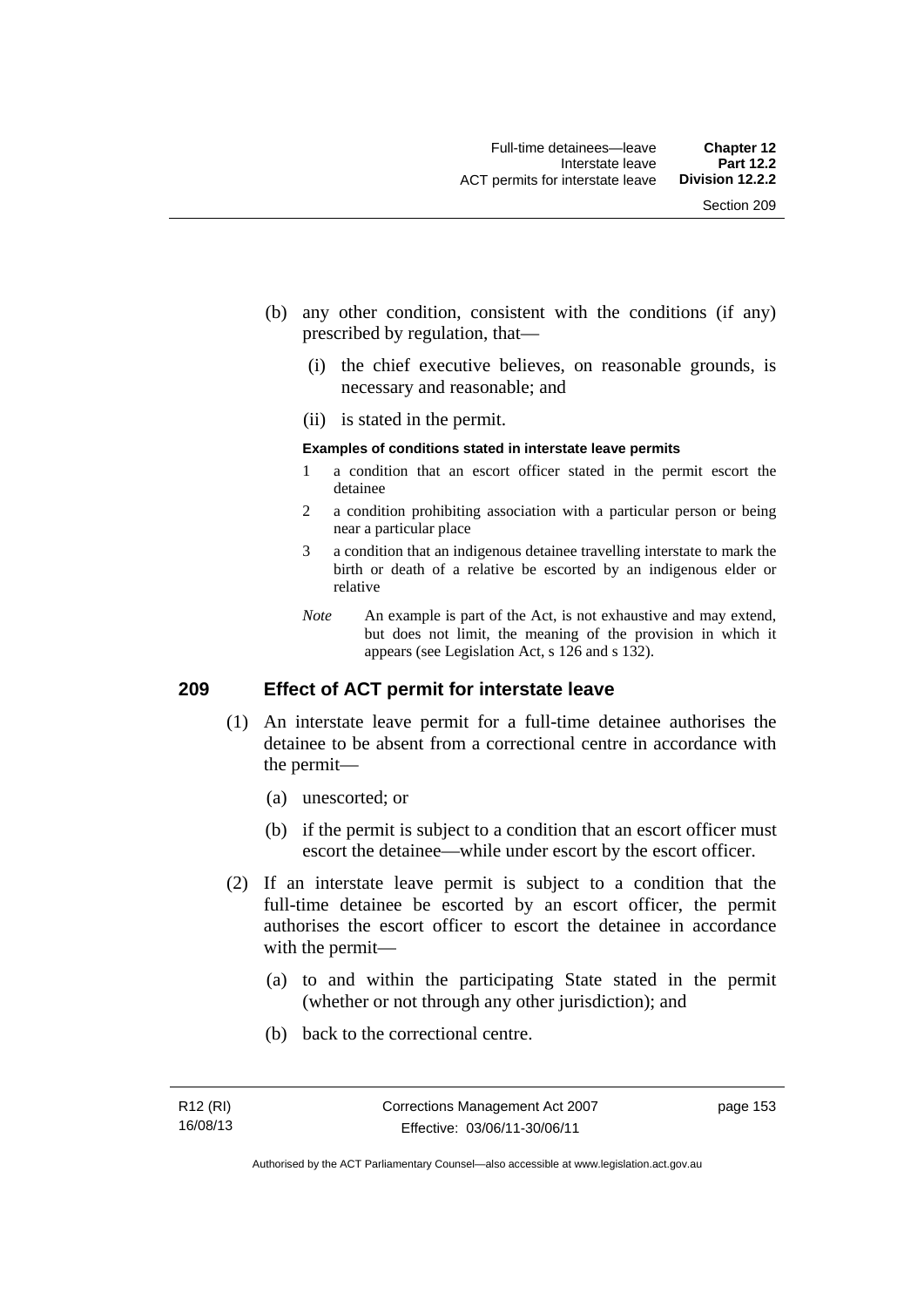(b) any other condition, consistent with the conditions (if any) prescribed by regulation, that—

 (i) the chief executive believes, on reasonable grounds, is necessary and reasonable; and

 (ii) is stated in the permit.

**Examples of conditions stated in interstate leave permits**

1 a condition that an escort officer stated in the permit escort the detainee

2 a condition prohibiting association with a particular person or being near a particular place

3 a condition that an indigenous detainee travelling interstate to mark the birth or death of a relative be escorted by an indigenous elder or relative

*Note* An example is part of the Act, is not exhaustive and may extend, but does not limit, the meaning of the provision in which it appears (see Legislation Act, s 126 and s 132).

## 209 Effect of ACT permit for interstate leave

(1) An interstate leave permit for a full-time detainee authorises the detainee to be absent from a correctional centre in accordance with the permit—

 (a) unescorted; or

 (b) if the permit is subject to a condition that an escort officer must escort the detainee—while under escort by the escort officer.

(2) If an interstate leave permit is subject to a condition that the full-time detainee be escorted by an escort officer, the permit authorises the escort officer to escort the detainee in accordance with the permit—

 (a) to and within the participating State stated in the permit (whether or not through any other jurisdiction); and

 (b) back to the correctional centre.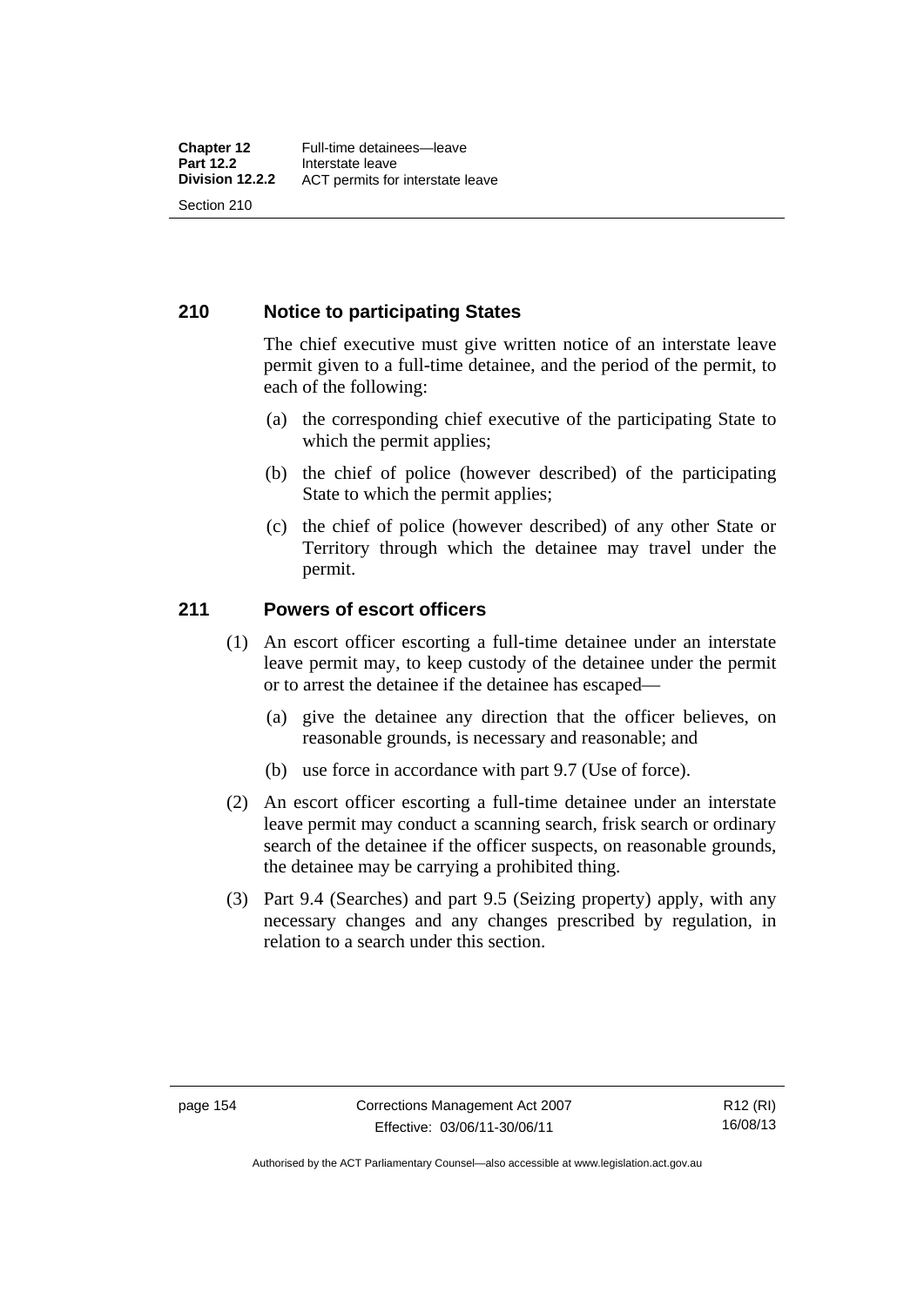## 210 Notice to participating States

The chief executive must give written notice of an interstate leave permit given to a full-time detainee, and the period of the permit, to each of the following:

(a) the corresponding chief executive of the participating State to which the permit applies;

(b) the chief of police (however described) of the participating State to which the permit applies;

(c) the chief of police (however described) of any other State or Territory through which the detainee may travel under the permit.

## 211 Powers of escort officers

(1) An escort officer escorting a full-time detainee under an interstate leave permit may, to keep custody of the detainee under the permit or to arrest the detainee if the detainee has escaped—

(a) give the detainee any direction that the officer believes, on reasonable grounds, is necessary and reasonable; and

(b) use force in accordance with part 9.7 (Use of force).

(2) An escort officer escorting a full-time detainee under an interstate leave permit may conduct a scanning search, frisk search or ordinary search of the detainee if the officer suspects, on reasonable grounds, the detainee may be carrying a prohibited thing.

(3) Part 9.4 (Searches) and part 9.5 (Seizing property) apply, with any necessary changes and any changes prescribed by regulation, in relation to a search under this section.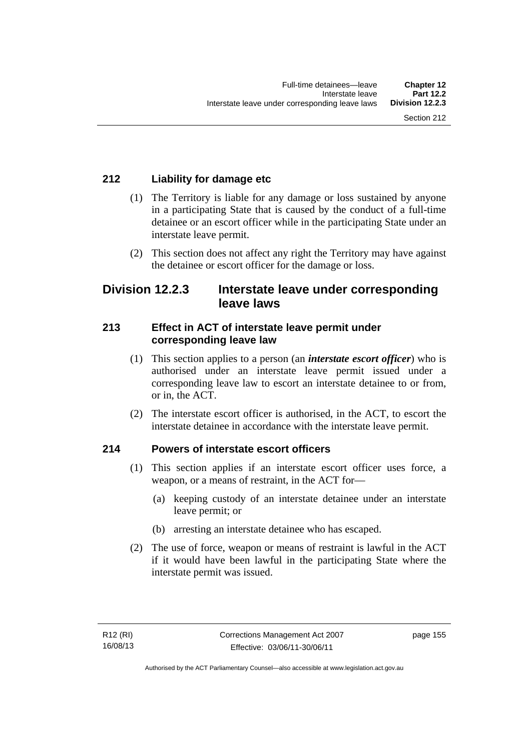### 212 Liability for damage etc

(1) The Territory is liable for any damage or loss sustained by anyone in a participating State that is caused by the conduct of a full-time detainee or an escort officer while in the participating State under an interstate leave permit.

(2) This section does not affect any right the Territory may have against the detainee or escort officer for the damage or loss.

## Division 12.2.3 Interstate leave under corresponding leave laws

### 213 Effect in ACT of interstate leave permit under corresponding leave law

(1) This section applies to a person (an ***interstate escort officer***) who is authorised under an interstate leave permit issued under a corresponding leave law to escort an interstate detainee to or from, or in, the ACT.

(2) The interstate escort officer is authorised, in the ACT, to escort the interstate detainee in accordance with the interstate leave permit.

### 214 Powers of interstate escort officers

(1) This section applies if an interstate escort officer uses force, a weapon, or a means of restraint, in the ACT for—

(a) keeping custody of an interstate detainee under an interstate leave permit; or

(b) arresting an interstate detainee who has escaped.

(2) The use of force, weapon or means of restraint is lawful in the ACT if it would have been lawful in the participating State where the interstate permit was issued.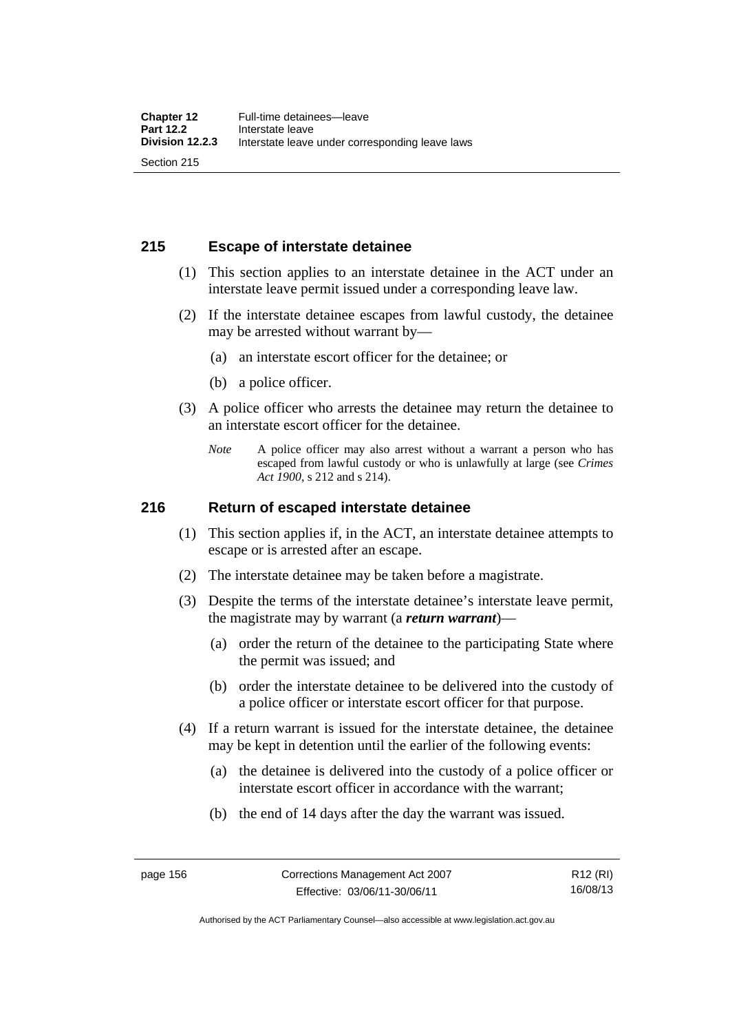## 215 Escape of interstate detainee

(1) This section applies to an interstate detainee in the ACT under an interstate leave permit issued under a corresponding leave law.

(2) If the interstate detainee escapes from lawful custody, the detainee may be arrested without warrant by—

(a) an interstate escort officer for the detainee; or

(b) a police officer.

(3) A police officer who arrests the detainee may return the detainee to an interstate escort officer for the detainee.

*Note* A police officer may also arrest without a warrant a person who has escaped from lawful custody or who is unlawfully at large (see *Crimes Act 1900*, s 212 and s 214).

## 216 Return of escaped interstate detainee

(1) This section applies if, in the ACT, an interstate detainee attempts to escape or is arrested after an escape.

(2) The interstate detainee may be taken before a magistrate.

(3) Despite the terms of the interstate detainee's interstate leave permit, the magistrate may by warrant (a ***return warrant***)—

(a) order the return of the detainee to the participating State where the permit was issued; and

(b) order the interstate detainee to be delivered into the custody of a police officer or interstate escort officer for that purpose.

(4) If a return warrant is issued for the interstate detainee, the detainee may be kept in detention until the earlier of the following events:

(a) the detainee is delivered into the custody of a police officer or interstate escort officer in accordance with the warrant;

(b) the end of 14 days after the day the warrant was issued.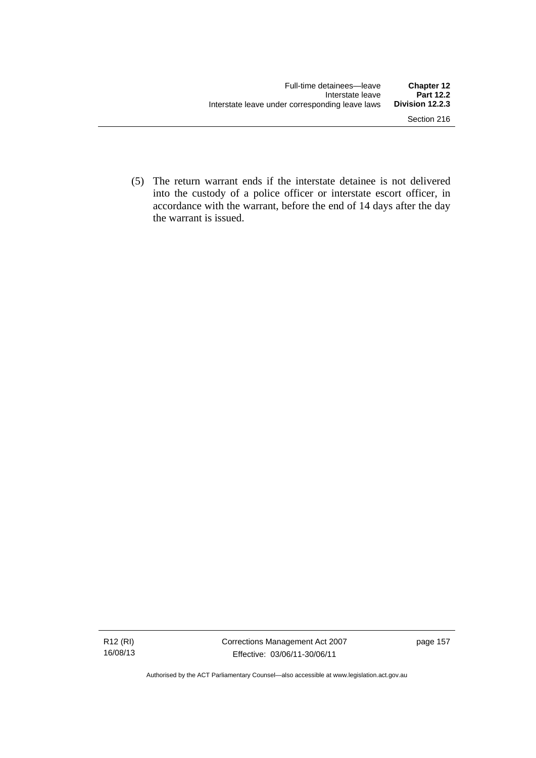(5) The return warrant ends if the interstate detainee is not delivered into the custody of a police officer or interstate escort officer, in accordance with the warrant, before the end of 14 days after the day the warrant is issued.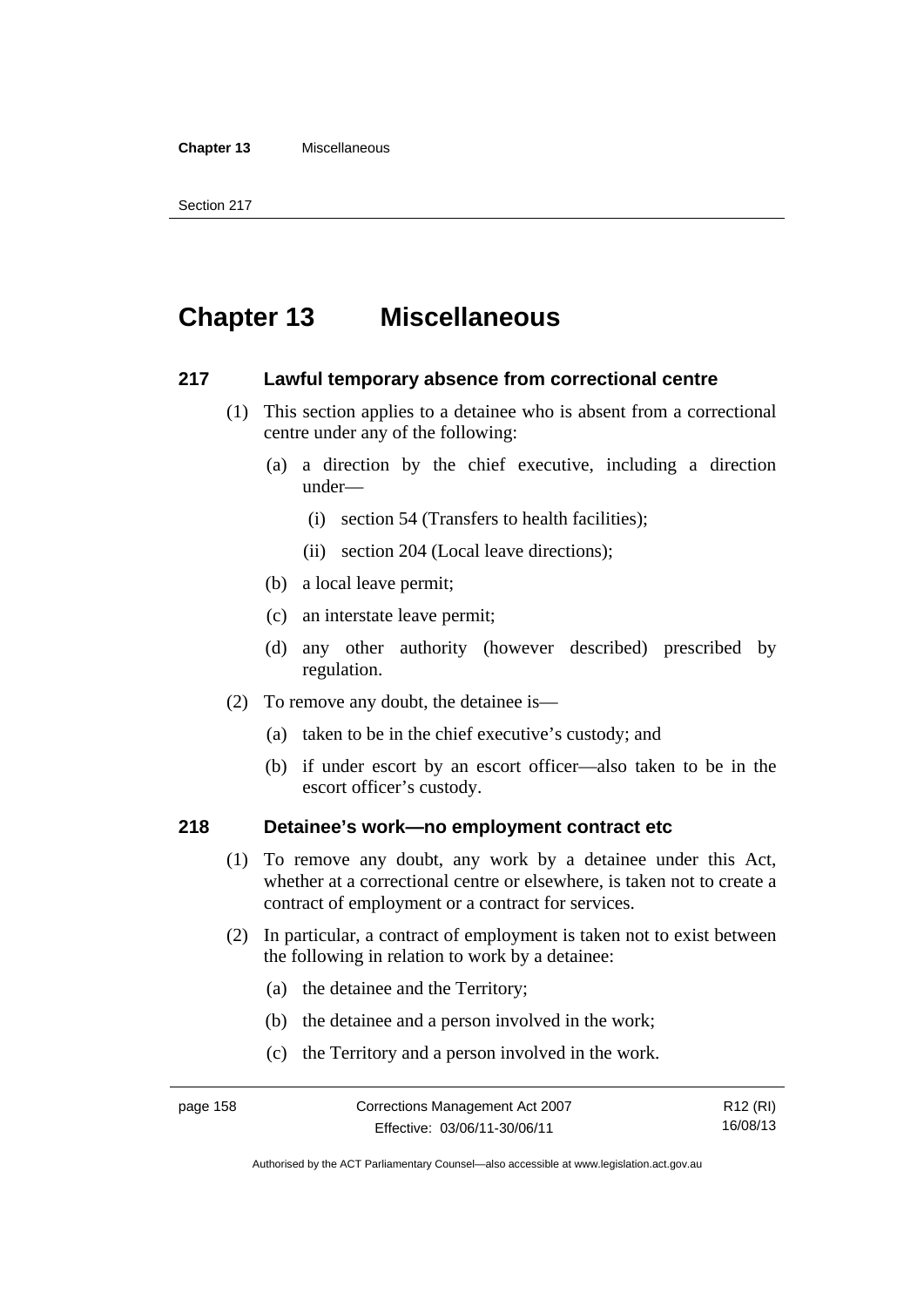# Chapter 13 Miscellaneous

### 217 Lawful temporary absence from correctional centre

(1) This section applies to a detainee who is absent from a correctional centre under any of the following:

(a) a direction by the chief executive, including a direction under—

(i) section 54 (Transfers to health facilities);

(ii) section 204 (Local leave directions);

(b) a local leave permit;

(c) an interstate leave permit;

(d) any other authority (however described) prescribed by regulation.

(2) To remove any doubt, the detainee is—

(a) taken to be in the chief executive's custody; and

(b) if under escort by an escort officer—also taken to be in the escort officer's custody.

### 218 Detainee's work—no employment contract etc

(1) To remove any doubt, any work by a detainee under this Act, whether at a correctional centre or elsewhere, is taken not to create a contract of employment or a contract for services.

(2) In particular, a contract of employment is taken not to exist between the following in relation to work by a detainee:

(a) the detainee and the Territory;

(b) the detainee and a person involved in the work;

(c) the Territory and a person involved in the work.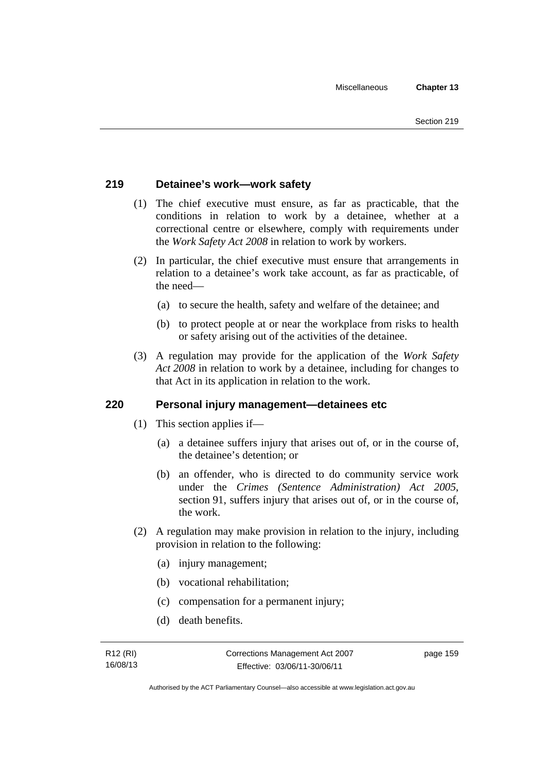## 219 Detainee's work—work safety

(1) The chief executive must ensure, as far as practicable, that the conditions in relation to work by a detainee, whether at a correctional centre or elsewhere, comply with requirements under the *Work Safety Act 2008* in relation to work by workers.

(2) In particular, the chief executive must ensure that arrangements in relation to a detainee's work take account, as far as practicable, of the need—

(a) to secure the health, safety and welfare of the detainee; and

(b) to protect people at or near the workplace from risks to health or safety arising out of the activities of the detainee.

(3) A regulation may provide for the application of the *Work Safety Act 2008* in relation to work by a detainee, including for changes to that Act in its application in relation to the work.

## 220 Personal injury management—detainees etc

(1) This section applies if—

(a) a detainee suffers injury that arises out of, or in the course of, the detainee's detention; or

(b) an offender, who is directed to do community service work under the *Crimes (Sentence Administration) Act 2005*, section 91, suffers injury that arises out of, or in the course of, the work.

(2) A regulation may make provision in relation to the injury, including provision in relation to the following:

(a) injury management;

(b) vocational rehabilitation;

(c) compensation for a permanent injury;

(d) death benefits.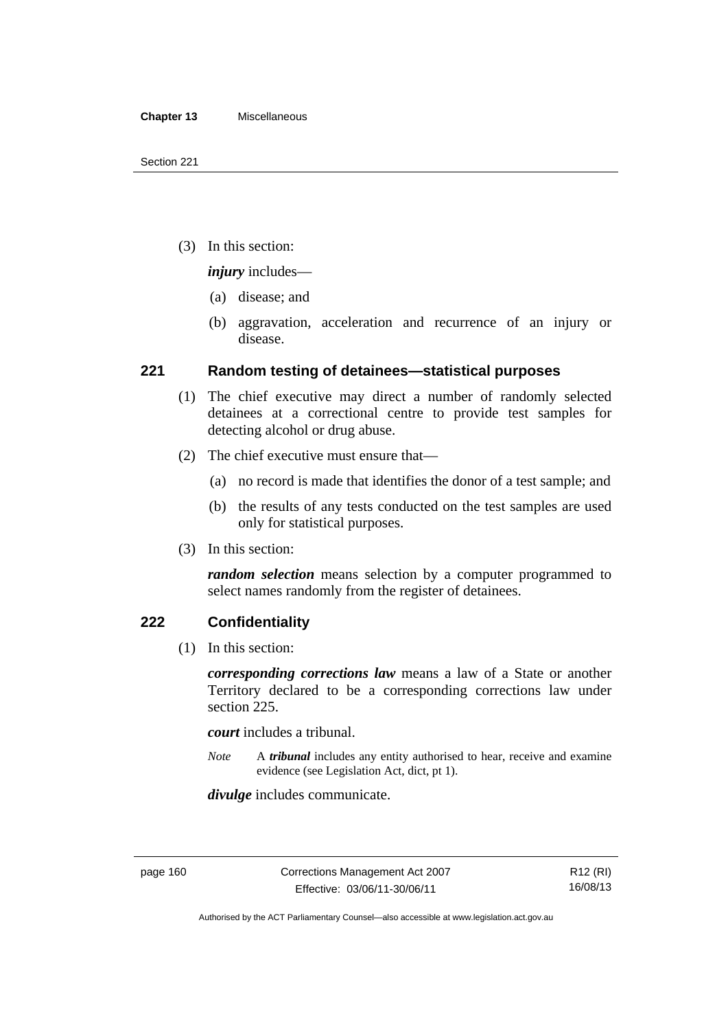(3) In this section:

***injury*** includes—

(a) disease; and

(b) aggravation, acceleration and recurrence of an injury or disease.

### 221 Random testing of detainees—statistical purposes

(1) The chief executive may direct a number of randomly selected detainees at a correctional centre to provide test samples for detecting alcohol or drug abuse.

(2) The chief executive must ensure that—

(a) no record is made that identifies the donor of a test sample; and

(b) the results of any tests conducted on the test samples are used only for statistical purposes.

(3) In this section:

***random selection*** means selection by a computer programmed to select names randomly from the register of detainees.

### 222 Confidentiality

(1) In this section:

***corresponding corrections law*** means a law of a State or another Territory declared to be a corresponding corrections law under section 225.

***court*** includes a tribunal.

*Note* A ***tribunal*** includes any entity authorised to hear, receive and examine evidence (see Legislation Act, dict, pt 1).

***divulge*** includes communicate.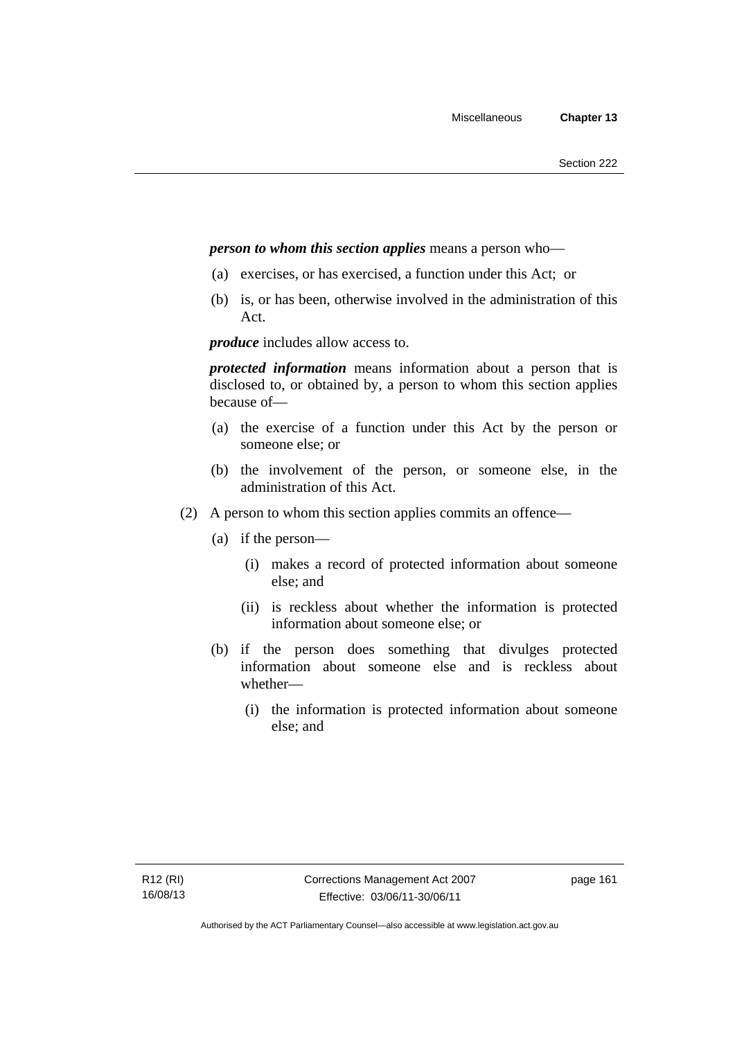***person to whom this section applies*** means a person who—

(a) exercises, or has exercised, a function under this Act; or

(b) is, or has been, otherwise involved in the administration of this Act.

***produce*** includes allow access to.

***protected information*** means information about a person that is disclosed to, or obtained by, a person to whom this section applies because of—

(a) the exercise of a function under this Act by the person or someone else; or

(b) the involvement of the person, or someone else, in the administration of this Act.

(2) A person to whom this section applies commits an offence—

(a) if the person—

(i) makes a record of protected information about someone else; and

(ii) is reckless about whether the information is protected information about someone else; or

(b) if the person does something that divulges protected information about someone else and is reckless about whether—

(i) the information is protected information about someone else; and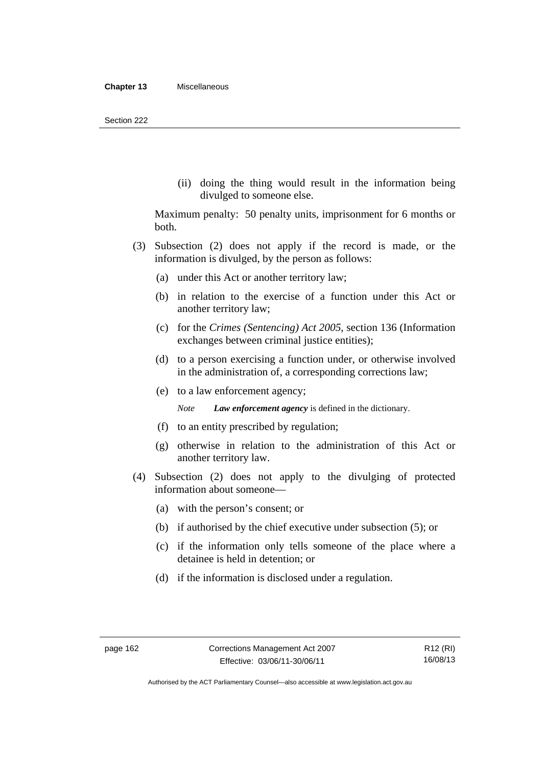(ii) doing the thing would result in the information being divulged to someone else.

Maximum penalty: 50 penalty units, imprisonment for 6 months or both.

(3) Subsection (2) does not apply if the record is made, or the information is divulged, by the person as follows:

(a) under this Act or another territory law;

(b) in relation to the exercise of a function under this Act or another territory law;

(c) for the *Crimes (Sentencing) Act 2005*, section 136 (Information exchanges between criminal justice entities);

(d) to a person exercising a function under, or otherwise involved in the administration of, a corresponding corrections law;

(e) to a law enforcement agency;

*Note* ***Law enforcement agency*** is defined in the dictionary.

(f) to an entity prescribed by regulation;

(g) otherwise in relation to the administration of this Act or another territory law.

(4) Subsection (2) does not apply to the divulging of protected information about someone—

(a) with the person's consent; or

(b) if authorised by the chief executive under subsection (5); or

(c) if the information only tells someone of the place where a detainee is held in detention; or

(d) if the information is disclosed under a regulation.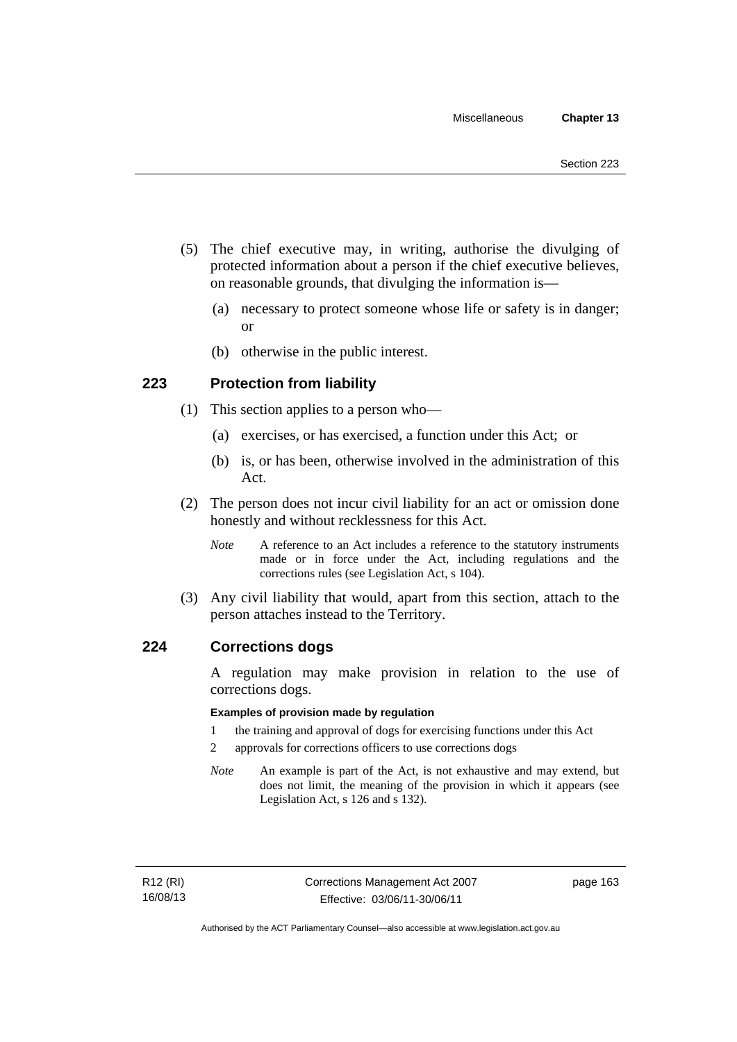(5) The chief executive may, in writing, authorise the divulging of protected information about a person if the chief executive believes, on reasonable grounds, that divulging the information is—

(a) necessary to protect someone whose life or safety is in danger; or

(b) otherwise in the public interest.

## 223 Protection from liability

(1) This section applies to a person who—

(a) exercises, or has exercised, a function under this Act; or

(b) is, or has been, otherwise involved in the administration of this Act.

(2) The person does not incur civil liability for an act or omission done honestly and without recklessness for this Act.

*Note* A reference to an Act includes a reference to the statutory instruments made or in force under the Act, including regulations and the corrections rules (see Legislation Act, s 104).

(3) Any civil liability that would, apart from this section, attach to the person attaches instead to the Territory.

## 224 Corrections dogs

A regulation may make provision in relation to the use of corrections dogs.

**Examples of provision made by regulation**

1 the training and approval of dogs for exercising functions under this Act

2 approvals for corrections officers to use corrections dogs

*Note* An example is part of the Act, is not exhaustive and may extend, but does not limit, the meaning of the provision in which it appears (see Legislation Act, s 126 and s 132).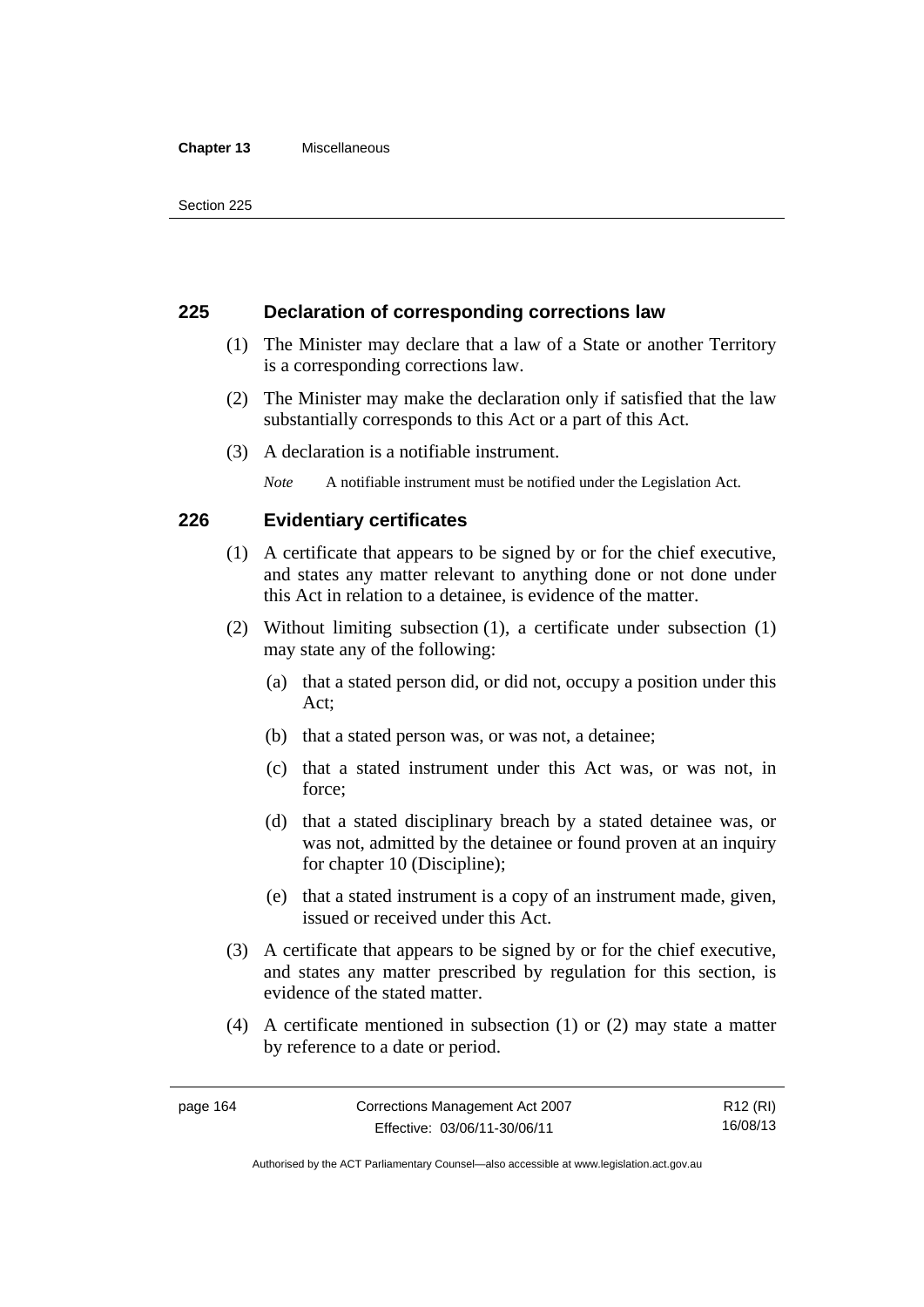## 225 Declaration of corresponding corrections law

(1) The Minister may declare that a law of a State or another Territory is a corresponding corrections law.

(2) The Minister may make the declaration only if satisfied that the law substantially corresponds to this Act or a part of this Act.

(3) A declaration is a notifiable instrument.

*Note* A notifiable instrument must be notified under the Legislation Act.

## 226 Evidentiary certificates

(1) A certificate that appears to be signed by or for the chief executive, and states any matter relevant to anything done or not done under this Act in relation to a detainee, is evidence of the matter.

(2) Without limiting subsection (1), a certificate under subsection (1) may state any of the following:

(a) that a stated person did, or did not, occupy a position under this Act;

(b) that a stated person was, or was not, a detainee;

(c) that a stated instrument under this Act was, or was not, in force;

(d) that a stated disciplinary breach by a stated detainee was, or was not, admitted by the detainee or found proven at an inquiry for chapter 10 (Discipline);

(e) that a stated instrument is a copy of an instrument made, given, issued or received under this Act.

(3) A certificate that appears to be signed by or for the chief executive, and states any matter prescribed by regulation for this section, is evidence of the stated matter.

(4) A certificate mentioned in subsection (1) or (2) may state a matter by reference to a date or period.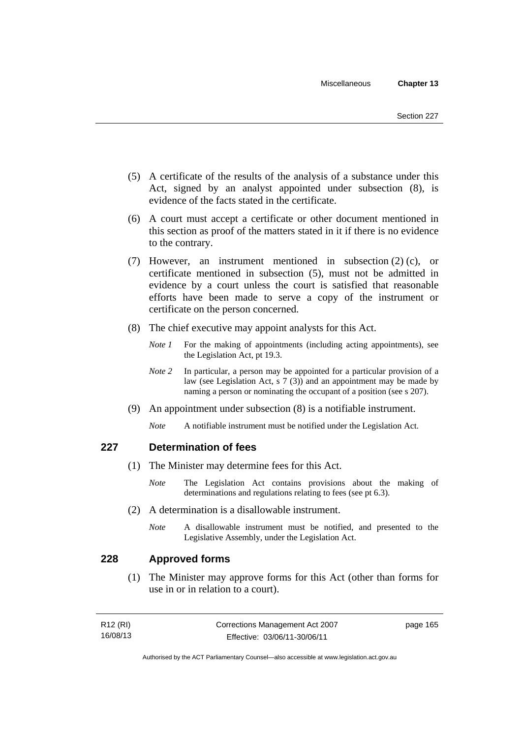(5) A certificate of the results of the analysis of a substance under this Act, signed by an analyst appointed under subsection (8), is evidence of the facts stated in the certificate.

(6) A court must accept a certificate or other document mentioned in this section as proof of the matters stated in it if there is no evidence to the contrary.

(7) However, an instrument mentioned in subsection (2) (c), or certificate mentioned in subsection (5), must not be admitted in evidence by a court unless the court is satisfied that reasonable efforts have been made to serve a copy of the instrument or certificate on the person concerned.

(8) The chief executive may appoint analysts for this Act.

*Note 1* For the making of appointments (including acting appointments), see the Legislation Act, pt 19.3.

*Note 2* In particular, a person may be appointed for a particular provision of a law (see Legislation Act, s 7 (3)) and an appointment may be made by naming a person or nominating the occupant of a position (see s 207).

(9) An appointment under subsection (8) is a notifiable instrument.

*Note* A notifiable instrument must be notified under the Legislation Act.

## 227 Determination of fees

(1) The Minister may determine fees for this Act.

*Note* The Legislation Act contains provisions about the making of determinations and regulations relating to fees (see pt 6.3).

(2) A determination is a disallowable instrument.

*Note* A disallowable instrument must be notified, and presented to the Legislative Assembly, under the Legislation Act.

## 228 Approved forms

(1) The Minister may approve forms for this Act (other than forms for use in or in relation to a court).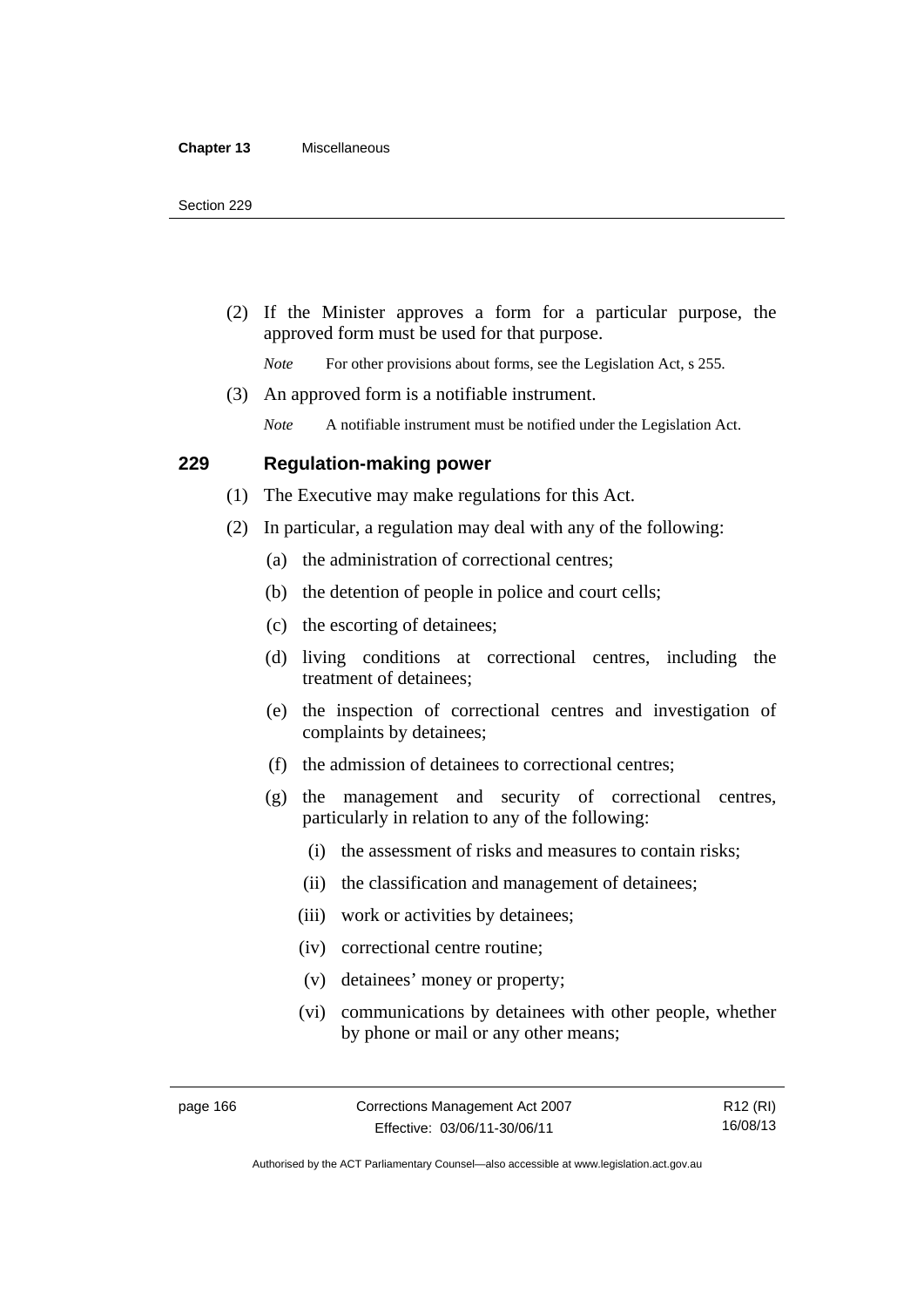(2) If the Minister approves a form for a particular purpose, the approved form must be used for that purpose.

*Note* For other provisions about forms, see the Legislation Act, s 255.

(3) An approved form is a notifiable instrument.

*Note* A notifiable instrument must be notified under the Legislation Act.

## 229 Regulation-making power

(1) The Executive may make regulations for this Act.

(2) In particular, a regulation may deal with any of the following:

(a) the administration of correctional centres;

(b) the detention of people in police and court cells;

(c) the escorting of detainees;

(d) living conditions at correctional centres, including the treatment of detainees;

(e) the inspection of correctional centres and investigation of complaints by detainees;

(f) the admission of detainees to correctional centres;

(g) the management and security of correctional centres, particularly in relation to any of the following:

(i) the assessment of risks and measures to contain risks;

(ii) the classification and management of detainees;

(iii) work or activities by detainees;

(iv) correctional centre routine;

(v) detainees' money or property;

(vi) communications by detainees with other people, whether by phone or mail or any other means;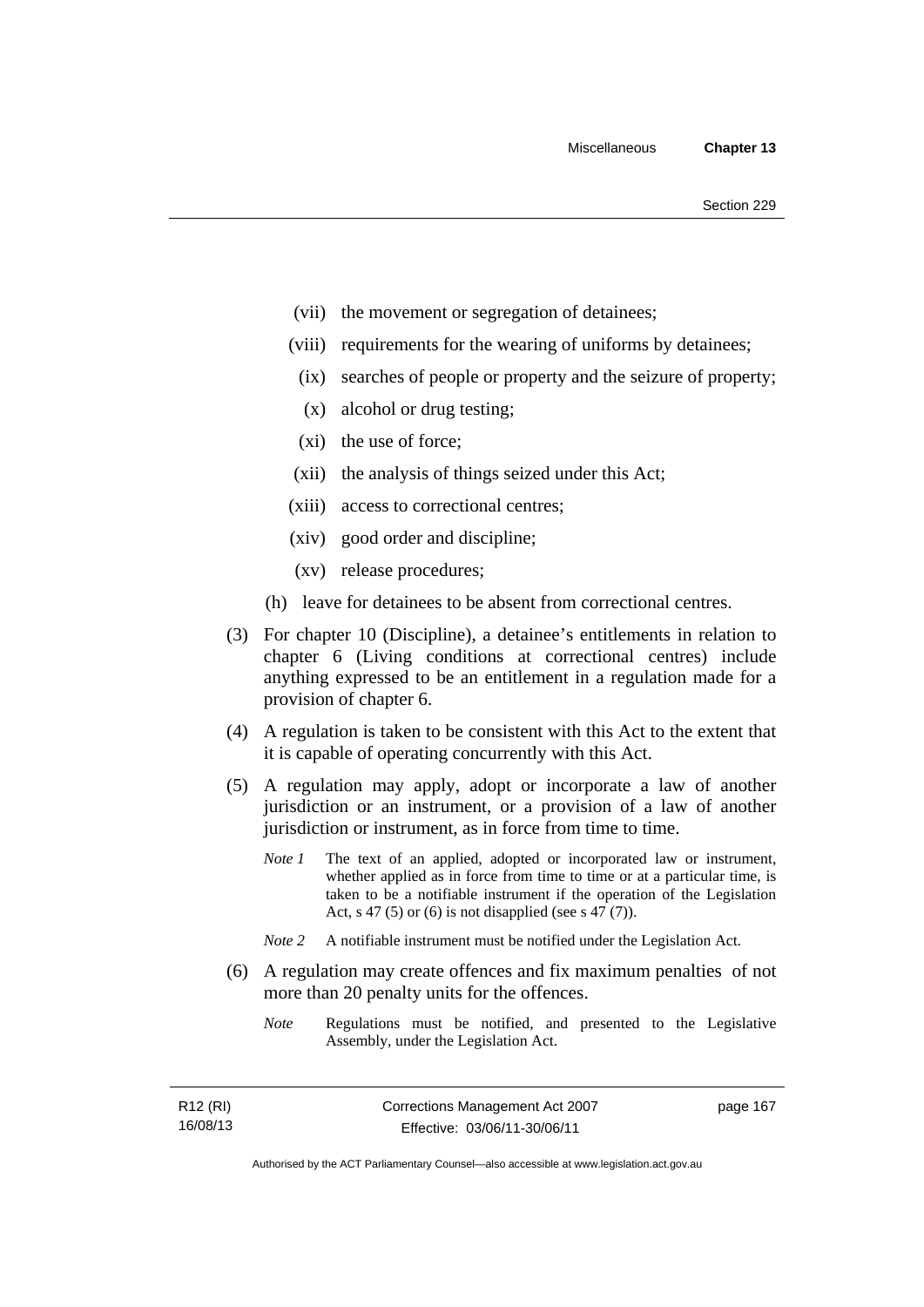(vii) the movement or segregation of detainees;

(viii) requirements for the wearing of uniforms by detainees;

(ix) searches of people or property and the seizure of property;

(x) alcohol or drug testing;

(xi) the use of force;

(xii) the analysis of things seized under this Act;

(xiii) access to correctional centres;

(xiv) good order and discipline;

(xv) release procedures;

(h) leave for detainees to be absent from correctional centres.

(3) For chapter 10 (Discipline), a detainee's entitlements in relation to chapter 6 (Living conditions at correctional centres) include anything expressed to be an entitlement in a regulation made for a provision of chapter 6.

(4) A regulation is taken to be consistent with this Act to the extent that it is capable of operating concurrently with this Act.

(5) A regulation may apply, adopt or incorporate a law of another jurisdiction or an instrument, or a provision of a law of another jurisdiction or instrument, as in force from time to time.

*Note 1* The text of an applied, adopted or incorporated law or instrument, whether applied as in force from time to time or at a particular time, is taken to be a notifiable instrument if the operation of the Legislation Act, s 47 (5) or (6) is not disapplied (see s 47 (7)).

*Note 2* A notifiable instrument must be notified under the Legislation Act.

(6) A regulation may create offences and fix maximum penalties of not more than 20 penalty units for the offences.

*Note* Regulations must be notified, and presented to the Legislative Assembly, under the Legislation Act.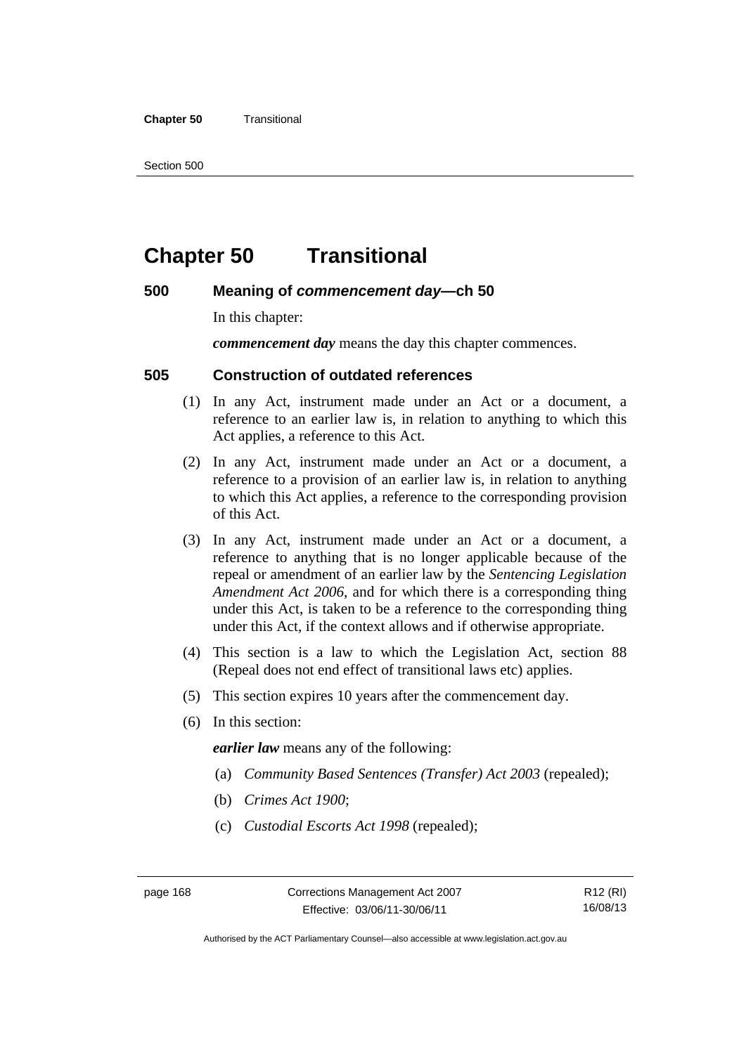# Chapter 50 Transitional

## 500 Meaning of *commencement day*—ch 50

In this chapter:

***commencement day*** means the day this chapter commences.

## 505 Construction of outdated references

(1) In any Act, instrument made under an Act or a document, a reference to an earlier law is, in relation to anything to which this Act applies, a reference to this Act.

(2) In any Act, instrument made under an Act or a document, a reference to a provision of an earlier law is, in relation to anything to which this Act applies, a reference to the corresponding provision of this Act.

(3) In any Act, instrument made under an Act or a document, a reference to anything that is no longer applicable because of the repeal or amendment of an earlier law by the *Sentencing Legislation Amendment Act 2006*, and for which there is a corresponding thing under this Act, is taken to be a reference to the corresponding thing under this Act, if the context allows and if otherwise appropriate.

(4) This section is a law to which the Legislation Act, section 88 (Repeal does not end effect of transitional laws etc) applies.

(5) This section expires 10 years after the commencement day.

(6) In this section:

***earlier law*** means any of the following:

(a) *Community Based Sentences (Transfer) Act 2003* (repealed);

(b) *Crimes Act 1900*;

(c) *Custodial Escorts Act 1998* (repealed);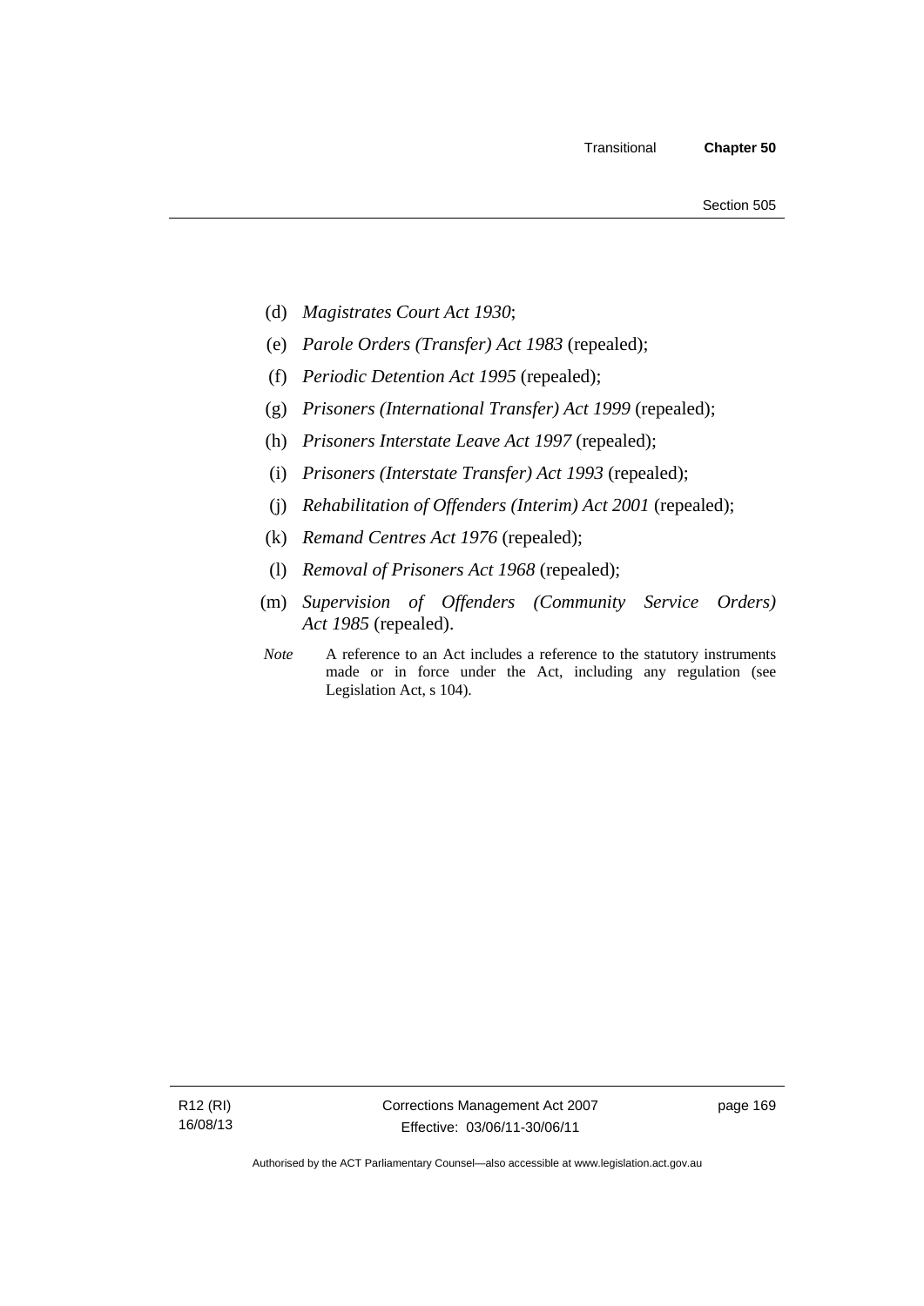(d) *Magistrates Court Act 1930*;

(e) *Parole Orders (Transfer) Act 1983* (repealed);

(f) *Periodic Detention Act 1995* (repealed);

(g) *Prisoners (International Transfer) Act 1999* (repealed);

(h) *Prisoners Interstate Leave Act 1997* (repealed);

(i) *Prisoners (Interstate Transfer) Act 1993* (repealed);

(j) *Rehabilitation of Offenders (Interim) Act 2001* (repealed);

(k) *Remand Centres Act 1976* (repealed);

(l) *Removal of Prisoners Act 1968* (repealed);

(m) *Supervision of Offenders (Community Service Orders) Act 1985* (repealed).

*Note* A reference to an Act includes a reference to the statutory instruments made or in force under the Act, including any regulation (see Legislation Act, s 104).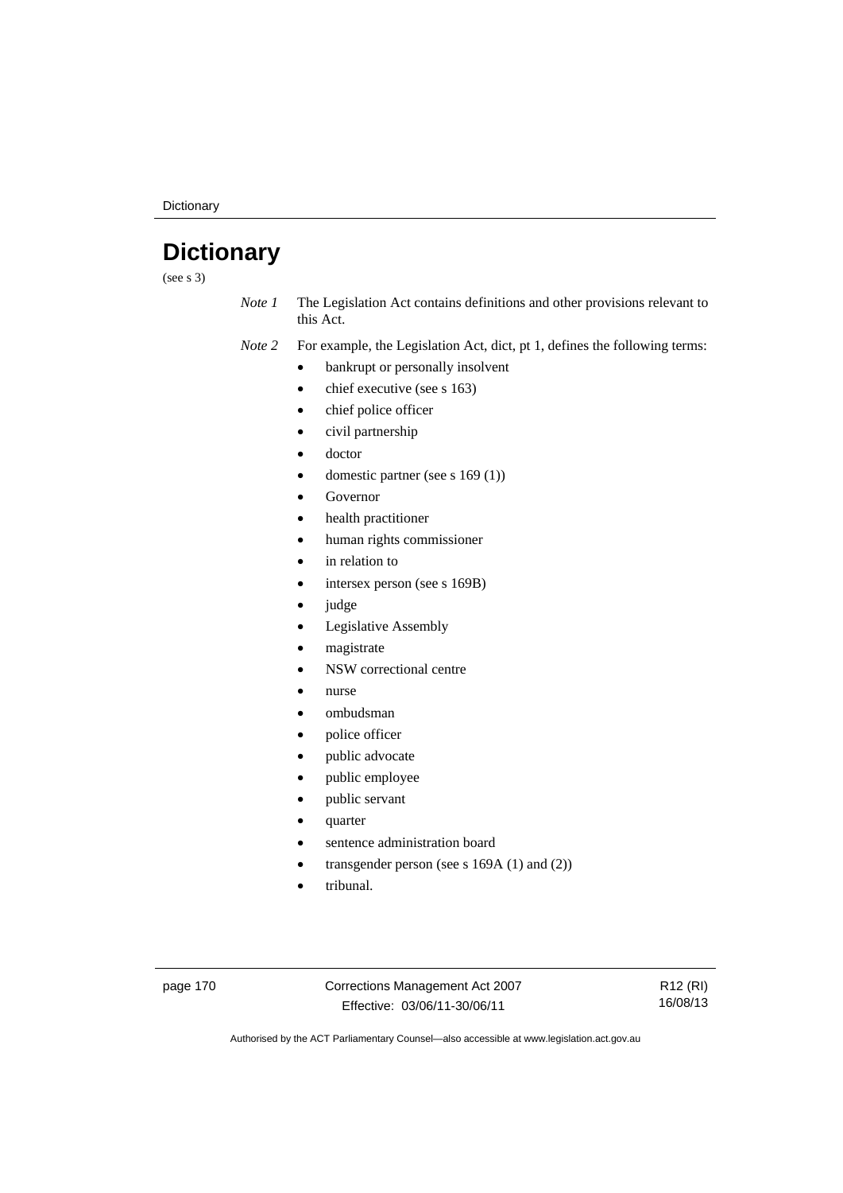# Dictionary

(see s 3)

*Note 1* The Legislation Act contains definitions and other provisions relevant to this Act.

*Note 2* For example, the Legislation Act, dict, pt 1, defines the following terms:

- bankrupt or personally insolvent
- chief executive (see s 163)
- chief police officer
- civil partnership
- doctor
- domestic partner (see s 169 (1))
- Governor
- health practitioner
- human rights commissioner
- in relation to
- intersex person (see s 169B)
- judge
- Legislative Assembly
- magistrate
- NSW correctional centre
- nurse
- ombudsman
- police officer
- public advocate
- public employee
- public servant
- quarter
- sentence administration board
- transgender person (see s 169A (1) and (2))
- tribunal.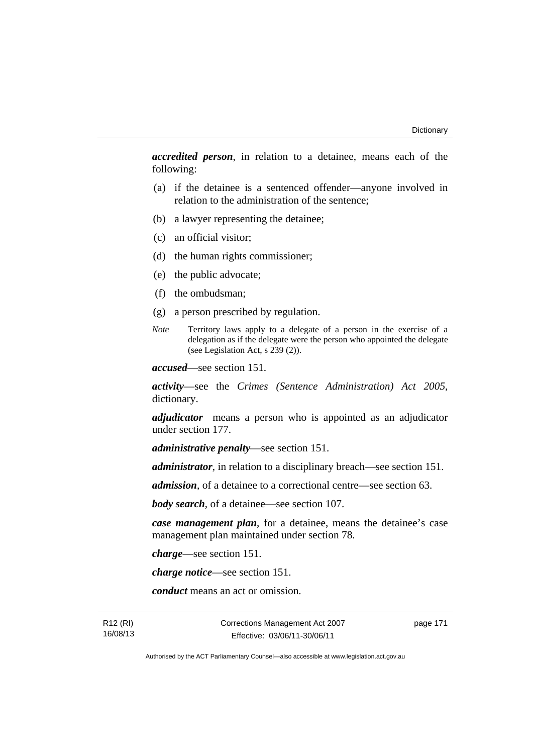***accredited person***, in relation to a detainee, means each of the following:

(a) if the detainee is a sentenced offender—anyone involved in relation to the administration of the sentence;

(b) a lawyer representing the detainee;

(c) an official visitor;

(d) the human rights commissioner;

(e) the public advocate;

(f) the ombudsman;

(g) a person prescribed by regulation.

*Note* Territory laws apply to a delegate of a person in the exercise of a delegation as if the delegate were the person who appointed the delegate (see Legislation Act, s 239 (2)).

***accused***—see section 151.

***activity***—see the *Crimes (Sentence Administration) Act 2005*, dictionary.

***adjudicator*** means a person who is appointed as an adjudicator under section 177.

***administrative penalty***—see section 151.

***administrator***, in relation to a disciplinary breach—see section 151.

***admission***, of a detainee to a correctional centre—see section 63.

***body search***, of a detainee—see section 107.

***case management plan***, for a detainee, means the detainee's case management plan maintained under section 78.

***charge***—see section 151.

***charge notice***—see section 151.

***conduct*** means an act or omission.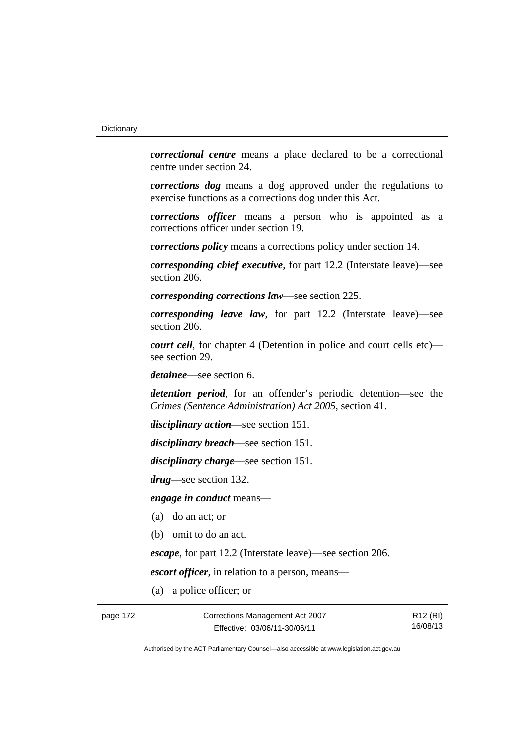***correctional centre*** means a place declared to be a correctional centre under section 24.

***corrections dog*** means a dog approved under the regulations to exercise functions as a corrections dog under this Act.

***corrections officer*** means a person who is appointed as a corrections officer under section 19.

***corrections policy*** means a corrections policy under section 14.

***corresponding chief executive***, for part 12.2 (Interstate leave)—see section 206.

***corresponding corrections law***—see section 225.

***corresponding leave law***, for part 12.2 (Interstate leave)—see section 206.

***court cell***, for chapter 4 (Detention in police and court cells etc)—see section 29.

***detainee***—see section 6.

***detention period***, for an offender's periodic detention—see the *Crimes (Sentence Administration) Act 2005*, section 41.

***disciplinary action***—see section 151.

***disciplinary breach***—see section 151.

***disciplinary charge***—see section 151.

***drug***—see section 132.

***engage in conduct*** means—

(a) do an act; or

(b) omit to do an act.

***escape***, for part 12.2 (Interstate leave)—see section 206.

***escort officer***, in relation to a person, means—

(a) a police officer; or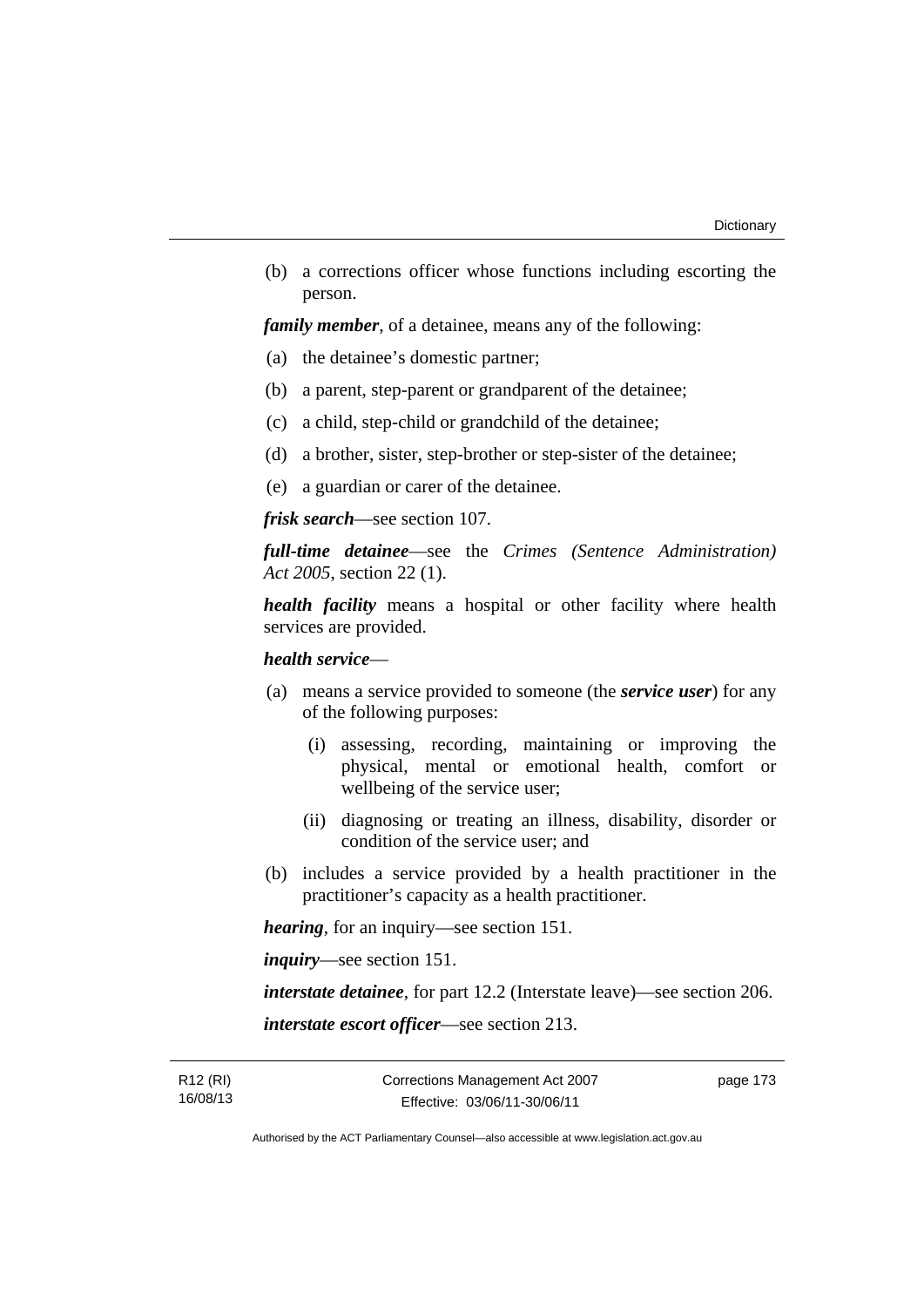(b) a corrections officer whose functions including escorting the person.

***family member***, of a detainee, means any of the following:

(a) the detainee's domestic partner;

(b) a parent, step-parent or grandparent of the detainee;

(c) a child, step-child or grandchild of the detainee;

(d) a brother, sister, step-brother or step-sister of the detainee;

(e) a guardian or carer of the detainee.

***frisk search***—see section 107.

***full-time detainee***—see the *Crimes (Sentence Administration) Act 2005*, section 22 (1).

***health facility*** means a hospital or other facility where health services are provided.

***health service***—

(a) means a service provided to someone (the ***service user***) for any of the following purposes:

   (i) assessing, recording, maintaining or improving the physical, mental or emotional health, comfort or wellbeing of the service user;

   (ii) diagnosing or treating an illness, disability, disorder or condition of the service user; and

(b) includes a service provided by a health practitioner in the practitioner's capacity as a health practitioner.

***hearing***, for an inquiry—see section 151.

***inquiry***—see section 151.

***interstate detainee***, for part 12.2 (Interstate leave)—see section 206.

***interstate escort officer***—see section 213.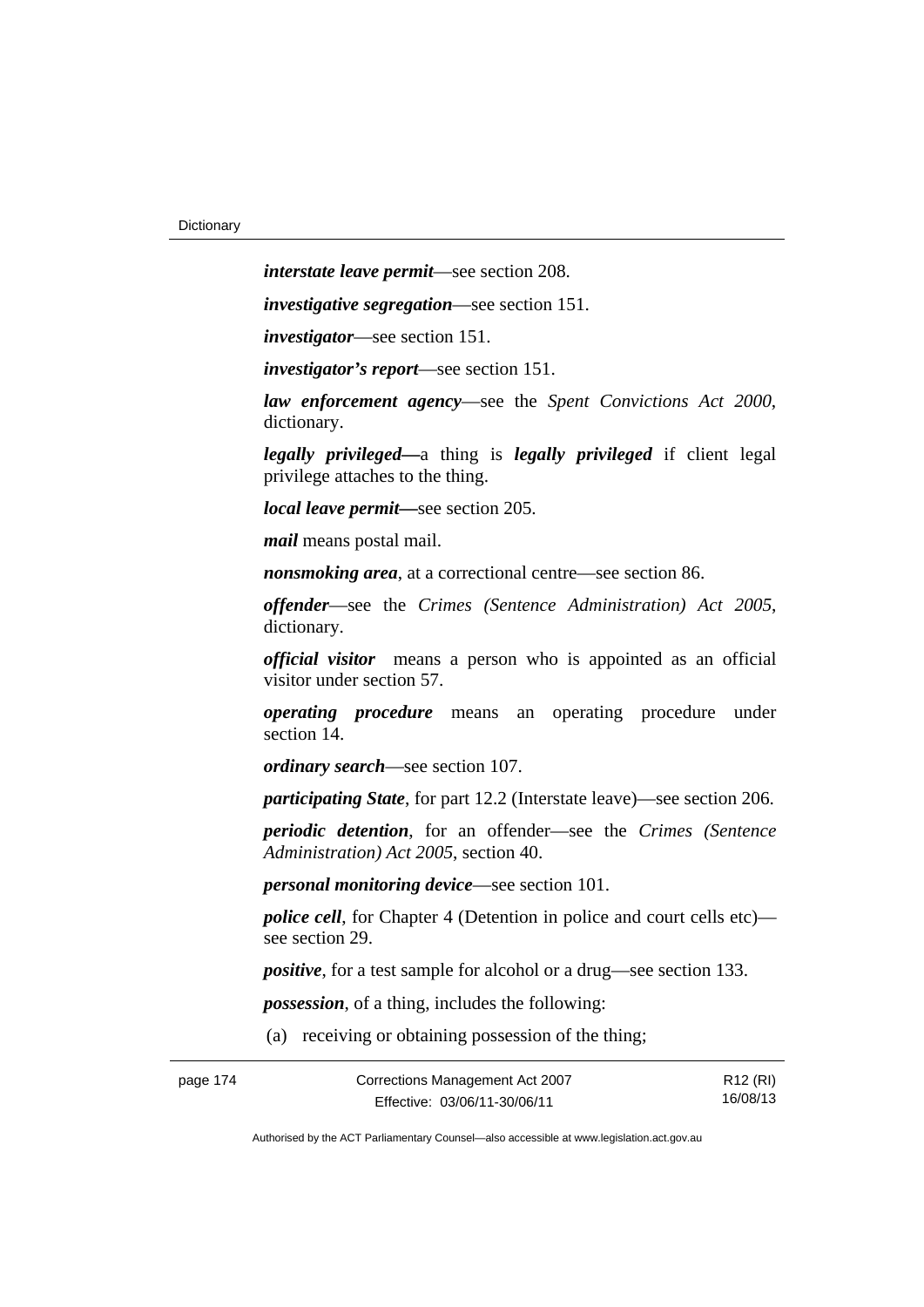***interstate leave permit***—see section 208.

***investigative segregation***—see section 151.

***investigator***—see section 151.

***investigator's report***—see section 151.

***law enforcement agency***—see the *Spent Convictions Act 2000*, dictionary.

***legally privileged***—a thing is ***legally privileged*** if client legal privilege attaches to the thing.

***local leave permit***—see section 205.

***mail*** means postal mail.

***nonsmoking area***, at a correctional centre—see section 86.

***offender***—see the *Crimes (Sentence Administration) Act 2005*, dictionary.

***official visitor*** means a person who is appointed as an official visitor under section 57.

***operating procedure*** means an operating procedure under section 14.

***ordinary search***—see section 107.

***participating State***, for part 12.2 (Interstate leave)—see section 206.

***periodic detention***, for an offender—see the *Crimes (Sentence Administration) Act 2005*, section 40.

***personal monitoring device***—see section 101.

***police cell***, for Chapter 4 (Detention in police and court cells etc)—see section 29.

***positive***, for a test sample for alcohol or a drug—see section 133.

***possession***, of a thing, includes the following:

(a) receiving or obtaining possession of the thing;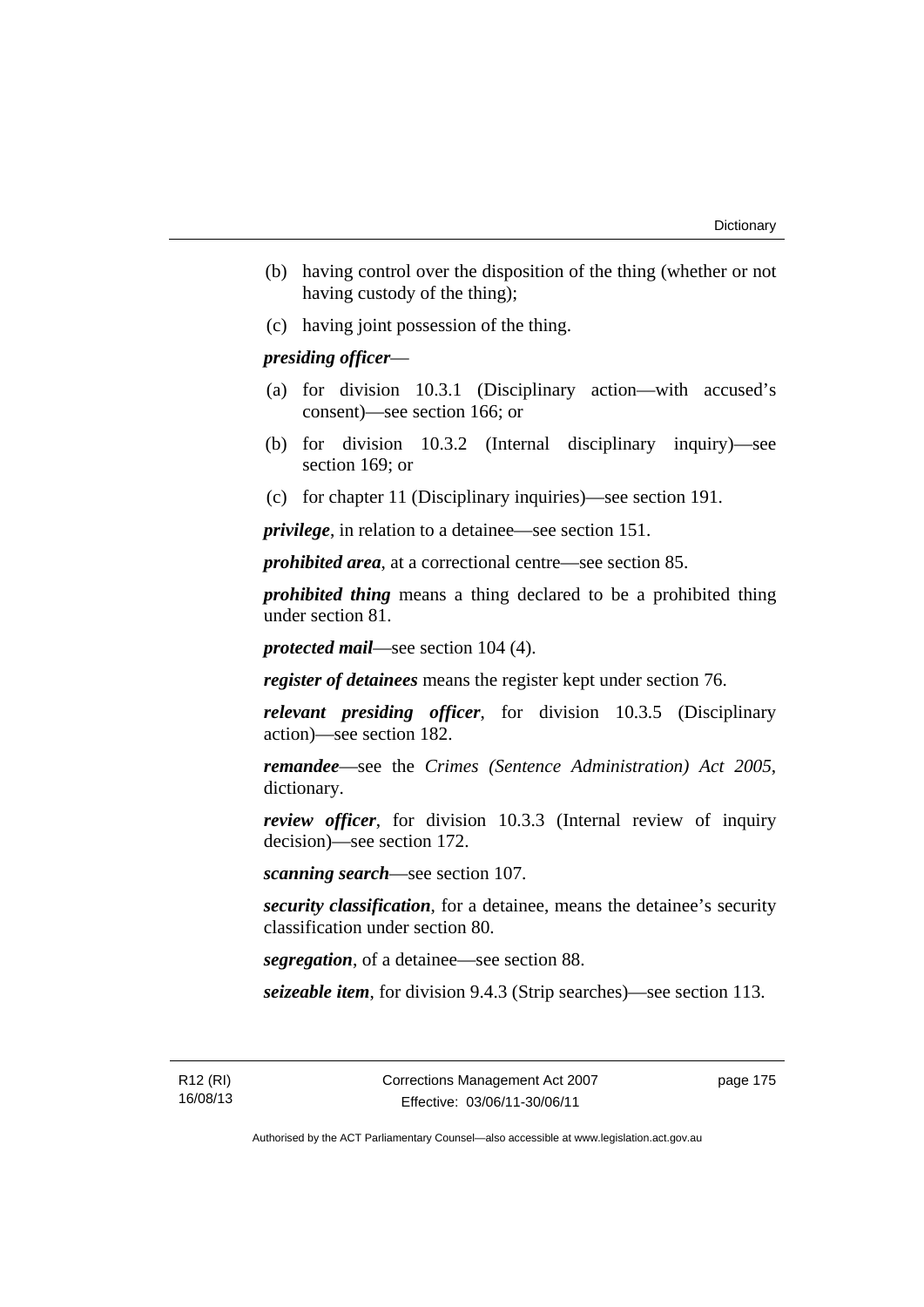(b) having control over the disposition of the thing (whether or not having custody of the thing);

(c) having joint possession of the thing.

***presiding officer***—

(a) for division 10.3.1 (Disciplinary action—with accused's consent)—see section 166; or

(b) for division 10.3.2 (Internal disciplinary inquiry)—see section 169; or

(c) for chapter 11 (Disciplinary inquiries)—see section 191.

***privilege***, in relation to a detainee—see section 151.

***prohibited area***, at a correctional centre—see section 85.

***prohibited thing*** means a thing declared to be a prohibited thing under section 81.

***protected mail***—see section 104 (4).

***register of detainees*** means the register kept under section 76.

***relevant presiding officer***, for division 10.3.5 (Disciplinary action)—see section 182.

***remandee***—see the *Crimes (Sentence Administration) Act 2005*, dictionary.

***review officer***, for division 10.3.3 (Internal review of inquiry decision)—see section 172.

***scanning search***—see section 107.

***security classification***, for a detainee, means the detainee's security classification under section 80.

***segregation***, of a detainee—see section 88.

***seizeable item***, for division 9.4.3 (Strip searches)—see section 113.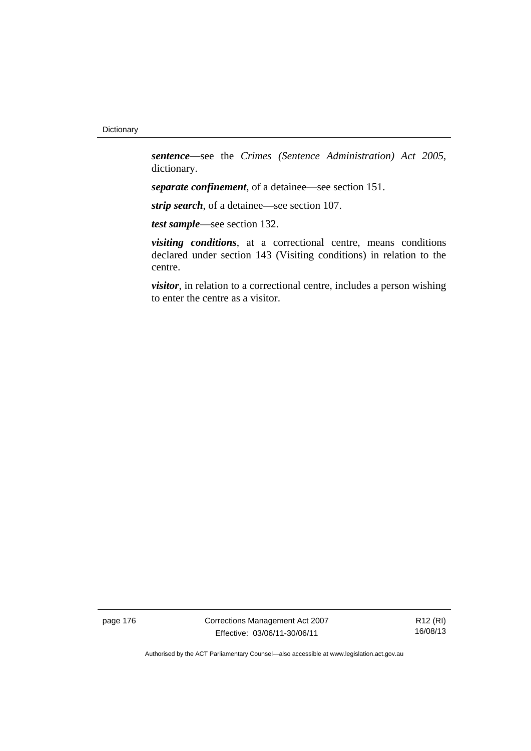***sentence***—see the *Crimes (Sentence Administration) Act 2005*, dictionary.

***separate confinement***, of a detainee—see section 151.

***strip search***, of a detainee—see section 107.

***test sample***—see section 132.

***visiting conditions***, at a correctional centre, means conditions declared under section 143 (Visiting conditions) in relation to the centre.

***visitor***, in relation to a correctional centre, includes a person wishing to enter the centre as a visitor.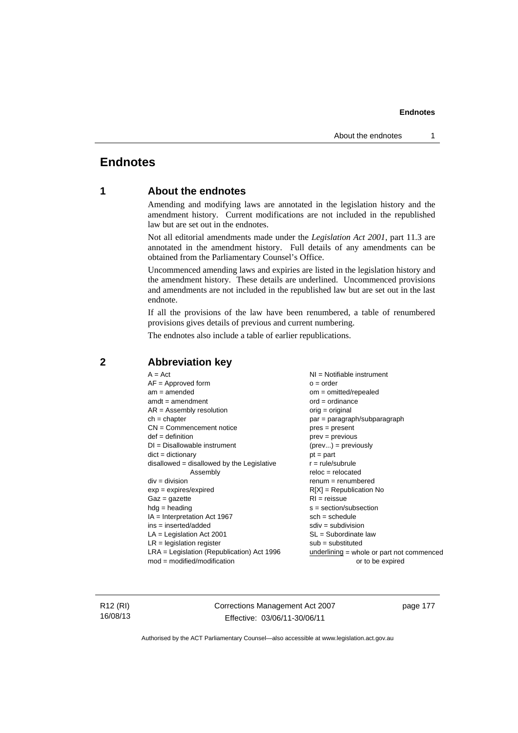# Endnotes

## 1 About the endnotes

Amending and modifying laws are annotated in the legislation history and the amendment history. Current modifications are not included in the republished law but are set out in the endnotes.

Not all editorial amendments made under the *Legislation Act 2001*, part 11.3 are annotated in the amendment history. Full details of any amendments can be obtained from the Parliamentary Counsel's Office.

Uncommenced amending laws and expiries are listed in the legislation history and the amendment history. These details are underlined. Uncommenced provisions and amendments are not included in the republished law but are set out in the last endnote.

If all the provisions of the law have been renumbered, a table of renumbered provisions gives details of previous and current numbering.

The endnotes also include a table of earlier republications.

## 2 Abbreviation key

A = Act
AF = Approved form
am = amended
amdt = amendment
AR = Assembly resolution
ch = chapter
CN = Commencement notice
def = definition
DI = Disallowable instrument
dict = dictionary
disallowed = disallowed by the Legislative Assembly
div = division
exp = expires/expired
Gaz = gazette
hdg = heading
IA = Interpretation Act 1967
ins = inserted/added
LA = Legislation Act 2001
LR = legislation register
LRA = Legislation (Republication) Act 1996
mod = modified/modification
NI = Notifiable instrument
o = order
om = omitted/repealed
ord = ordinance
orig = original
par = paragraph/subparagraph
pres = present
prev = previous
(prev...) = previously
pt = part
r = rule/subrule
reloc = relocated
renum = renumbered
R[X] = Republication No
RI = reissue
s = section/subsection
sch = schedule
sdiv = subdivision
SL = Subordinate law
sub = substituted
underlining = whole or part not commenced or to be expired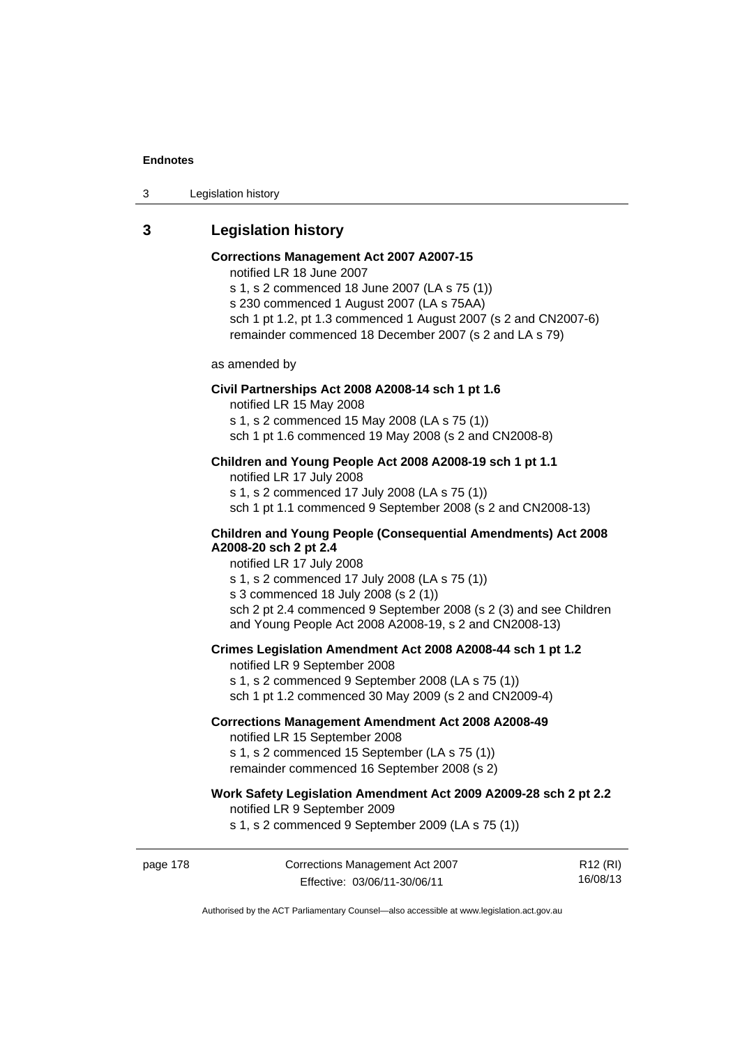## 3 Legislation history

**Corrections Management Act 2007 A2007-15**

notified LR 18 June 2007
s 1, s 2 commenced 18 June 2007 (LA s 75 (1))
s 230 commenced 1 August 2007 (LA s 75AA)
sch 1 pt 1.2, pt 1.3 commenced 1 August 2007 (s 2 and CN2007-6)
remainder commenced 18 December 2007 (s 2 and LA s 79)

as amended by

**Civil Partnerships Act 2008 A2008-14 sch 1 pt 1.6**

notified LR 15 May 2008
s 1, s 2 commenced 15 May 2008 (LA s 75 (1))
sch 1 pt 1.6 commenced 19 May 2008 (s 2 and CN2008-8)

**Children and Young People Act 2008 A2008-19 sch 1 pt 1.1**

notified LR 17 July 2008
s 1, s 2 commenced 17 July 2008 (LA s 75 (1))
sch 1 pt 1.1 commenced 9 September 2008 (s 2 and CN2008-13)

**Children and Young People (Consequential Amendments) Act 2008 A2008-20 sch 2 pt 2.4**

notified LR 17 July 2008
s 1, s 2 commenced 17 July 2008 (LA s 75 (1))
s 3 commenced 18 July 2008 (s 2 (1))
sch 2 pt 2.4 commenced 9 September 2008 (s 2 (3) and see Children and Young People Act 2008 A2008-19, s 2 and CN2008-13)

**Crimes Legislation Amendment Act 2008 A2008-44 sch 1 pt 1.2**

notified LR 9 September 2008
s 1, s 2 commenced 9 September 2008 (LA s 75 (1))
sch 1 pt 1.2 commenced 30 May 2009 (s 2 and CN2009-4)

**Corrections Management Amendment Act 2008 A2008-49**

notified LR 15 September 2008
s 1, s 2 commenced 15 September (LA s 75 (1))
remainder commenced 16 September 2008 (s 2)

**Work Safety Legislation Amendment Act 2009 A2009-28 sch 2 pt 2.2**

notified LR 9 September 2009
s 1, s 2 commenced 9 September 2009 (LA s 75 (1))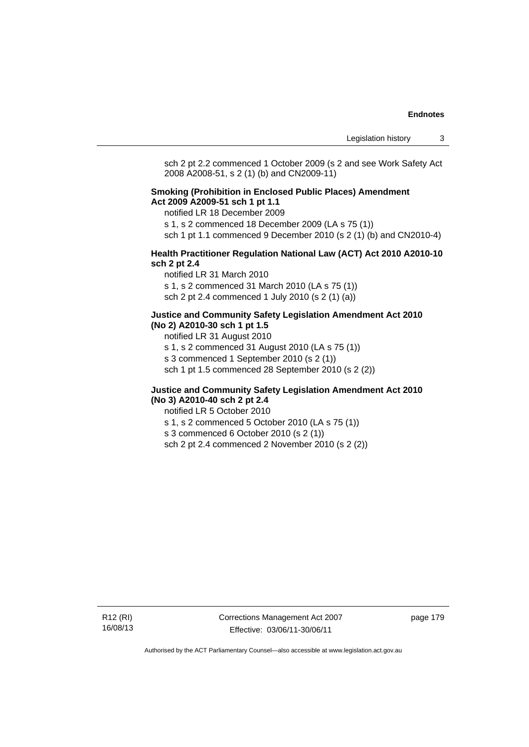sch 2 pt 2.2 commenced 1 October 2009 (s 2 and see Work Safety Act 2008 A2008-51, s 2 (1) (b) and CN2009-11)

**Smoking (Prohibition in Enclosed Public Places) Amendment Act 2009 A2009-51 sch 1 pt 1.1**

notified LR 18 December 2009

s 1, s 2 commenced 18 December 2009 (LA s 75 (1))

sch 1 pt 1.1 commenced 9 December 2010 (s 2 (1) (b) and CN2010-4)

**Health Practitioner Regulation National Law (ACT) Act 2010 A2010-10 sch 2 pt 2.4**

notified LR 31 March 2010

s 1, s 2 commenced 31 March 2010 (LA s 75 (1))

sch 2 pt 2.4 commenced 1 July 2010 (s 2 (1) (a))

**Justice and Community Safety Legislation Amendment Act 2010 (No 2) A2010-30 sch 1 pt 1.5**

notified LR 31 August 2010

s 1, s 2 commenced 31 August 2010 (LA s 75 (1))

s 3 commenced 1 September 2010 (s 2 (1))

sch 1 pt 1.5 commenced 28 September 2010 (s 2 (2))

**Justice and Community Safety Legislation Amendment Act 2010 (No 3) A2010-40 sch 2 pt 2.4**

notified LR 5 October 2010

s 1, s 2 commenced 5 October 2010 (LA s 75 (1))

s 3 commenced 6 October 2010 (s 2 (1))

sch 2 pt 2.4 commenced 2 November 2010 (s 2 (2))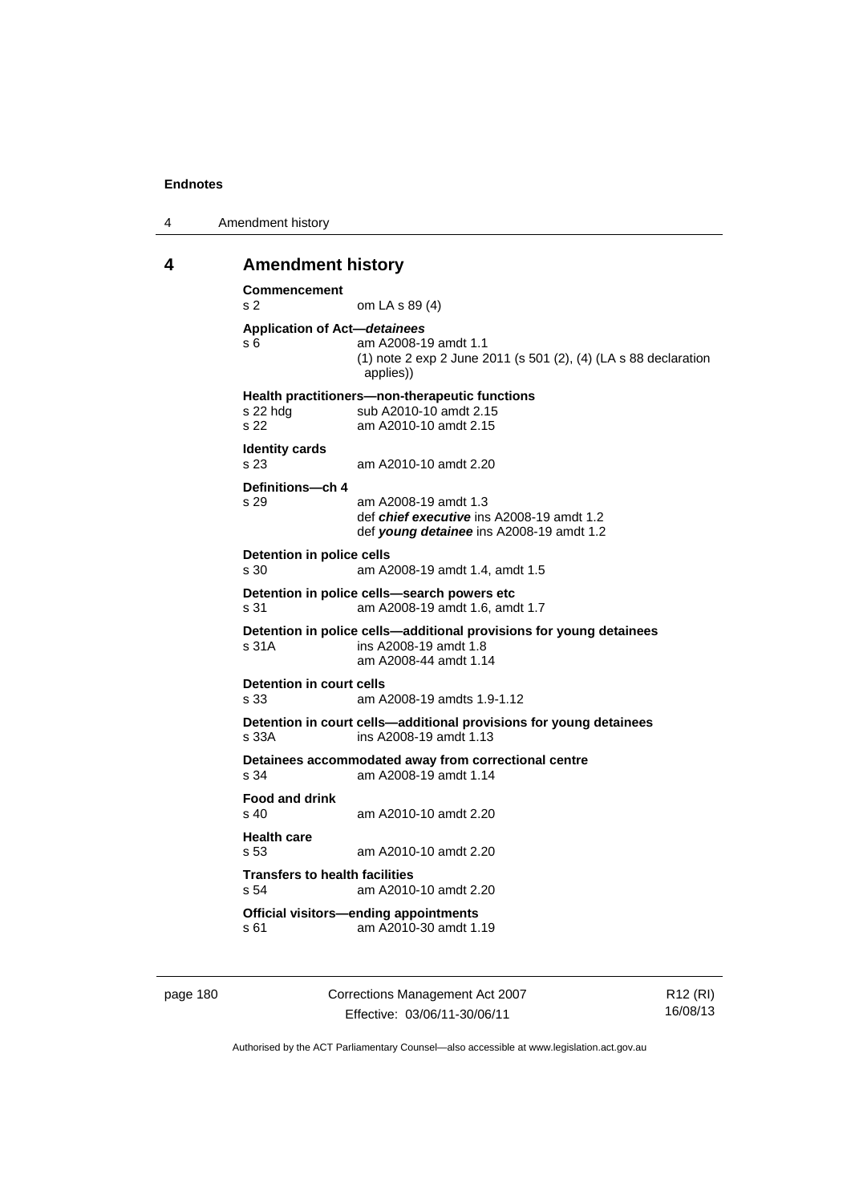## 4 Amendment history

**Commencement**
s 2 om LA s 89 (4)

**Application of Act—*detainees***
s 6 am A2008-19 amdt 1.1
(1) note 2 exp 2 June 2011 (s 501 (2), (4) (LA s 88 declaration applies))

**Health practitioners—non-therapeutic functions**
s 22 hdg sub A2010-10 amdt 2.15
s 22 am A2010-10 amdt 2.15

**Identity cards**
s 23 am A2010-10 amdt 2.20

**Definitions—ch 4**
s 29 am A2008-19 amdt 1.3
def ***chief executive*** ins A2008-19 amdt 1.2
def ***young detainee*** ins A2008-19 amdt 1.2

**Detention in police cells**
s 30 am A2008-19 amdt 1.4, amdt 1.5

**Detention in police cells—search powers etc**
s 31 am A2008-19 amdt 1.6, amdt 1.7

**Detention in police cells—additional provisions for young detainees**
s 31A ins A2008-19 amdt 1.8
am A2008-44 amdt 1.14

**Detention in court cells**
s 33 am A2008-19 amdts 1.9-1.12

**Detention in court cells—additional provisions for young detainees**
s 33A ins A2008-19 amdt 1.13

**Detainees accommodated away from correctional centre**
s 34 am A2008-19 amdt 1.14

**Food and drink**
s 40 am A2010-10 amdt 2.20

**Health care**
s 53 am A2010-10 amdt 2.20

**Transfers to health facilities**
s 54 am A2010-10 amdt 2.20

**Official visitors—ending appointments**
s 61 am A2010-30 amdt 1.19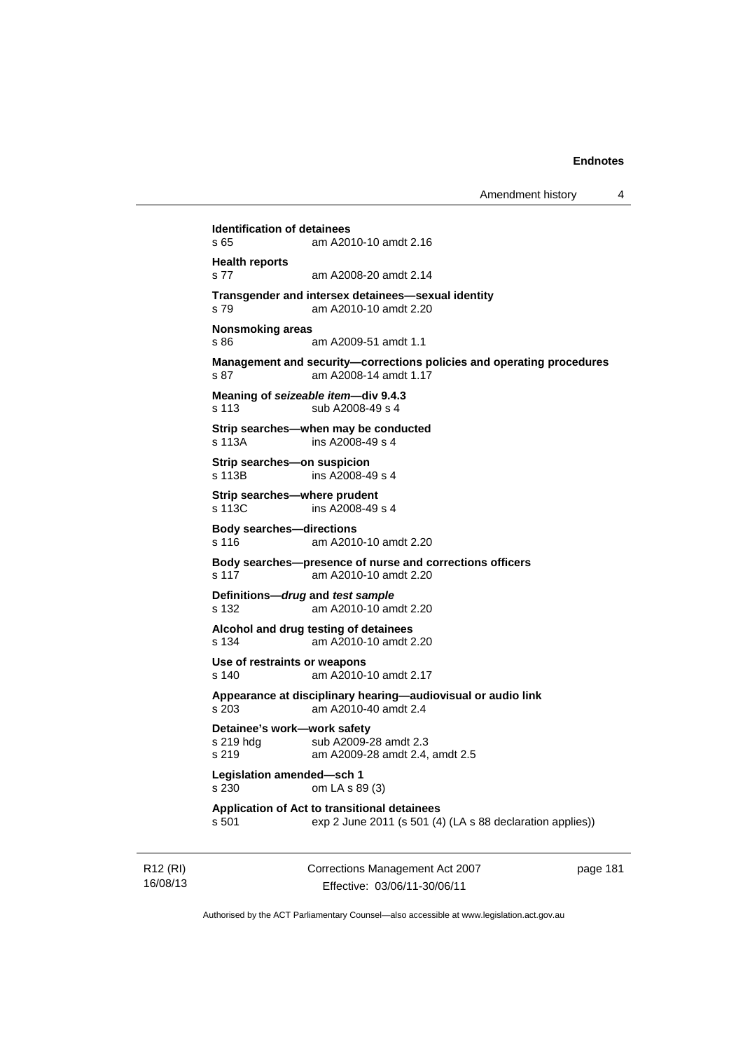**Identification of detainees**
s 65 am A2010-10 amdt 2.16

**Health reports**
s 77 am A2008-20 amdt 2.14

**Transgender and intersex detainees—sexual identity**
s 79 am A2010-10 amdt 2.20

**Nonsmoking areas**
s 86 am A2009-51 amdt 1.1

**Management and security—corrections policies and operating procedures**
s 87 am A2008-14 amdt 1.17

**Meaning of *seizeable item*—div 9.4.3**
s 113 sub A2008-49 s 4

**Strip searches—when may be conducted**
s 113A ins A2008-49 s 4

**Strip searches—on suspicion**
s 113B ins A2008-49 s 4

**Strip searches—where prudent**
s 113C ins A2008-49 s 4

**Body searches—directions**
s 116 am A2010-10 amdt 2.20

**Body searches—presence of nurse and corrections officers**
s 117 am A2010-10 amdt 2.20

**Definitions—*drug* and *test sample***
s 132 am A2010-10 amdt 2.20

**Alcohol and drug testing of detainees**
s 134 am A2010-10 amdt 2.20

**Use of restraints or weapons**
s 140 am A2010-10 amdt 2.17

**Appearance at disciplinary hearing—audiovisual or audio link**
s 203 am A2010-40 amdt 2.4

**Detainee's work—work safety**
s 219 hdg sub A2009-28 amdt 2.3
s 219 am A2009-28 amdt 2.4, amdt 2.5

**Legislation amended—sch 1**
s 230 om LA s 89 (3)

**Application of Act to transitional detainees**
s 501 exp 2 June 2011 (s 501 (4) (LA s 88 declaration applies))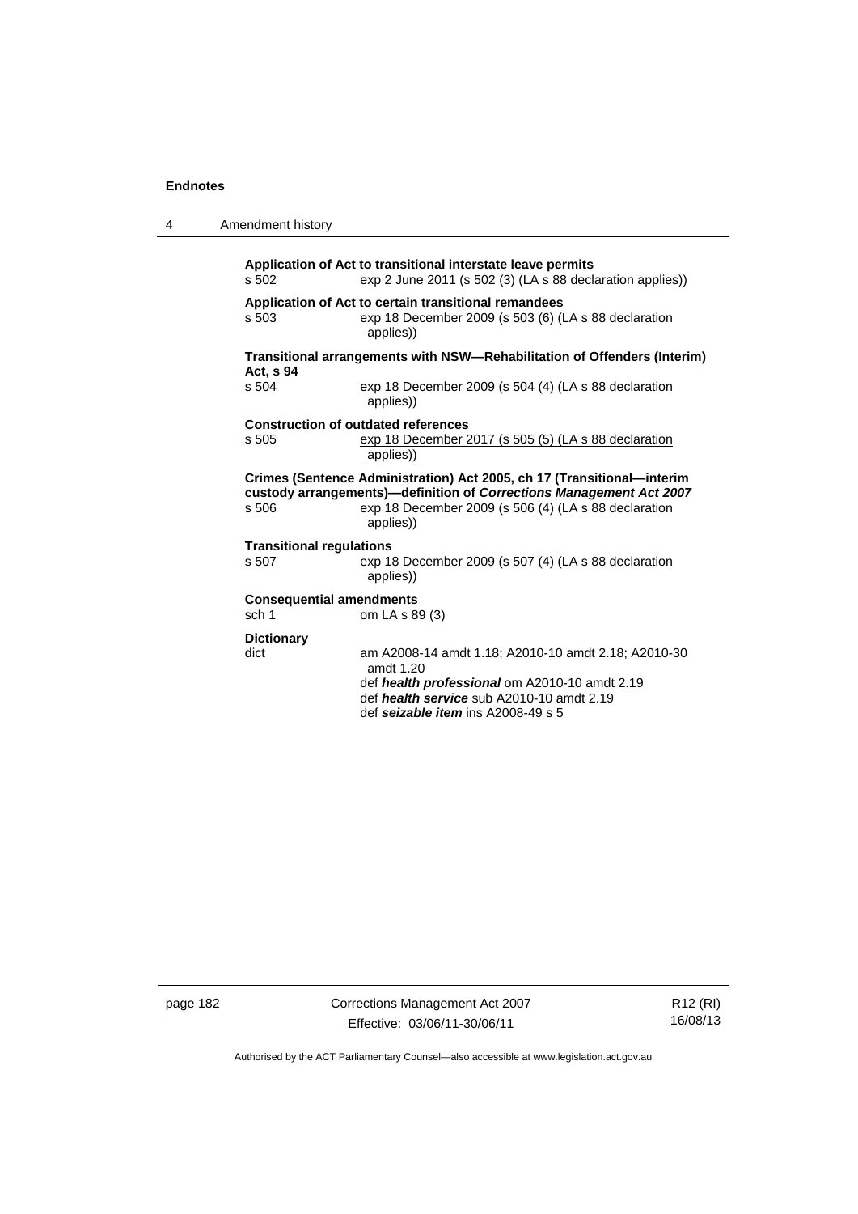**Application of Act to transitional interstate leave permits**

s 502 exp 2 June 2011 (s 502 (3) (LA s 88 declaration applies))

**Application of Act to certain transitional remandees**

s 503 exp 18 December 2009 (s 503 (6) (LA s 88 declaration applies))

**Transitional arrangements with NSW—Rehabilitation of Offenders (Interim) Act, s 94**

s 504 exp 18 December 2009 (s 504 (4) (LA s 88 declaration applies))

**Construction of outdated references**

s 505 exp 18 December 2017 (s 505 (5) (LA s 88 declaration applies))

**Crimes (Sentence Administration) Act 2005, ch 17 (Transitional—interim custody arrangements)—definition of *Corrections Management Act 2007***

s 506 exp 18 December 2009 (s 506 (4) (LA s 88 declaration applies))

**Transitional regulations**

s 507 exp 18 December 2009 (s 507 (4) (LA s 88 declaration applies))

**Consequential amendments**

sch 1 om LA s 89 (3)

**Dictionary**

dict am A2008-14 amdt 1.18; A2010-10 amdt 2.18; A2010-30 amdt 1.20
def ***health professional*** om A2010-10 amdt 2.19
def ***health service*** sub A2010-10 amdt 2.19
def ***seizable item*** ins A2008-49 s 5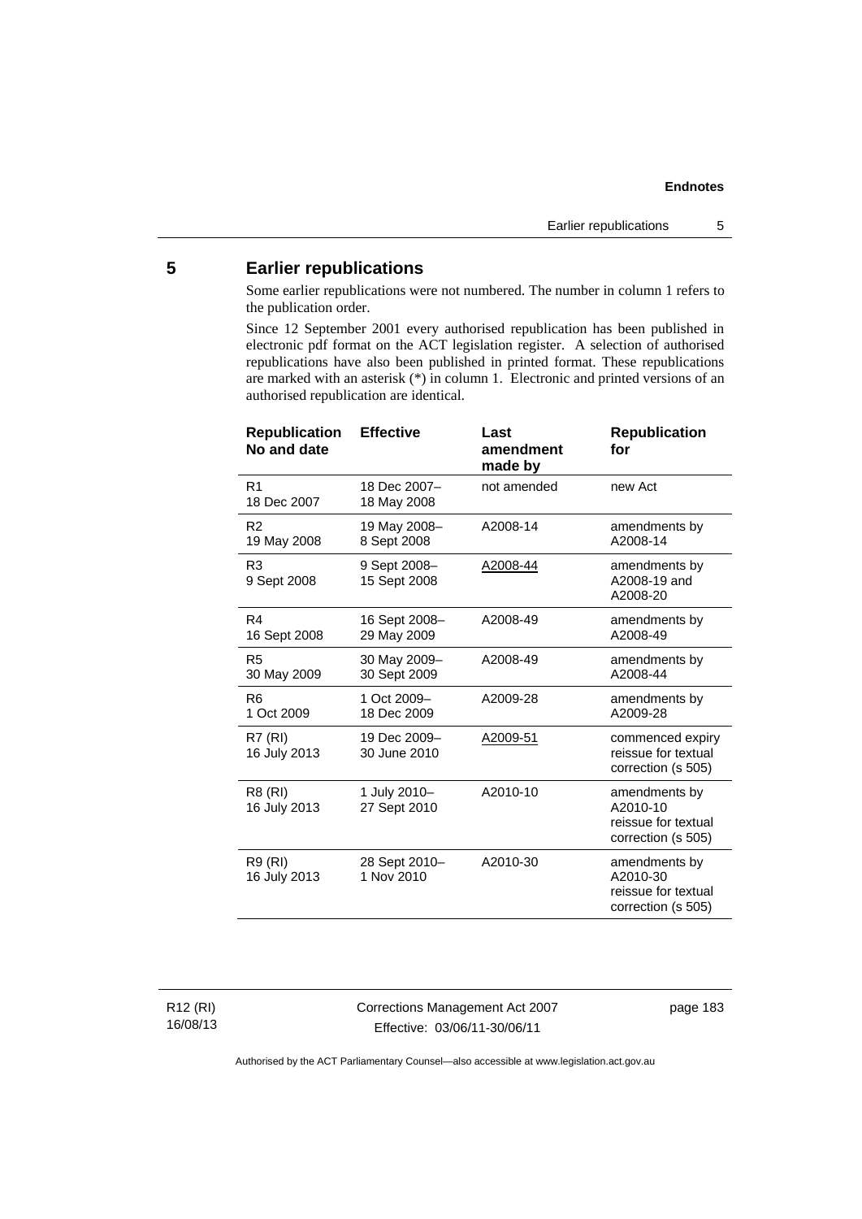## 5 Earlier republications

Some earlier republications were not numbered. The number in column 1 refers to the publication order.

Since 12 September 2001 every authorised republication has been published in electronic pdf format on the ACT legislation register. A selection of authorised republications have also been published in printed format. These republications are marked with an asterisk (*) in column 1. Electronic and printed versions of an authorised republication are identical.

| Republication No and date | Effective | Last amendment made by | Republication for |
|---|---|---|---|
| R1<br>18 Dec 2007 | 18 Dec 2007–<br>18 May 2008 | not amended | new Act |
| R2<br>19 May 2008 | 19 May 2008–<br>8 Sept 2008 | A2008-14 | amendments by A2008-14 |
| R3<br>9 Sept 2008 | 9 Sept 2008–<br>15 Sept 2008 | A2008-44 | amendments by A2008-19 and A2008-20 |
| R4<br>16 Sept 2008 | 16 Sept 2008–<br>29 May 2009 | A2008-49 | amendments by A2008-49 |
| R5<br>30 May 2009 | 30 May 2009–<br>30 Sept 2009 | A2008-49 | amendments by A2008-44 |
| R6<br>1 Oct 2009 | 1 Oct 2009–<br>18 Dec 2009 | A2009-28 | amendments by A2009-28 |
| R7 (RI)<br>16 July 2013 | 19 Dec 2009–<br>30 June 2010 | A2009-51 | commenced expiry reissue for textual correction (s 505) |
| R8 (RI)<br>16 July 2013 | 1 July 2010–<br>27 Sept 2010 | A2010-10 | amendments by A2010-10 reissue for textual correction (s 505) |
| R9 (RI)<br>16 July 2013 | 28 Sept 2010–<br>1 Nov 2010 | A2010-30 | amendments by A2010-30 reissue for textual correction (s 505) |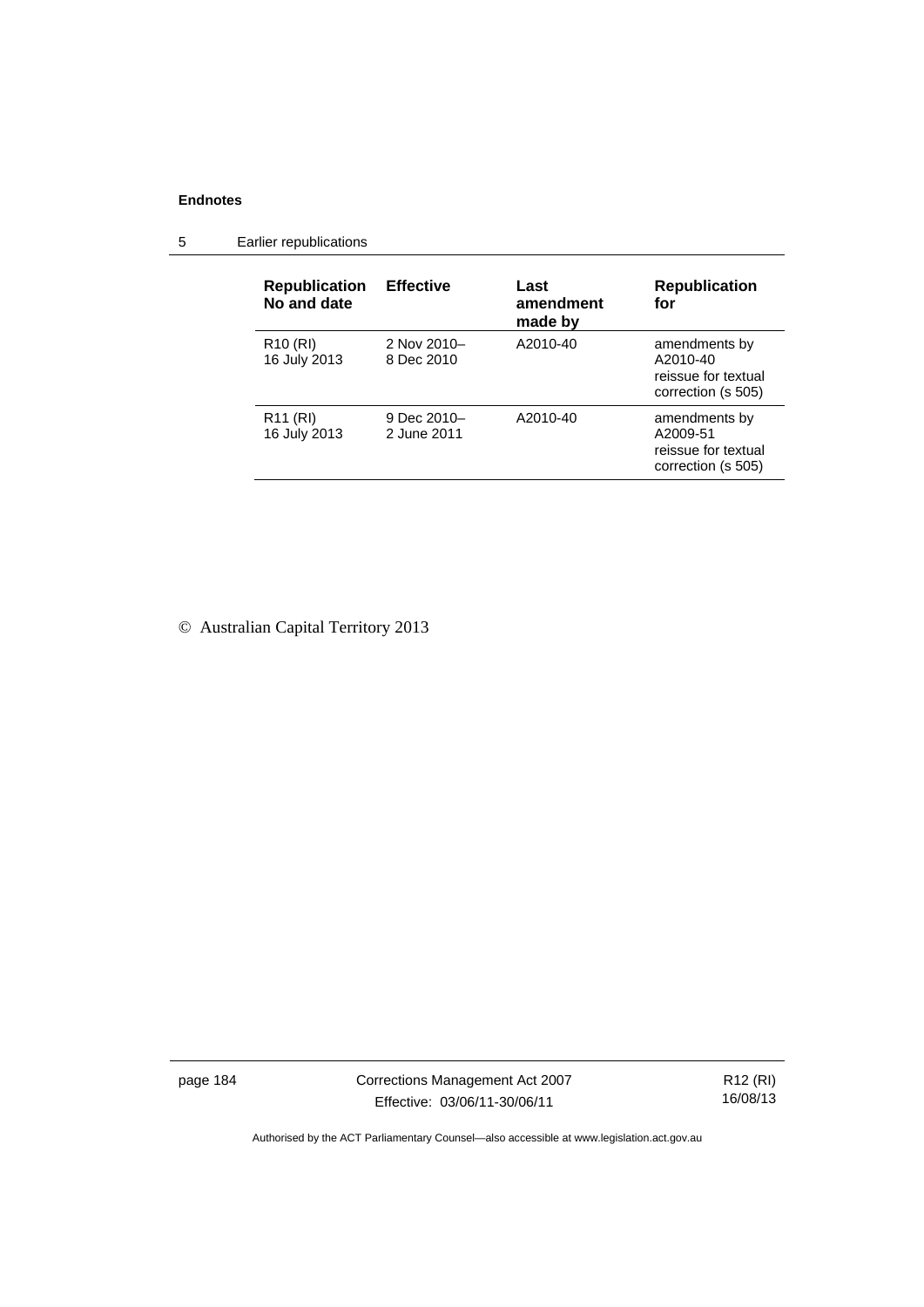**Endnotes**

5 Earlier republications

| Republication No and date | Effective | Last amendment made by | Republication for |
|---|---|---|---|
| R10 (RI) 16 July 2013 | 2 Nov 2010– 8 Dec 2010 | A2010-40 | amendments by A2010-40 reissue for textual correction (s 505) |
| R11 (RI) 16 July 2013 | 9 Dec 2010– 2 June 2011 | A2010-40 | amendments by A2009-51 reissue for textual correction (s 505) |

© Australian Capital Territory 2013